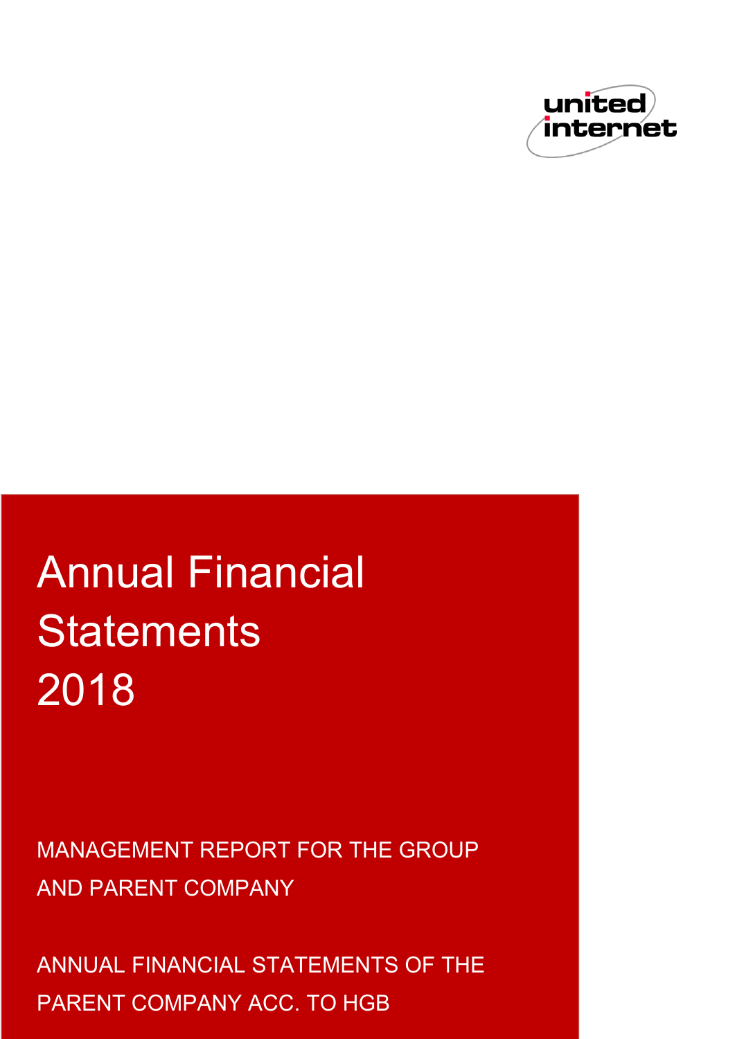united internet

# Annual Financial Statements 2018

MANAGEMENT REPORT FOR THE GROUP AND PARENT COMPANY

ANNUAL FINANCIAL STATEMENTS OF THE PARENT COMPANY ACC. TO HGB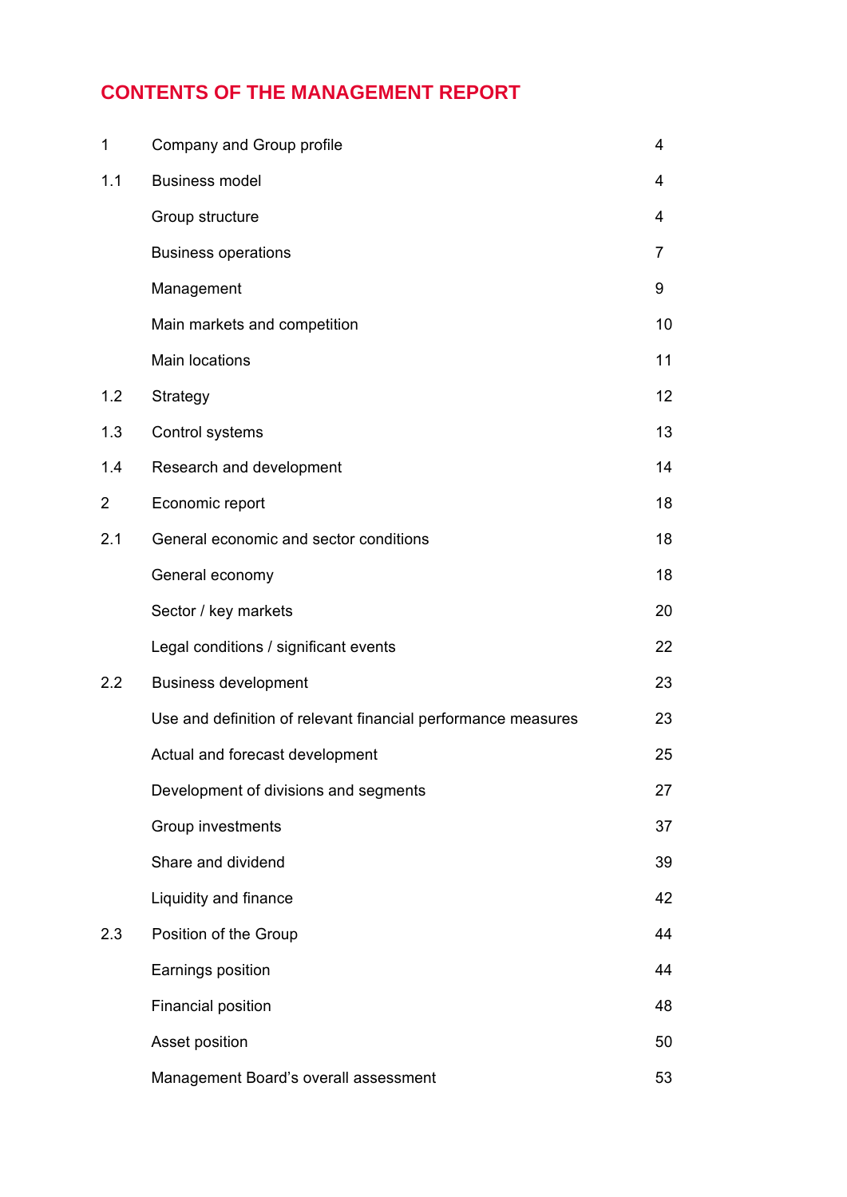# CONTENTS OF THE MANAGEMENT REPORT

| | | |
|---|---|---|
| 1 | Company and Group profile | 4 |
| 1.1 | Business model | 4 |
| | Group structure | 4 |
| | Business operations | 7 |
| | Management | 9 |
| | Main markets and competition | 10 |
| | Main locations | 11 |
| 1.2 | Strategy | 12 |
| 1.3 | Control systems | 13 |
| 1.4 | Research and development | 14 |
| 2 | Economic report | 18 |
| 2.1 | General economic and sector conditions | 18 |
| | General economy | 18 |
| | Sector / key markets | 20 |
| | Legal conditions / significant events | 22 |
| 2.2 | Business development | 23 |
| | Use and definition of relevant financial performance measures | 23 |
| | Actual and forecast development | 25 |
| | Development of divisions and segments | 27 |
| | Group investments | 37 |
| | Share and dividend | 39 |
| | Liquidity and finance | 42 |
| 2.3 | Position of the Group | 44 |
| | Earnings position | 44 |
| | Financial position | 48 |
| | Asset position | 50 |
| | Management Board’s overall assessment | 53 |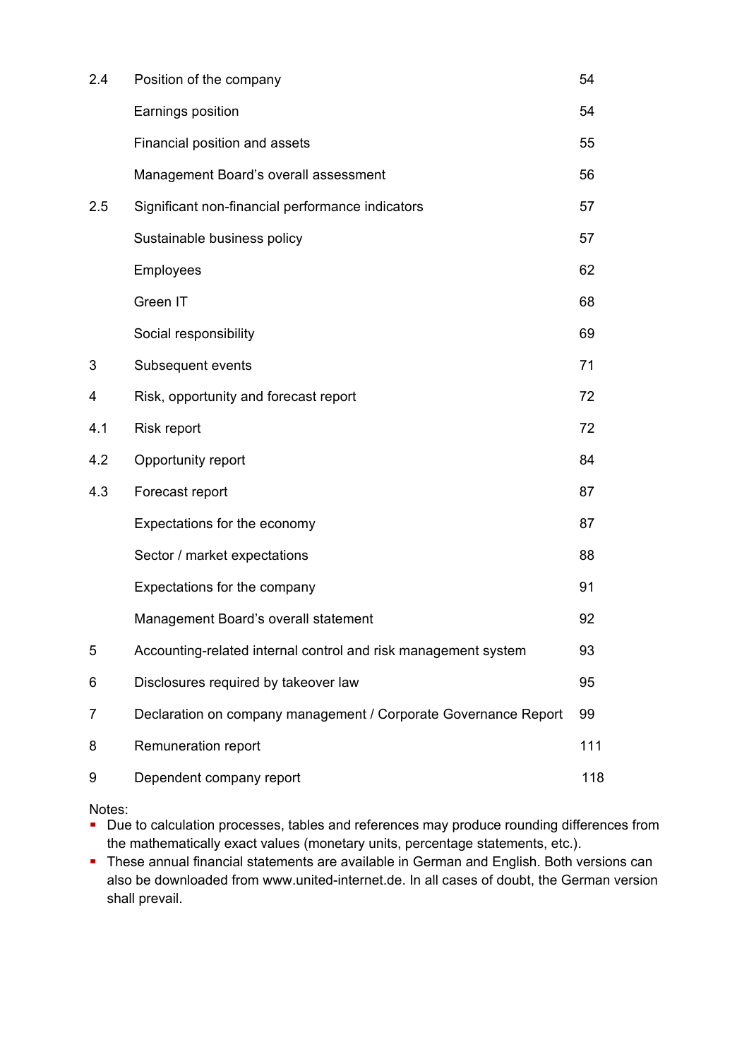| | | |
|---|---|---|
| 2.4 | Position of the company | 54 |
| | Earnings position | 54 |
| | Financial position and assets | 55 |
| | Management Board's overall assessment | 56 |
| 2.5 | Significant non-financial performance indicators | 57 |
| | Sustainable business policy | 57 |
| | Employees | 62 |
| | Green IT | 68 |
| | Social responsibility | 69 |
| 3 | Subsequent events | 71 |
| 4 | Risk, opportunity and forecast report | 72 |
| 4.1 | Risk report | 72 |
| 4.2 | Opportunity report | 84 |
| 4.3 | Forecast report | 87 |
| | Expectations for the economy | 87 |
| | Sector / market expectations | 88 |
| | Expectations for the company | 91 |
| | Management Board's overall statement | 92 |
| 5 | Accounting-related internal control and risk management system | 93 |
| 6 | Disclosures required by takeover law | 95 |
| 7 | Declaration on company management / Corporate Governance Report | 99 |
| 8 | Remuneration report | 111 |
| 9 | Dependent company report | 118 |

Notes:

- Due to calculation processes, tables and references may produce rounding differences from the mathematically exact values (monetary units, percentage statements, etc.).
- These annual financial statements are available in German and English. Both versions can also be downloaded from www.united-internet.de. In all cases of doubt, the German version shall prevail.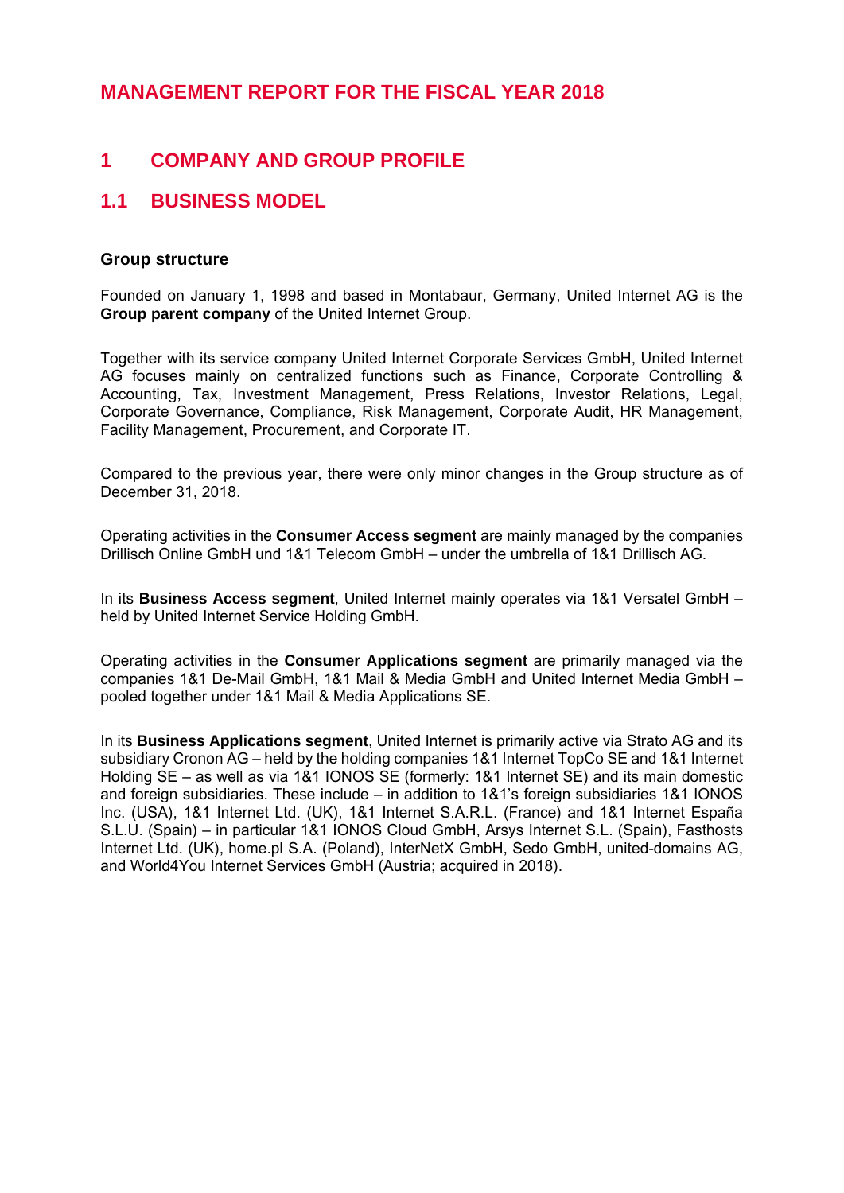# MANAGEMENT REPORT FOR THE FISCAL YEAR 2018

## 1 COMPANY AND GROUP PROFILE

## 1.1 BUSINESS MODEL

### Group structure

Founded on January 1, 1998 and based in Montabaur, Germany, United Internet AG is the **Group parent company** of the United Internet Group.

Together with its service company United Internet Corporate Services GmbH, United Internet AG focuses mainly on centralized functions such as Finance, Corporate Controlling & Accounting, Tax, Investment Management, Press Relations, Investor Relations, Legal, Corporate Governance, Compliance, Risk Management, Corporate Audit, HR Management, Facility Management, Procurement, and Corporate IT.

Compared to the previous year, there were only minor changes in the Group structure as of December 31, 2018.

Operating activities in the **Consumer Access segment** are mainly managed by the companies Drillisch Online GmbH und 1&1 Telecom GmbH – under the umbrella of 1&1 Drillisch AG.

In its **Business Access segment**, United Internet mainly operates via 1&1 Versatel GmbH – held by United Internet Service Holding GmbH.

Operating activities in the **Consumer Applications segment** are primarily managed via the companies 1&1 De-Mail GmbH, 1&1 Mail & Media GmbH and United Internet Media GmbH – pooled together under 1&1 Mail & Media Applications SE.

In its **Business Applications segment**, United Internet is primarily active via Strato AG and its subsidiary Cronon AG – held by the holding companies 1&1 Internet TopCo SE and 1&1 Internet Holding SE – as well as via 1&1 IONOS SE (formerly: 1&1 Internet SE) and its main domestic and foreign subsidiaries. These include – in addition to 1&1's foreign subsidiaries 1&1 IONOS Inc. (USA), 1&1 Internet Ltd. (UK), 1&1 Internet S.A.R.L. (France) and 1&1 Internet España S.L.U. (Spain) – in particular 1&1 IONOS Cloud GmbH, Arsys Internet S.L. (Spain), Fasthosts Internet Ltd. (UK), home.pl S.A. (Poland), InterNetX GmbH, Sedo GmbH, united-domains AG, and World4You Internet Services GmbH (Austria; acquired in 2018).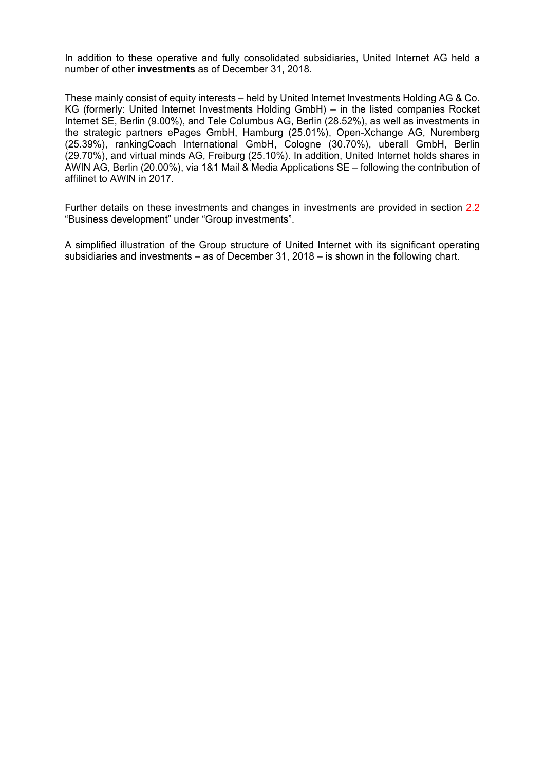In addition to these operative and fully consolidated subsidiaries, United Internet AG held a number of other **investments** as of December 31, 2018.

These mainly consist of equity interests – held by United Internet Investments Holding AG & Co. KG (formerly: United Internet Investments Holding GmbH) – in the listed companies Rocket Internet SE, Berlin (9.00%), and Tele Columbus AG, Berlin (28.52%), as well as investments in the strategic partners ePages GmbH, Hamburg (25.01%), Open-Xchange AG, Nuremberg (25.39%), rankingCoach International GmbH, Cologne (30.70%), uberall GmbH, Berlin (29.70%), and virtual minds AG, Freiburg (25.10%). In addition, United Internet holds shares in AWIN AG, Berlin (20.00%), via 1&1 Mail & Media Applications SE – following the contribution of affilinet to AWIN in 2017.

Further details on these investments and changes in investments are provided in section 2.2 "Business development" under "Group investments".

A simplified illustration of the Group structure of United Internet with its significant operating subsidiaries and investments – as of December 31, 2018 – is shown in the following chart.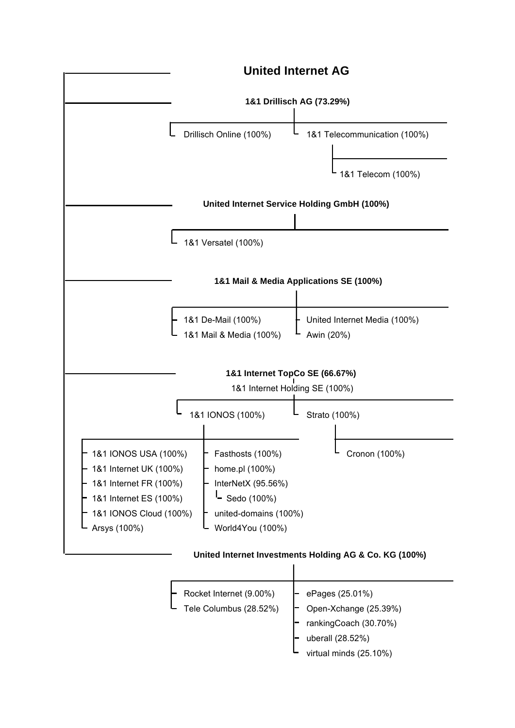# United Internet AG

- **1&1 Drillisch AG (73.29%)**
  - Drillisch Online (100%)
  - 1&1 Telecommunication (100%)
    - 1&1 Telecom (100%)
- **United Internet Service Holding GmbH (100%)**
  - 1&1 Versatel (100%)
- **1&1 Mail & Media Applications SE (100%)**
  - 1&1 De-Mail (100%)
  - 1&1 Mail & Media (100%)
  - United Internet Media (100%)
  - Awin (20%)
- **1&1 Internet TopCo SE (66.67%)**
  - 1&1 Internet Holding SE (100%)
    - 1&1 IONOS (100%)
      - 1&1 IONOS USA (100%)
      - 1&1 Internet UK (100%)
      - 1&1 Internet FR (100%)
      - 1&1 Internet ES (100%)
      - 1&1 IONOS Cloud (100%)
      - Arsys (100%)
      - Fasthosts (100%)
      - home.pl (100%)
      - InterNetX (95.56%)
        - Sedo (100%)
      - united-domains (100%)
      - World4You (100%)
    - Strato (100%)
      - Cronon (100%)
- **United Internet Investments Holding AG & Co. KG (100%)**
  - Rocket Internet (9.00%)
  - Tele Columbus (28.52%)
  - ePages (25.01%)
  - Open-Xchange (25.39%)
  - rankingCoach (30.70%)
  - uberall (28.52%)
  - virtual minds (25.10%)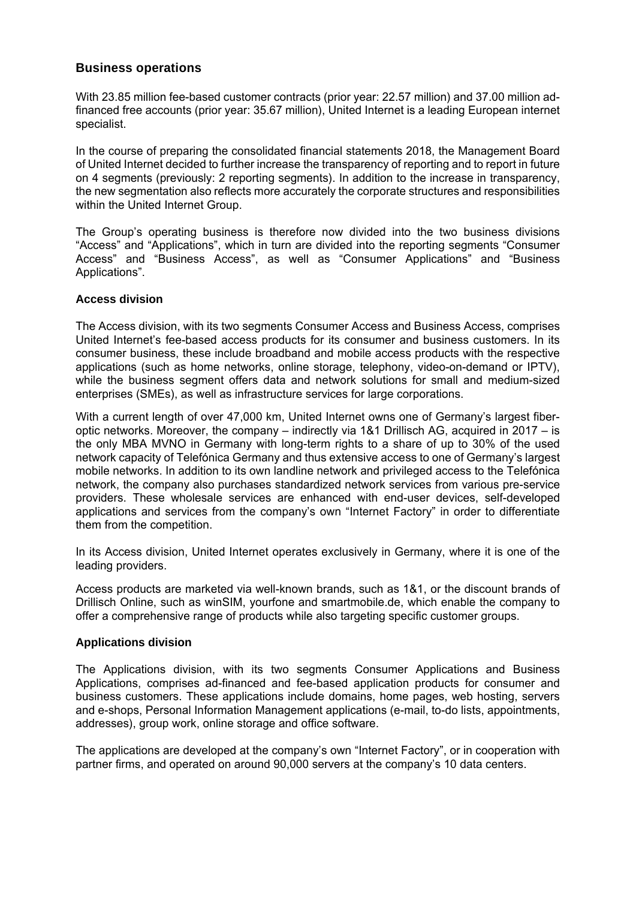## Business operations

With 23.85 million fee-based customer contracts (prior year: 22.57 million) and 37.00 million ad-financed free accounts (prior year: 35.67 million), United Internet is a leading European internet specialist.

In the course of preparing the consolidated financial statements 2018, the Management Board of United Internet decided to further increase the transparency of reporting and to report in future on 4 segments (previously: 2 reporting segments). In addition to the increase in transparency, the new segmentation also reflects more accurately the corporate structures and responsibilities within the United Internet Group.

The Group's operating business is therefore now divided into the two business divisions "Access" and "Applications", which in turn are divided into the reporting segments "Consumer Access" and "Business Access", as well as "Consumer Applications" and "Business Applications".

### Access division

The Access division, with its two segments Consumer Access and Business Access, comprises United Internet's fee-based access products for its consumer and business customers. In its consumer business, these include broadband and mobile access products with the respective applications (such as home networks, online storage, telephony, video-on-demand or IPTV), while the business segment offers data and network solutions for small and medium-sized enterprises (SMEs), as well as infrastructure services for large corporations.

With a current length of over 47,000 km, United Internet owns one of Germany's largest fiber-optic networks. Moreover, the company – indirectly via 1&1 Drillisch AG, acquired in 2017 – is the only MBA MVNO in Germany with long-term rights to a share of up to 30% of the used network capacity of Telefónica Germany and thus extensive access to one of Germany's largest mobile networks. In addition to its own landline network and privileged access to the Telefónica network, the company also purchases standardized network services from various pre-service providers. These wholesale services are enhanced with end-user devices, self-developed applications and services from the company's own "Internet Factory" in order to differentiate them from the competition.

In its Access division, United Internet operates exclusively in Germany, where it is one of the leading providers.

Access products are marketed via well-known brands, such as 1&1, or the discount brands of Drillisch Online, such as winSIM, yourfone and smartmobile.de, which enable the company to offer a comprehensive range of products while also targeting specific customer groups.

### Applications division

The Applications division, with its two segments Consumer Applications and Business Applications, comprises ad-financed and fee-based application products for consumer and business customers. These applications include domains, home pages, web hosting, servers and e-shops, Personal Information Management applications (e-mail, to-do lists, appointments, addresses), group work, online storage and office software.

The applications are developed at the company's own "Internet Factory", or in cooperation with partner firms, and operated on around 90,000 servers at the company's 10 data centers.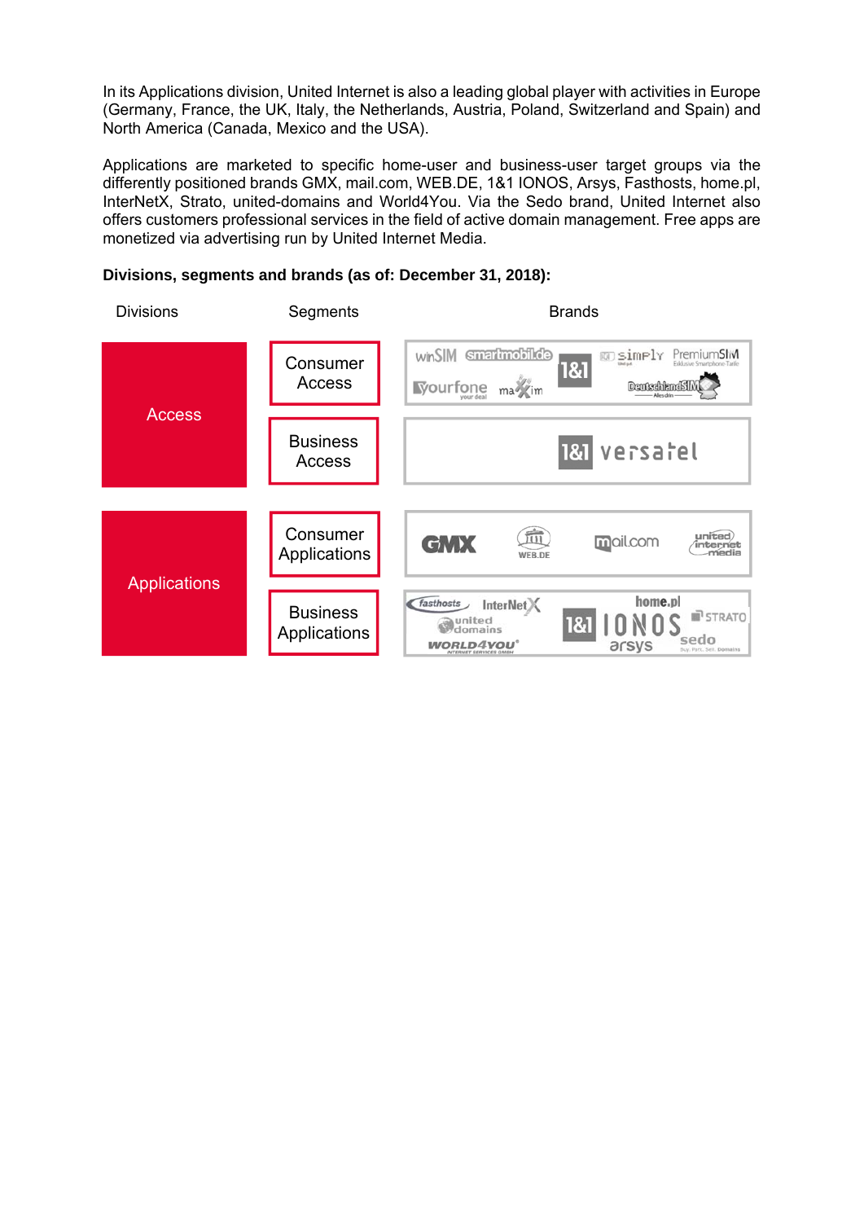In its Applications division, United Internet is also a leading global player with activities in Europe (Germany, France, the UK, Italy, the Netherlands, Austria, Poland, Switzerland and Spain) and North America (Canada, Mexico and the USA).

Applications are marketed to specific home-user and business-user target groups via the differently positioned brands GMX, mail.com, WEB.DE, 1&1 IONOS, Arsys, Fasthosts, home.pl, InterNetX, Strato, united-domains and World4You. Via the Sedo brand, United Internet also offers customers professional services in the field of active domain management. Free apps are monetized via advertising run by United Internet Media.

**Divisions, segments and brands (as of: December 31, 2018):**

| Divisions | Segments | Brands |
|---|---|---|
| Access | Consumer Access | winSIM, smartmobil.de, 1&1, simply, PremiumSIM, yourfone, maXXim, DeutschlandSIM |
| | Business Access | 1&1 versatel |
| Applications | Consumer Applications | GMX, WEB.DE, mail.com, united internet media |
| | Business Applications | fasthosts, InterNetX, united domains, WORLD4YOU, 1&1 IONOS, arsys, home.pl, STRATO, sedo |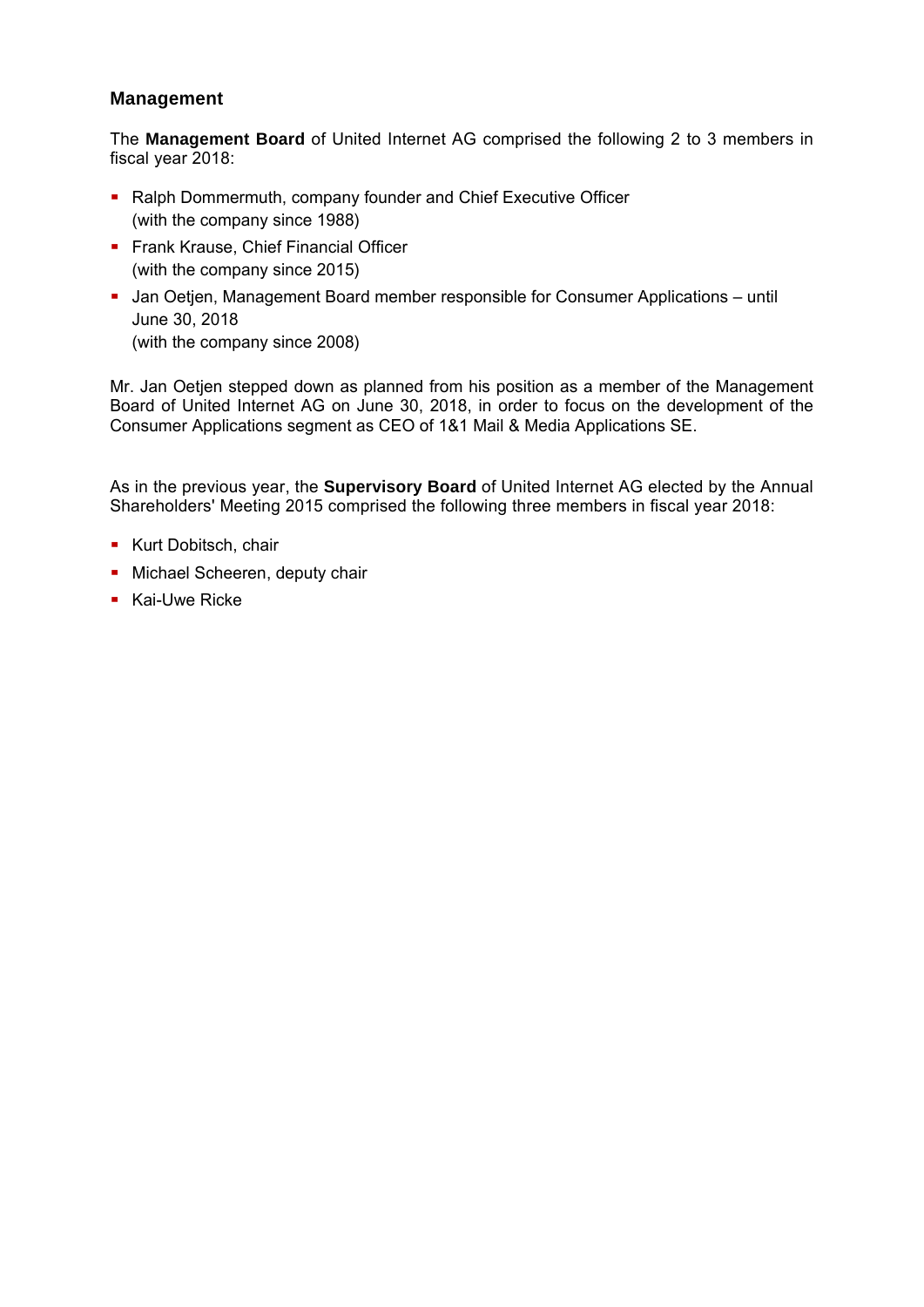## Management

The **Management Board** of United Internet AG comprised the following 2 to 3 members in fiscal year 2018:

- Ralph Dommermuth, company founder and Chief Executive Officer
  (with the company since 1988)
- Frank Krause, Chief Financial Officer
  (with the company since 2015)
- Jan Oetjen, Management Board member responsible for Consumer Applications – until June 30, 2018
  (with the company since 2008)

Mr. Jan Oetjen stepped down as planned from his position as a member of the Management Board of United Internet AG on June 30, 2018, in order to focus on the development of the Consumer Applications segment as CEO of 1&1 Mail & Media Applications SE.

As in the previous year, the **Supervisory Board** of United Internet AG elected by the Annual Shareholders' Meeting 2015 comprised the following three members in fiscal year 2018:

- Kurt Dobitsch, chair
- Michael Scheeren, deputy chair
- Kai-Uwe Ricke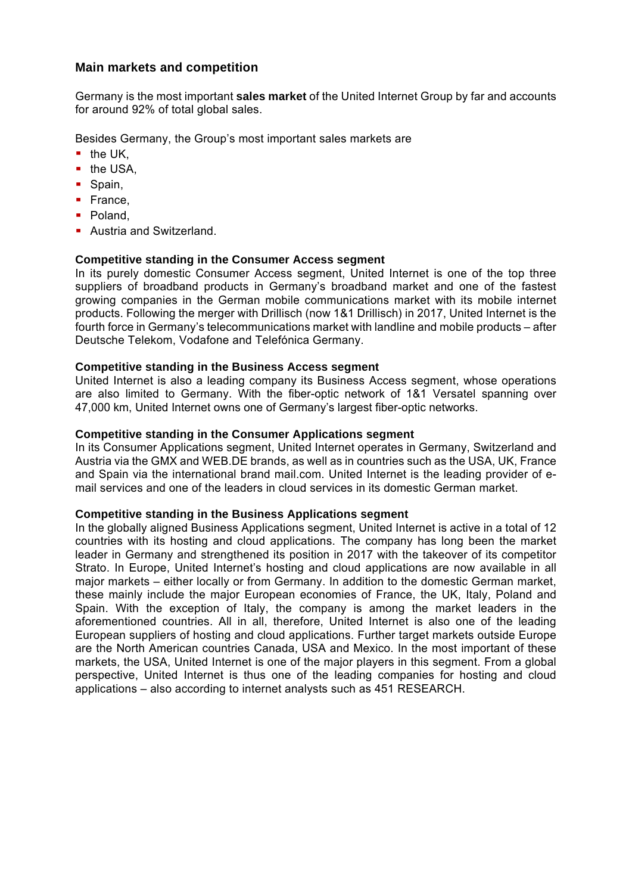## Main markets and competition

Germany is the most important **sales market** of the United Internet Group by far and accounts for around 92% of total global sales.

Besides Germany, the Group's most important sales markets are

- the UK,
- the USA,
- Spain,
- France,
- Poland,
- Austria and Switzerland.

**Competitive standing in the Consumer Access segment**

In its purely domestic Consumer Access segment, United Internet is one of the top three suppliers of broadband products in Germany's broadband market and one of the fastest growing companies in the German mobile communications market with its mobile internet products. Following the merger with Drillisch (now 1&1 Drillisch) in 2017, United Internet is the fourth force in Germany's telecommunications market with landline and mobile products – after Deutsche Telekom, Vodafone and Telefónica Germany.

**Competitive standing in the Business Access segment**

United Internet is also a leading company its Business Access segment, whose operations are also limited to Germany. With the fiber-optic network of 1&1 Versatel spanning over 47,000 km, United Internet owns one of Germany's largest fiber-optic networks.

**Competitive standing in the Consumer Applications segment**

In its Consumer Applications segment, United Internet operates in Germany, Switzerland and Austria via the GMX and WEB.DE brands, as well as in countries such as the USA, UK, France and Spain via the international brand mail.com. United Internet is the leading provider of e-mail services and one of the leaders in cloud services in its domestic German market.

**Competitive standing in the Business Applications segment**

In the globally aligned Business Applications segment, United Internet is active in a total of 12 countries with its hosting and cloud applications. The company has long been the market leader in Germany and strengthened its position in 2017 with the takeover of its competitor Strato. In Europe, United Internet's hosting and cloud applications are now available in all major markets – either locally or from Germany. In addition to the domestic German market, these mainly include the major European economies of France, the UK, Italy, Poland and Spain. With the exception of Italy, the company is among the market leaders in the aforementioned countries. All in all, therefore, United Internet is also one of the leading European suppliers of hosting and cloud applications. Further target markets outside Europe are the North American countries Canada, USA and Mexico. In the most important of these markets, the USA, United Internet is one of the major players in this segment. From a global perspective, United Internet is thus one of the leading companies for hosting and cloud applications – also according to internet analysts such as 451 RESEARCH.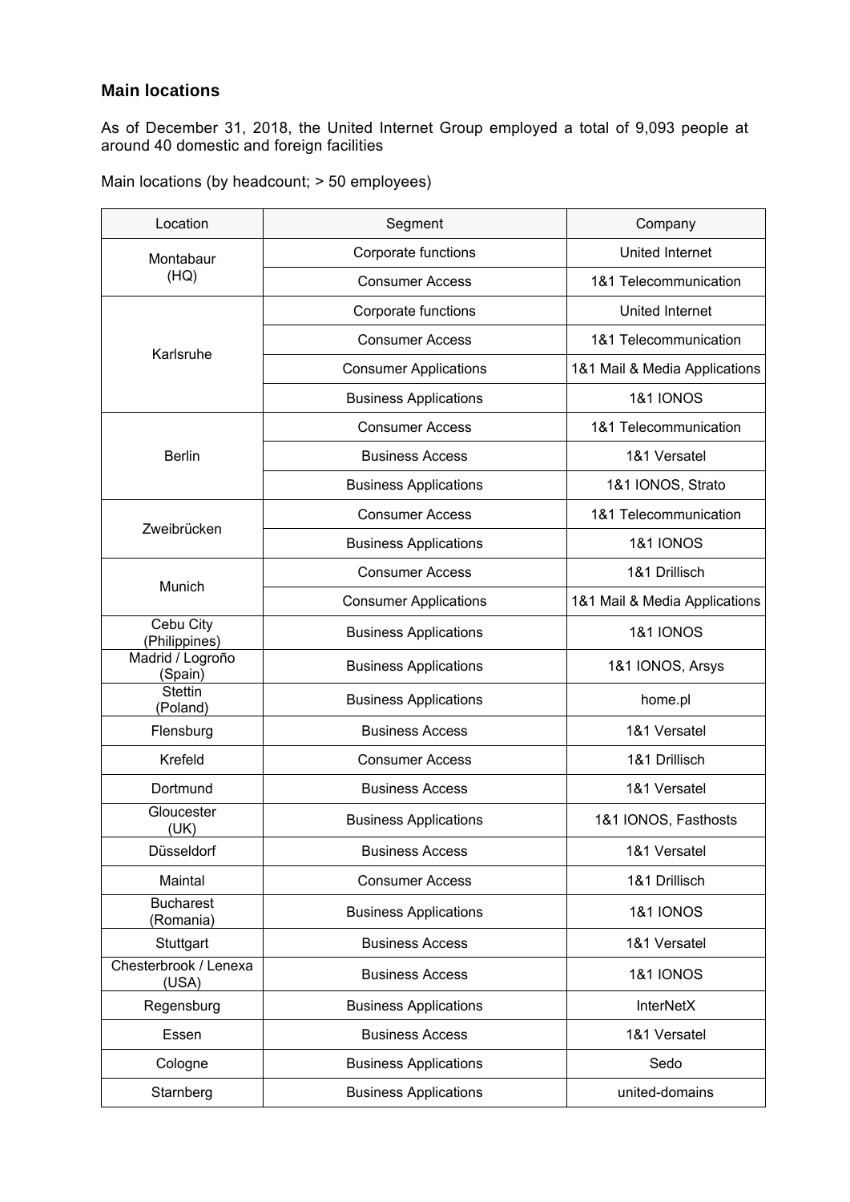### Main locations

As of December 31, 2018, the United Internet Group employed a total of 9,093 people at around 40 domestic and foreign facilities

Main locations (by headcount; > 50 employees)

| Location | Segment | Company |
|---|---|---|
| Montabaur (HQ) | Corporate functions | United Internet |
| | Consumer Access | 1&1 Telecommunication |
| Karlsruhe | Corporate functions | United Internet |
| | Consumer Access | 1&1 Telecommunication |
| | Consumer Applications | 1&1 Mail & Media Applications |
| | Business Applications | 1&1 IONOS |
| Berlin | Consumer Access | 1&1 Telecommunication |
| | Business Access | 1&1 Versatel |
| | Business Applications | 1&1 IONOS, Strato |
| Zweibrücken | Consumer Access | 1&1 Telecommunication |
| | Business Applications | 1&1 IONOS |
| Munich | Consumer Access | 1&1 Drillisch |
| | Consumer Applications | 1&1 Mail & Media Applications |
| Cebu City (Philippines) | Business Applications | 1&1 IONOS |
| Madrid / Logroño (Spain) | Business Applications | 1&1 IONOS, Arsys |
| Stettin (Poland) | Business Applications | home.pl |
| Flensburg | Business Access | 1&1 Versatel |
| Krefeld | Consumer Access | 1&1 Drillisch |
| Dortmund | Business Access | 1&1 Versatel |
| Gloucester (UK) | Business Applications | 1&1 IONOS, Fasthosts |
| Düsseldorf | Business Access | 1&1 Versatel |
| Maintal | Consumer Access | 1&1 Drillisch |
| Bucharest (Romania) | Business Applications | 1&1 IONOS |
| Stuttgart | Business Access | 1&1 Versatel |
| Chesterbrook / Lenexa (USA) | Business Access | 1&1 IONOS |
| Regensburg | Business Applications | InterNetX |
| Essen | Business Access | 1&1 Versatel |
| Cologne | Business Applications | Sedo |
| Starnberg | Business Applications | united-domains |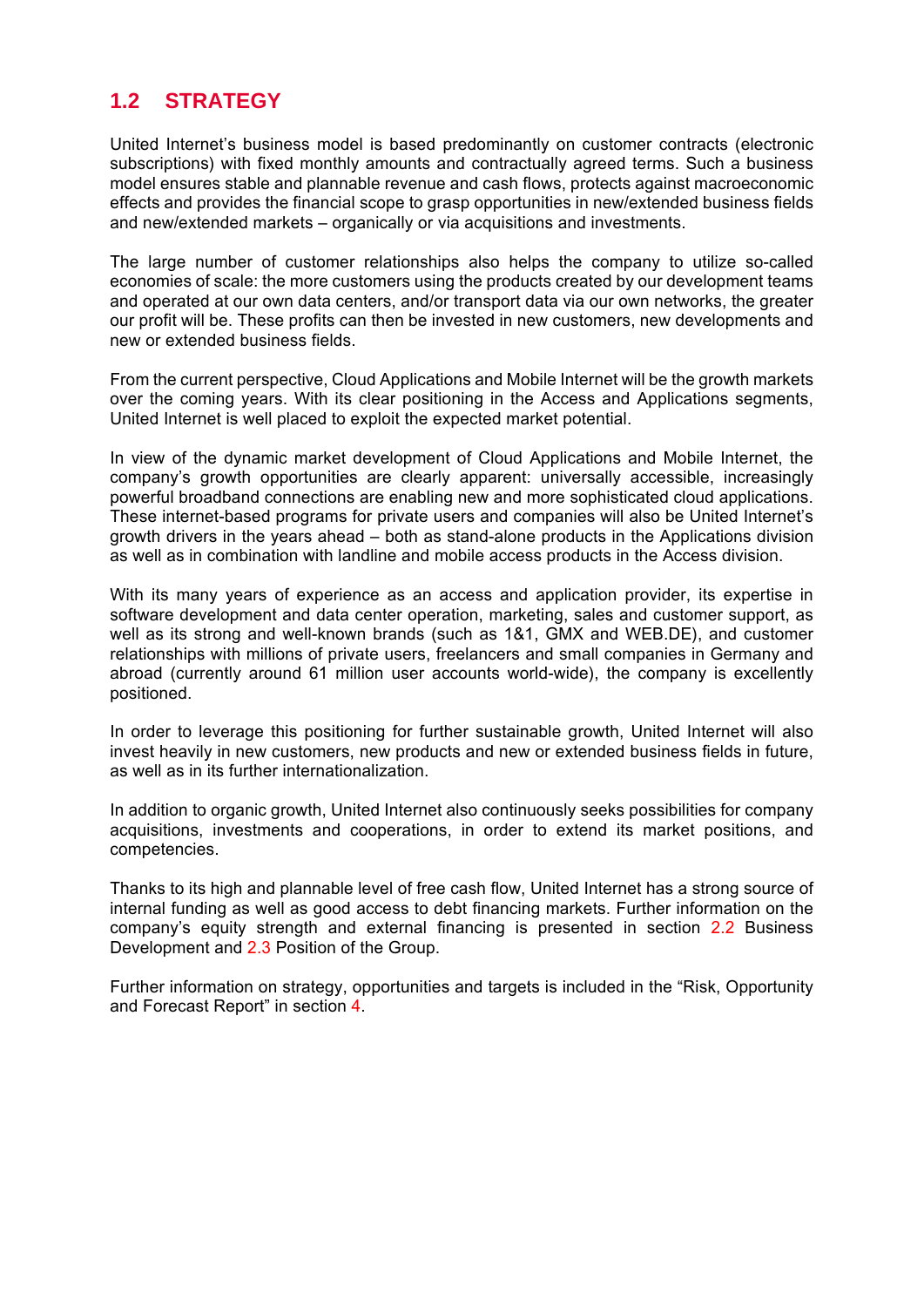## 1.2 STRATEGY

United Internet's business model is based predominantly on customer contracts (electronic subscriptions) with fixed monthly amounts and contractually agreed terms. Such a business model ensures stable and plannable revenue and cash flows, protects against macroeconomic effects and provides the financial scope to grasp opportunities in new/extended business fields and new/extended markets – organically or via acquisitions and investments.

The large number of customer relationships also helps the company to utilize so-called economies of scale: the more customers using the products created by our development teams and operated at our own data centers, and/or transport data via our own networks, the greater our profit will be. These profits can then be invested in new customers, new developments and new or extended business fields.

From the current perspective, Cloud Applications and Mobile Internet will be the growth markets over the coming years. With its clear positioning in the Access and Applications segments, United Internet is well placed to exploit the expected market potential.

In view of the dynamic market development of Cloud Applications and Mobile Internet, the company's growth opportunities are clearly apparent: universally accessible, increasingly powerful broadband connections are enabling new and more sophisticated cloud applications. These internet-based programs for private users and companies will also be United Internet's growth drivers in the years ahead – both as stand-alone products in the Applications division as well as in combination with landline and mobile access products in the Access division.

With its many years of experience as an access and application provider, its expertise in software development and data center operation, marketing, sales and customer support, as well as its strong and well-known brands (such as 1&1, GMX and WEB.DE), and customer relationships with millions of private users, freelancers and small companies in Germany and abroad (currently around 61 million user accounts world-wide), the company is excellently positioned.

In order to leverage this positioning for further sustainable growth, United Internet will also invest heavily in new customers, new products and new or extended business fields in future, as well as in its further internationalization.

In addition to organic growth, United Internet also continuously seeks possibilities for company acquisitions, investments and cooperations, in order to extend its market positions, and competencies.

Thanks to its high and plannable level of free cash flow, United Internet has a strong source of internal funding as well as good access to debt financing markets. Further information on the company's equity strength and external financing is presented in section 2.2 Business Development and 2.3 Position of the Group.

Further information on strategy, opportunities and targets is included in the "Risk, Opportunity and Forecast Report" in section 4.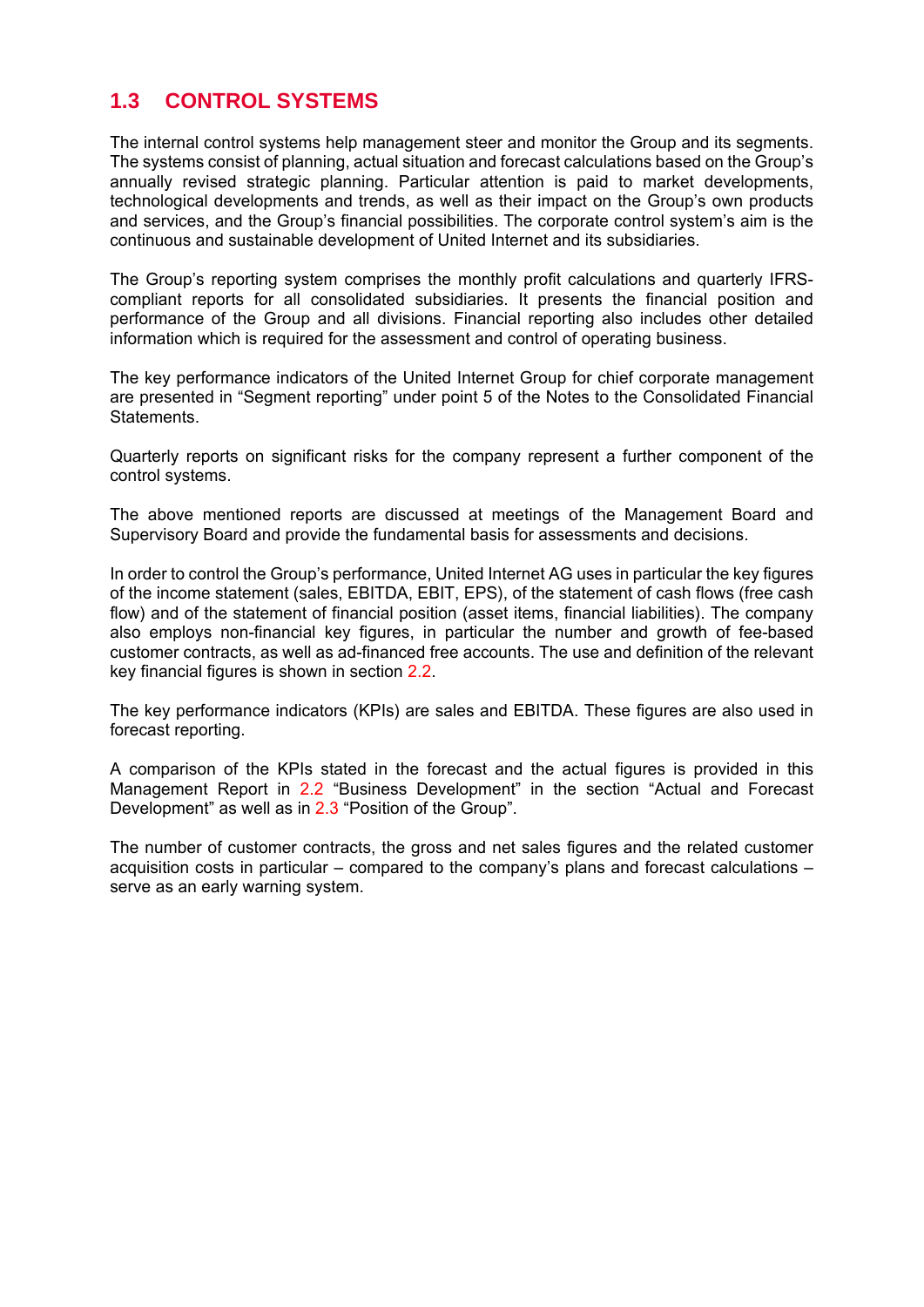## 1.3 CONTROL SYSTEMS

The internal control systems help management steer and monitor the Group and its segments. The systems consist of planning, actual situation and forecast calculations based on the Group's annually revised strategic planning. Particular attention is paid to market developments, technological developments and trends, as well as their impact on the Group's own products and services, and the Group's financial possibilities. The corporate control system's aim is the continuous and sustainable development of United Internet and its subsidiaries.

The Group's reporting system comprises the monthly profit calculations and quarterly IFRS-compliant reports for all consolidated subsidiaries. It presents the financial position and performance of the Group and all divisions. Financial reporting also includes other detailed information which is required for the assessment and control of operating business.

The key performance indicators of the United Internet Group for chief corporate management are presented in "Segment reporting" under point 5 of the Notes to the Consolidated Financial Statements.

Quarterly reports on significant risks for the company represent a further component of the control systems.

The above mentioned reports are discussed at meetings of the Management Board and Supervisory Board and provide the fundamental basis for assessments and decisions.

In order to control the Group's performance, United Internet AG uses in particular the key figures of the income statement (sales, EBITDA, EBIT, EPS), of the statement of cash flows (free cash flow) and of the statement of financial position (asset items, financial liabilities). The company also employs non-financial key figures, in particular the number and growth of fee-based customer contracts, as well as ad-financed free accounts. The use and definition of the relevant key financial figures is shown in section 2.2.

The key performance indicators (KPIs) are sales and EBITDA. These figures are also used in forecast reporting.

A comparison of the KPIs stated in the forecast and the actual figures is provided in this Management Report in 2.2 "Business Development" in the section "Actual and Forecast Development" as well as in 2.3 "Position of the Group".

The number of customer contracts, the gross and net sales figures and the related customer acquisition costs in particular – compared to the company's plans and forecast calculations – serve as an early warning system.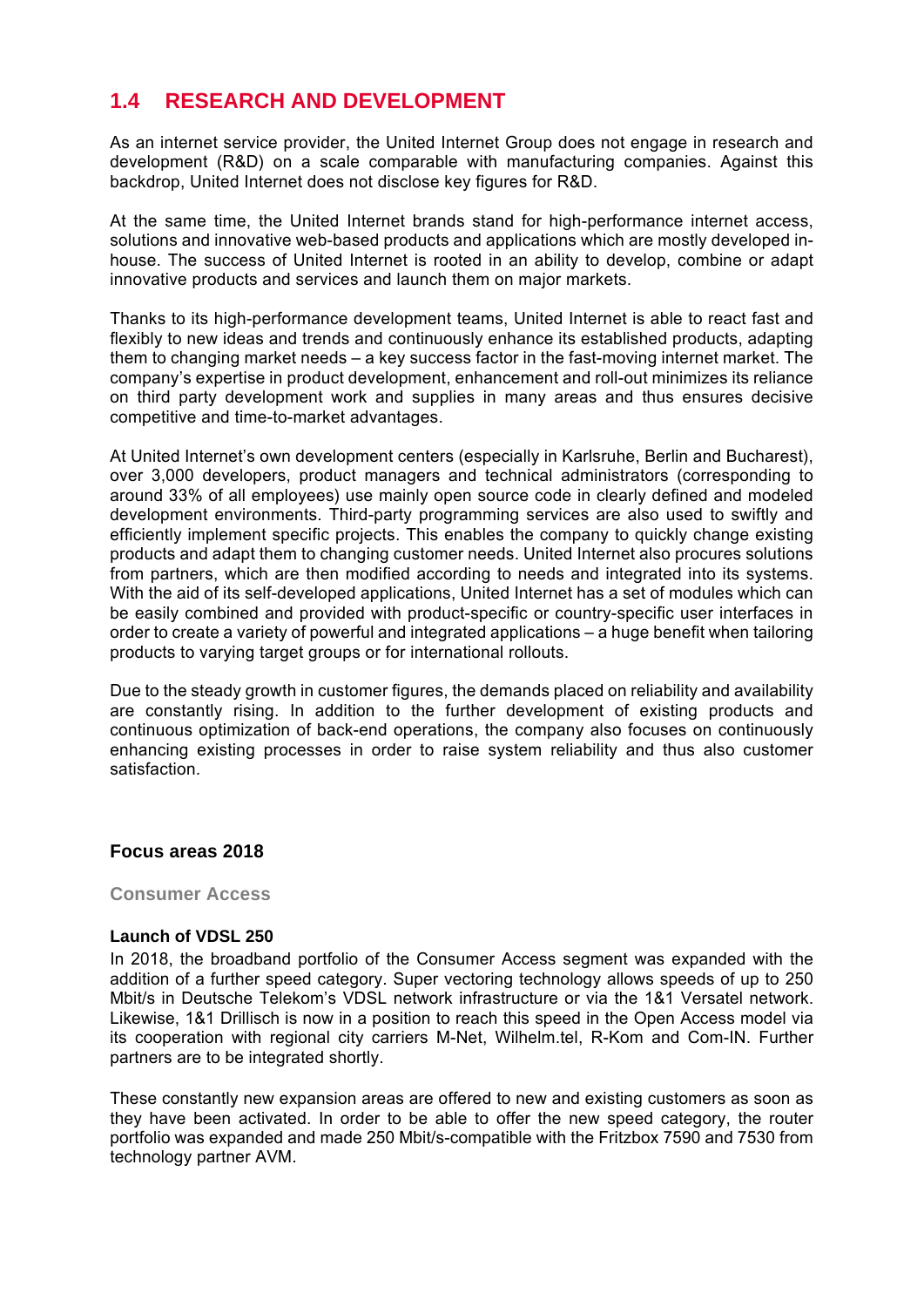## 1.4 RESEARCH AND DEVELOPMENT

As an internet service provider, the United Internet Group does not engage in research and development (R&D) on a scale comparable with manufacturing companies. Against this backdrop, United Internet does not disclose key figures for R&D.

At the same time, the United Internet brands stand for high-performance internet access, solutions and innovative web-based products and applications which are mostly developed in-house. The success of United Internet is rooted in an ability to develop, combine or adapt innovative products and services and launch them on major markets.

Thanks to its high-performance development teams, United Internet is able to react fast and flexibly to new ideas and trends and continuously enhance its established products, adapting them to changing market needs – a key success factor in the fast-moving internet market. The company's expertise in product development, enhancement and roll-out minimizes its reliance on third party development work and supplies in many areas and thus ensures decisive competitive and time-to-market advantages.

At United Internet's own development centers (especially in Karlsruhe, Berlin and Bucharest), over 3,000 developers, product managers and technical administrators (corresponding to around 33% of all employees) use mainly open source code in clearly defined and modeled development environments. Third-party programming services are also used to swiftly and efficiently implement specific projects. This enables the company to quickly change existing products and adapt them to changing customer needs. United Internet also procures solutions from partners, which are then modified according to needs and integrated into its systems. With the aid of its self-developed applications, United Internet has a set of modules which can be easily combined and provided with product-specific or country-specific user interfaces in order to create a variety of powerful and integrated applications – a huge benefit when tailoring products to varying target groups or for international rollouts.

Due to the steady growth in customer figures, the demands placed on reliability and availability are constantly rising. In addition to the further development of existing products and continuous optimization of back-end operations, the company also focuses on continuously enhancing existing processes in order to raise system reliability and thus also customer satisfaction.

### Focus areas 2018

#### Consumer Access

**Launch of VDSL 250**

In 2018, the broadband portfolio of the Consumer Access segment was expanded with the addition of a further speed category. Super vectoring technology allows speeds of up to 250 Mbit/s in Deutsche Telekom's VDSL network infrastructure or via the 1&1 Versatel network. Likewise, 1&1 Drillisch is now in a position to reach this speed in the Open Access model via its cooperation with regional city carriers M-Net, Wilhelm.tel, R-Kom and Com-IN. Further partners are to be integrated shortly.

These constantly new expansion areas are offered to new and existing customers as soon as they have been activated. In order to be able to offer the new speed category, the router portfolio was expanded and made 250 Mbit/s-compatible with the Fritzbox 7590 and 7530 from technology partner AVM.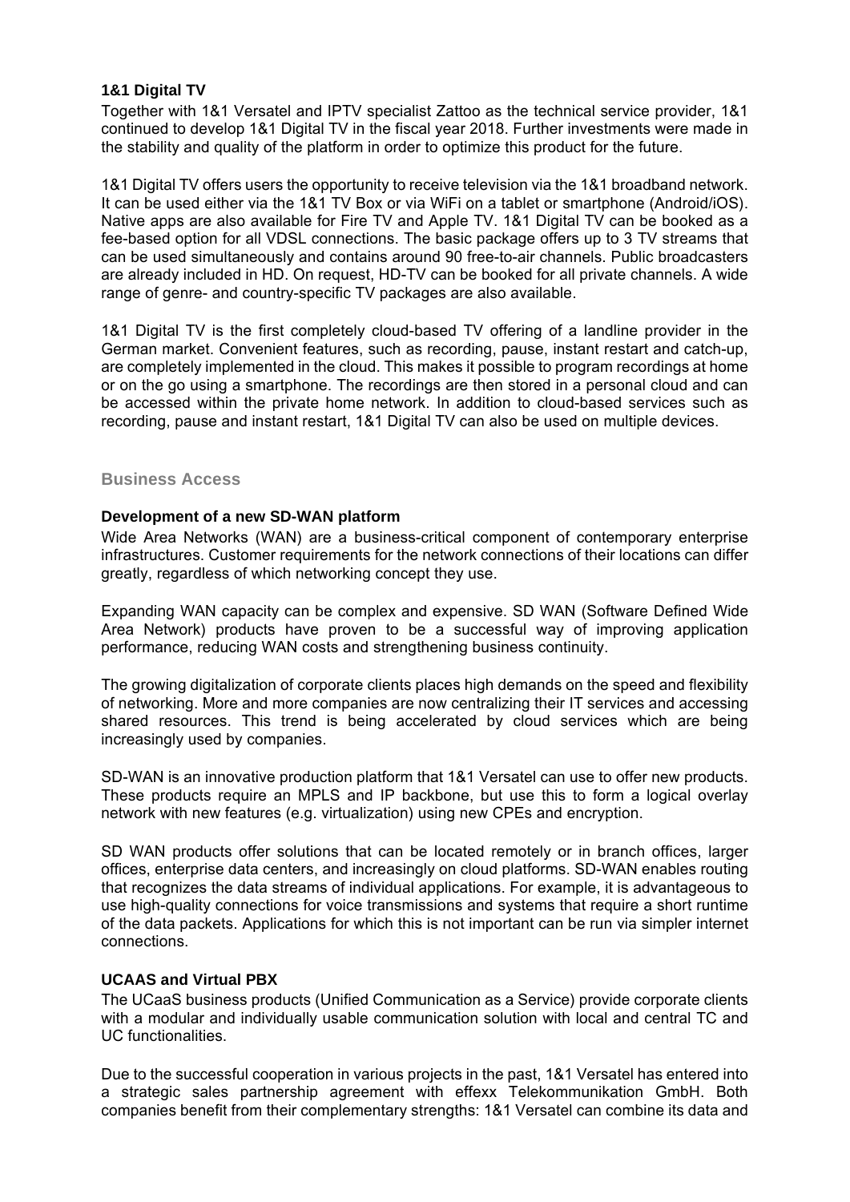### 1&1 Digital TV

Together with 1&1 Versatel and IPTV specialist Zattoo as the technical service provider, 1&1 continued to develop 1&1 Digital TV in the fiscal year 2018. Further investments were made in the stability and quality of the platform in order to optimize this product for the future.

1&1 Digital TV offers users the opportunity to receive television via the 1&1 broadband network. It can be used either via the 1&1 TV Box or via WiFi on a tablet or smartphone (Android/iOS). Native apps are also available for Fire TV and Apple TV. 1&1 Digital TV can be booked as a fee-based option for all VDSL connections. The basic package offers up to 3 TV streams that can be used simultaneously and contains around 90 free-to-air channels. Public broadcasters are already included in HD. On request, HD-TV can be booked for all private channels. A wide range of genre- and country-specific TV packages are also available.

1&1 Digital TV is the first completely cloud-based TV offering of a landline provider in the German market. Convenient features, such as recording, pause, instant restart and catch-up, are completely implemented in the cloud. This makes it possible to program recordings at home or on the go using a smartphone. The recordings are then stored in a personal cloud and can be accessed within the private home network. In addition to cloud-based services such as recording, pause and instant restart, 1&1 Digital TV can also be used on multiple devices.

## Business Access

### Development of a new SD-WAN platform

Wide Area Networks (WAN) are a business-critical component of contemporary enterprise infrastructures. Customer requirements for the network connections of their locations can differ greatly, regardless of which networking concept they use.

Expanding WAN capacity can be complex and expensive. SD WAN (Software Defined Wide Area Network) products have proven to be a successful way of improving application performance, reducing WAN costs and strengthening business continuity.

The growing digitalization of corporate clients places high demands on the speed and flexibility of networking. More and more companies are now centralizing their IT services and accessing shared resources. This trend is being accelerated by cloud services which are being increasingly used by companies.

SD-WAN is an innovative production platform that 1&1 Versatel can use to offer new products. These products require an MPLS and IP backbone, but use this to form a logical overlay network with new features (e.g. virtualization) using new CPEs and encryption.

SD WAN products offer solutions that can be located remotely or in branch offices, larger offices, enterprise data centers, and increasingly on cloud platforms. SD-WAN enables routing that recognizes the data streams of individual applications. For example, it is advantageous to use high-quality connections for voice transmissions and systems that require a short runtime of the data packets. Applications for which this is not important can be run via simpler internet connections.

### UCAAS and Virtual PBX

The UCaaS business products (Unified Communication as a Service) provide corporate clients with a modular and individually usable communication solution with local and central TC and UC functionalities.

Due to the successful cooperation in various projects in the past, 1&1 Versatel has entered into a strategic sales partnership agreement with effexx Telekommunikation GmbH. Both companies benefit from their complementary strengths: 1&1 Versatel can combine its data and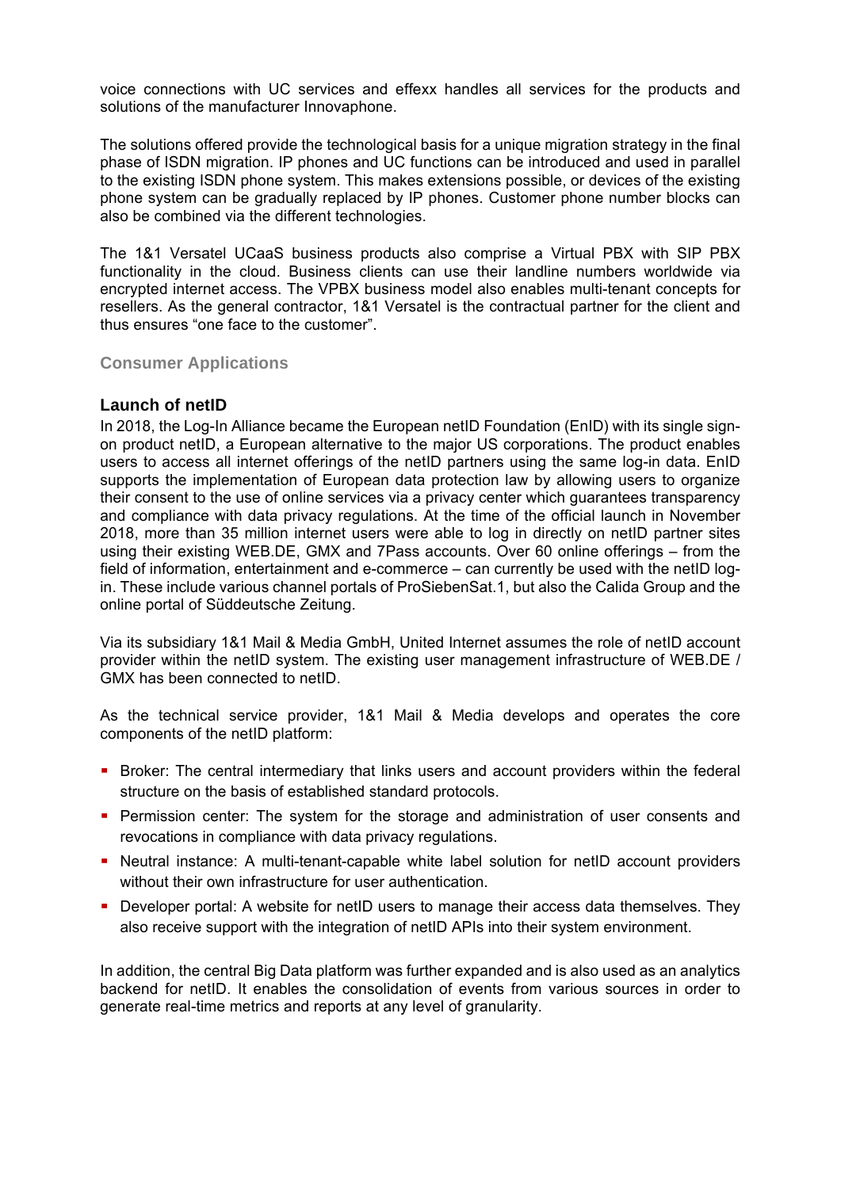voice connections with UC services and effexx handles all services for the products and solutions of the manufacturer Innovaphone.

The solutions offered provide the technological basis for a unique migration strategy in the final phase of ISDN migration. IP phones and UC functions can be introduced and used in parallel to the existing ISDN phone system. This makes extensions possible, or devices of the existing phone system can be gradually replaced by IP phones. Customer phone number blocks can also be combined via the different technologies.

The 1&1 Versatel UCaaS business products also comprise a Virtual PBX with SIP PBX functionality in the cloud. Business clients can use their landline numbers worldwide via encrypted internet access. The VPBX business model also enables multi-tenant concepts for resellers. As the general contractor, 1&1 Versatel is the contractual partner for the client and thus ensures "one face to the customer".

## Consumer Applications

### Launch of netID

In 2018, the Log-In Alliance became the European netID Foundation (EnID) with its single sign-on product netID, a European alternative to the major US corporations. The product enables users to access all internet offerings of the netID partners using the same log-in data. EnID supports the implementation of European data protection law by allowing users to organize their consent to the use of online services via a privacy center which guarantees transparency and compliance with data privacy regulations. At the time of the official launch in November 2018, more than 35 million internet users were able to log in directly on netID partner sites using their existing WEB.DE, GMX and 7Pass accounts. Over 60 online offerings – from the field of information, entertainment and e-commerce – can currently be used with the netID log-in. These include various channel portals of ProSiebenSat.1, but also the Calida Group and the online portal of Süddeutsche Zeitung.

Via its subsidiary 1&1 Mail & Media GmbH, United Internet assumes the role of netID account provider within the netID system. The existing user management infrastructure of WEB.DE / GMX has been connected to netID.

As the technical service provider, 1&1 Mail & Media develops and operates the core components of the netID platform:

- Broker: The central intermediary that links users and account providers within the federal structure on the basis of established standard protocols.
- Permission center: The system for the storage and administration of user consents and revocations in compliance with data privacy regulations.
- Neutral instance: A multi-tenant-capable white label solution for netID account providers without their own infrastructure for user authentication.
- Developer portal: A website for netID users to manage their access data themselves. They also receive support with the integration of netID APIs into their system environment.

In addition, the central Big Data platform was further expanded and is also used as an analytics backend for netID. It enables the consolidation of events from various sources in order to generate real-time metrics and reports at any level of granularity.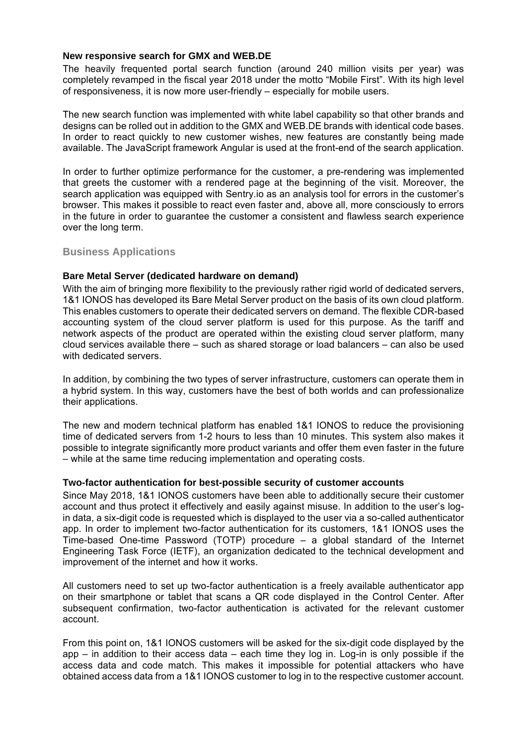**New responsive search for GMX and WEB.DE**

The heavily frequented portal search function (around 240 million visits per year) was completely revamped in the fiscal year 2018 under the motto "Mobile First". With its high level of responsiveness, it is now more user-friendly – especially for mobile users.

The new search function was implemented with white label capability so that other brands and designs can be rolled out in addition to the GMX and WEB.DE brands with identical code bases. In order to react quickly to new customer wishes, new features are constantly being made available. The JavaScript framework Angular is used at the front-end of the search application.

In order to further optimize performance for the customer, a pre-rendering was implemented that greets the customer with a rendered page at the beginning of the visit. Moreover, the search application was equipped with Sentry.io as an analysis tool for errors in the customer's browser. This makes it possible to react even faster and, above all, more consciously to errors in the future in order to guarantee the customer a consistent and flawless search experience over the long term.

## Business Applications

**Bare Metal Server (dedicated hardware on demand)**

With the aim of bringing more flexibility to the previously rather rigid world of dedicated servers, 1&1 IONOS has developed its Bare Metal Server product on the basis of its own cloud platform. This enables customers to operate their dedicated servers on demand. The flexible CDR-based accounting system of the cloud server platform is used for this purpose. As the tariff and network aspects of the product are operated within the existing cloud server platform, many cloud services available there – such as shared storage or load balancers – can also be used with dedicated servers.

In addition, by combining the two types of server infrastructure, customers can operate them in a hybrid system. In this way, customers have the best of both worlds and can professionalize their applications.

The new and modern technical platform has enabled 1&1 IONOS to reduce the provisioning time of dedicated servers from 1-2 hours to less than 10 minutes. This system also makes it possible to integrate significantly more product variants and offer them even faster in the future – while at the same time reducing implementation and operating costs.

**Two-factor authentication for best-possible security of customer accounts**

Since May 2018, 1&1 IONOS customers have been able to additionally secure their customer account and thus protect it effectively and easily against misuse. In addition to the user's log-in data, a six-digit code is requested which is displayed to the user via a so-called authenticator app. In order to implement two-factor authentication for its customers, 1&1 IONOS uses the Time-based One-time Password (TOTP) procedure – a global standard of the Internet Engineering Task Force (IETF), an organization dedicated to the technical development and improvement of the internet and how it works.

All customers need to set up two-factor authentication is a freely available authenticator app on their smartphone or tablet that scans a QR code displayed in the Control Center. After subsequent confirmation, two-factor authentication is activated for the relevant customer account.

From this point on, 1&1 IONOS customers will be asked for the six-digit code displayed by the app – in addition to their access data – each time they log in. Log-in is only possible if the access data and code match. This makes it impossible for potential attackers who have obtained access data from a 1&1 IONOS customer to log in to the respective customer account.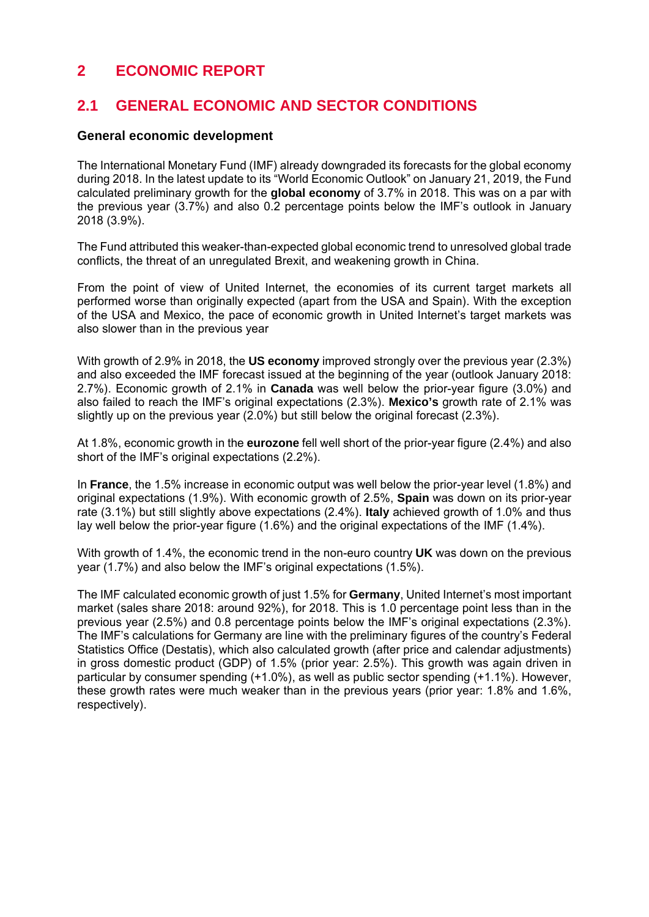# 2 ECONOMIC REPORT

## 2.1 GENERAL ECONOMIC AND SECTOR CONDITIONS

### General economic development

The International Monetary Fund (IMF) already downgraded its forecasts for the global economy during 2018. In the latest update to its "World Economic Outlook" on January 21, 2019, the Fund calculated preliminary growth for the **global economy** of 3.7% in 2018. This was on a par with the previous year (3.7%) and also 0.2 percentage points below the IMF's outlook in January 2018 (3.9%).

The Fund attributed this weaker-than-expected global economic trend to unresolved global trade conflicts, the threat of an unregulated Brexit, and weakening growth in China.

From the point of view of United Internet, the economies of its current target markets all performed worse than originally expected (apart from the USA and Spain). With the exception of the USA and Mexico, the pace of economic growth in United Internet's target markets was also slower than in the previous year

With growth of 2.9% in 2018, the **US economy** improved strongly over the previous year (2.3%) and also exceeded the IMF forecast issued at the beginning of the year (outlook January 2018: 2.7%). Economic growth of 2.1% in **Canada** was well below the prior-year figure (3.0%) and also failed to reach the IMF's original expectations (2.3%). **Mexico's** growth rate of 2.1% was slightly up on the previous year (2.0%) but still below the original forecast (2.3%).

At 1.8%, economic growth in the **eurozone** fell well short of the prior-year figure (2.4%) and also short of the IMF's original expectations (2.2%).

In **France**, the 1.5% increase in economic output was well below the prior-year level (1.8%) and original expectations (1.9%). With economic growth of 2.5%, **Spain** was down on its prior-year rate (3.1%) but still slightly above expectations (2.4%). **Italy** achieved growth of 1.0% and thus lay well below the prior-year figure (1.6%) and the original expectations of the IMF (1.4%).

With growth of 1.4%, the economic trend in the non-euro country **UK** was down on the previous year (1.7%) and also below the IMF's original expectations (1.5%).

The IMF calculated economic growth of just 1.5% for **Germany**, United Internet's most important market (sales share 2018: around 92%), for 2018. This is 1.0 percentage point less than in the previous year (2.5%) and 0.8 percentage points below the IMF's original expectations (2.3%). The IMF's calculations for Germany are line with the preliminary figures of the country's Federal Statistics Office (Destatis), which also calculated growth (after price and calendar adjustments) in gross domestic product (GDP) of 1.5% (prior year: 2.5%). This growth was again driven in particular by consumer spending (+1.0%), as well as public sector spending (+1.1%). However, these growth rates were much weaker than in the previous years (prior year: 1.8% and 1.6%, respectively).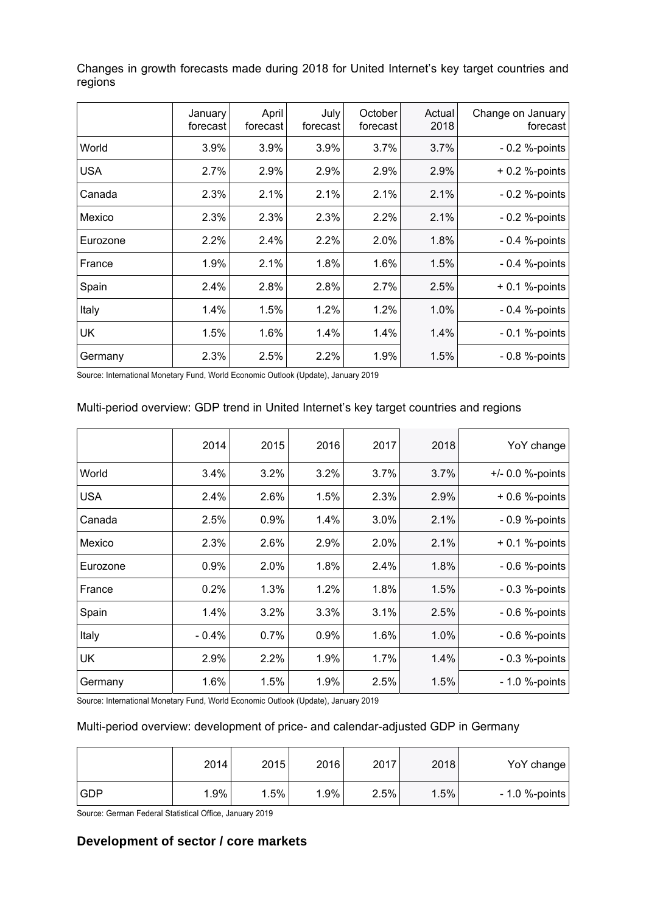Changes in growth forecasts made during 2018 for United Internet's key target countries and regions

| | January forecast | April forecast | July forecast | October forecast | Actual 2018 | Change on January forecast |
|---|---|---|---|---|---|---|
| World | 3.9% | 3.9% | 3.9% | 3.7% | 3.7% | - 0.2 %-points |
| USA | 2.7% | 2.9% | 2.9% | 2.9% | 2.9% | + 0.2 %-points |
| Canada | 2.3% | 2.1% | 2.1% | 2.1% | 2.1% | - 0.2 %-points |
| Mexico | 2.3% | 2.3% | 2.3% | 2.2% | 2.1% | - 0.2 %-points |
| Eurozone | 2.2% | 2.4% | 2.2% | 2.0% | 1.8% | - 0.4 %-points |
| France | 1.9% | 2.1% | 1.8% | 1.6% | 1.5% | - 0.4 %-points |
| Spain | 2.4% | 2.8% | 2.8% | 2.7% | 2.5% | + 0.1 %-points |
| Italy | 1.4% | 1.5% | 1.2% | 1.2% | 1.0% | - 0.4 %-points |
| UK | 1.5% | 1.6% | 1.4% | 1.4% | 1.4% | - 0.1 %-points |
| Germany | 2.3% | 2.5% | 2.2% | 1.9% | 1.5% | - 0.8 %-points |

Source: International Monetary Fund, World Economic Outlook (Update), January 2019

Multi-period overview: GDP trend in United Internet's key target countries and regions

| | 2014 | 2015 | 2016 | 2017 | 2018 | YoY change |
|---|---|---|---|---|---|---|
| World | 3.4% | 3.2% | 3.2% | 3.7% | 3.7% | +/- 0.0 %-points |
| USA | 2.4% | 2.6% | 1.5% | 2.3% | 2.9% | + 0.6 %-points |
| Canada | 2.5% | 0.9% | 1.4% | 3.0% | 2.1% | - 0.9 %-points |
| Mexico | 2.3% | 2.6% | 2.9% | 2.0% | 2.1% | + 0.1 %-points |
| Eurozone | 0.9% | 2.0% | 1.8% | 2.4% | 1.8% | - 0.6 %-points |
| France | 0.2% | 1.3% | 1.2% | 1.8% | 1.5% | - 0.3 %-points |
| Spain | 1.4% | 3.2% | 3.3% | 3.1% | 2.5% | - 0.6 %-points |
| Italy | - 0.4% | 0.7% | 0.9% | 1.6% | 1.0% | - 0.6 %-points |
| UK | 2.9% | 2.2% | 1.9% | 1.7% | 1.4% | - 0.3 %-points |
| Germany | 1.6% | 1.5% | 1.9% | 2.5% | 1.5% | - 1.0 %-points |

Source: International Monetary Fund, World Economic Outlook (Update), January 2019

Multi-period overview: development of price- and calendar-adjusted GDP in Germany

| | 2014 | 2015 | 2016 | 2017 | 2018 | YoY change |
|---|---|---|---|---|---|---|
| GDP | 1.9% | 1.5% | 1.9% | 2.5% | 1.5% | - 1.0 %-points |

Source: German Federal Statistical Office, January 2019

## Development of sector / core markets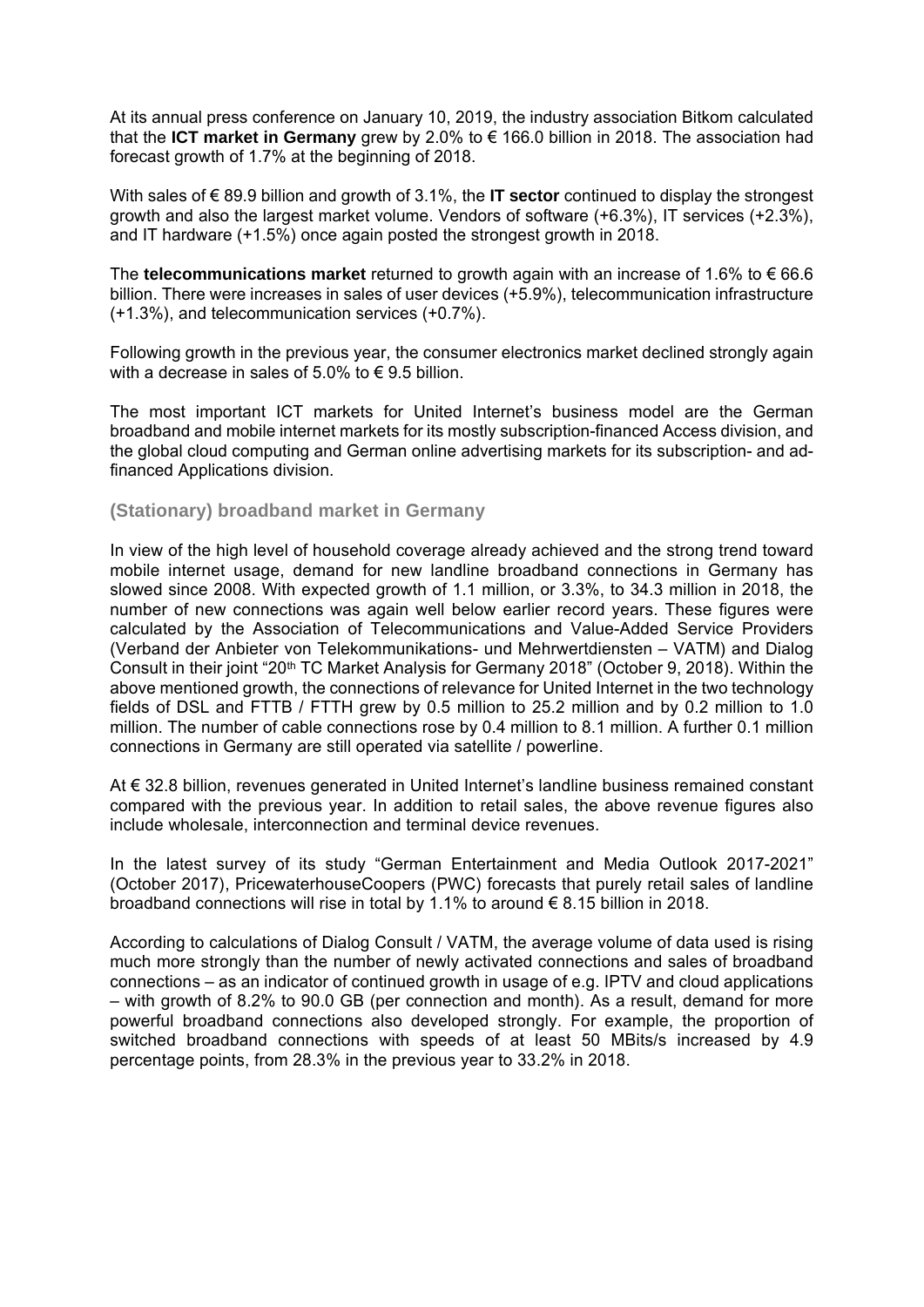At its annual press conference on January 10, 2019, the industry association Bitkom calculated that the **ICT market in Germany** grew by 2.0% to € 166.0 billion in 2018. The association had forecast growth of 1.7% at the beginning of 2018.

With sales of € 89.9 billion and growth of 3.1%, the **IT sector** continued to display the strongest growth and also the largest market volume. Vendors of software (+6.3%), IT services (+2.3%), and IT hardware (+1.5%) once again posted the strongest growth in 2018.

The **telecommunications market** returned to growth again with an increase of 1.6% to € 66.6 billion. There were increases in sales of user devices (+5.9%), telecommunication infrastructure (+1.3%), and telecommunication services (+0.7%).

Following growth in the previous year, the consumer electronics market declined strongly again with a decrease in sales of 5.0% to € 9.5 billion.

The most important ICT markets for United Internet's business model are the German broadband and mobile internet markets for its mostly subscription-financed Access division, and the global cloud computing and German online advertising markets for its subscription- and ad-financed Applications division.

### (Stationary) broadband market in Germany

In view of the high level of household coverage already achieved and the strong trend toward mobile internet usage, demand for new landline broadband connections in Germany has slowed since 2008. With expected growth of 1.1 million, or 3.3%, to 34.3 million in 2018, the number of new connections was again well below earlier record years. These figures were calculated by the Association of Telecommunications and Value-Added Service Providers (Verband der Anbieter von Telekommunikations- und Mehrwertdiensten – VATM) and Dialog Consult in their joint "20th TC Market Analysis for Germany 2018" (October 9, 2018). Within the above mentioned growth, the connections of relevance for United Internet in the two technology fields of DSL and FTTB / FTTH grew by 0.5 million to 25.2 million and by 0.2 million to 1.0 million. The number of cable connections rose by 0.4 million to 8.1 million. A further 0.1 million connections in Germany are still operated via satellite / powerline.

At € 32.8 billion, revenues generated in United Internet's landline business remained constant compared with the previous year. In addition to retail sales, the above revenue figures also include wholesale, interconnection and terminal device revenues.

In the latest survey of its study "German Entertainment and Media Outlook 2017-2021" (October 2017), PricewaterhouseCoopers (PWC) forecasts that purely retail sales of landline broadband connections will rise in total by 1.1% to around € 8.15 billion in 2018.

According to calculations of Dialog Consult / VATM, the average volume of data used is rising much more strongly than the number of newly activated connections and sales of broadband connections – as an indicator of continued growth in usage of e.g. IPTV and cloud applications – with growth of 8.2% to 90.0 GB (per connection and month). As a result, demand for more powerful broadband connections also developed strongly. For example, the proportion of switched broadband connections with speeds of at least 50 MBits/s increased by 4.9 percentage points, from 28.3% in the previous year to 33.2% in 2018.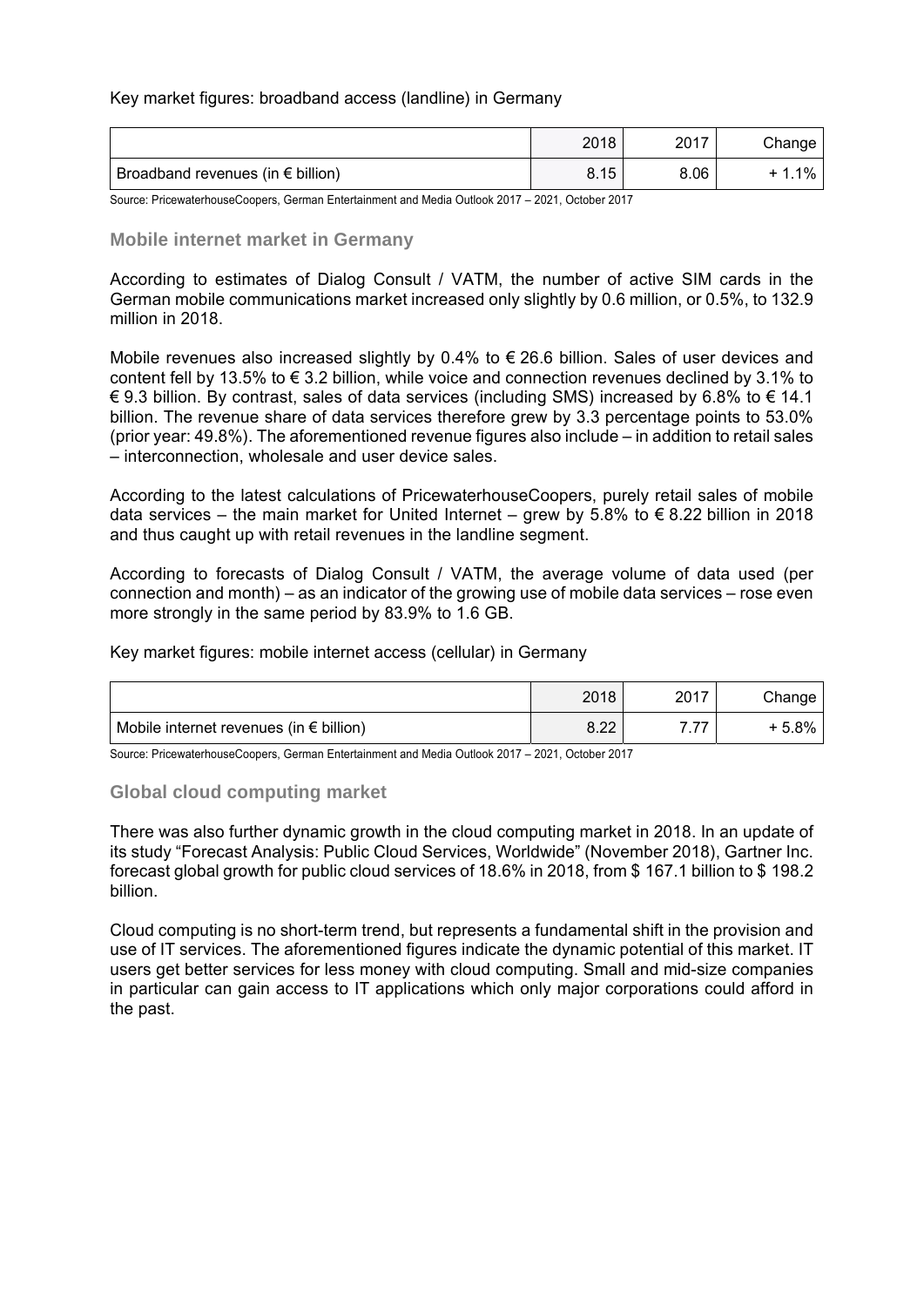Key market figures: broadband access (landline) in Germany

| | 2018 | 2017 | Change |
|---|---|---|---|
| Broadband revenues (in € billion) | 8.15 | 8.06 | + 1.1% |

Source: PricewaterhouseCoopers, German Entertainment and Media Outlook 2017 – 2021, October 2017

## Mobile internet market in Germany

According to estimates of Dialog Consult / VATM, the number of active SIM cards in the German mobile communications market increased only slightly by 0.6 million, or 0.5%, to 132.9 million in 2018.

Mobile revenues also increased slightly by 0.4% to € 26.6 billion. Sales of user devices and content fell by 13.5% to € 3.2 billion, while voice and connection revenues declined by 3.1% to € 9.3 billion. By contrast, sales of data services (including SMS) increased by 6.8% to € 14.1 billion. The revenue share of data services therefore grew by 3.3 percentage points to 53.0% (prior year: 49.8%). The aforementioned revenue figures also include – in addition to retail sales – interconnection, wholesale and user device sales.

According to the latest calculations of PricewaterhouseCoopers, purely retail sales of mobile data services – the main market for United Internet – grew by 5.8% to € 8.22 billion in 2018 and thus caught up with retail revenues in the landline segment.

According to forecasts of Dialog Consult / VATM, the average volume of data used (per connection and month) – as an indicator of the growing use of mobile data services – rose even more strongly in the same period by 83.9% to 1.6 GB.

Key market figures: mobile internet access (cellular) in Germany

| | 2018 | 2017 | Change |
|---|---|---|---|
| Mobile internet revenues (in € billion) | 8.22 | 7.77 | + 5.8% |

Source: PricewaterhouseCoopers, German Entertainment and Media Outlook 2017 – 2021, October 2017

## Global cloud computing market

There was also further dynamic growth in the cloud computing market in 2018. In an update of its study "Forecast Analysis: Public Cloud Services, Worldwide" (November 2018), Gartner Inc. forecast global growth for public cloud services of 18.6% in 2018, from $ 167.1 billion to $ 198.2 billion.

Cloud computing is no short-term trend, but represents a fundamental shift in the provision and use of IT services. The aforementioned figures indicate the dynamic potential of this market. IT users get better services for less money with cloud computing. Small and mid-size companies in particular can gain access to IT applications which only major corporations could afford in the past.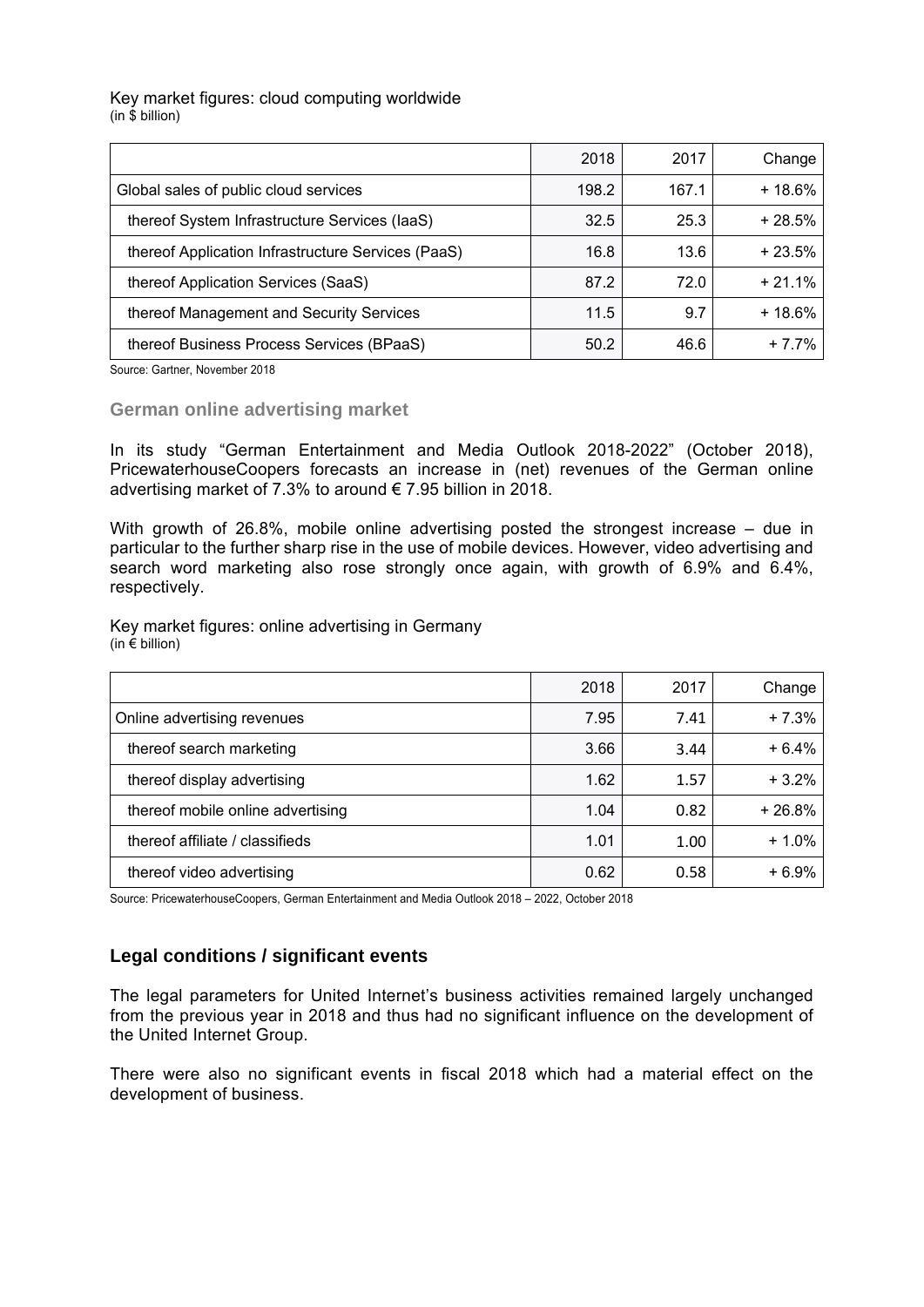Key market figures: cloud computing worldwide
(in $ billion)

| | 2018 | 2017 | Change |
|---|---|---|---|
| Global sales of public cloud services | 198.2 | 167.1 | + 18.6% |
| thereof System Infrastructure Services (IaaS) | 32.5 | 25.3 | + 28.5% |
| thereof Application Infrastructure Services (PaaS) | 16.8 | 13.6 | + 23.5% |
| thereof Application Services (SaaS) | 87.2 | 72.0 | + 21.1% |
| thereof Management and Security Services | 11.5 | 9.7 | + 18.6% |
| thereof Business Process Services (BPaaS) | 50.2 | 46.6 | + 7.7% |

Source: Gartner, November 2018

### German online advertising market

In its study "German Entertainment and Media Outlook 2018-2022" (October 2018), PricewaterhouseCoopers forecasts an increase in (net) revenues of the German online advertising market of 7.3% to around € 7.95 billion in 2018.

With growth of 26.8%, mobile online advertising posted the strongest increase – due in particular to the further sharp rise in the use of mobile devices. However, video advertising and search word marketing also rose strongly once again, with growth of 6.9% and 6.4%, respectively.

Key market figures: online advertising in Germany
(in € billion)

| | 2018 | 2017 | Change |
|---|---|---|---|
| Online advertising revenues | 7.95 | 7.41 | + 7.3% |
| thereof search marketing | 3.66 | 3.44 | + 6.4% |
| thereof display advertising | 1.62 | 1.57 | + 3.2% |
| thereof mobile online advertising | 1.04 | 0.82 | + 26.8% |
| thereof affiliate / classifieds | 1.01 | 1.00 | + 1.0% |
| thereof video advertising | 0.62 | 0.58 | + 6.9% |

Source: PricewaterhouseCoopers, German Entertainment and Media Outlook 2018 – 2022, October 2018

## Legal conditions / significant events

The legal parameters for United Internet's business activities remained largely unchanged from the previous year in 2018 and thus had no significant influence on the development of the United Internet Group.

There were also no significant events in fiscal 2018 which had a material effect on the development of business.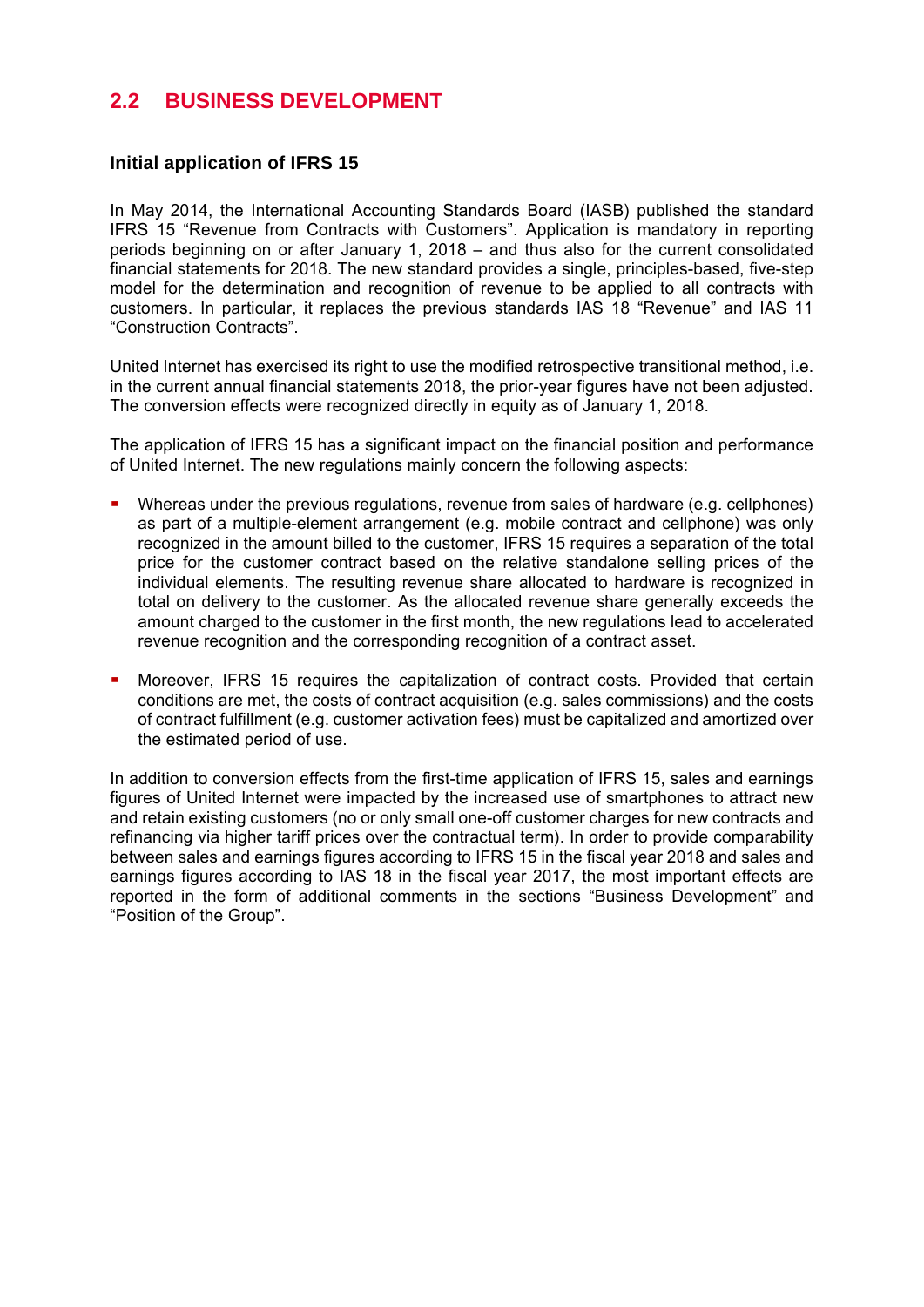## 2.2 BUSINESS DEVELOPMENT

### Initial application of IFRS 15

In May 2014, the International Accounting Standards Board (IASB) published the standard IFRS 15 "Revenue from Contracts with Customers". Application is mandatory in reporting periods beginning on or after January 1, 2018 – and thus also for the current consolidated financial statements for 2018. The new standard provides a single, principles-based, five-step model for the determination and recognition of revenue to be applied to all contracts with customers. In particular, it replaces the previous standards IAS 18 "Revenue" and IAS 11 "Construction Contracts".

United Internet has exercised its right to use the modified retrospective transitional method, i.e. in the current annual financial statements 2018, the prior-year figures have not been adjusted. The conversion effects were recognized directly in equity as of January 1, 2018.

The application of IFRS 15 has a significant impact on the financial position and performance of United Internet. The new regulations mainly concern the following aspects:

- Whereas under the previous regulations, revenue from sales of hardware (e.g. cellphones) as part of a multiple-element arrangement (e.g. mobile contract and cellphone) was only recognized in the amount billed to the customer, IFRS 15 requires a separation of the total price for the customer contract based on the relative standalone selling prices of the individual elements. The resulting revenue share allocated to hardware is recognized in total on delivery to the customer. As the allocated revenue share generally exceeds the amount charged to the customer in the first month, the new regulations lead to accelerated revenue recognition and the corresponding recognition of a contract asset.

- Moreover, IFRS 15 requires the capitalization of contract costs. Provided that certain conditions are met, the costs of contract acquisition (e.g. sales commissions) and the costs of contract fulfillment (e.g. customer activation fees) must be capitalized and amortized over the estimated period of use.

In addition to conversion effects from the first-time application of IFRS 15, sales and earnings figures of United Internet were impacted by the increased use of smartphones to attract new and retain existing customers (no or only small one-off customer charges for new contracts and refinancing via higher tariff prices over the contractual term). In order to provide comparability between sales and earnings figures according to IFRS 15 in the fiscal year 2018 and sales and earnings figures according to IAS 18 in the fiscal year 2017, the most important effects are reported in the form of additional comments in the sections "Business Development" and "Position of the Group".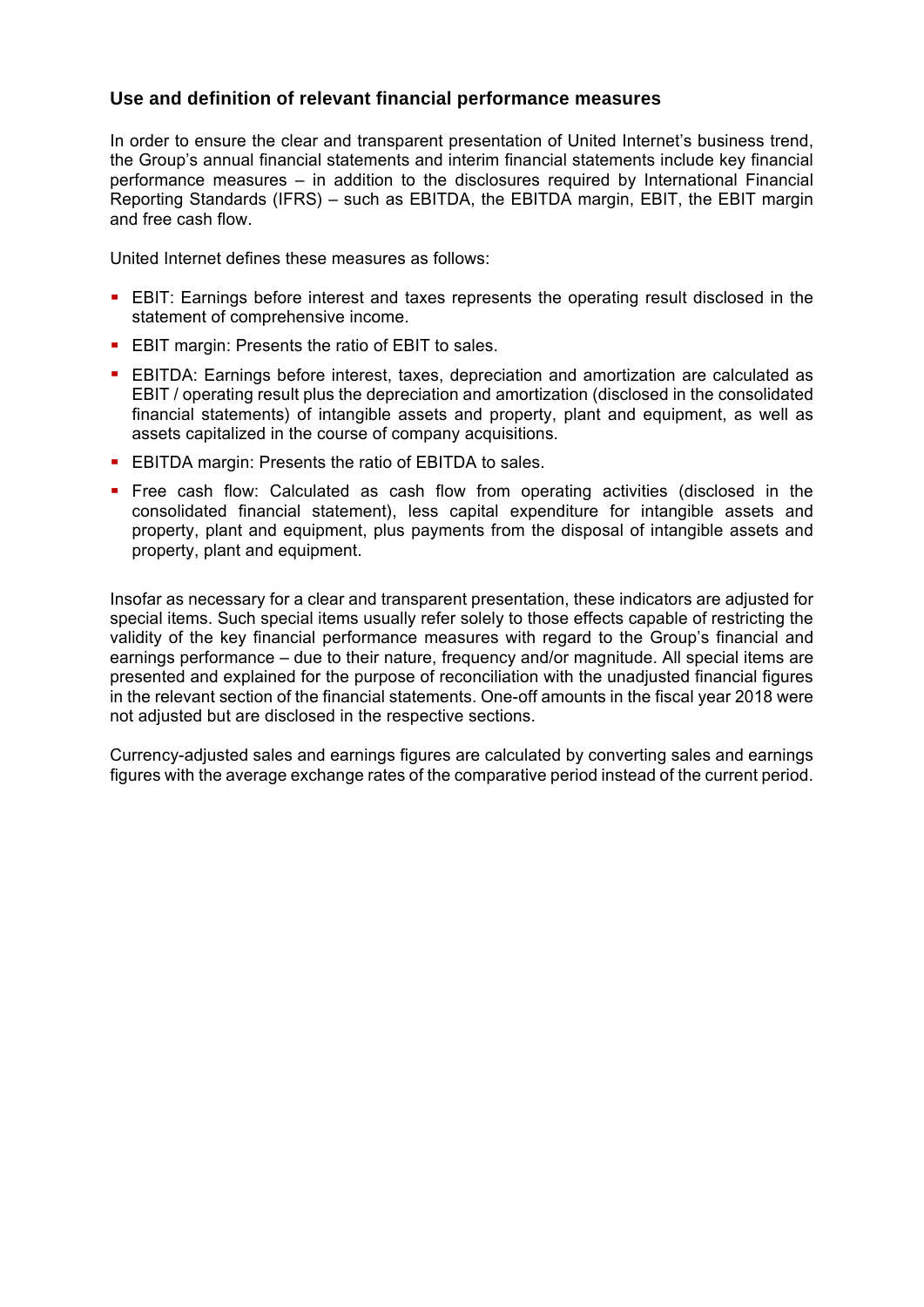## Use and definition of relevant financial performance measures

In order to ensure the clear and transparent presentation of United Internet's business trend, the Group's annual financial statements and interim financial statements include key financial performance measures – in addition to the disclosures required by International Financial Reporting Standards (IFRS) – such as EBITDA, the EBITDA margin, EBIT, the EBIT margin and free cash flow.

United Internet defines these measures as follows:

- EBIT: Earnings before interest and taxes represents the operating result disclosed in the statement of comprehensive income.
- EBIT margin: Presents the ratio of EBIT to sales.
- EBITDA: Earnings before interest, taxes, depreciation and amortization are calculated as EBIT / operating result plus the depreciation and amortization (disclosed in the consolidated financial statements) of intangible assets and property, plant and equipment, as well as assets capitalized in the course of company acquisitions.
- EBITDA margin: Presents the ratio of EBITDA to sales.
- Free cash flow: Calculated as cash flow from operating activities (disclosed in the consolidated financial statement), less capital expenditure for intangible assets and property, plant and equipment, plus payments from the disposal of intangible assets and property, plant and equipment.

Insofar as necessary for a clear and transparent presentation, these indicators are adjusted for special items. Such special items usually refer solely to those effects capable of restricting the validity of the key financial performance measures with regard to the Group's financial and earnings performance – due to their nature, frequency and/or magnitude. All special items are presented and explained for the purpose of reconciliation with the unadjusted financial figures in the relevant section of the financial statements. One-off amounts in the fiscal year 2018 were not adjusted but are disclosed in the respective sections.

Currency-adjusted sales and earnings figures are calculated by converting sales and earnings figures with the average exchange rates of the comparative period instead of the current period.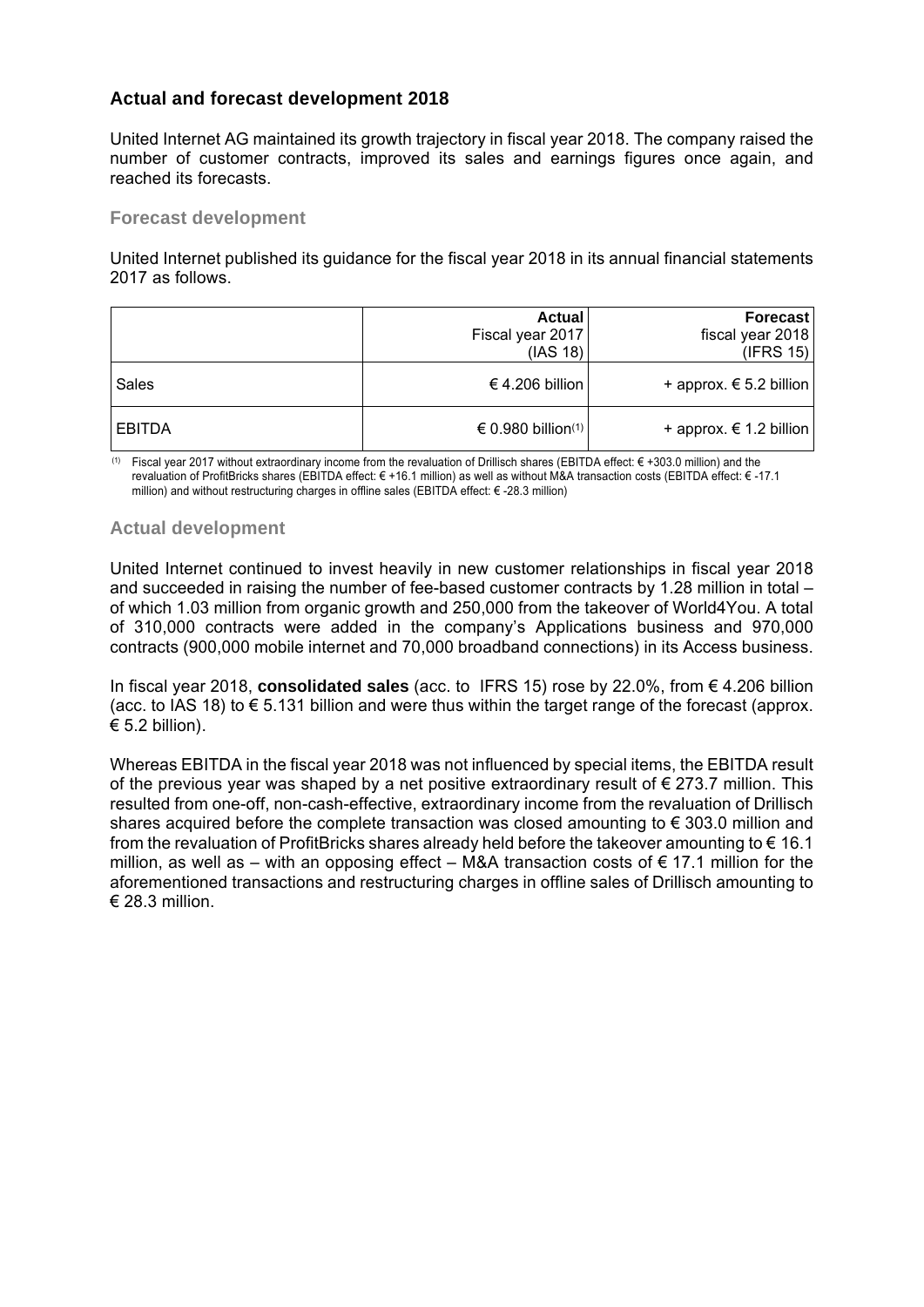## Actual and forecast development 2018

United Internet AG maintained its growth trajectory in fiscal year 2018. The company raised the number of customer contracts, improved its sales and earnings figures once again, and reached its forecasts.

### Forecast development

United Internet published its guidance for the fiscal year 2018 in its annual financial statements 2017 as follows.

| | **Actual** Fiscal year 2017 (IAS 18) | **Forecast** fiscal year 2018 (IFRS 15) |
|---|---:|---:|
| Sales | € 4.206 billion | + approx. € 5.2 billion |
| EBITDA | € 0.980 billion(1) | + approx. € 1.2 billion |

(1) Fiscal year 2017 without extraordinary income from the revaluation of Drillisch shares (EBITDA effect: € +303.0 million) and the revaluation of ProfitBricks shares (EBITDA effect: € +16.1 million) as well as without M&A transaction costs (EBITDA effect: € -17.1 million) and without restructuring charges in offline sales (EBITDA effect: € -28.3 million)

### Actual development

United Internet continued to invest heavily in new customer relationships in fiscal year 2018 and succeeded in raising the number of fee-based customer contracts by 1.28 million in total – of which 1.03 million from organic growth and 250,000 from the takeover of World4You. A total of 310,000 contracts were added in the company's Applications business and 970,000 contracts (900,000 mobile internet and 70,000 broadband connections) in its Access business.

In fiscal year 2018, **consolidated sales** (acc. to IFRS 15) rose by 22.0%, from € 4.206 billion (acc. to IAS 18) to € 5.131 billion and were thus within the target range of the forecast (approx. € 5.2 billion).

Whereas EBITDA in the fiscal year 2018 was not influenced by special items, the EBITDA result of the previous year was shaped by a net positive extraordinary result of € 273.7 million. This resulted from one-off, non-cash-effective, extraordinary income from the revaluation of Drillisch shares acquired before the complete transaction was closed amounting to € 303.0 million and from the revaluation of ProfitBricks shares already held before the takeover amounting to € 16.1 million, as well as – with an opposing effect – M&A transaction costs of € 17.1 million for the aforementioned transactions and restructuring charges in offline sales of Drillisch amounting to € 28.3 million.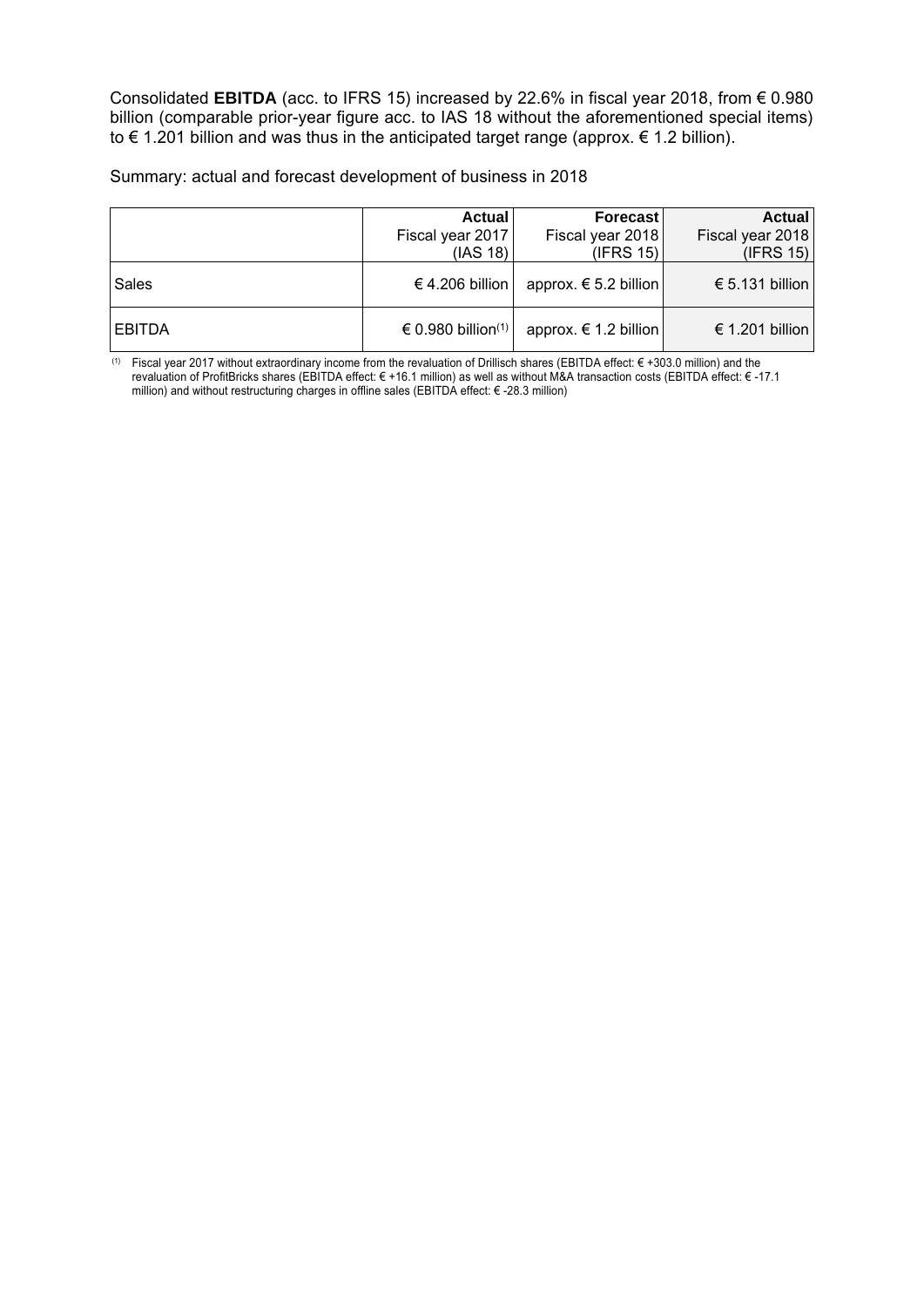Consolidated **EBITDA** (acc. to IFRS 15) increased by 22.6% in fiscal year 2018, from € 0.980 billion (comparable prior-year figure acc. to IAS 18 without the aforementioned special items) to € 1.201 billion and was thus in the anticipated target range (approx. € 1.2 billion).

Summary: actual and forecast development of business in 2018

| | **Actual** Fiscal year 2017 (IAS 18) | **Forecast** Fiscal year 2018 (IFRS 15) | **Actual** Fiscal year 2018 (IFRS 15) |
|---|---|---|---|
| Sales | € 4.206 billion | approx. € 5.2 billion | € 5.131 billion |
| EBITDA | € 0.980 billion[(1)] | approx. € 1.2 billion | € 1.201 billion |

(1) Fiscal year 2017 without extraordinary income from the revaluation of Drillisch shares (EBITDA effect: € +303.0 million) and the revaluation of ProfitBricks shares (EBITDA effect: € +16.1 million) as well as without M&A transaction costs (EBITDA effect: € -17.1 million) and without restructuring charges in offline sales (EBITDA effect: € -28.3 million)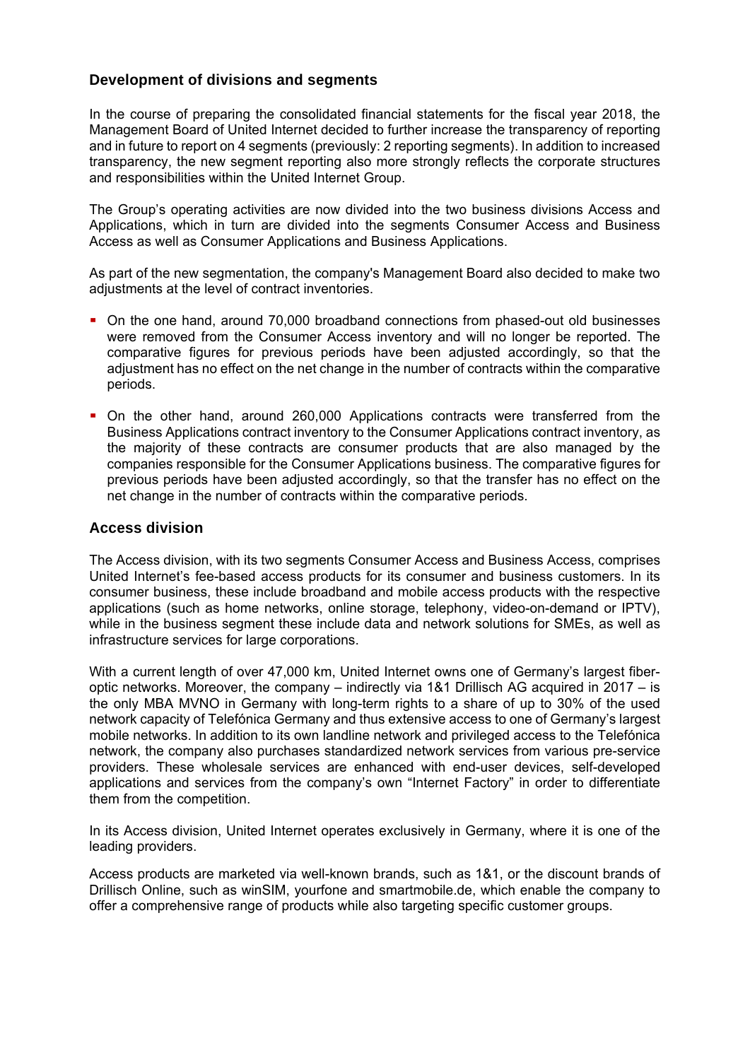## Development of divisions and segments

In the course of preparing the consolidated financial statements for the fiscal year 2018, the Management Board of United Internet decided to further increase the transparency of reporting and in future to report on 4 segments (previously: 2 reporting segments). In addition to increased transparency, the new segment reporting also more strongly reflects the corporate structures and responsibilities within the United Internet Group.

The Group's operating activities are now divided into the two business divisions Access and Applications, which in turn are divided into the segments Consumer Access and Business Access as well as Consumer Applications and Business Applications.

As part of the new segmentation, the company's Management Board also decided to make two adjustments at the level of contract inventories.

- On the one hand, around 70,000 broadband connections from phased-out old businesses were removed from the Consumer Access inventory and will no longer be reported. The comparative figures for previous periods have been adjusted accordingly, so that the adjustment has no effect on the net change in the number of contracts within the comparative periods.
- On the other hand, around 260,000 Applications contracts were transferred from the Business Applications contract inventory to the Consumer Applications contract inventory, as the majority of these contracts are consumer products that are also managed by the companies responsible for the Consumer Applications business. The comparative figures for previous periods have been adjusted accordingly, so that the transfer has no effect on the net change in the number of contracts within the comparative periods.

## Access division

The Access division, with its two segments Consumer Access and Business Access, comprises United Internet's fee-based access products for its consumer and business customers. In its consumer business, these include broadband and mobile access products with the respective applications (such as home networks, online storage, telephony, video-on-demand or IPTV), while in the business segment these include data and network solutions for SMEs, as well as infrastructure services for large corporations.

With a current length of over 47,000 km, United Internet owns one of Germany's largest fiber-optic networks. Moreover, the company – indirectly via 1&1 Drillisch AG acquired in 2017 – is the only MBA MVNO in Germany with long-term rights to a share of up to 30% of the used network capacity of Telefónica Germany and thus extensive access to one of Germany's largest mobile networks. In addition to its own landline network and privileged access to the Telefónica network, the company also purchases standardized network services from various pre-service providers. These wholesale services are enhanced with end-user devices, self-developed applications and services from the company's own "Internet Factory" in order to differentiate them from the competition.

In its Access division, United Internet operates exclusively in Germany, where it is one of the leading providers.

Access products are marketed via well-known brands, such as 1&1, or the discount brands of Drillisch Online, such as winSIM, yourfone and smartmobile.de, which enable the company to offer a comprehensive range of products while also targeting specific customer groups.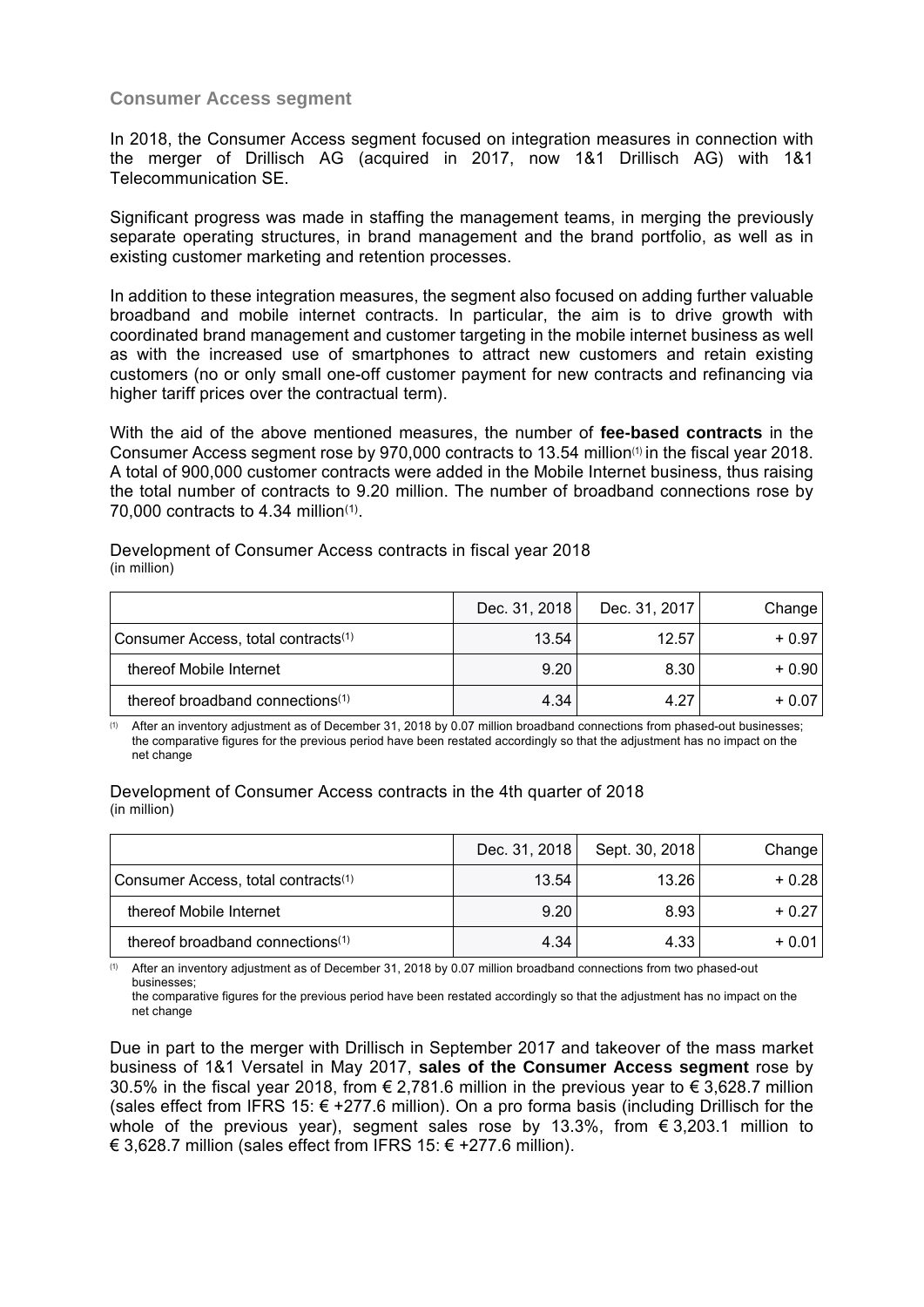### Consumer Access segment

In 2018, the Consumer Access segment focused on integration measures in connection with the merger of Drillisch AG (acquired in 2017, now 1&1 Drillisch AG) with 1&1 Telecommunication SE.

Significant progress was made in staffing the management teams, in merging the previously separate operating structures, in brand management and the brand portfolio, as well as in existing customer marketing and retention processes.

In addition to these integration measures, the segment also focused on adding further valuable broadband and mobile internet contracts. In particular, the aim is to drive growth with coordinated brand management and customer targeting in the mobile internet business as well as with the increased use of smartphones to attract new customers and retain existing customers (no or only small one-off customer payment for new contracts and refinancing via higher tariff prices over the contractual term).

With the aid of the above mentioned measures, the number of **fee-based contracts** in the Consumer Access segment rose by 970,000 contracts to 13.54 million(1) in the fiscal year 2018. A total of 900,000 customer contracts were added in the Mobile Internet business, thus raising the total number of contracts to 9.20 million. The number of broadband connections rose by 70,000 contracts to 4.34 million(1).

Development of Consumer Access contracts in fiscal year 2018
(in million)

| | Dec. 31, 2018 | Dec. 31, 2017 | Change |
|---|---|---|---|
| Consumer Access, total contracts(1) | 13.54 | 12.57 | + 0.97 |
| thereof Mobile Internet | 9.20 | 8.30 | + 0.90 |
| thereof broadband connections(1) | 4.34 | 4.27 | + 0.07 |

(1) After an inventory adjustment as of December 31, 2018 by 0.07 million broadband connections from phased-out businesses; the comparative figures for the previous period have been restated accordingly so that the adjustment has no impact on the net change

Development of Consumer Access contracts in the 4th quarter of 2018
(in million)

| | Dec. 31, 2018 | Sept. 30, 2018 | Change |
|---|---|---|---|
| Consumer Access, total contracts(1) | 13.54 | 13.26 | + 0.28 |
| thereof Mobile Internet | 9.20 | 8.93 | + 0.27 |
| thereof broadband connections(1) | 4.34 | 4.33 | + 0.01 |

(1) After an inventory adjustment as of December 31, 2018 by 0.07 million broadband connections from two phased-out businesses;
the comparative figures for the previous period have been restated accordingly so that the adjustment has no impact on the net change

Due in part to the merger with Drillisch in September 2017 and takeover of the mass market business of 1&1 Versatel in May 2017, **sales of the Consumer Access segment** rose by 30.5% in the fiscal year 2018, from € 2,781.6 million in the previous year to € 3,628.7 million (sales effect from IFRS 15: € +277.6 million). On a pro forma basis (including Drillisch for the whole of the previous year), segment sales rose by 13.3%, from € 3,203.1 million to € 3,628.7 million (sales effect from IFRS 15: € +277.6 million).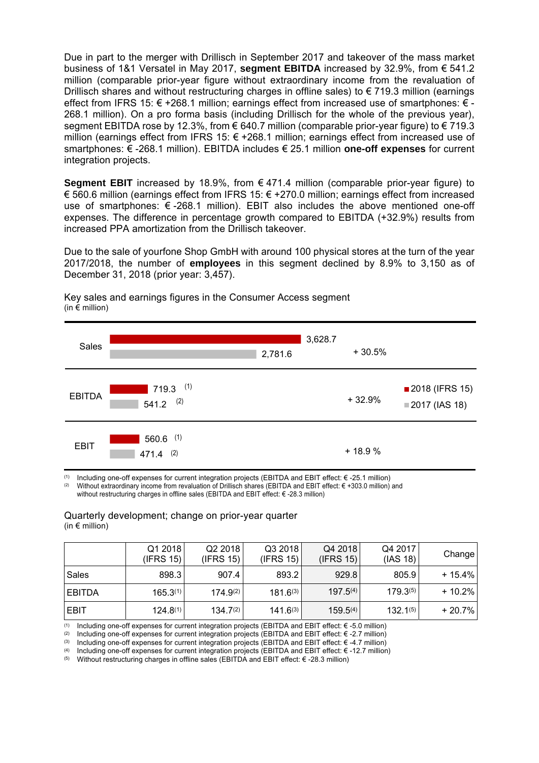Due in part to the merger with Drillisch in September 2017 and takeover of the mass market business of 1&1 Versatel in May 2017, **segment EBITDA** increased by 32.9%, from € 541.2 million (comparable prior-year figure without extraordinary income from the revaluation of Drillisch shares and without restructuring charges in offline sales) to € 719.3 million (earnings effect from IFRS 15: € +268.1 million; earnings effect from increased use of smartphones: € -268.1 million). On a pro forma basis (including Drillisch for the whole of the previous year), segment EBITDA rose by 12.3%, from € 640.7 million (comparable prior-year figure) to € 719.3 million (earnings effect from IFRS 15: € +268.1 million; earnings effect from increased use of smartphones: € -268.1 million). EBITDA includes € 25.1 million **one-off expenses** for current integration projects.

**Segment EBIT** increased by 18.9%, from € 471.4 million (comparable prior-year figure) to € 560.6 million (earnings effect from IFRS 15: € +270.0 million; earnings effect from increased use of smartphones: € -268.1 million). EBIT also includes the above mentioned one-off expenses. The difference in percentage growth compared to EBITDA (+32.9%) results from increased PPA amortization from the Drillisch takeover.

Due to the sale of yourfone Shop GmbH with around 100 physical stores at the turn of the year 2017/2018, the number of **employees** in this segment declined by 8.9% to 3,150 as of December 31, 2018 (prior year: 3,457).

Key sales and earnings figures in the Consumer Access segment
(in € million)

| | 2018 (IFRS 15) | 2017 (IAS 18) | Change |
|---|---|---|---|
| Sales | 3,628.7 | 2,781.6 | + 30.5% |
| EBITDA | 719.3 (1) | 541.2 (2) | + 32.9% |
| EBIT | 560.6 (1) | 471.4 (2) | + 18.9 % |

(1) Including one-off expenses for current integration projects (EBITDA and EBIT effect: € -25.1 million)
(2) Without extraordinary income from revaluation of Drillisch shares (EBITDA and EBIT effect: € +303.0 million) and without restructuring charges in offline sales (EBITDA and EBIT effect: € -28.3 million)

Quarterly development; change on prior-year quarter
(in € million)

| | Q1 2018 (IFRS 15) | Q2 2018 (IFRS 15) | Q3 2018 (IFRS 15) | Q4 2018 (IFRS 15) | Q4 2017 (IAS 18) | Change |
|---|---|---|---|---|---|---|
| Sales | 898.3 | 907.4 | 893.2 | 929.8 | 805.9 | + 15.4% |
| EBITDA | 165.3(1) | 174.9(2) | 181.6(3) | 197.5(4) | 179.3(5) | + 10.2% |
| EBIT | 124.8(1) | 134.7(2) | 141.6(3) | 159.5(4) | 132.1(5) | + 20.7% |

(1) Including one-off expenses for current integration projects (EBITDA and EBIT effect: € -5.0 million)
(2) Including one-off expenses for current integration projects (EBITDA and EBIT effect: € -2.7 million)
(3) Including one-off expenses for current integration projects (EBITDA and EBIT effect: € -4.7 million)
(4) Including one-off expenses for current integration projects (EBITDA and EBIT effect: € -12.7 million)
(5) Without restructuring charges in offline sales (EBITDA and EBIT effect: € -28.3 million)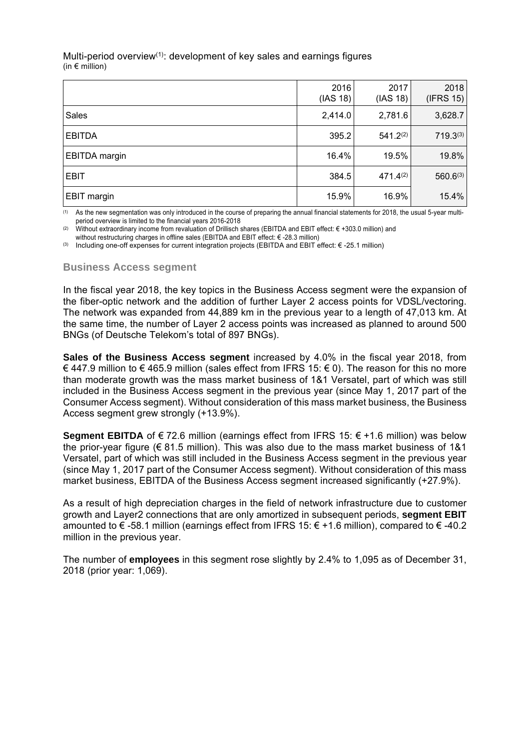Multi-period overview[1]: development of key sales and earnings figures
(in € million)

| | 2016 (IAS 18) | 2017 (IAS 18) | 2018 (IFRS 15) |
|---|---|---|---|
| Sales | 2,414.0 | 2,781.6 | 3,628.7 |
| EBITDA | 395.2 | 541.2[2] | 719.3[3] |
| EBITDA margin | 16.4% | 19.5% | 19.8% |
| EBIT | 384.5 | 471.4[2] | 560.6[3] |
| EBIT margin | 15.9% | 16.9% | 15.4% |

(1) As the new segmentation was only introduced in the course of preparing the annual financial statements for 2018, the usual 5-year multi-period overview is limited to the financial years 2016-2018

(2) Without extraordinary income from revaluation of Drillisch shares (EBITDA and EBIT effect: € +303.0 million) and without restructuring charges in offline sales (EBITDA and EBIT effect: € -28.3 million)

(3) Including one-off expenses for current integration projects (EBITDA and EBIT effect: € -25.1 million)

### Business Access segment

In the fiscal year 2018, the key topics in the Business Access segment were the expansion of the fiber-optic network and the addition of further Layer 2 access points for VDSL/vectoring. The network was expanded from 44,889 km in the previous year to a length of 47,013 km. At the same time, the number of Layer 2 access points was increased as planned to around 500 BNGs (of Deutsche Telekom's total of 897 BNGs).

**Sales of the Business Access segment** increased by 4.0% in the fiscal year 2018, from € 447.9 million to € 465.9 million (sales effect from IFRS 15: € 0). The reason for this no more than moderate growth was the mass market business of 1&1 Versatel, part of which was still included in the Business Access segment in the previous year (since May 1, 2017 part of the Consumer Access segment). Without consideration of this mass market business, the Business Access segment grew strongly (+13.9%).

**Segment EBITDA** of € 72.6 million (earnings effect from IFRS 15: € +1.6 million) was below the prior-year figure (€ 81.5 million). This was also due to the mass market business of 1&1 Versatel, part of which was still included in the Business Access segment in the previous year (since May 1, 2017 part of the Consumer Access segment). Without consideration of this mass market business, EBITDA of the Business Access segment increased significantly (+27.9%).

As a result of high depreciation charges in the field of network infrastructure due to customer growth and Layer2 connections that are only amortized in subsequent periods, **segment EBIT** amounted to € -58.1 million (earnings effect from IFRS 15: € +1.6 million), compared to € -40.2 million in the previous year.

The number of **employees** in this segment rose slightly by 2.4% to 1,095 as of December 31, 2018 (prior year: 1,069).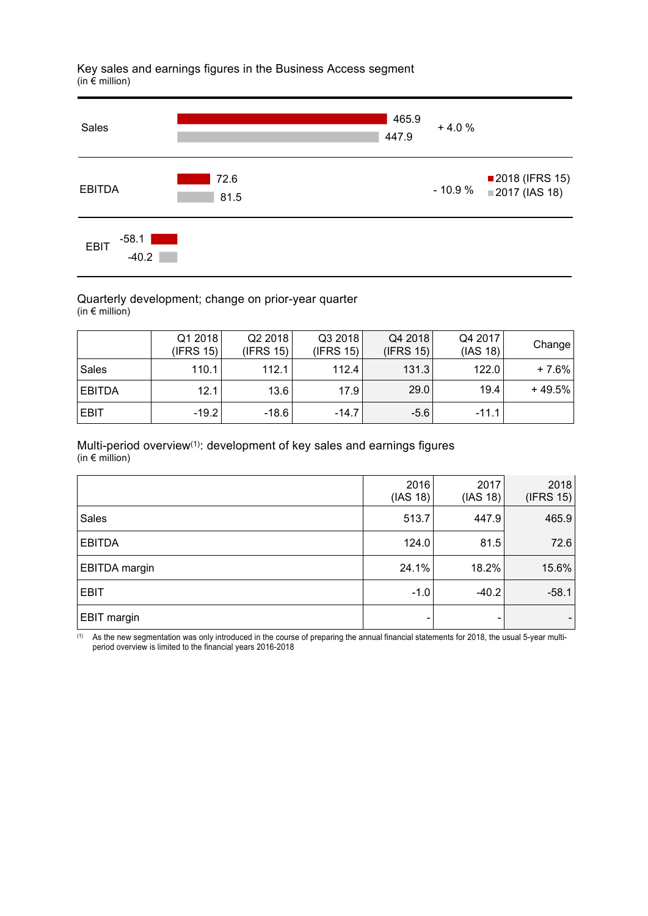Key sales and earnings figures in the Business Access segment
(in € million)

| | 2018 (IFRS 15) | 2017 (IAS 18) | Change |
|---|---|---|---|
| Sales | 465.9 | 447.9 | + 4.0 % |
| EBITDA | 72.6 | 81.5 | - 10.9 % |
| EBIT | -58.1 | -40.2 | |

Quarterly development; change on prior-year quarter
(in € million)

| | Q1 2018 (IFRS 15) | Q2 2018 (IFRS 15) | Q3 2018 (IFRS 15) | Q4 2018 (IFRS 15) | Q4 2017 (IAS 18) | Change |
|---|---|---|---|---|---|---|
| Sales | 110.1 | 112.1 | 112.4 | 131.3 | 122.0 | + 7.6% |
| EBITDA | 12.1 | 13.6 | 17.9 | 29.0 | 19.4 | + 49.5% |
| EBIT | -19.2 | -18.6 | -14.7 | -5.6 | -11.1 | |

Multi-period overview[1]: development of key sales and earnings figures
(in € million)

| | 2016 (IAS 18) | 2017 (IAS 18) | 2018 (IFRS 15) |
|---|---|---|---|
| Sales | 513.7 | 447.9 | 465.9 |
| EBITDA | 124.0 | 81.5 | 72.6 |
| EBITDA margin | 24.1% | 18.2% | 15.6% |
| EBIT | -1.0 | -40.2 | -58.1 |
| EBIT margin | - | - | - |

[1] As the new segmentation was only introduced in the course of preparing the annual financial statements for 2018, the usual 5-year multi-period overview is limited to the financial years 2016-2018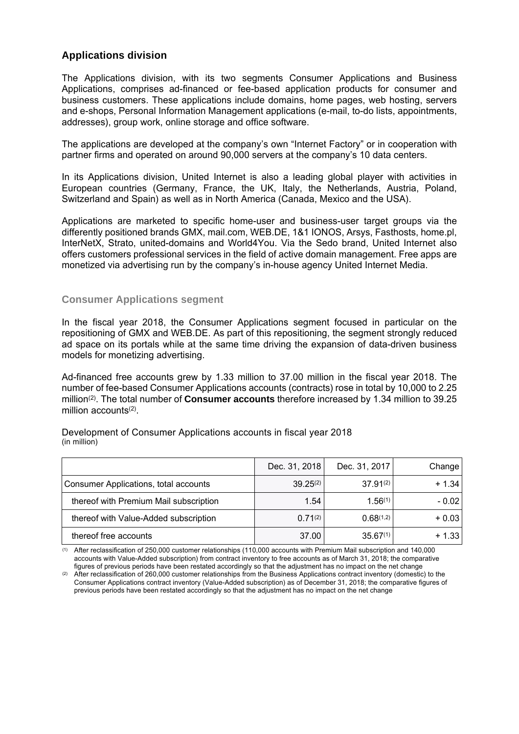## Applications division

The Applications division, with its two segments Consumer Applications and Business Applications, comprises ad-financed or fee-based application products for consumer and business customers. These applications include domains, home pages, web hosting, servers and e-shops, Personal Information Management applications (e-mail, to-do lists, appointments, addresses), group work, online storage and office software.

The applications are developed at the company's own "Internet Factory" or in cooperation with partner firms and operated on around 90,000 servers at the company's 10 data centers.

In its Applications division, United Internet is also a leading global player with activities in European countries (Germany, France, the UK, Italy, the Netherlands, Austria, Poland, Switzerland and Spain) as well as in North America (Canada, Mexico and the USA).

Applications are marketed to specific home-user and business-user target groups via the differently positioned brands GMX, mail.com, WEB.DE, 1&1 IONOS, Arsys, Fasthosts, home.pl, InterNetX, Strato, united-domains and World4You. Via the Sedo brand, United Internet also offers customers professional services in the field of active domain management. Free apps are monetized via advertising run by the company's in-house agency United Internet Media.

### Consumer Applications segment

In the fiscal year 2018, the Consumer Applications segment focused in particular on the repositioning of GMX and WEB.DE. As part of this repositioning, the segment strongly reduced ad space on its portals while at the same time driving the expansion of data-driven business models for monetizing advertising.

Ad-financed free accounts grew by 1.33 million to 37.00 million in the fiscal year 2018. The number of fee-based Consumer Applications accounts (contracts) rose in total by 10,000 to 2.25 million[2]. The total number of **Consumer accounts** therefore increased by 1.34 million to 39.25 million accounts[2].

Development of Consumer Applications accounts in fiscal year 2018
(in million)

| | Dec. 31, 2018 | Dec. 31, 2017 | Change |
|---|---|---|---|
| Consumer Applications, total accounts | 39.25[2] | 37.91[2] | + 1.34 |
| thereof with Premium Mail subscription | 1.54 | 1.56[1] | - 0.02 |
| thereof with Value-Added subscription | 0.71[2] | 0.68[1,2] | + 0.03 |
| thereof free accounts | 37.00 | 35.67[1] | + 1.33 |

(1) After reclassification of 250,000 customer relationships (110,000 accounts with Premium Mail subscription and 140,000 accounts with Value-Added subscription) from contract inventory to free accounts as of March 31, 2018; the comparative figures of previous periods have been restated accordingly so that the adjustment has no impact on the net change

(2) After reclassification of 260,000 customer relationships from the Business Applications contract inventory (domestic) to the Consumer Applications contract inventory (Value-Added subscription) as of December 31, 2018; the comparative figures of previous periods have been restated accordingly so that the adjustment has no impact on the net change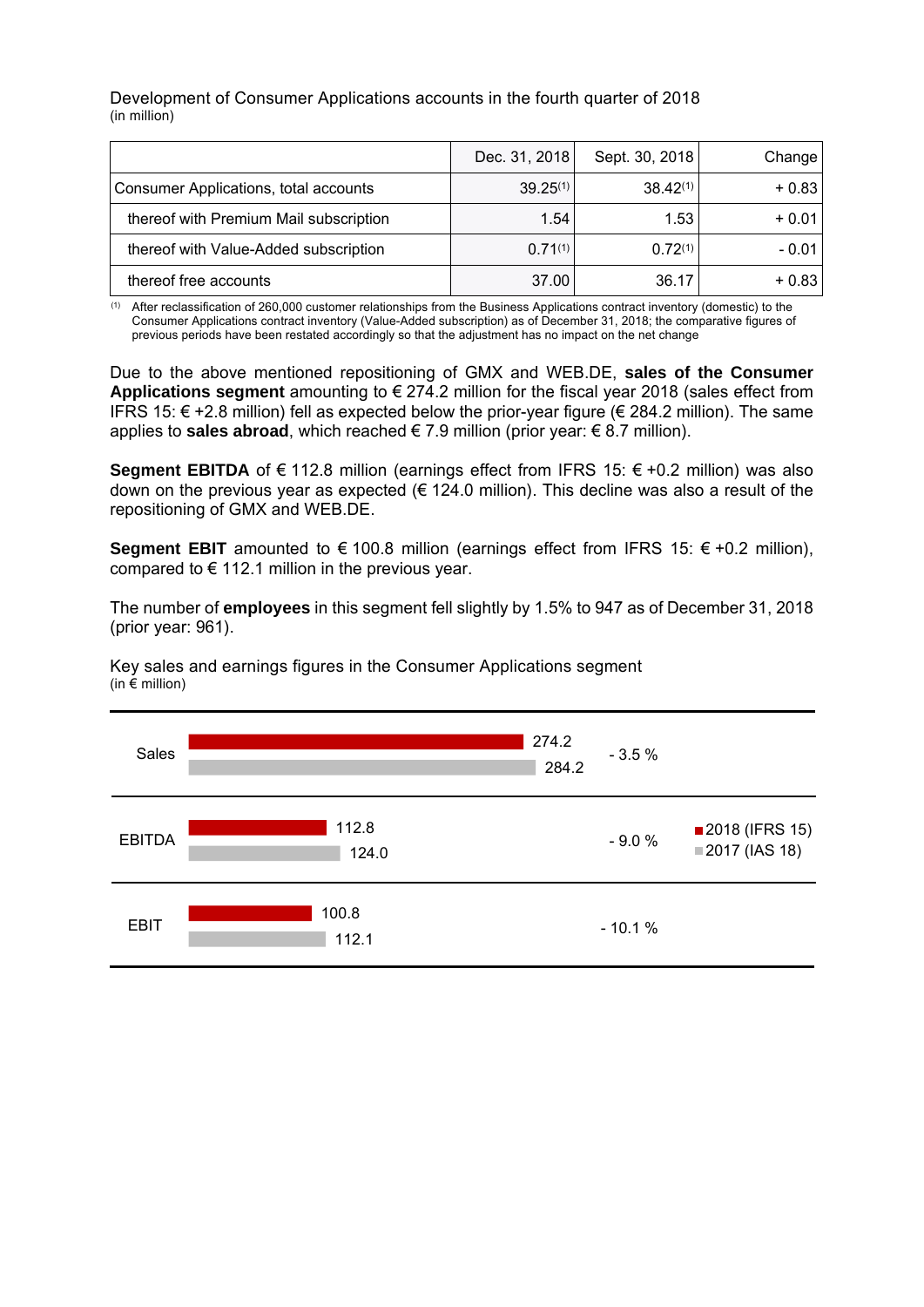Development of Consumer Applications accounts in the fourth quarter of 2018
(in million)

| | Dec. 31, 2018 | Sept. 30, 2018 | Change |
|---|---|---|---|
| Consumer Applications, total accounts | 39.25[(1)] | 38.42[(1)] | + 0.83 |
| thereof with Premium Mail subscription | 1.54 | 1.53 | + 0.01 |
| thereof with Value-Added subscription | 0.71[(1)] | 0.72[(1)] | - 0.01 |
| thereof free accounts | 37.00 | 36.17 | + 0.83 |

(1) After reclassification of 260,000 customer relationships from the Business Applications contract inventory (domestic) to the Consumer Applications contract inventory (Value-Added subscription) as of December 31, 2018; the comparative figures of previous periods have been restated accordingly so that the adjustment has no impact on the net change

Due to the above mentioned repositioning of GMX and WEB.DE, **sales of the Consumer Applications segment** amounting to € 274.2 million for the fiscal year 2018 (sales effect from IFRS 15: € +2.8 million) fell as expected below the prior-year figure (€ 284.2 million). The same applies to **sales abroad**, which reached € 7.9 million (prior year: € 8.7 million).

**Segment EBITDA** of € 112.8 million (earnings effect from IFRS 15: € +0.2 million) was also down on the previous year as expected (€ 124.0 million). This decline was also a result of the repositioning of GMX and WEB.DE.

**Segment EBIT** amounted to € 100.8 million (earnings effect from IFRS 15: € +0.2 million), compared to € 112.1 million in the previous year.

The number of **employees** in this segment fell slightly by 1.5% to 947 as of December 31, 2018 (prior year: 961).

Key sales and earnings figures in the Consumer Applications segment
(in € million)

| | 2018 (IFRS 15) | 2017 (IAS 18) | Change |
|---|---|---|---|
| Sales | 274.2 | 284.2 | - 3.5 % |
| EBITDA | 112.8 | 124.0 | - 9.0 % |
| EBIT | 100.8 | 112.1 | - 10.1 % |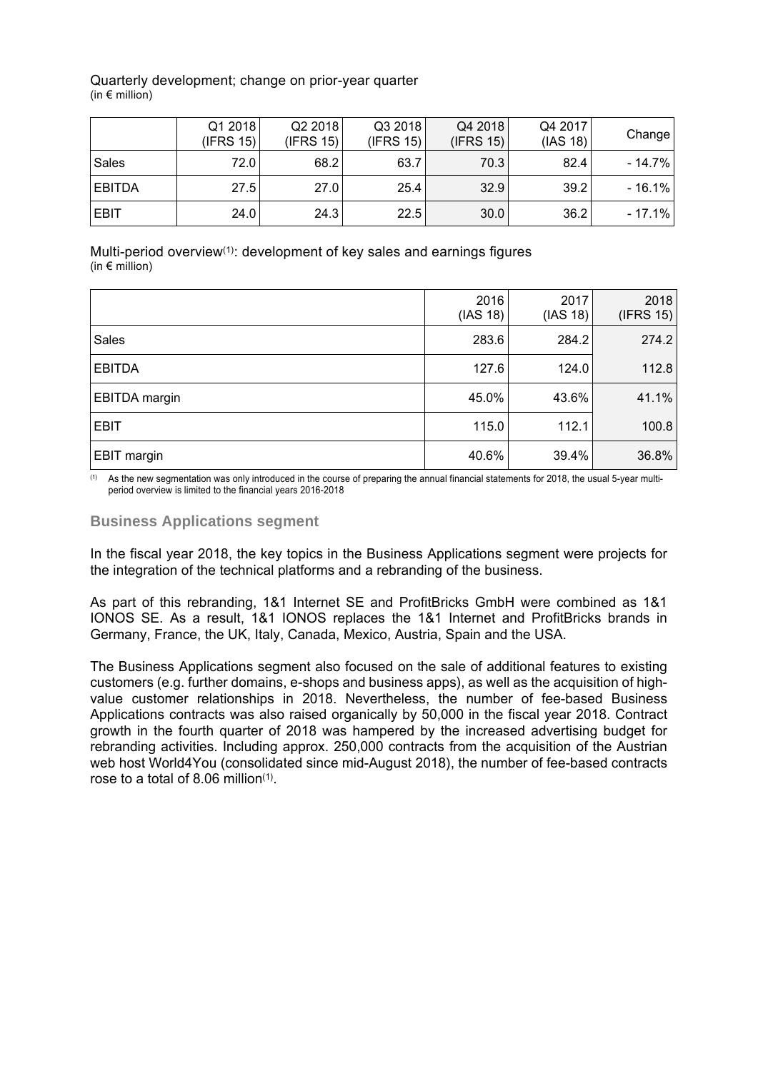Quarterly development; change on prior-year quarter
(in € million)

| | Q1 2018 (IFRS 15) | Q2 2018 (IFRS 15) | Q3 2018 (IFRS 15) | Q4 2018 (IFRS 15) | Q4 2017 (IAS 18) | Change |
|---|---|---|---|---|---|---|
| Sales | 72.0 | 68.2 | 63.7 | 70.3 | 82.4 | - 14.7% |
| EBITDA | 27.5 | 27.0 | 25.4 | 32.9 | 39.2 | - 16.1% |
| EBIT | 24.0 | 24.3 | 22.5 | 30.0 | 36.2 | - 17.1% |

Multi-period overview[(1)]: development of key sales and earnings figures
(in € million)

| | 2016 (IAS 18) | 2017 (IAS 18) | 2018 (IFRS 15) |
|---|---|---|---|
| Sales | 283.6 | 284.2 | 274.2 |
| EBITDA | 127.6 | 124.0 | 112.8 |
| EBITDA margin | 45.0% | 43.6% | 41.1% |
| EBIT | 115.0 | 112.1 | 100.8 |
| EBIT margin | 40.6% | 39.4% | 36.8% |

(1) As the new segmentation was only introduced in the course of preparing the annual financial statements for 2018, the usual 5-year multi-period overview is limited to the financial years 2016-2018

## Business Applications segment

In the fiscal year 2018, the key topics in the Business Applications segment were projects for the integration of the technical platforms and a rebranding of the business.

As part of this rebranding, 1&1 Internet SE and ProfitBricks GmbH were combined as 1&1 IONOS SE. As a result, 1&1 IONOS replaces the 1&1 Internet and ProfitBricks brands in Germany, France, the UK, Italy, Canada, Mexico, Austria, Spain and the USA.

The Business Applications segment also focused on the sale of additional features to existing customers (e.g. further domains, e-shops and business apps), as well as the acquisition of high-value customer relationships in 2018. Nevertheless, the number of fee-based Business Applications contracts was also raised organically by 50,000 in the fiscal year 2018. Contract growth in the fourth quarter of 2018 was hampered by the increased advertising budget for rebranding activities. Including approx. 250,000 contracts from the acquisition of the Austrian web host World4You (consolidated since mid-August 2018), the number of fee-based contracts rose to a total of 8.06 million[(1)].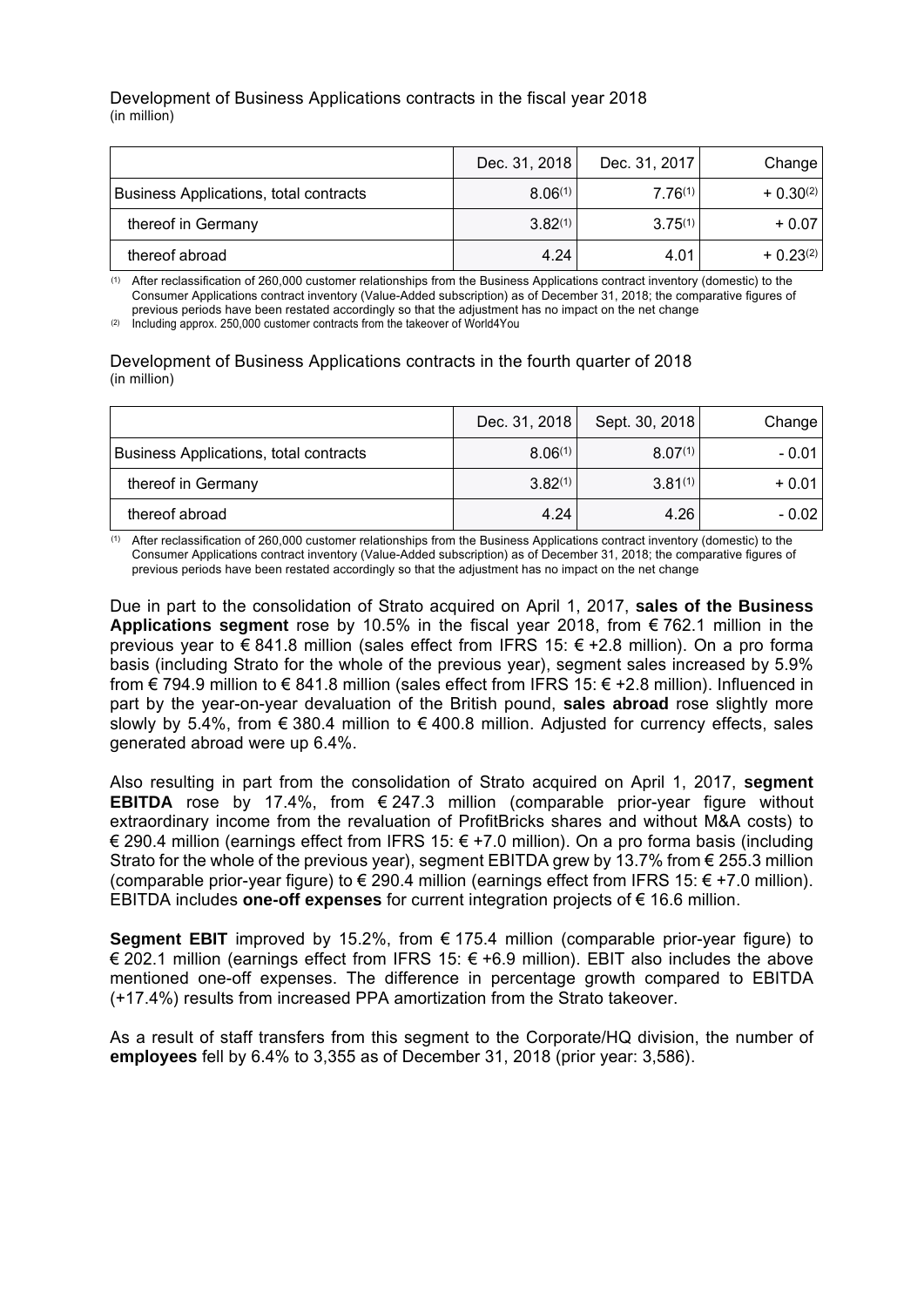Development of Business Applications contracts in the fiscal year 2018
(in million)

| | Dec. 31, 2018 | Dec. 31, 2017 | Change |
|---|---|---|---|
| Business Applications, total contracts | 8.06[(1)] | 7.76[(1)] | + 0.30[(2)] |
| thereof in Germany | 3.82[(1)] | 3.75[(1)] | + 0.07 |
| thereof abroad | 4.24 | 4.01 | + 0.23[(2)] |

(1) After reclassification of 260,000 customer relationships from the Business Applications contract inventory (domestic) to the Consumer Applications contract inventory (Value-Added subscription) as of December 31, 2018; the comparative figures of previous periods have been restated accordingly so that the adjustment has no impact on the net change

(2) Including approx. 250,000 customer contracts from the takeover of World4You

Development of Business Applications contracts in the fourth quarter of 2018
(in million)

| | Dec. 31, 2018 | Sept. 30, 2018 | Change |
|---|---|---|---|
| Business Applications, total contracts | 8.06[(1)] | 8.07[(1)] | - 0.01 |
| thereof in Germany | 3.82[(1)] | 3.81[(1)] | + 0.01 |
| thereof abroad | 4.24 | 4.26 | - 0.02 |

(1) After reclassification of 260,000 customer relationships from the Business Applications contract inventory (domestic) to the Consumer Applications contract inventory (Value-Added subscription) as of December 31, 2018; the comparative figures of previous periods have been restated accordingly so that the adjustment has no impact on the net change

Due in part to the consolidation of Strato acquired on April 1, 2017, **sales of the Business Applications segment** rose by 10.5% in the fiscal year 2018, from € 762.1 million in the previous year to € 841.8 million (sales effect from IFRS 15: € +2.8 million). On a pro forma basis (including Strato for the whole of the previous year), segment sales increased by 5.9% from € 794.9 million to € 841.8 million (sales effect from IFRS 15: € +2.8 million). Influenced in part by the year-on-year devaluation of the British pound, **sales abroad** rose slightly more slowly by 5.4%, from € 380.4 million to € 400.8 million. Adjusted for currency effects, sales generated abroad were up 6.4%.

Also resulting in part from the consolidation of Strato acquired on April 1, 2017, **segment EBITDA** rose by 17.4%, from € 247.3 million (comparable prior-year figure without extraordinary income from the revaluation of ProfitBricks shares and without M&A costs) to € 290.4 million (earnings effect from IFRS 15: € +7.0 million). On a pro forma basis (including Strato for the whole of the previous year), segment EBITDA grew by 13.7% from € 255.3 million (comparable prior-year figure) to € 290.4 million (earnings effect from IFRS 15: € +7.0 million). EBITDA includes **one-off expenses** for current integration projects of € 16.6 million.

**Segment EBIT** improved by 15.2%, from € 175.4 million (comparable prior-year figure) to € 202.1 million (earnings effect from IFRS 15: € +6.9 million). EBIT also includes the above mentioned one-off expenses. The difference in percentage growth compared to EBITDA (+17.4%) results from increased PPA amortization from the Strato takeover.

As a result of staff transfers from this segment to the Corporate/HQ division, the number of **employees** fell by 6.4% to 3,355 as of December 31, 2018 (prior year: 3,586).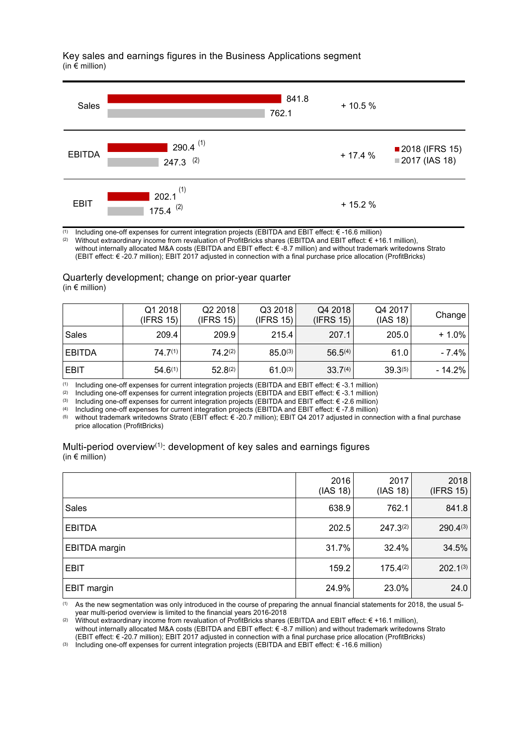Key sales and earnings figures in the Business Applications segment
(in € million)

|  | 2018 (IFRS 15) | 2017 (IAS 18) | Change |
|---|---|---|---|
| Sales | 841.8 | 762.1 | + 10.5 % |
| EBITDA | 290.4 [1] | 247.3 [2] | + 17.4 % |
| EBIT | 202.1 [1] | 175.4 [2] | + 15.2 % |

(1) Including one-off expenses for current integration projects (EBITDA and EBIT effect: € -16.6 million)
(2) Without extraordinary income from revaluation of ProfitBricks shares (EBITDA and EBIT effect: € +16.1 million), without internally allocated M&A costs (EBITDA and EBIT effect: € -8.7 million) and without trademark writedowns Strato (EBIT effect: € -20.7 million); EBIT 2017 adjusted in connection with a final purchase price allocation (ProfitBricks)

Quarterly development; change on prior-year quarter
(in € million)

|  | Q1 2018 (IFRS 15) | Q2 2018 (IFRS 15) | Q3 2018 (IFRS 15) | Q4 2018 (IFRS 15) | Q4 2017 (IAS 18) | Change |
|---|---|---|---|---|---|---|
| Sales | 209.4 | 209.9 | 215.4 | 207.1 | 205.0 | + 1.0% |
| EBITDA | 74.7[1] | 74.2[2] | 85.0[3] | 56.5[4] | 61.0 | - 7.4% |
| EBIT | 54.6[1] | 52.8[2] | 61.0[3] | 33.7[4] | 39.3[5] | - 14.2% |

(1) Including one-off expenses for current integration projects (EBITDA and EBIT effect: € -3.1 million)
(2) Including one-off expenses for current integration projects (EBITDA and EBIT effect: € -3.1 million)
(3) Including one-off expenses for current integration projects (EBITDA and EBIT effect: € -2.6 million)
(4) Including one-off expenses for current integration projects (EBITDA and EBIT effect: € -7.8 million)
(5) without trademark writedowns Strato (EBIT effect: € -20.7 million); EBIT Q4 2017 adjusted in connection with a final purchase price allocation (ProfitBricks)

Multi-period overview[1]: development of key sales and earnings figures
(in € million)

|  | 2016 (IAS 18) | 2017 (IAS 18) | 2018 (IFRS 15) |
|---|---|---|---|
| Sales | 638.9 | 762.1 | 841.8 |
| EBITDA | 202.5 | 247.3[2] | 290.4[3] |
| EBITDA margin | 31.7% | 32.4% | 34.5% |
| EBIT | 159.2 | 175.4[2] | 202.1[3] |
| EBIT margin | 24.9% | 23.0% | 24.0 |

(1) As the new segmentation was only introduced in the course of preparing the annual financial statements for 2018, the usual 5-year multi-period overview is limited to the financial years 2016-2018
(2) Without extraordinary income from revaluation of ProfitBricks shares (EBITDA and EBIT effect: € +16.1 million), without internally allocated M&A costs (EBITDA and EBIT effect: € -8.7 million) and without trademark writedowns Strato (EBIT effect: € -20.7 million); EBIT 2017 adjusted in connection with a final purchase price allocation (ProfitBricks)
(3) Including one-off expenses for current integration projects (EBITDA and EBIT effect: € -16.6 million)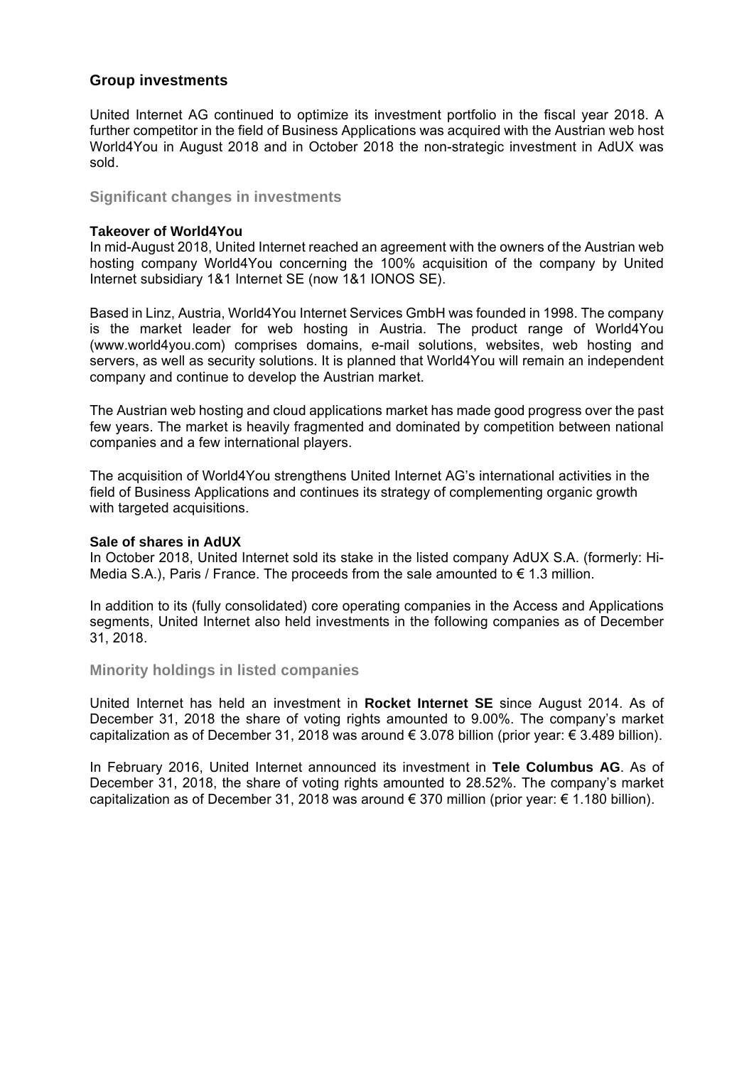## Group investments

United Internet AG continued to optimize its investment portfolio in the fiscal year 2018. A further competitor in the field of Business Applications was acquired with the Austrian web host World4You in August 2018 and in October 2018 the non-strategic investment in AdUX was sold.

### Significant changes in investments

**Takeover of World4You**
In mid-August 2018, United Internet reached an agreement with the owners of the Austrian web hosting company World4You concerning the 100% acquisition of the company by United Internet subsidiary 1&1 Internet SE (now 1&1 IONOS SE).

Based in Linz, Austria, World4You Internet Services GmbH was founded in 1998. The company is the market leader for web hosting in Austria. The product range of World4You (www.world4you.com) comprises domains, e-mail solutions, websites, web hosting and servers, as well as security solutions. It is planned that World4You will remain an independent company and continue to develop the Austrian market.

The Austrian web hosting and cloud applications market has made good progress over the past few years. The market is heavily fragmented and dominated by competition between national companies and a few international players.

The acquisition of World4You strengthens United Internet AG's international activities in the field of Business Applications and continues its strategy of complementing organic growth with targeted acquisitions.

**Sale of shares in AdUX**
In October 2018, United Internet sold its stake in the listed company AdUX S.A. (formerly: Hi-Media S.A.), Paris / France. The proceeds from the sale amounted to € 1.3 million.

In addition to its (fully consolidated) core operating companies in the Access and Applications segments, United Internet also held investments in the following companies as of December 31, 2018.

### Minority holdings in listed companies

United Internet has held an investment in **Rocket Internet SE** since August 2014. As of December 31, 2018 the share of voting rights amounted to 9.00%. The company's market capitalization as of December 31, 2018 was around € 3.078 billion (prior year: € 3.489 billion).

In February 2016, United Internet announced its investment in **Tele Columbus AG**. As of December 31, 2018, the share of voting rights amounted to 28.52%. The company's market capitalization as of December 31, 2018 was around € 370 million (prior year: € 1.180 billion).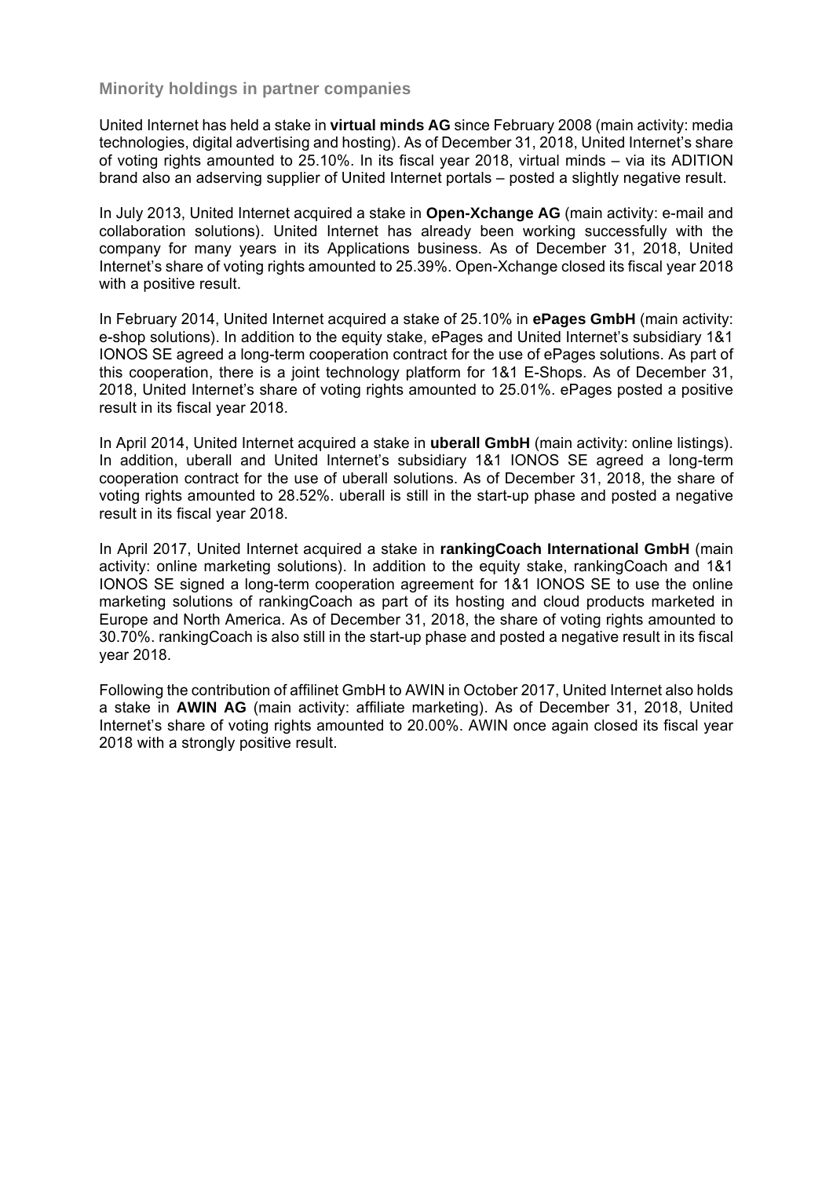### Minority holdings in partner companies

United Internet has held a stake in **virtual minds AG** since February 2008 (main activity: media technologies, digital advertising and hosting). As of December 31, 2018, United Internet's share of voting rights amounted to 25.10%. In its fiscal year 2018, virtual minds – via its ADITION brand also an adserving supplier of United Internet portals – posted a slightly negative result.

In July 2013, United Internet acquired a stake in **Open-Xchange AG** (main activity: e-mail and collaboration solutions). United Internet has already been working successfully with the company for many years in its Applications business. As of December 31, 2018, United Internet's share of voting rights amounted to 25.39%. Open-Xchange closed its fiscal year 2018 with a positive result.

In February 2014, United Internet acquired a stake of 25.10% in **ePages GmbH** (main activity: e-shop solutions). In addition to the equity stake, ePages and United Internet's subsidiary 1&1 IONOS SE agreed a long-term cooperation contract for the use of ePages solutions. As part of this cooperation, there is a joint technology platform for 1&1 E-Shops. As of December 31, 2018, United Internet's share of voting rights amounted to 25.01%. ePages posted a positive result in its fiscal year 2018.

In April 2014, United Internet acquired a stake in **uberall GmbH** (main activity: online listings). In addition, uberall and United Internet's subsidiary 1&1 IONOS SE agreed a long-term cooperation contract for the use of uberall solutions. As of December 31, 2018, the share of voting rights amounted to 28.52%. uberall is still in the start-up phase and posted a negative result in its fiscal year 2018.

In April 2017, United Internet acquired a stake in **rankingCoach International GmbH** (main activity: online marketing solutions). In addition to the equity stake, rankingCoach and 1&1 IONOS SE signed a long-term cooperation agreement for 1&1 IONOS SE to use the online marketing solutions of rankingCoach as part of its hosting and cloud products marketed in Europe and North America. As of December 31, 2018, the share of voting rights amounted to 30.70%. rankingCoach is also still in the start-up phase and posted a negative result in its fiscal year 2018.

Following the contribution of affilinet GmbH to AWIN in October 2017, United Internet also holds a stake in **AWIN AG** (main activity: affiliate marketing). As of December 31, 2018, United Internet's share of voting rights amounted to 20.00%. AWIN once again closed its fiscal year 2018 with a strongly positive result.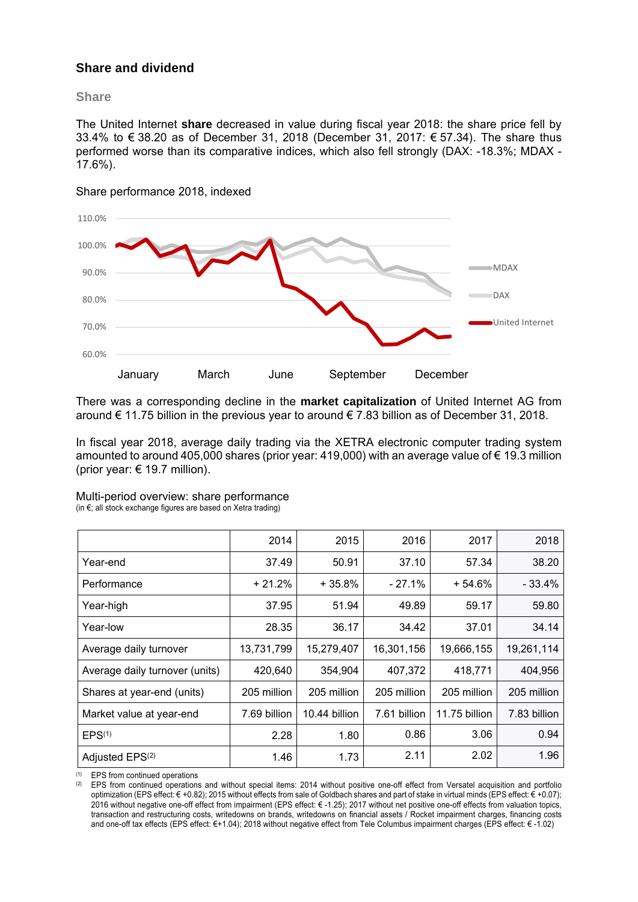## Share and dividend

### Share

The United Internet **share** decreased in value during fiscal year 2018: the share price fell by 33.4% to € 38.20 as of December 31, 2018 (December 31, 2017: € 57.34). The share thus performed worse than its comparative indices, which also fell strongly (DAX: -18.3%; MDAX -17.6%).

Share performance 2018, indexed

There was a corresponding decline in the **market capitalization** of United Internet AG from around € 11.75 billion in the previous year to around € 7.83 billion as of December 31, 2018.

In fiscal year 2018, average daily trading via the XETRA electronic computer trading system amounted to around 405,000 shares (prior year: 419,000) with an average value of € 19.3 million (prior year: € 19.7 million).

Multi-period overview: share performance
(in €; all stock exchange figures are based on Xetra trading)

| | 2014 | 2015 | 2016 | 2017 | 2018 |
|---|---|---|---|---|---|
| Year-end | 37.49 | 50.91 | 37.10 | 57.34 | 38.20 |
| Performance | + 21.2% | + 35.8% | - 27.1% | + 54.6% | - 33.4% |
| Year-high | 37.95 | 51.94 | 49.89 | 59.17 | 59.80 |
| Year-low | 28.35 | 36.17 | 34.42 | 37.01 | 34.14 |
| Average daily turnover | 13,731,799 | 15,279,407 | 16,301,156 | 19,666,155 | 19,261,114 |
| Average daily turnover (units) | 420,640 | 354,904 | 407,372 | 418,771 | 404,956 |
| Shares at year-end (units) | 205 million | 205 million | 205 million | 205 million | 205 million |
| Market value at year-end | 7.69 billion | 10.44 billion | 7.61 billion | 11.75 billion | 7.83 billion |
| EPS[1] | 2.28 | 1.80 | 0.86 | 3.06 | 0.94 |
| Adjusted EPS[2] | 1.46 | 1.73 | 2.11 | 2.02 | 1.96 |

[1] EPS from continued operations
[2] EPS from continued operations and without special items: 2014 without positive one-off effect from Versatel acquisition and portfolio optimization (EPS effect: € +0.82); 2015 without effects from sale of Goldbach shares and part of stake in virtual minds (EPS effect: € +0.07); 2016 without negative one-off effect from impairment (EPS effect: € -1.25); 2017 without net positive one-off effects from valuation topics, transaction and restructuring costs, writedowns on brands, writedowns on financial assets / Rocket impairment charges, financing costs and one-off tax effects (EPS effect: €+1.04); 2018 without negative effect from Tele Columbus impairment charges (EPS effect: € -1.02)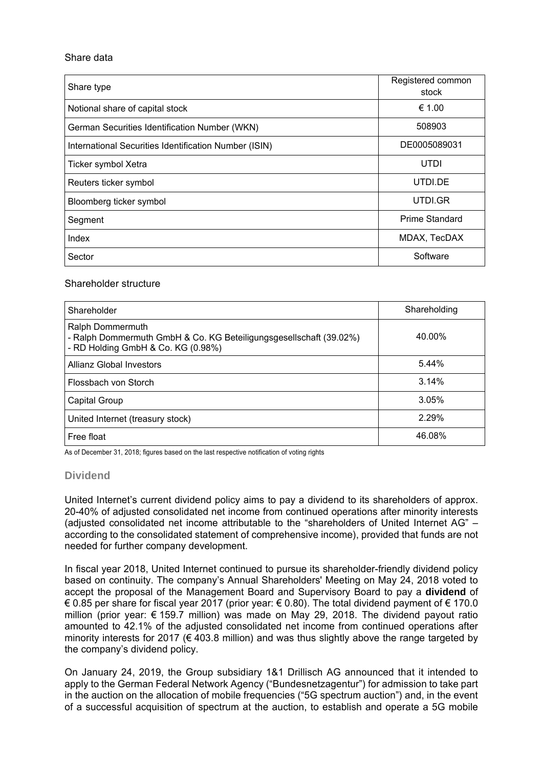Share data

| Share type | Registered common stock |
| --- | --- |
| Notional share of capital stock | € 1.00 |
| German Securities Identification Number (WKN) | 508903 |
| International Securities Identification Number (ISIN) | DE0005089031 |
| Ticker symbol Xetra | UTDI |
| Reuters ticker symbol | UTDI.DE |
| Bloomberg ticker symbol | UTDI.GR |
| Segment | Prime Standard |
| Index | MDAX, TecDAX |
| Sector | Software |

Shareholder structure

| Shareholder | Shareholding |
| --- | --- |
| Ralph Dommermuth<br>- Ralph Dommermuth GmbH & Co. KG Beteiligungsgesellschaft (39.02%)<br>- RD Holding GmbH & Co. KG (0.98%) | 40.00% |
| Allianz Global Investors | 5.44% |
| Flossbach von Storch | 3.14% |
| Capital Group | 3.05% |
| United Internet (treasury stock) | 2.29% |
| Free float | 46.08% |

As of December 31, 2018; figures based on the last respective notification of voting rights

## Dividend

United Internet's current dividend policy aims to pay a dividend to its shareholders of approx. 20-40% of adjusted consolidated net income from continued operations after minority interests (adjusted consolidated net income attributable to the "shareholders of United Internet AG" – according to the consolidated statement of comprehensive income), provided that funds are not needed for further company development.

In fiscal year 2018, United Internet continued to pursue its shareholder-friendly dividend policy based on continuity. The company's Annual Shareholders' Meeting on May 24, 2018 voted to accept the proposal of the Management Board and Supervisory Board to pay a **dividend** of € 0.85 per share for fiscal year 2017 (prior year: € 0.80). The total dividend payment of € 170.0 million (prior year: € 159.7 million) was made on May 29, 2018. The dividend payout ratio amounted to 42.1% of the adjusted consolidated net income from continued operations after minority interests for 2017 (€ 403.8 million) and was thus slightly above the range targeted by the company's dividend policy.

On January 24, 2019, the Group subsidiary 1&1 Drillisch AG announced that it intended to apply to the German Federal Network Agency ("Bundesnetzagentur") for admission to take part in the auction on the allocation of mobile frequencies ("5G spectrum auction") and, in the event of a successful acquisition of spectrum at the auction, to establish and operate a 5G mobile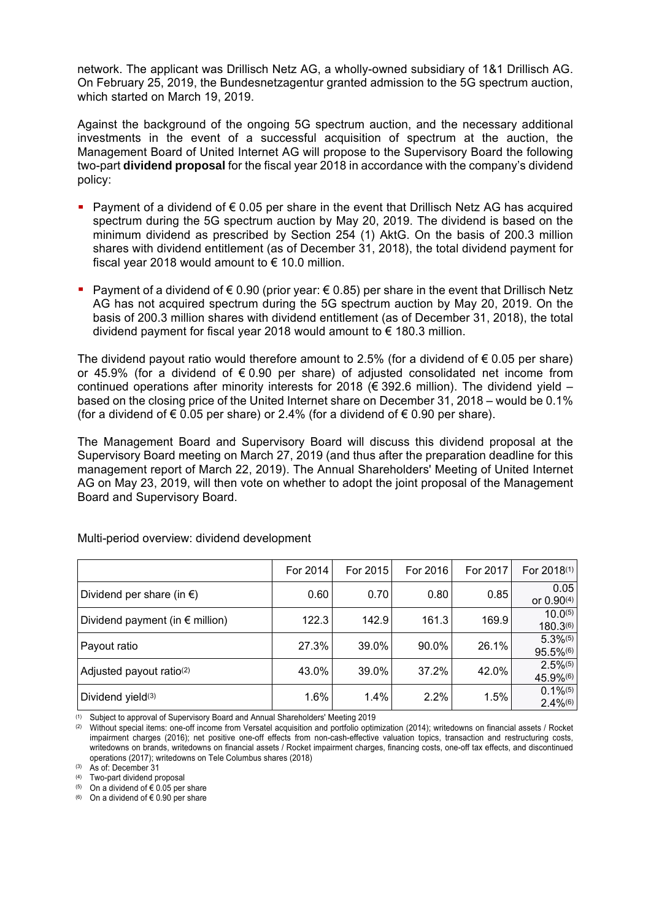network. The applicant was Drillisch Netz AG, a wholly-owned subsidiary of 1&1 Drillisch AG. On February 25, 2019, the Bundesnetzagentur granted admission to the 5G spectrum auction, which started on March 19, 2019.

Against the background of the ongoing 5G spectrum auction, and the necessary additional investments in the event of a successful acquisition of spectrum at the auction, the Management Board of United Internet AG will propose to the Supervisory Board the following two-part **dividend proposal** for the fiscal year 2018 in accordance with the company's dividend policy:

- Payment of a dividend of € 0.05 per share in the event that Drillisch Netz AG has acquired spectrum during the 5G spectrum auction by May 20, 2019. The dividend is based on the minimum dividend as prescribed by Section 254 (1) AktG. On the basis of 200.3 million shares with dividend entitlement (as of December 31, 2018), the total dividend payment for fiscal year 2018 would amount to € 10.0 million.
- Payment of a dividend of € 0.90 (prior year: € 0.85) per share in the event that Drillisch Netz AG has not acquired spectrum during the 5G spectrum auction by May 20, 2019. On the basis of 200.3 million shares with dividend entitlement (as of December 31, 2018), the total dividend payment for fiscal year 2018 would amount to € 180.3 million.

The dividend payout ratio would therefore amount to 2.5% (for a dividend of € 0.05 per share) or 45.9% (for a dividend of € 0.90 per share) of adjusted consolidated net income from continued operations after minority interests for 2018 (€ 392.6 million). The dividend yield – based on the closing price of the United Internet share on December 31, 2018 – would be 0.1% (for a dividend of € 0.05 per share) or 2.4% (for a dividend of € 0.90 per share).

The Management Board and Supervisory Board will discuss this dividend proposal at the Supervisory Board meeting on March 27, 2019 (and thus after the preparation deadline for this management report of March 22, 2019). The Annual Shareholders' Meeting of United Internet AG on May 23, 2019, will then vote on whether to adopt the joint proposal of the Management Board and Supervisory Board.

Multi-period overview: dividend development

| | For 2014 | For 2015 | For 2016 | For 2017 | For 2018[1] |
|---|---|---|---|---|---|
| Dividend per share (in €) | 0.60 | 0.70 | 0.80 | 0.85 | 0.05 or 0.90[4] |
| Dividend payment (in € million) | 122.3 | 142.9 | 161.3 | 169.9 | 10.0[5] 180.3[6] |
| Payout ratio | 27.3% | 39.0% | 90.0% | 26.1% | 5.3%[5] 95.5%[6] |
| Adjusted payout ratio[2] | 43.0% | 39.0% | 37.2% | 42.0% | 2.5%[5] 45.9%[6] |
| Dividend yield[3] | 1.6% | 1.4% | 2.2% | 1.5% | 0.1%[5] 2.4%[6] |

(1) Subject to approval of Supervisory Board and Annual Shareholders' Meeting 2019

(2) Without special items: one-off income from Versatel acquisition and portfolio optimization (2014); writedowns on financial assets / Rocket impairment charges (2016); net positive one-off effects from non-cash-effective valuation topics, transaction and restructuring costs, writedowns on brands, writedowns on financial assets / Rocket impairment charges, financing costs, one-off tax effects, and discontinued operations (2017); writedowns on Tele Columbus shares (2018)

(3) As of: December 31

(4) Two-part dividend proposal

(5) On a dividend of € 0.05 per share

(6) On a dividend of € 0.90 per share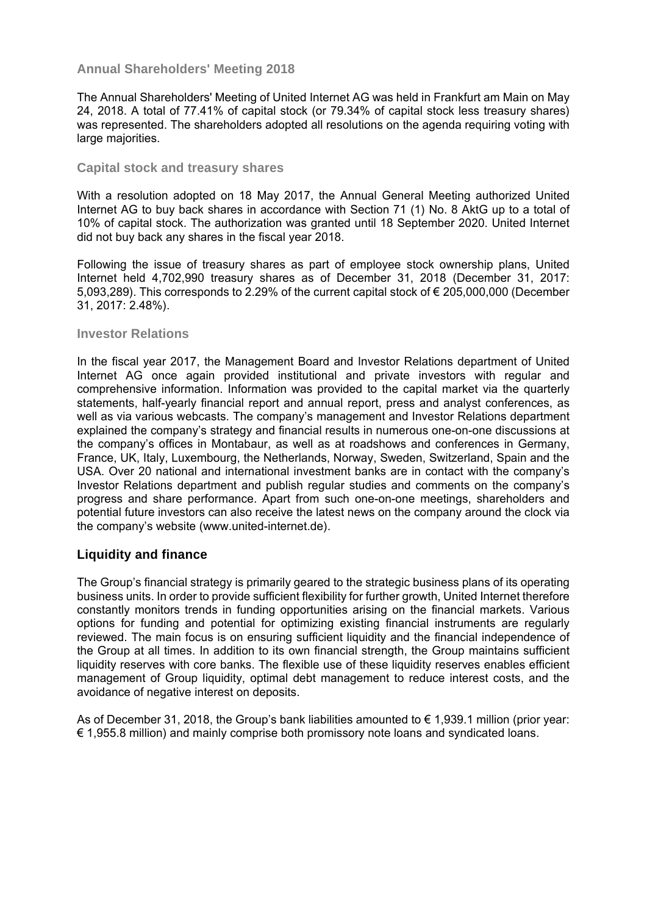### Annual Shareholders' Meeting 2018

The Annual Shareholders' Meeting of United Internet AG was held in Frankfurt am Main on May 24, 2018. A total of 77.41% of capital stock (or 79.34% of capital stock less treasury shares) was represented. The shareholders adopted all resolutions on the agenda requiring voting with large majorities.

### Capital stock and treasury shares

With a resolution adopted on 18 May 2017, the Annual General Meeting authorized United Internet AG to buy back shares in accordance with Section 71 (1) No. 8 AktG up to a total of 10% of capital stock. The authorization was granted until 18 September 2020. United Internet did not buy back any shares in the fiscal year 2018.

Following the issue of treasury shares as part of employee stock ownership plans, United Internet held 4,702,990 treasury shares as of December 31, 2018 (December 31, 2017: 5,093,289). This corresponds to 2.29% of the current capital stock of € 205,000,000 (December 31, 2017: 2.48%).

### Investor Relations

In the fiscal year 2017, the Management Board and Investor Relations department of United Internet AG once again provided institutional and private investors with regular and comprehensive information. Information was provided to the capital market via the quarterly statements, half-yearly financial report and annual report, press and analyst conferences, as well as via various webcasts. The company's management and Investor Relations department explained the company's strategy and financial results in numerous one-on-one discussions at the company's offices in Montabaur, as well as at roadshows and conferences in Germany, France, UK, Italy, Luxembourg, the Netherlands, Norway, Sweden, Switzerland, Spain and the USA. Over 20 national and international investment banks are in contact with the company's Investor Relations department and publish regular studies and comments on the company's progress and share performance. Apart from such one-on-one meetings, shareholders and potential future investors can also receive the latest news on the company around the clock via the company's website (www.united-internet.de).

## Liquidity and finance

The Group's financial strategy is primarily geared to the strategic business plans of its operating business units. In order to provide sufficient flexibility for further growth, United Internet therefore constantly monitors trends in funding opportunities arising on the financial markets. Various options for funding and potential for optimizing existing financial instruments are regularly reviewed. The main focus is on ensuring sufficient liquidity and the financial independence of the Group at all times. In addition to its own financial strength, the Group maintains sufficient liquidity reserves with core banks. The flexible use of these liquidity reserves enables efficient management of Group liquidity, optimal debt management to reduce interest costs, and the avoidance of negative interest on deposits.

As of December 31, 2018, the Group's bank liabilities amounted to € 1,939.1 million (prior year: € 1,955.8 million) and mainly comprise both promissory note loans and syndicated loans.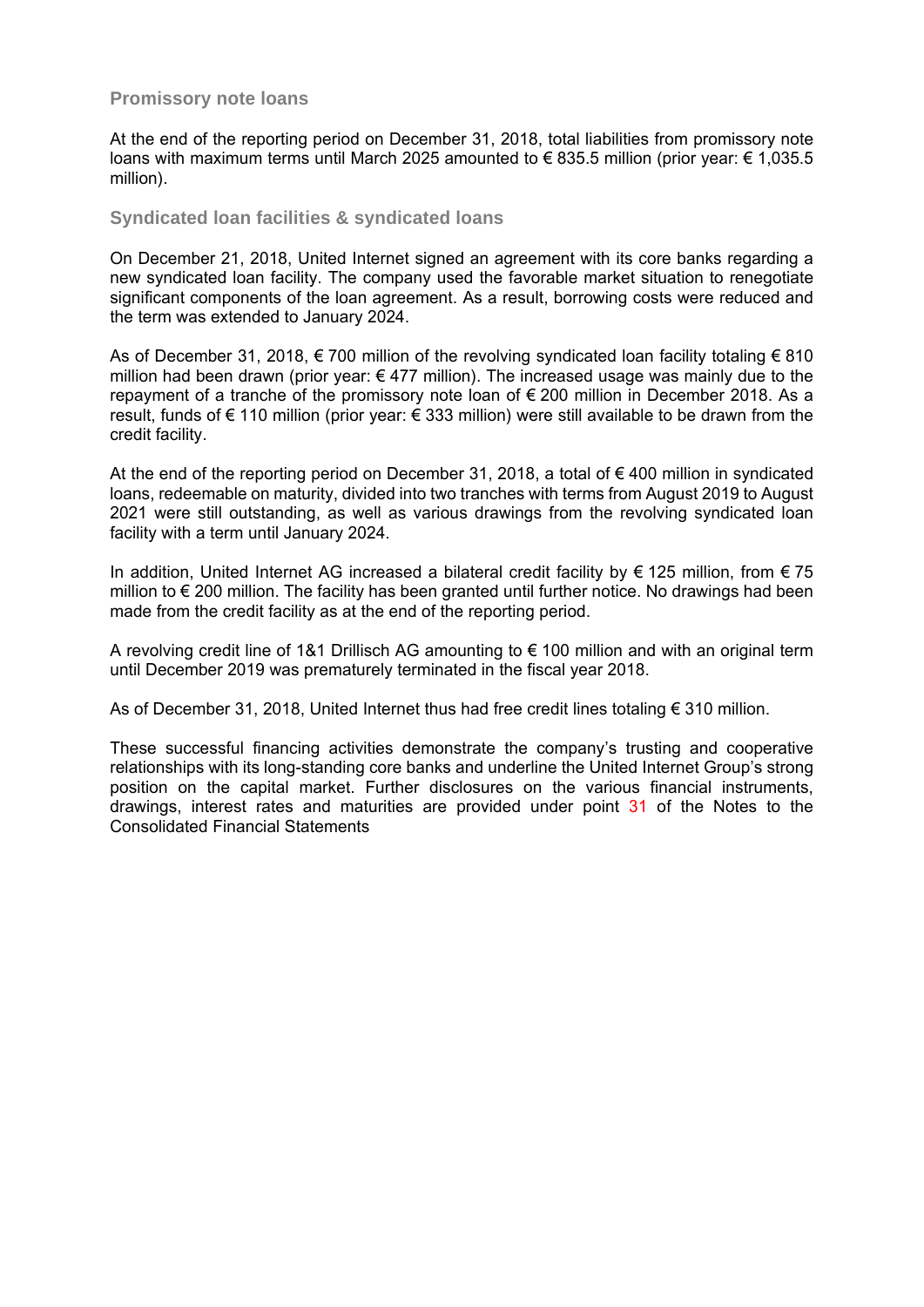### Promissory note loans

At the end of the reporting period on December 31, 2018, total liabilities from promissory note loans with maximum terms until March 2025 amounted to € 835.5 million (prior year: € 1,035.5 million).

### Syndicated loan facilities & syndicated loans

On December 21, 2018, United Internet signed an agreement with its core banks regarding a new syndicated loan facility. The company used the favorable market situation to renegotiate significant components of the loan agreement. As a result, borrowing costs were reduced and the term was extended to January 2024.

As of December 31, 2018, € 700 million of the revolving syndicated loan facility totaling € 810 million had been drawn (prior year: € 477 million). The increased usage was mainly due to the repayment of a tranche of the promissory note loan of € 200 million in December 2018. As a result, funds of € 110 million (prior year: € 333 million) were still available to be drawn from the credit facility.

At the end of the reporting period on December 31, 2018, a total of € 400 million in syndicated loans, redeemable on maturity, divided into two tranches with terms from August 2019 to August 2021 were still outstanding, as well as various drawings from the revolving syndicated loan facility with a term until January 2024.

In addition, United Internet AG increased a bilateral credit facility by € 125 million, from € 75 million to € 200 million. The facility has been granted until further notice. No drawings had been made from the credit facility as at the end of the reporting period.

A revolving credit line of 1&1 Drillisch AG amounting to € 100 million and with an original term until December 2019 was prematurely terminated in the fiscal year 2018.

As of December 31, 2018, United Internet thus had free credit lines totaling € 310 million.

These successful financing activities demonstrate the company's trusting and cooperative relationships with its long-standing core banks and underline the United Internet Group's strong position on the capital market. Further disclosures on the various financial instruments, drawings, interest rates and maturities are provided under point 31 of the Notes to the Consolidated Financial Statements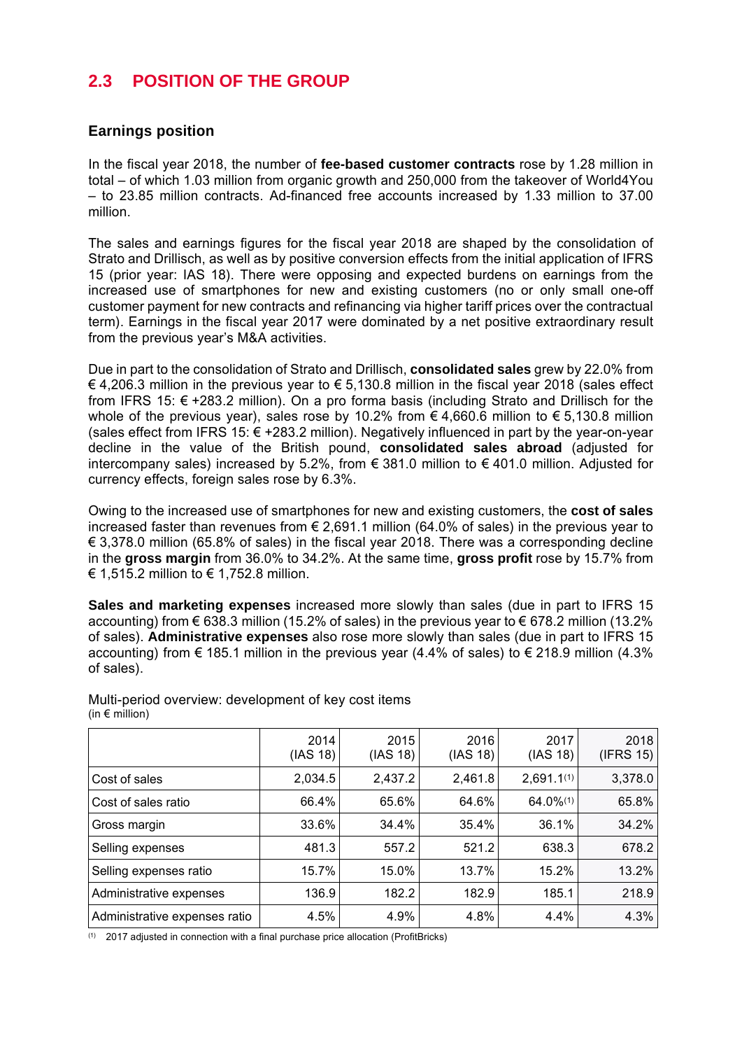## 2.3 POSITION OF THE GROUP

### Earnings position

In the fiscal year 2018, the number of **fee-based customer contracts** rose by 1.28 million in total – of which 1.03 million from organic growth and 250,000 from the takeover of World4You – to 23.85 million contracts. Ad-financed free accounts increased by 1.33 million to 37.00 million.

The sales and earnings figures for the fiscal year 2018 are shaped by the consolidation of Strato and Drillisch, as well as by positive conversion effects from the initial application of IFRS 15 (prior year: IAS 18). There were opposing and expected burdens on earnings from the increased use of smartphones for new and existing customers (no or only small one-off customer payment for new contracts and refinancing via higher tariff prices over the contractual term). Earnings in the fiscal year 2017 were dominated by a net positive extraordinary result from the previous year's M&A activities.

Due in part to the consolidation of Strato and Drillisch, **consolidated sales** grew by 22.0% from € 4,206.3 million in the previous year to € 5,130.8 million in the fiscal year 2018 (sales effect from IFRS 15: € +283.2 million). On a pro forma basis (including Strato and Drillisch for the whole of the previous year), sales rose by 10.2% from € 4,660.6 million to € 5,130.8 million (sales effect from IFRS 15: € +283.2 million). Negatively influenced in part by the year-on-year decline in the value of the British pound, **consolidated sales abroad** (adjusted for intercompany sales) increased by 5.2%, from € 381.0 million to € 401.0 million. Adjusted for currency effects, foreign sales rose by 6.3%.

Owing to the increased use of smartphones for new and existing customers, the **cost of sales** increased faster than revenues from € 2,691.1 million (64.0% of sales) in the previous year to € 3,378.0 million (65.8% of sales) in the fiscal year 2018. There was a corresponding decline in the **gross margin** from 36.0% to 34.2%. At the same time, **gross profit** rose by 15.7% from € 1,515.2 million to € 1,752.8 million.

**Sales and marketing expenses** increased more slowly than sales (due in part to IFRS 15 accounting) from € 638.3 million (15.2% of sales) in the previous year to € 678.2 million (13.2% of sales). **Administrative expenses** also rose more slowly than sales (due in part to IFRS 15 accounting) from € 185.1 million in the previous year (4.4% of sales) to € 218.9 million (4.3% of sales).

Multi-period overview: development of key cost items
(in € million)

| | 2014 (IAS 18) | 2015 (IAS 18) | 2016 (IAS 18) | 2017 (IAS 18) | 2018 (IFRS 15) |
|---|---|---|---|---|---|
| Cost of sales | 2,034.5 | 2,437.2 | 2,461.8 | 2,691.1[(1)] | 3,378.0 |
| Cost of sales ratio | 66.4% | 65.6% | 64.6% | 64.0%[(1)] | 65.8% |
| Gross margin | 33.6% | 34.4% | 35.4% | 36.1% | 34.2% |
| Selling expenses | 481.3 | 557.2 | 521.2 | 638.3 | 678.2 |
| Selling expenses ratio | 15.7% | 15.0% | 13.7% | 15.2% | 13.2% |
| Administrative expenses | 136.9 | 182.2 | 182.9 | 185.1 | 218.9 |
| Administrative expenses ratio | 4.5% | 4.9% | 4.8% | 4.4% | 4.3% |

(1) 2017 adjusted in connection with a final purchase price allocation (ProfitBricks)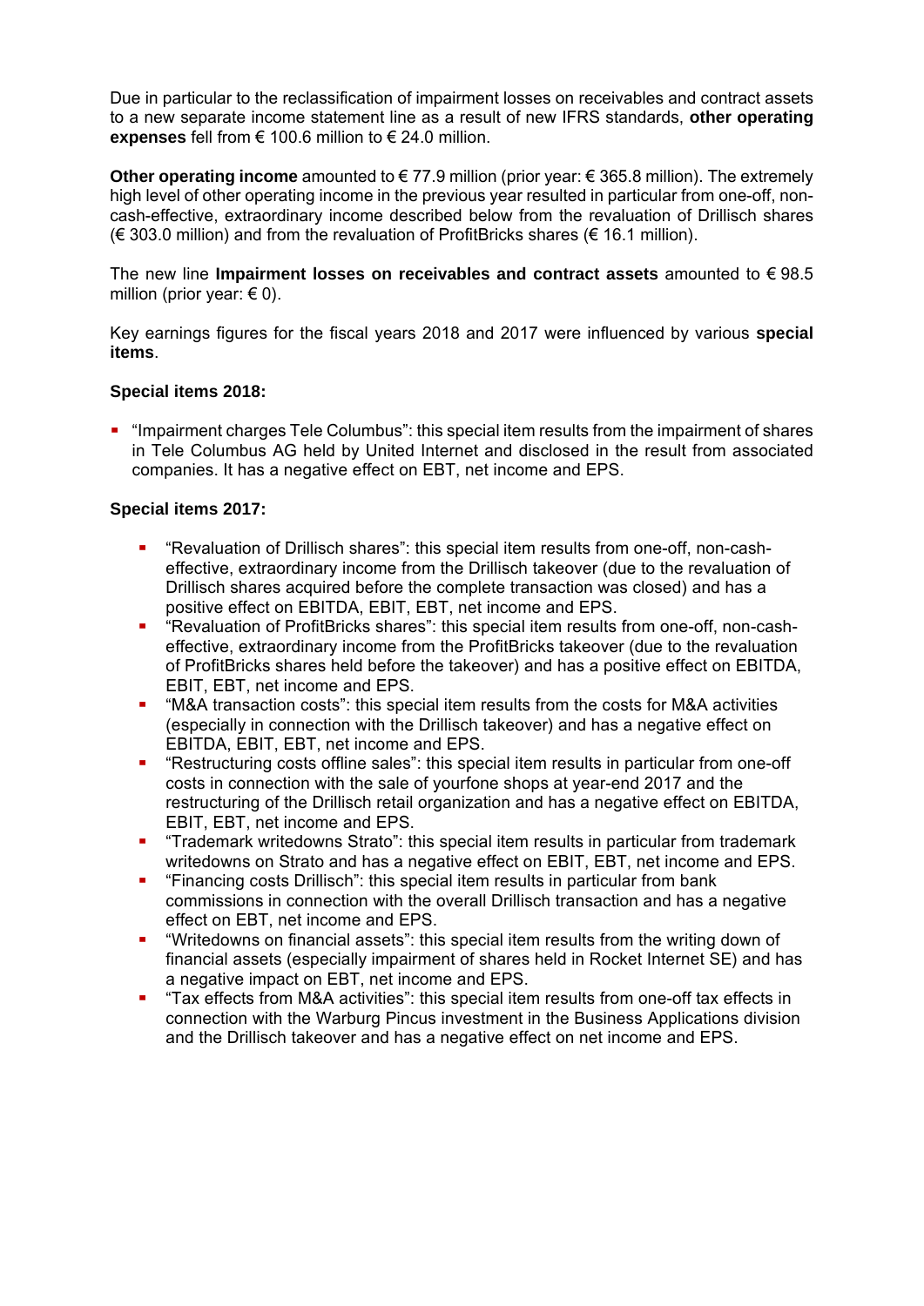Due in particular to the reclassification of impairment losses on receivables and contract assets to a new separate income statement line as a result of new IFRS standards, **other operating expenses** fell from € 100.6 million to € 24.0 million.

**Other operating income** amounted to € 77.9 million (prior year: € 365.8 million). The extremely high level of other operating income in the previous year resulted in particular from one-off, non-cash-effective, extraordinary income described below from the revaluation of Drillisch shares (€ 303.0 million) and from the revaluation of ProfitBricks shares (€ 16.1 million).

The new line **Impairment losses on receivables and contract assets** amounted to € 98.5 million (prior year: € 0).

Key earnings figures for the fiscal years 2018 and 2017 were influenced by various **special items**.

**Special items 2018:**

- "Impairment charges Tele Columbus": this special item results from the impairment of shares in Tele Columbus AG held by United Internet and disclosed in the result from associated companies. It has a negative effect on EBT, net income and EPS.

**Special items 2017:**

- "Revaluation of Drillisch shares": this special item results from one-off, non-cash-effective, extraordinary income from the Drillisch takeover (due to the revaluation of Drillisch shares acquired before the complete transaction was closed) and has a positive effect on EBITDA, EBIT, EBT, net income and EPS.
- "Revaluation of ProfitBricks shares": this special item results from one-off, non-cash-effective, extraordinary income from the ProfitBricks takeover (due to the revaluation of ProfitBricks shares held before the takeover) and has a positive effect on EBITDA, EBIT, EBT, net income and EPS.
- "M&A transaction costs": this special item results from the costs for M&A activities (especially in connection with the Drillisch takeover) and has a negative effect on EBITDA, EBIT, EBT, net income and EPS.
- "Restructuring costs offline sales": this special item results in particular from one-off costs in connection with the sale of yourfone shops at year-end 2017 and the restructuring of the Drillisch retail organization and has a negative effect on EBITDA, EBIT, EBT, net income and EPS.
- "Trademark writedowns Strato": this special item results in particular from trademark writedowns on Strato and has a negative effect on EBIT, EBT, net income and EPS.
- "Financing costs Drillisch": this special item results in particular from bank commissions in connection with the overall Drillisch transaction and has a negative effect on EBT, net income and EPS.
- "Writedowns on financial assets": this special item results from the writing down of financial assets (especially impairment of shares held in Rocket Internet SE) and has a negative impact on EBT, net income and EPS.
- "Tax effects from M&A activities": this special item results from one-off tax effects in connection with the Warburg Pincus investment in the Business Applications division and the Drillisch takeover and has a negative effect on net income and EPS.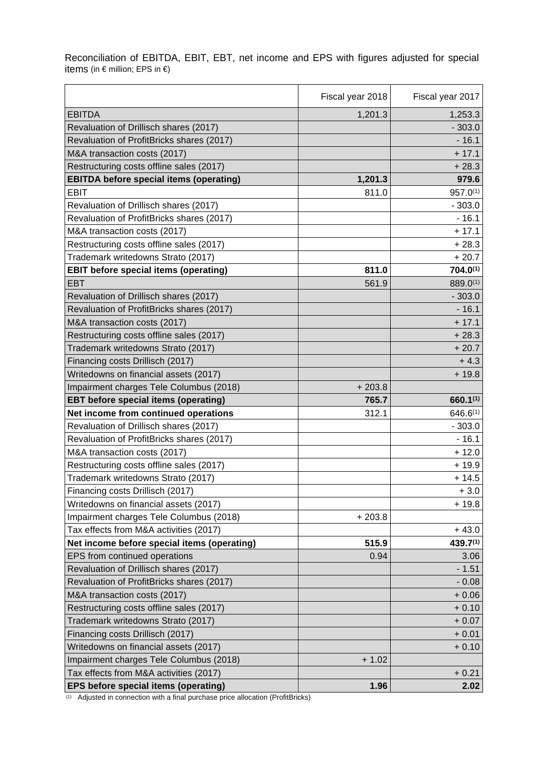Reconciliation of EBITDA, EBIT, EBT, net income and EPS with figures adjusted for special items (in € million; EPS in €)

| | Fiscal year 2018 | Fiscal year 2017 |
|---|---|---|
| EBITDA | 1,201.3 | 1,253.3 |
| Revaluation of Drillisch shares (2017) | | - 303.0 |
| Revaluation of ProfitBricks shares (2017) | | - 16.1 |
| M&A transaction costs (2017) | | + 17.1 |
| Restructuring costs offline sales (2017) | | + 28.3 |
| **EBITDA before special items (operating)** | **1,201.3** | **979.6** |
| EBIT | 811.0 | 957.0[(1)] |
| Revaluation of Drillisch shares (2017) | | - 303.0 |
| Revaluation of ProfitBricks shares (2017) | | - 16.1 |
| M&A transaction costs (2017) | | + 17.1 |
| Restructuring costs offline sales (2017) | | + 28.3 |
| Trademark writedowns Strato (2017) | | + 20.7 |
| **EBIT before special items (operating)** | **811.0** | **704.0[(1)]** |
| EBT | 561.9 | 889.0[(1)] |
| Revaluation of Drillisch shares (2017) | | - 303.0 |
| Revaluation of ProfitBricks shares (2017) | | - 16.1 |
| M&A transaction costs (2017) | | + 17.1 |
| Restructuring costs offline sales (2017) | | + 28.3 |
| Trademark writedowns Strato (2017) | | + 20.7 |
| Financing costs Drillisch (2017) | | + 4.3 |
| Writedowns on financial assets (2017) | | + 19.8 |
| Impairment charges Tele Columbus (2018) | + 203.8 | |
| **EBT before special items (operating)** | **765.7** | **660.1[(1)]** |
| **Net income from continued operations** | 312.1 | 646.6[(1)] |
| Revaluation of Drillisch shares (2017) | | - 303.0 |
| Revaluation of ProfitBricks shares (2017) | | - 16.1 |
| M&A transaction costs (2017) | | + 12.0 |
| Restructuring costs offline sales (2017) | | + 19.9 |
| Trademark writedowns Strato (2017) | | + 14.5 |
| Financing costs Drillisch (2017) | | + 3.0 |
| Writedowns on financial assets (2017) | | + 19.8 |
| Impairment charges Tele Columbus (2018) | + 203.8 | |
| Tax effects from M&A activities (2017) | | + 43.0 |
| **Net income before special items (operating)** | **515.9** | **439.7[(1)]** |
| EPS from continued operations | 0.94 | 3.06 |
| Revaluation of Drillisch shares (2017) | | - 1.51 |
| Revaluation of ProfitBricks shares (2017) | | - 0.08 |
| M&A transaction costs (2017) | | + 0.06 |
| Restructuring costs offline sales (2017) | | + 0.10 |
| Trademark writedowns Strato (2017) | | + 0.07 |
| Financing costs Drillisch (2017) | | + 0.01 |
| Writedowns on financial assets (2017) | | + 0.10 |
| Impairment charges Tele Columbus (2018) | + 1.02 | |
| Tax effects from M&A activities (2017) | | + 0.21 |
| **EPS before special items (operating)** | **1.96** | **2.02** |

(1) Adjusted in connection with a final purchase price allocation (ProfitBricks)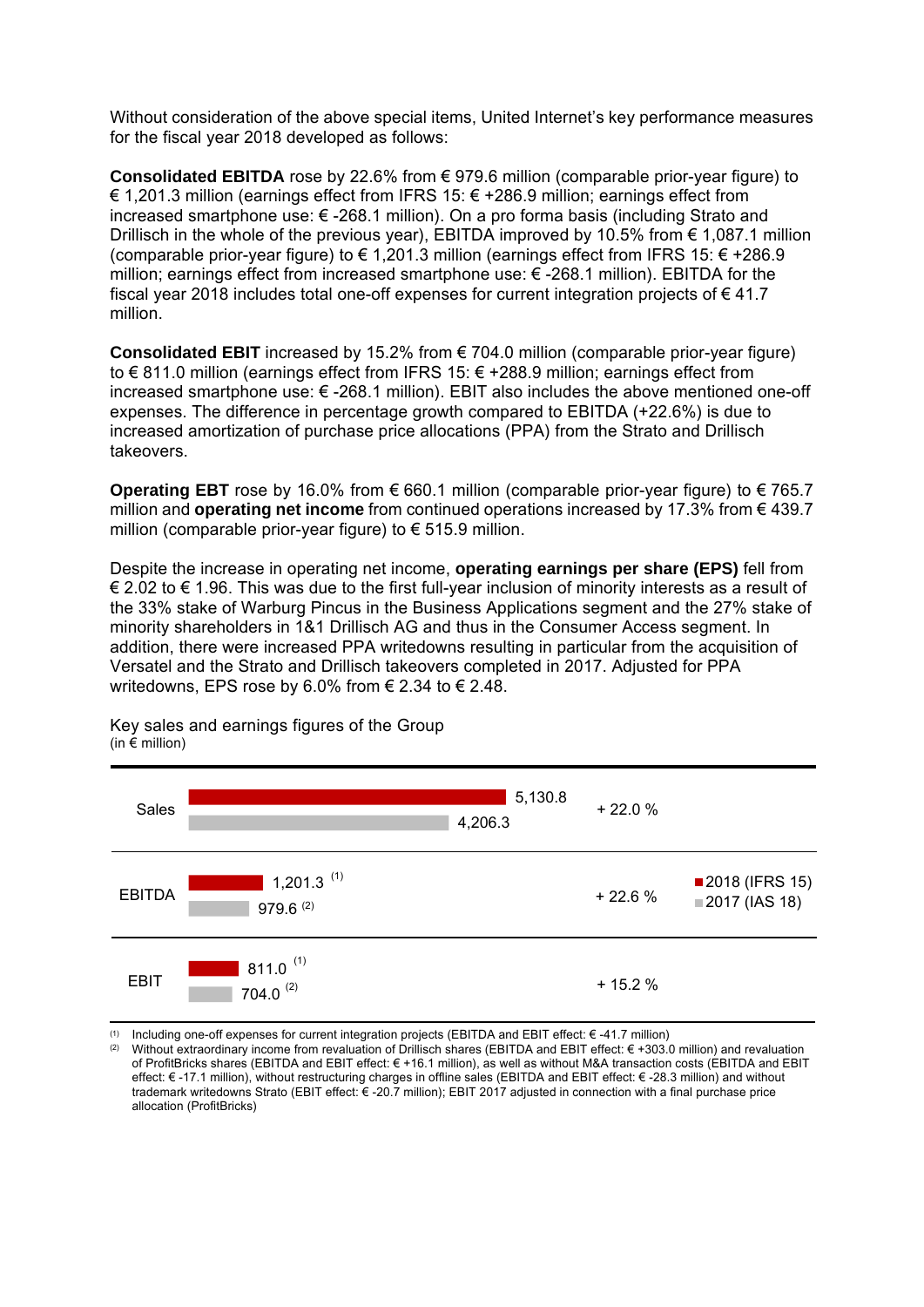Without consideration of the above special items, United Internet's key performance measures for the fiscal year 2018 developed as follows:

**Consolidated EBITDA** rose by 22.6% from € 979.6 million (comparable prior-year figure) to € 1,201.3 million (earnings effect from IFRS 15: € +286.9 million; earnings effect from increased smartphone use: € -268.1 million). On a pro forma basis (including Strato and Drillisch in the whole of the previous year), EBITDA improved by 10.5% from € 1,087.1 million (comparable prior-year figure) to € 1,201.3 million (earnings effect from IFRS 15: € +286.9 million; earnings effect from increased smartphone use: € -268.1 million). EBITDA for the fiscal year 2018 includes total one-off expenses for current integration projects of € 41.7 million.

**Consolidated EBIT** increased by 15.2% from € 704.0 million (comparable prior-year figure) to € 811.0 million (earnings effect from IFRS 15: € +288.9 million; earnings effect from increased smartphone use: € -268.1 million). EBIT also includes the above mentioned one-off expenses. The difference in percentage growth compared to EBITDA (+22.6%) is due to increased amortization of purchase price allocations (PPA) from the Strato and Drillisch takeovers.

**Operating EBT** rose by 16.0% from € 660.1 million (comparable prior-year figure) to € 765.7 million and **operating net income** from continued operations increased by 17.3% from € 439.7 million (comparable prior-year figure) to € 515.9 million.

Despite the increase in operating net income, **operating earnings per share (EPS)** fell from € 2.02 to € 1.96. This was due to the first full-year inclusion of minority interests as a result of the 33% stake of Warburg Pincus in the Business Applications segment and the 27% stake of minority shareholders in 1&1 Drillisch AG and thus in the Consumer Access segment. In addition, there were increased PPA writedowns resulting in particular from the acquisition of Versatel and the Strato and Drillisch takeovers completed in 2017. Adjusted for PPA writedowns, EPS rose by 6.0% from € 2.34 to € 2.48.

Key sales and earnings figures of the Group
(in € million)

| | 2018 (IFRS 15) | 2017 (IAS 18) | Change |
|---|---|---|---|
| Sales | 5,130.8 | 4,206.3 | + 22.0 % |
| EBITDA | 1,201.3 [1] | 979.6 [2] | + 22.6 % |
| EBIT | 811.0 [1] | 704.0 [2] | + 15.2 % |

(1) Including one-off expenses for current integration projects (EBITDA and EBIT effect: € -41.7 million)
(2) Without extraordinary income from revaluation of Drillisch shares (EBITDA and EBIT effect: € +303.0 million) and revaluation of ProfitBricks shares (EBITDA and EBIT effect: € +16.1 million), as well as without M&A transaction costs (EBITDA and EBIT effect: € -17.1 million), without restructuring charges in offline sales (EBITDA and EBIT effect: € -28.3 million) and without trademark writedowns Strato (EBIT effect: € -20.7 million); EBIT 2017 adjusted in connection with a final purchase price allocation (ProfitBricks)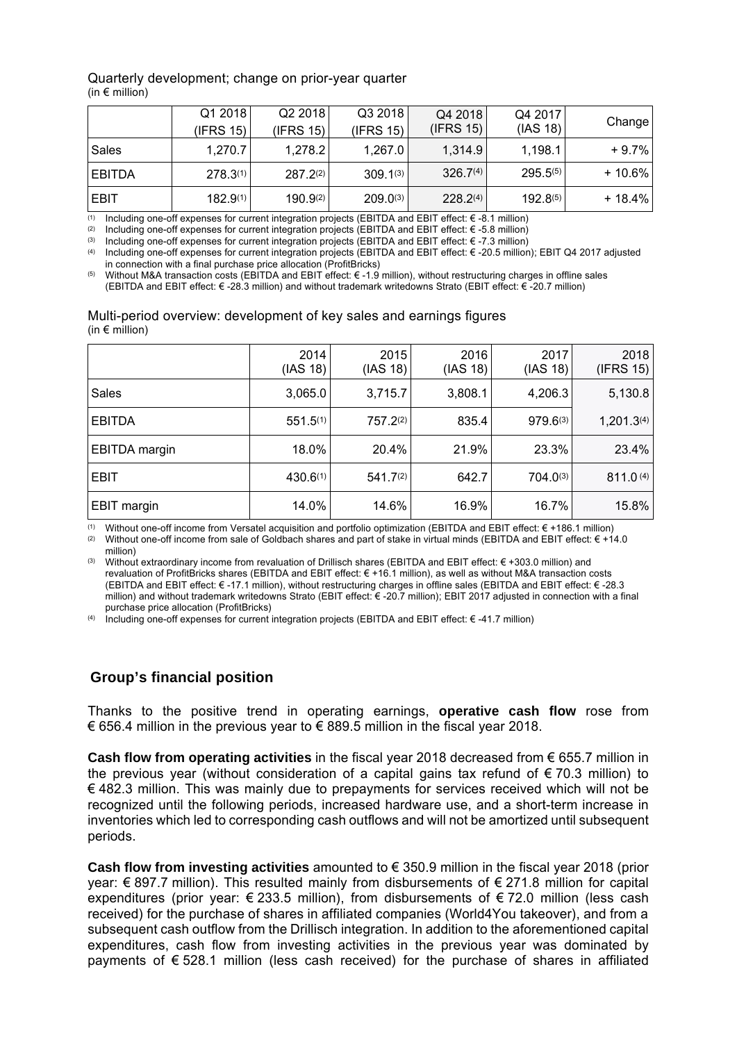Quarterly development; change on prior-year quarter
(in € million)

| | Q1 2018 (IFRS 15) | Q2 2018 (IFRS 15) | Q3 2018 (IFRS 15) | Q4 2018 (IFRS 15) | Q4 2017 (IAS 18) | Change |
|---|---|---|---|---|---|---|
| Sales | 1,270.7 | 1,278.2 | 1,267.0 | 1,314.9 | 1,198.1 | + 9.7% |
| EBITDA | 278.3(1) | 287.2(2) | 309.1(3) | 326.7(4) | 295.5(5) | + 10.6% |
| EBIT | 182.9(1) | 190.9(2) | 209.0(3) | 228.2(4) | 192.8(5) | + 18.4% |

(1) Including one-off expenses for current integration projects (EBITDA and EBIT effect: € -8.1 million)
(2) Including one-off expenses for current integration projects (EBITDA and EBIT effect: € -5.8 million)
(3) Including one-off expenses for current integration projects (EBITDA and EBIT effect: € -7.3 million)
(4) Including one-off expenses for current integration projects (EBITDA and EBIT effect: € -20.5 million); EBIT Q4 2017 adjusted in connection with a final purchase price allocation (ProfitBricks)
(5) Without M&A transaction costs (EBITDA and EBIT effect: € -1.9 million), without restructuring charges in offline sales (EBITDA and EBIT effect: € -28.3 million) and without trademark writedowns Strato (EBIT effect: € -20.7 million)

Multi-period overview: development of key sales and earnings figures
(in € million)

| | 2014 (IAS 18) | 2015 (IAS 18) | 2016 (IAS 18) | 2017 (IAS 18) | 2018 (IFRS 15) |
|---|---|---|---|---|---|
| Sales | 3,065.0 | 3,715.7 | 3,808.1 | 4,206.3 | 5,130.8 |
| EBITDA | 551.5(1) | 757.2(2) | 835.4 | 979.6(3) | 1,201.3(4) |
| EBITDA margin | 18.0% | 20.4% | 21.9% | 23.3% | 23.4% |
| EBIT | 430.6(1) | 541.7(2) | 642.7 | 704.0(3) | 811.0 (4) |
| EBIT margin | 14.0% | 14.6% | 16.9% | 16.7% | 15.8% |

(1) Without one-off income from Versatel acquisition and portfolio optimization (EBITDA and EBIT effect: € +186.1 million)
(2) Without one-off income from sale of Goldbach shares and part of stake in virtual minds (EBITDA and EBIT effect: € +14.0 million)
(3) Without extraordinary income from revaluation of Drillisch shares (EBITDA and EBIT effect: € +303.0 million) and revaluation of ProfitBricks shares (EBITDA and EBIT effect: € +16.1 million), as well as without M&A transaction costs (EBITDA and EBIT effect: € -17.1 million), without restructuring charges in offline sales (EBITDA and EBIT effect: € -28.3 million) and without trademark writedowns Strato (EBIT effect: € -20.7 million); EBIT 2017 adjusted in connection with a final purchase price allocation (ProfitBricks)
(4) Including one-off expenses for current integration projects (EBITDA and EBIT effect: € -41.7 million)

## Group's financial position

Thanks to the positive trend in operating earnings, **operative cash flow** rose from € 656.4 million in the previous year to € 889.5 million in the fiscal year 2018.

**Cash flow from operating activities** in the fiscal year 2018 decreased from € 655.7 million in the previous year (without consideration of a capital gains tax refund of € 70.3 million) to € 482.3 million. This was mainly due to prepayments for services received which will not be recognized until the following periods, increased hardware use, and a short-term increase in inventories which led to corresponding cash outflows and will not be amortized until subsequent periods.

**Cash flow from investing activities** amounted to € 350.9 million in the fiscal year 2018 (prior year: € 897.7 million). This resulted mainly from disbursements of € 271.8 million for capital expenditures (prior year: € 233.5 million), from disbursements of € 72.0 million (less cash received) for the purchase of shares in affiliated companies (World4You takeover), and from a subsequent cash outflow from the Drillisch integration. In addition to the aforementioned capital expenditures, cash flow from investing activities in the previous year was dominated by payments of € 528.1 million (less cash received) for the purchase of shares in affiliated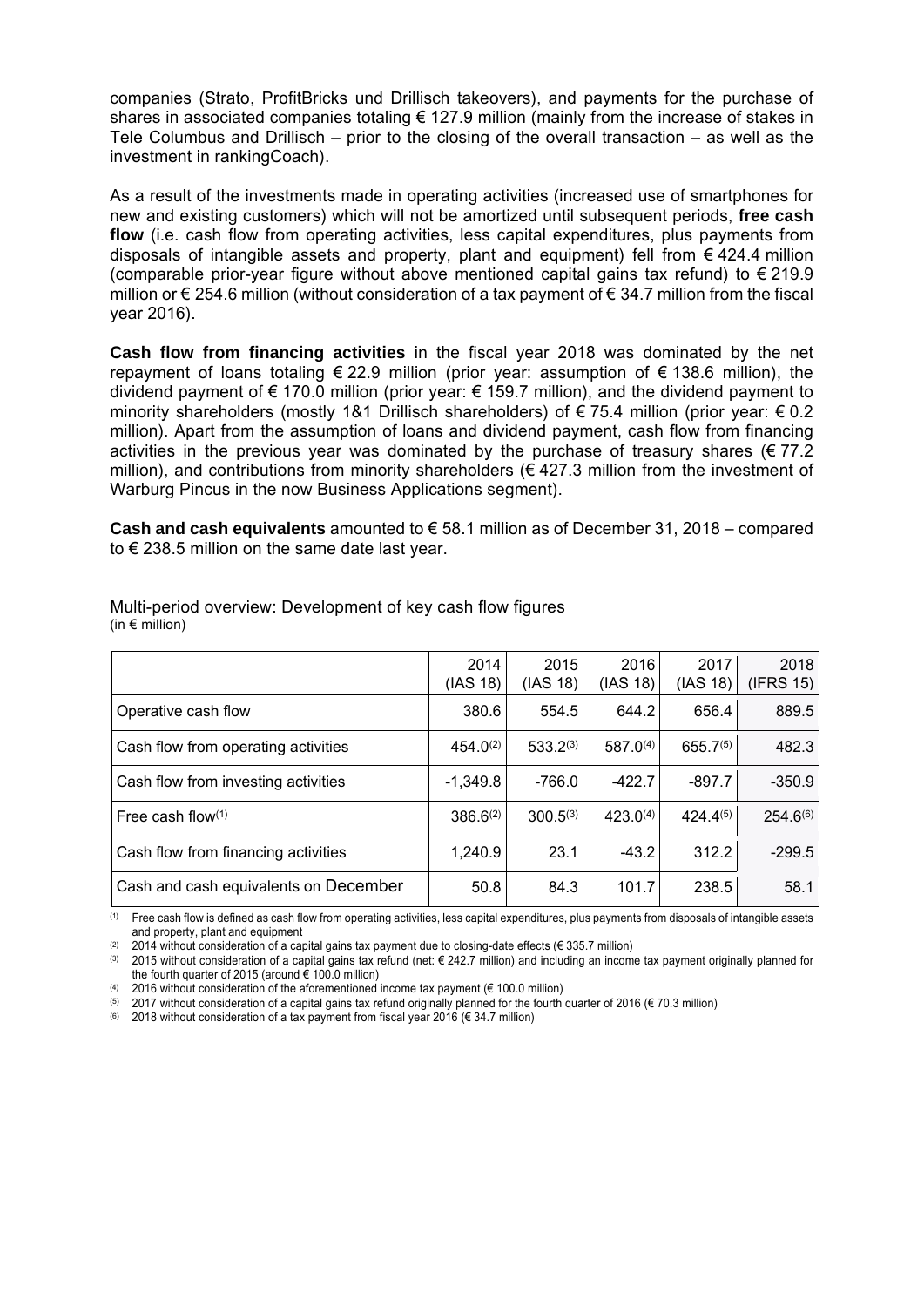companies (Strato, ProfitBricks und Drillisch takeovers), and payments for the purchase of shares in associated companies totaling € 127.9 million (mainly from the increase of stakes in Tele Columbus and Drillisch – prior to the closing of the overall transaction – as well as the investment in rankingCoach).

As a result of the investments made in operating activities (increased use of smartphones for new and existing customers) which will not be amortized until subsequent periods, **free cash flow** (i.e. cash flow from operating activities, less capital expenditures, plus payments from disposals of intangible assets and property, plant and equipment) fell from € 424.4 million (comparable prior-year figure without above mentioned capital gains tax refund) to € 219.9 million or € 254.6 million (without consideration of a tax payment of € 34.7 million from the fiscal year 2016).

**Cash flow from financing activities** in the fiscal year 2018 was dominated by the net repayment of loans totaling € 22.9 million (prior year: assumption of € 138.6 million), the dividend payment of € 170.0 million (prior year: € 159.7 million), and the dividend payment to minority shareholders (mostly 1&1 Drillisch shareholders) of € 75.4 million (prior year: € 0.2 million). Apart from the assumption of loans and dividend payment, cash flow from financing activities in the previous year was dominated by the purchase of treasury shares (€ 77.2 million), and contributions from minority shareholders (€ 427.3 million from the investment of Warburg Pincus in the now Business Applications segment).

**Cash and cash equivalents** amounted to € 58.1 million as of December 31, 2018 – compared to € 238.5 million on the same date last year.

Multi-period overview: Development of key cash flow figures
(in € million)

| | 2014 (IAS 18) | 2015 (IAS 18) | 2016 (IAS 18) | 2017 (IAS 18) | 2018 (IFRS 15) |
|---|---|---|---|---|---|
| Operative cash flow | 380.6 | 554.5 | 644.2 | 656.4 | 889.5 |
| Cash flow from operating activities | 454.0[2] | 533.2[3] | 587.0[4] | 655.7[5] | 482.3 |
| Cash flow from investing activities | -1,349.8 | -766.0 | -422.7 | -897.7 | -350.9 |
| Free cash flow[1] | 386.6[2] | 300.5[3] | 423.0[4] | 424.4[5] | 254.6[6] |
| Cash flow from financing activities | 1,240.9 | 23.1 | -43.2 | 312.2 | -299.5 |
| Cash and cash equivalents on December | 50.8 | 84.3 | 101.7 | 238.5 | 58.1 |

(1) Free cash flow is defined as cash flow from operating activities, less capital expenditures, plus payments from disposals of intangible assets and property, plant and equipment

(2) 2014 without consideration of a capital gains tax payment due to closing-date effects (€ 335.7 million)

(3) 2015 without consideration of a capital gains tax refund (net: € 242.7 million) and including an income tax payment originally planned for the fourth quarter of 2015 (around € 100.0 million)

(4) 2016 without consideration of the aforementioned income tax payment (€ 100.0 million)

(5) 2017 without consideration of a capital gains tax refund originally planned for the fourth quarter of 2016 (€ 70.3 million)

(6) 2018 without consideration of a tax payment from fiscal year 2016 (€ 34.7 million)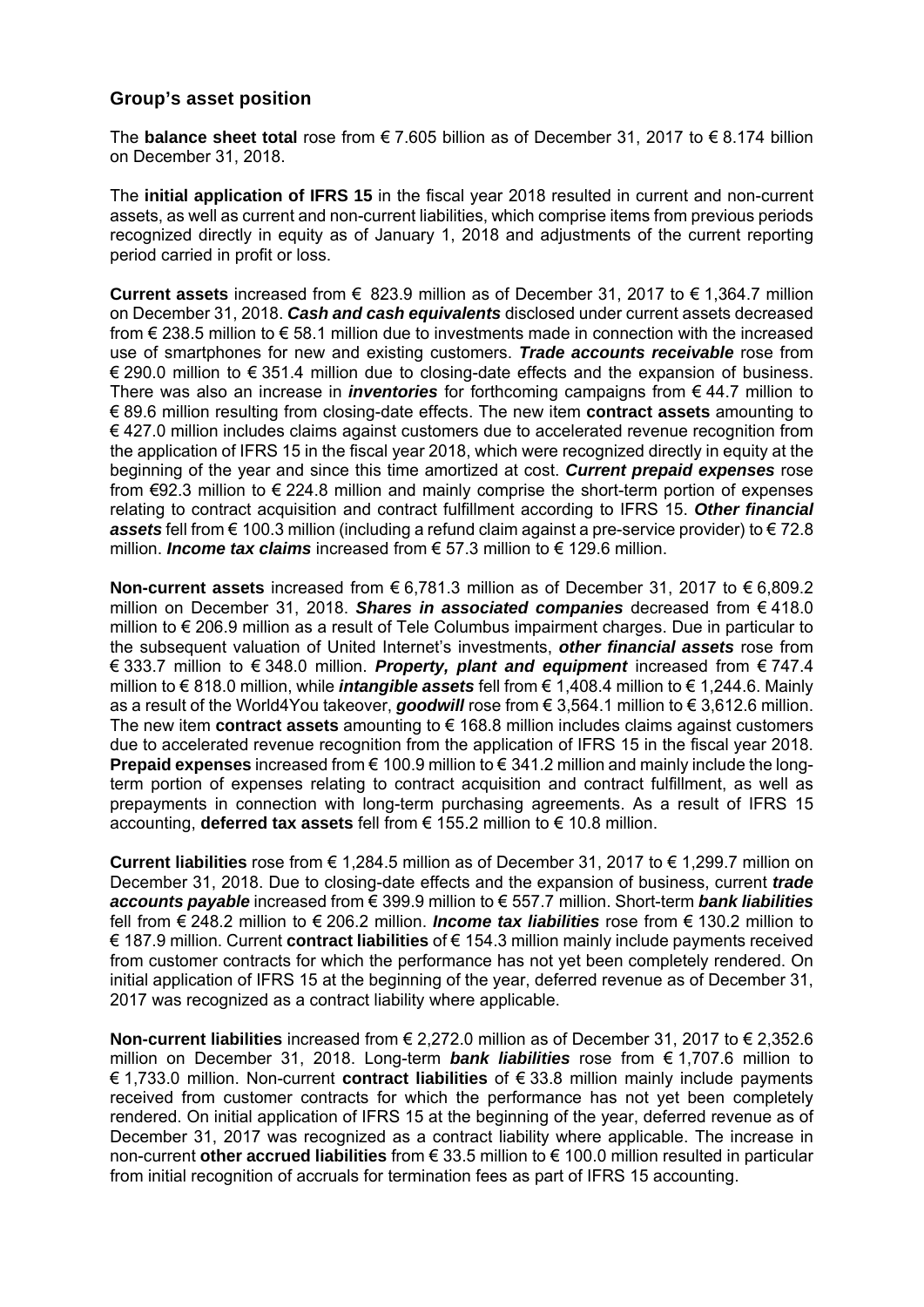## Group's asset position

The **balance sheet total** rose from € 7.605 billion as of December 31, 2017 to € 8.174 billion on December 31, 2018.

The **initial application of IFRS 15** in the fiscal year 2018 resulted in current and non-current assets, as well as current and non-current liabilities, which comprise items from previous periods recognized directly in equity as of January 1, 2018 and adjustments of the current reporting period carried in profit or loss.

**Current assets** increased from € 823.9 million as of December 31, 2017 to € 1,364.7 million on December 31, 2018. ***Cash and cash equivalents*** disclosed under current assets decreased from € 238.5 million to € 58.1 million due to investments made in connection with the increased use of smartphones for new and existing customers. ***Trade accounts receivable*** rose from € 290.0 million to € 351.4 million due to closing-date effects and the expansion of business. There was also an increase in ***inventories*** for forthcoming campaigns from € 44.7 million to € 89.6 million resulting from closing-date effects. The new item **contract assets** amounting to € 427.0 million includes claims against customers due to accelerated revenue recognition from the application of IFRS 15 in the fiscal year 2018, which were recognized directly in equity at the beginning of the year and since this time amortized at cost. ***Current prepaid expenses*** rose from €92.3 million to € 224.8 million and mainly comprise the short-term portion of expenses relating to contract acquisition and contract fulfillment according to IFRS 15. ***Other financial assets*** fell from € 100.3 million (including a refund claim against a pre-service provider) to € 72.8 million. ***Income tax claims*** increased from € 57.3 million to € 129.6 million.

**Non-current assets** increased from € 6,781.3 million as of December 31, 2017 to € 6,809.2 million on December 31, 2018. ***Shares in associated companies*** decreased from € 418.0 million to € 206.9 million as a result of Tele Columbus impairment charges. Due in particular to the subsequent valuation of United Internet's investments, ***other financial assets*** rose from € 333.7 million to € 348.0 million. ***Property, plant and equipment*** increased from € 747.4 million to € 818.0 million, while ***intangible assets*** fell from € 1,408.4 million to € 1,244.6. Mainly as a result of the World4You takeover, ***goodwill*** rose from € 3,564.1 million to € 3,612.6 million. The new item **contract assets** amounting to € 168.8 million includes claims against customers due to accelerated revenue recognition from the application of IFRS 15 in the fiscal year 2018. **Prepaid expenses** increased from € 100.9 million to € 341.2 million and mainly include the long-term portion of expenses relating to contract acquisition and contract fulfillment, as well as prepayments in connection with long-term purchasing agreements. As a result of IFRS 15 accounting, **deferred tax assets** fell from € 155.2 million to € 10.8 million.

**Current liabilities** rose from € 1,284.5 million as of December 31, 2017 to € 1,299.7 million on December 31, 2018. Due to closing-date effects and the expansion of business, current ***trade accounts payable*** increased from € 399.9 million to € 557.7 million. Short-term ***bank liabilities*** fell from € 248.2 million to € 206.2 million. ***Income tax liabilities*** rose from € 130.2 million to € 187.9 million. Current **contract liabilities** of € 154.3 million mainly include payments received from customer contracts for which the performance has not yet been completely rendered. On initial application of IFRS 15 at the beginning of the year, deferred revenue as of December 31, 2017 was recognized as a contract liability where applicable.

**Non-current liabilities** increased from € 2,272.0 million as of December 31, 2017 to € 2,352.6 million on December 31, 2018. Long-term ***bank liabilities*** rose from € 1,707.6 million to € 1,733.0 million. Non-current **contract liabilities** of € 33.8 million mainly include payments received from customer contracts for which the performance has not yet been completely rendered. On initial application of IFRS 15 at the beginning of the year, deferred revenue as of December 31, 2017 was recognized as a contract liability where applicable. The increase in non-current **other accrued liabilities** from € 33.5 million to € 100.0 million resulted in particular from initial recognition of accruals for termination fees as part of IFRS 15 accounting.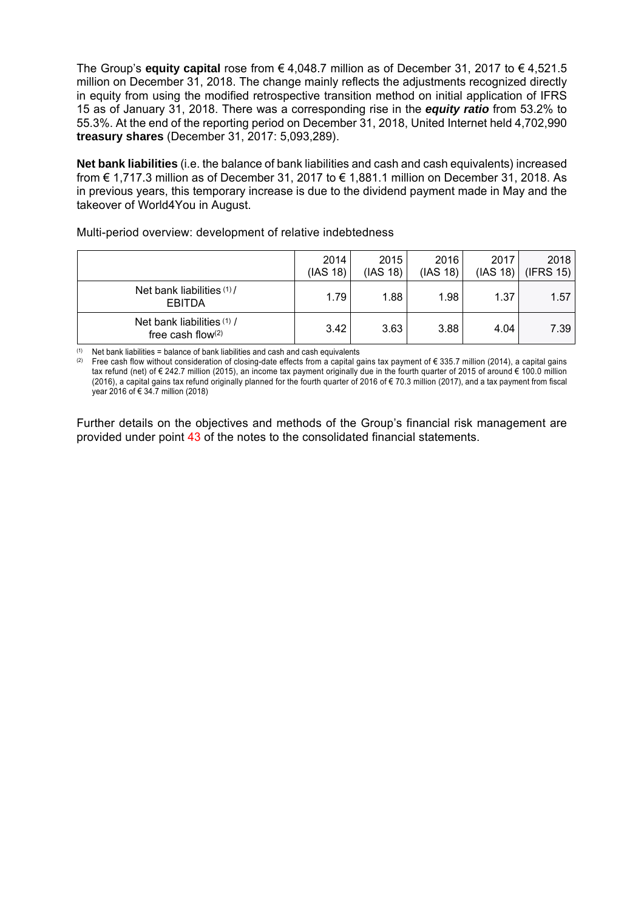The Group's **equity capital** rose from € 4,048.7 million as of December 31, 2017 to € 4,521.5 million on December 31, 2018. The change mainly reflects the adjustments recognized directly in equity from using the modified retrospective transition method on initial application of IFRS 15 as of January 31, 2018. There was a corresponding rise in the ***equity ratio*** from 53.2% to 55.3%. At the end of the reporting period on December 31, 2018, United Internet held 4,702,990 **treasury shares** (December 31, 2017: 5,093,289).

**Net bank liabilities** (i.e. the balance of bank liabilities and cash and cash equivalents) increased from € 1,717.3 million as of December 31, 2017 to € 1,881.1 million on December 31, 2018. As in previous years, this temporary increase is due to the dividend payment made in May and the takeover of World4You in August.

Multi-period overview: development of relative indebtedness

| | 2014 (IAS 18) | 2015 (IAS 18) | 2016 (IAS 18) | 2017 (IAS 18) | 2018 (IFRS 15) |
|---|---|---|---|---|---|
| Net bank liabilities [(1)] / EBITDA | 1.79 | 1.88 | 1.98 | 1.37 | 1.57 |
| Net bank liabilities [(1)] / free cash flow[(2)] | 3.42 | 3.63 | 3.88 | 4.04 | 7.39 |

(1) Net bank liabilities = balance of bank liabilities and cash and cash equivalents

(2) Free cash flow without consideration of closing-date effects from a capital gains tax payment of € 335.7 million (2014), a capital gains tax refund (net) of € 242.7 million (2015), an income tax payment originally due in the fourth quarter of 2015 of around € 100.0 million (2016), a capital gains tax refund originally planned for the fourth quarter of 2016 of € 70.3 million (2017), and a tax payment from fiscal year 2016 of € 34.7 million (2018)

Further details on the objectives and methods of the Group's financial risk management are provided under point 43 of the notes to the consolidated financial statements.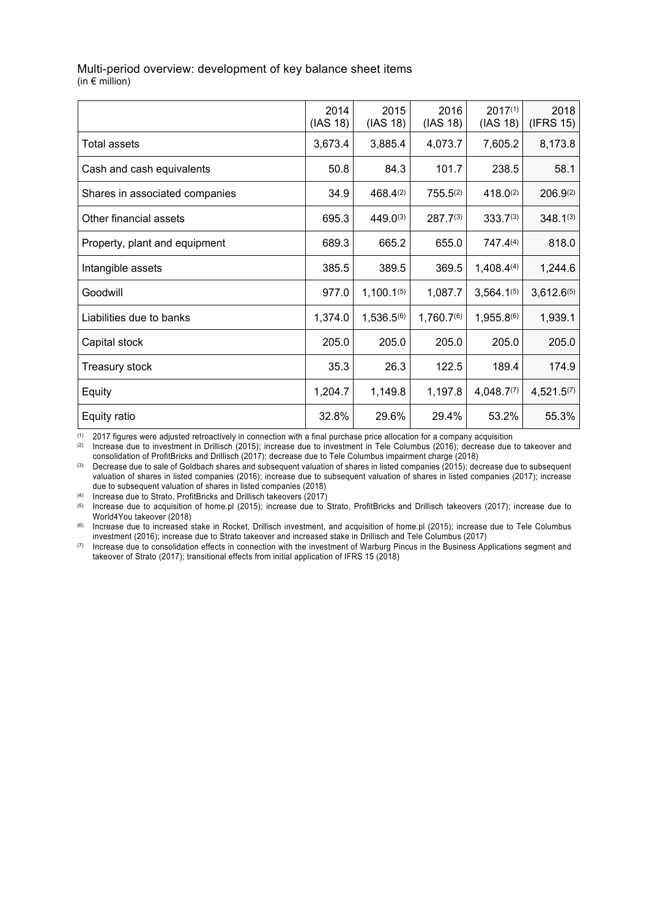Multi-period overview: development of key balance sheet items
(in € million)

| | 2014 (IAS 18) | 2015 (IAS 18) | 2016 (IAS 18) | 2017[1] (IAS 18) | 2018 (IFRS 15) |
|---|---|---|---|---|---|
| Total assets | 3,673.4 | 3,885.4 | 4,073.7 | 7,605.2 | 8,173.8 |
| Cash and cash equivalents | 50.8 | 84.3 | 101.7 | 238.5 | 58.1 |
| Shares in associated companies | 34.9 | 468.4[2] | 755.5[2] | 418.0[2] | 206.9[2] |
| Other financial assets | 695.3 | 449.0[3] | 287.7[3] | 333.7[3] | 348.1[3] |
| Property, plant and equipment | 689.3 | 665.2 | 655.0 | 747.4[4] | 818.0 |
| Intangible assets | 385.5 | 389.5 | 369.5 | 1,408.4[4] | 1,244.6 |
| Goodwill | 977.0 | 1,100.1[5] | 1,087.7 | 3,564.1[5] | 3,612.6[5] |
| Liabilities due to banks | 1,374.0 | 1,536.5[6] | 1,760.7[6] | 1,955.8[6] | 1,939.1 |
| Capital stock | 205.0 | 205.0 | 205.0 | 205.0 | 205.0 |
| Treasury stock | 35.3 | 26.3 | 122.5 | 189.4 | 174.9 |
| Equity | 1,204.7 | 1,149.8 | 1,197.8 | 4,048.7[7] | 4,521.5[7] |
| Equity ratio | 32.8% | 29.6% | 29.4% | 53.2% | 55.3% |

[1] 2017 figures were adjusted retroactively in connection with a final purchase price allocation for a company acquisition

[2] Increase due to investment in Drillisch (2015); increase due to investment in Tele Columbus (2016); decrease due to takeover and consolidation of ProfitBricks and Drillisch (2017); decrease due to Tele Columbus impairment charge (2018)

[3] Decrease due to sale of Goldbach shares and subsequent valuation of shares in listed companies (2015); decrease due to subsequent valuation of shares in listed companies (2016); increase due to subsequent valuation of shares in listed companies (2017); increase due to subsequent valuation of shares in listed companies (2018)

[4] Increase due to Strato, ProfitBricks and Drillisch takeovers (2017)

[5] Increase due to acquisition of home.pl (2015); increase due to Strato, ProfitBricks and Drillisch takeovers (2017); increase due to World4You takeover (2018)

[6] Increase due to increased stake in Rocket, Drillisch investment, and acquisition of home.pl (2015); increase due to Tele Columbus investment (2016); increase due to Strato takeover and increased stake in Drillisch and Tele Columbus (2017)

[7] Increase due to consolidation effects in connection with the investment of Warburg Pincus in the Business Applications segment and takeover of Strato (2017); transitional effects from initial application of IFRS 15 (2018)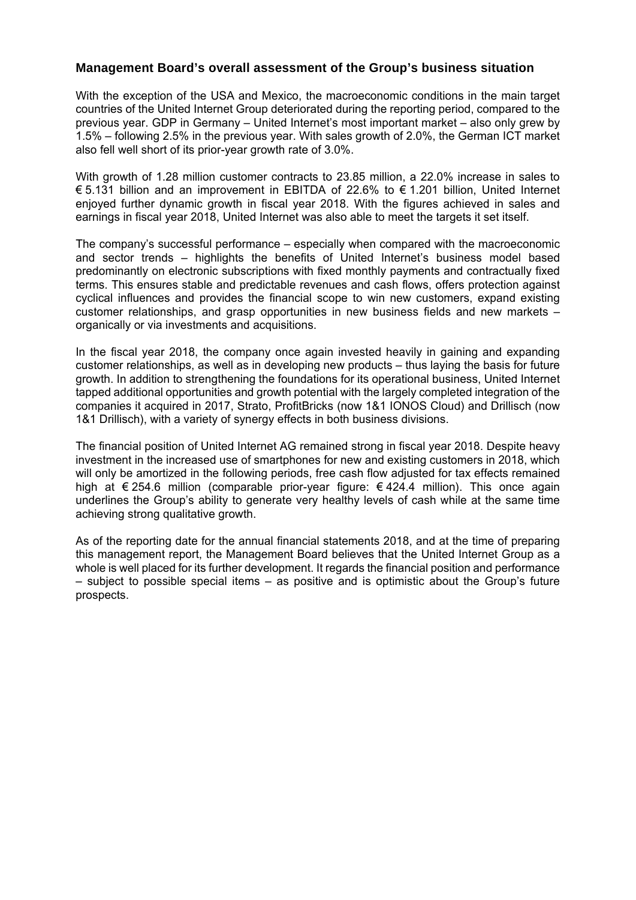## Management Board's overall assessment of the Group's business situation

With the exception of the USA and Mexico, the macroeconomic conditions in the main target countries of the United Internet Group deteriorated during the reporting period, compared to the previous year. GDP in Germany – United Internet's most important market – also only grew by 1.5% – following 2.5% in the previous year. With sales growth of 2.0%, the German ICT market also fell well short of its prior-year growth rate of 3.0%.

With growth of 1.28 million customer contracts to 23.85 million, a 22.0% increase in sales to € 5.131 billion and an improvement in EBITDA of 22.6% to € 1.201 billion, United Internet enjoyed further dynamic growth in fiscal year 2018. With the figures achieved in sales and earnings in fiscal year 2018, United Internet was also able to meet the targets it set itself.

The company's successful performance – especially when compared with the macroeconomic and sector trends – highlights the benefits of United Internet's business model based predominantly on electronic subscriptions with fixed monthly payments and contractually fixed terms. This ensures stable and predictable revenues and cash flows, offers protection against cyclical influences and provides the financial scope to win new customers, expand existing customer relationships, and grasp opportunities in new business fields and new markets – organically or via investments and acquisitions.

In the fiscal year 2018, the company once again invested heavily in gaining and expanding customer relationships, as well as in developing new products – thus laying the basis for future growth. In addition to strengthening the foundations for its operational business, United Internet tapped additional opportunities and growth potential with the largely completed integration of the companies it acquired in 2017, Strato, ProfitBricks (now 1&1 IONOS Cloud) and Drillisch (now 1&1 Drillisch), with a variety of synergy effects in both business divisions.

The financial position of United Internet AG remained strong in fiscal year 2018. Despite heavy investment in the increased use of smartphones for new and existing customers in 2018, which will only be amortized in the following periods, free cash flow adjusted for tax effects remained high at € 254.6 million (comparable prior-year figure: € 424.4 million). This once again underlines the Group's ability to generate very healthy levels of cash while at the same time achieving strong qualitative growth.

As of the reporting date for the annual financial statements 2018, and at the time of preparing this management report, the Management Board believes that the United Internet Group as a whole is well placed for its further development. It regards the financial position and performance – subject to possible special items – as positive and is optimistic about the Group's future prospects.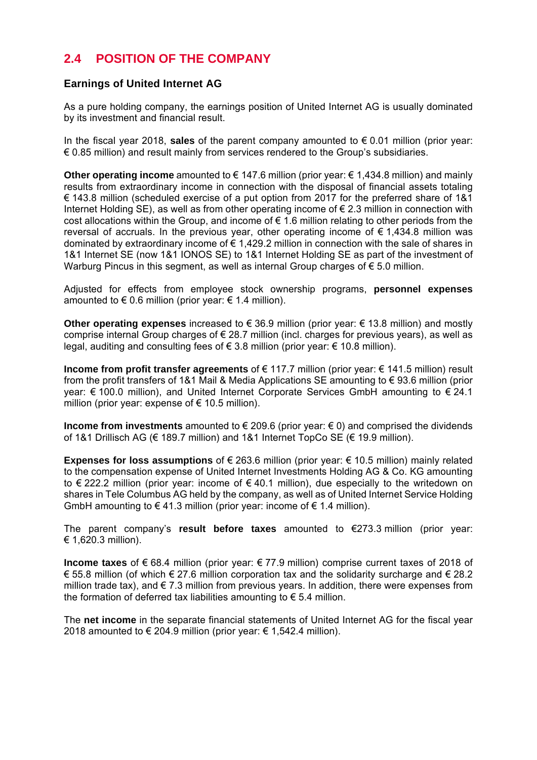## 2.4 POSITION OF THE COMPANY

### Earnings of United Internet AG

As a pure holding company, the earnings position of United Internet AG is usually dominated by its investment and financial result.

In the fiscal year 2018, **sales** of the parent company amounted to € 0.01 million (prior year: € 0.85 million) and result mainly from services rendered to the Group's subsidiaries.

**Other operating income** amounted to € 147.6 million (prior year: € 1,434.8 million) and mainly results from extraordinary income in connection with the disposal of financial assets totaling € 143.8 million (scheduled exercise of a put option from 2017 for the preferred share of 1&1 Internet Holding SE), as well as from other operating income of € 2.3 million in connection with cost allocations within the Group, and income of € 1.6 million relating to other periods from the reversal of accruals. In the previous year, other operating income of € 1,434.8 million was dominated by extraordinary income of € 1,429.2 million in connection with the sale of shares in 1&1 Internet SE (now 1&1 IONOS SE) to 1&1 Internet Holding SE as part of the investment of Warburg Pincus in this segment, as well as internal Group charges of € 5.0 million.

Adjusted for effects from employee stock ownership programs, **personnel expenses** amounted to € 0.6 million (prior year: € 1.4 million).

**Other operating expenses** increased to € 36.9 million (prior year: € 13.8 million) and mostly comprise internal Group charges of € 28.7 million (incl. charges for previous years), as well as legal, auditing and consulting fees of € 3.8 million (prior year: € 10.8 million).

**Income from profit transfer agreements** of € 117.7 million (prior year: € 141.5 million) result from the profit transfers of 1&1 Mail & Media Applications SE amounting to € 93.6 million (prior year: € 100.0 million), and United Internet Corporate Services GmbH amounting to € 24.1 million (prior year: expense of € 10.5 million).

**Income from investments** amounted to € 209.6 (prior year: € 0) and comprised the dividends of 1&1 Drillisch AG (€ 189.7 million) and 1&1 Internet TopCo SE (€ 19.9 million).

**Expenses for loss assumptions** of € 263.6 million (prior year: € 10.5 million) mainly related to the compensation expense of United Internet Investments Holding AG & Co. KG amounting to € 222.2 million (prior year: income of € 40.1 million), due especially to the writedown on shares in Tele Columbus AG held by the company, as well as of United Internet Service Holding GmbH amounting to € 41.3 million (prior year: income of € 1.4 million).

The parent company's **result before taxes** amounted to €273.3 million (prior year: € 1,620.3 million).

**Income taxes** of € 68.4 million (prior year: € 77.9 million) comprise current taxes of 2018 of € 55.8 million (of which € 27.6 million corporation tax and the solidarity surcharge and € 28.2 million trade tax), and € 7.3 million from previous years. In addition, there were expenses from the formation of deferred tax liabilities amounting to € 5.4 million.

The **net income** in the separate financial statements of United Internet AG for the fiscal year 2018 amounted to € 204.9 million (prior year: € 1,542.4 million).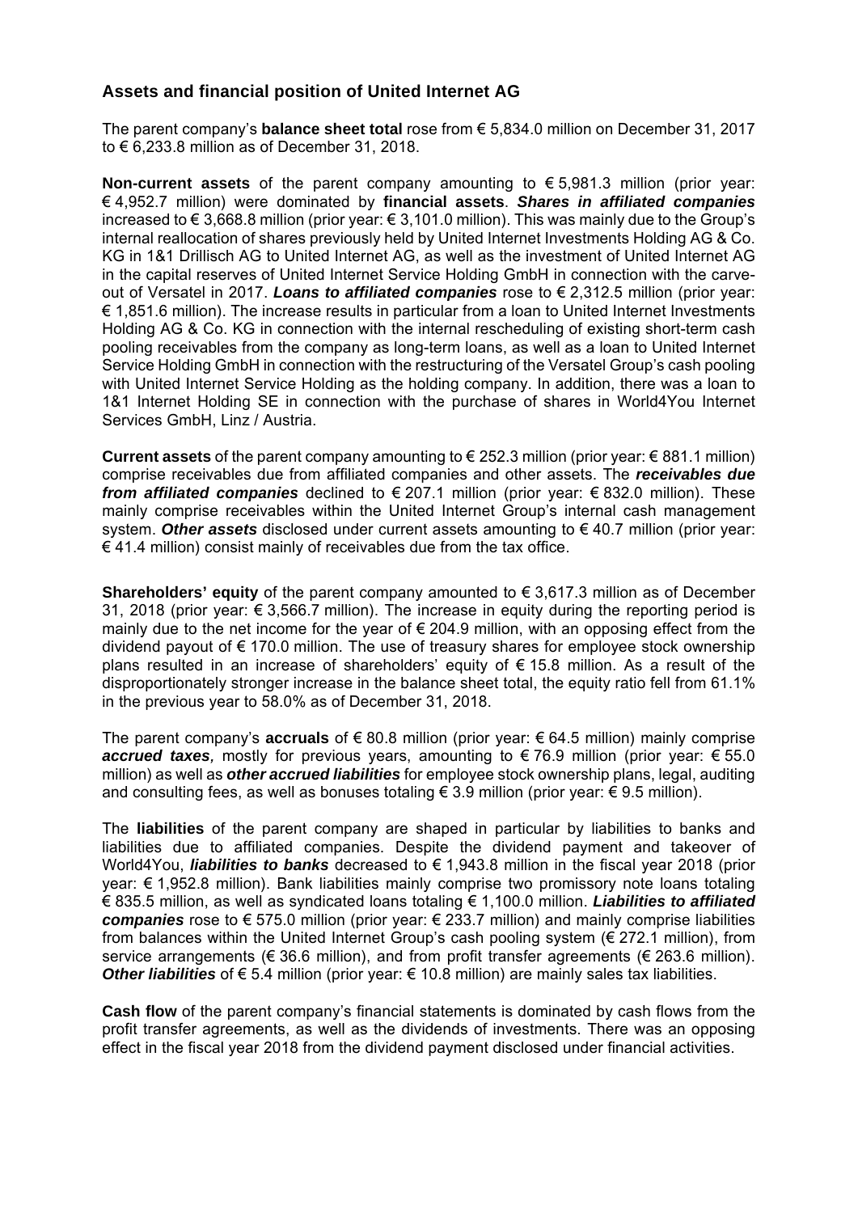## Assets and financial position of United Internet AG

The parent company's **balance sheet total** rose from € 5,834.0 million on December 31, 2017 to € 6,233.8 million as of December 31, 2018.

**Non-current assets** of the parent company amounting to € 5,981.3 million (prior year: € 4,952.7 million) were dominated by **financial assets**. ***Shares in affiliated companies*** increased to € 3,668.8 million (prior year: € 3,101.0 million). This was mainly due to the Group's internal reallocation of shares previously held by United Internet Investments Holding AG & Co. KG in 1&1 Drillisch AG to United Internet AG, as well as the investment of United Internet AG in the capital reserves of United Internet Service Holding GmbH in connection with the carve-out of Versatel in 2017. ***Loans to affiliated companies*** rose to € 2,312.5 million (prior year: € 1,851.6 million). The increase results in particular from a loan to United Internet Investments Holding AG & Co. KG in connection with the internal rescheduling of existing short-term cash pooling receivables from the company as long-term loans, as well as a loan to United Internet Service Holding GmbH in connection with the restructuring of the Versatel Group's cash pooling with United Internet Service Holding as the holding company. In addition, there was a loan to 1&1 Internet Holding SE in connection with the purchase of shares in World4You Internet Services GmbH, Linz / Austria.

**Current assets** of the parent company amounting to € 252.3 million (prior year: € 881.1 million) comprise receivables due from affiliated companies and other assets. The ***receivables due from affiliated companies*** declined to € 207.1 million (prior year: € 832.0 million). These mainly comprise receivables within the United Internet Group's internal cash management system. ***Other assets*** disclosed under current assets amounting to € 40.7 million (prior year: € 41.4 million) consist mainly of receivables due from the tax office.

**Shareholders' equity** of the parent company amounted to € 3,617.3 million as of December 31, 2018 (prior year: € 3,566.7 million). The increase in equity during the reporting period is mainly due to the net income for the year of € 204.9 million, with an opposing effect from the dividend payout of € 170.0 million. The use of treasury shares for employee stock ownership plans resulted in an increase of shareholders' equity of € 15.8 million. As a result of the disproportionately stronger increase in the balance sheet total, the equity ratio fell from 61.1% in the previous year to 58.0% as of December 31, 2018.

The parent company's **accruals** of € 80.8 million (prior year: € 64.5 million) mainly comprise ***accrued taxes**,* mostly for previous years, amounting to € 76.9 million (prior year: € 55.0 million) as well as ***other accrued liabilities*** for employee stock ownership plans, legal, auditing and consulting fees, as well as bonuses totaling € 3.9 million (prior year: € 9.5 million).

The **liabilities** of the parent company are shaped in particular by liabilities to banks and liabilities due to affiliated companies. Despite the dividend payment and takeover of World4You, ***liabilities to banks*** decreased to € 1,943.8 million in the fiscal year 2018 (prior year: € 1,952.8 million). Bank liabilities mainly comprise two promissory note loans totaling € 835.5 million, as well as syndicated loans totaling € 1,100.0 million. ***Liabilities to affiliated companies*** rose to € 575.0 million (prior year: € 233.7 million) and mainly comprise liabilities from balances within the United Internet Group's cash pooling system (€ 272.1 million), from service arrangements (€ 36.6 million), and from profit transfer agreements (€ 263.6 million). ***Other liabilities*** of € 5.4 million (prior year: € 10.8 million) are mainly sales tax liabilities.

**Cash flow** of the parent company's financial statements is dominated by cash flows from the profit transfer agreements, as well as the dividends of investments. There was an opposing effect in the fiscal year 2018 from the dividend payment disclosed under financial activities.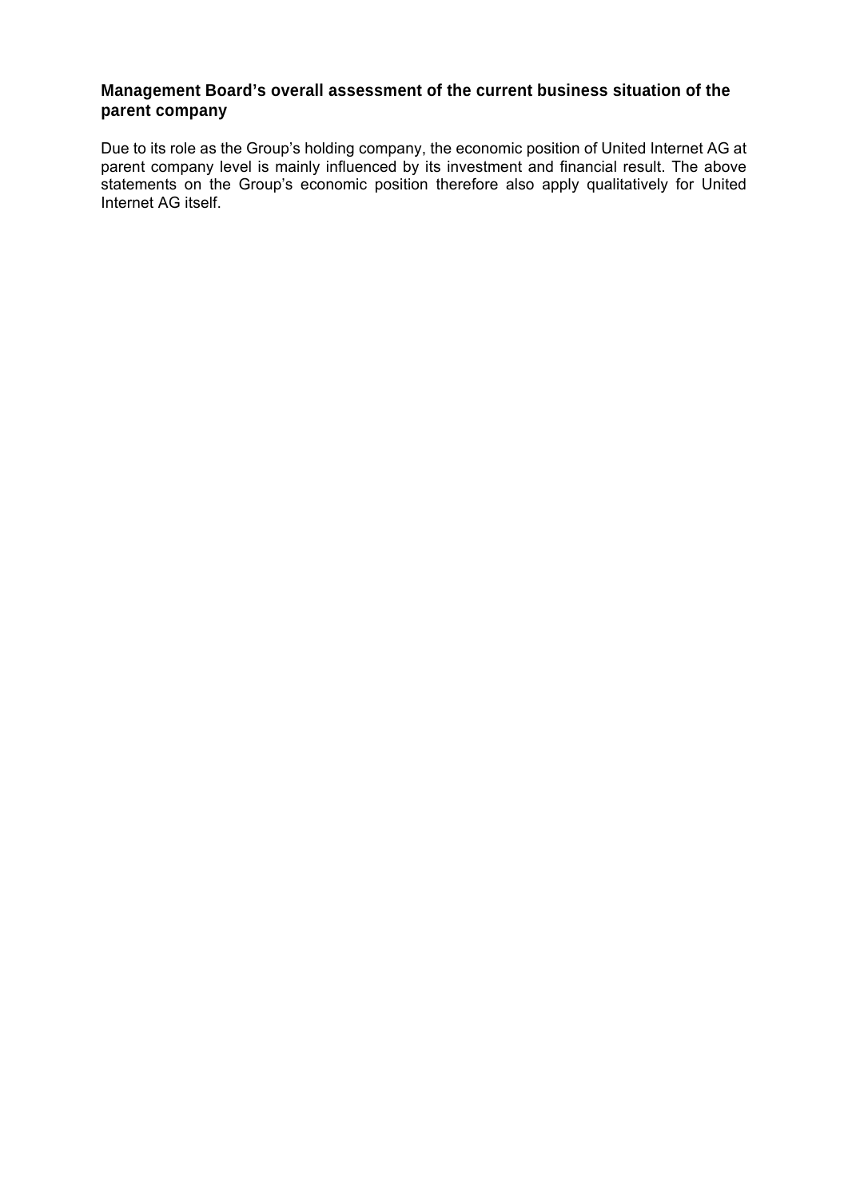### Management Board's overall assessment of the current business situation of the parent company

Due to its role as the Group's holding company, the economic position of United Internet AG at parent company level is mainly influenced by its investment and financial result. The above statements on the Group's economic position therefore also apply qualitatively for United Internet AG itself.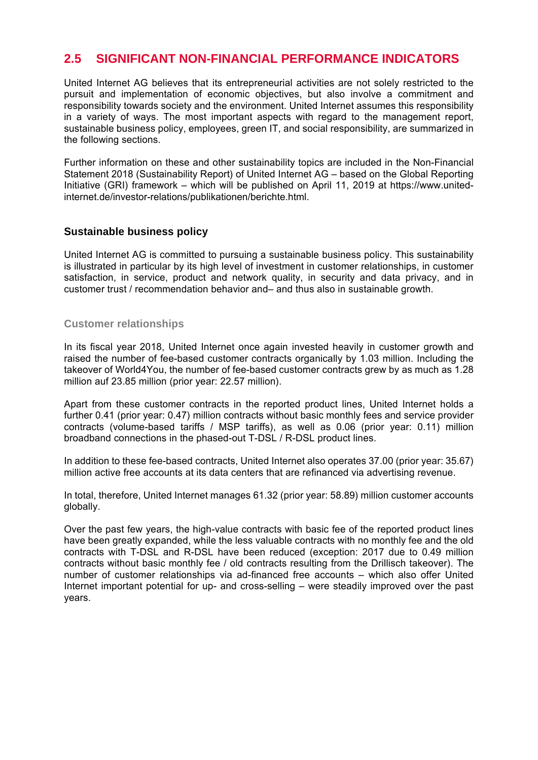## 2.5 SIGNIFICANT NON-FINANCIAL PERFORMANCE INDICATORS

United Internet AG believes that its entrepreneurial activities are not solely restricted to the pursuit and implementation of economic objectives, but also involve a commitment and responsibility towards society and the environment. United Internet assumes this responsibility in a variety of ways. The most important aspects with regard to the management report, sustainable business policy, employees, green IT, and social responsibility, are summarized in the following sections.

Further information on these and other sustainability topics are included in the Non-Financial Statement 2018 (Sustainability Report) of United Internet AG – based on the Global Reporting Initiative (GRI) framework – which will be published on April 11, 2019 at https://www.united-internet.de/investor-relations/publikationen/berichte.html.

### Sustainable business policy

United Internet AG is committed to pursuing a sustainable business policy. This sustainability is illustrated in particular by its high level of investment in customer relationships, in customer satisfaction, in service, product and network quality, in security and data privacy, and in customer trust / recommendation behavior and– and thus also in sustainable growth.

#### Customer relationships

In its fiscal year 2018, United Internet once again invested heavily in customer growth and raised the number of fee-based customer contracts organically by 1.03 million. Including the takeover of World4You, the number of fee-based customer contracts grew by as much as 1.28 million auf 23.85 million (prior year: 22.57 million).

Apart from these customer contracts in the reported product lines, United Internet holds a further 0.41 (prior year: 0.47) million contracts without basic monthly fees and service provider contracts (volume-based tariffs / MSP tariffs), as well as 0.06 (prior year: 0.11) million broadband connections in the phased-out T-DSL / R-DSL product lines.

In addition to these fee-based contracts, United Internet also operates 37.00 (prior year: 35.67) million active free accounts at its data centers that are refinanced via advertising revenue.

In total, therefore, United Internet manages 61.32 (prior year: 58.89) million customer accounts globally.

Over the past few years, the high-value contracts with basic fee of the reported product lines have been greatly expanded, while the less valuable contracts with no monthly fee and the old contracts with T-DSL and R-DSL have been reduced (exception: 2017 due to 0.49 million contracts without basic monthly fee / old contracts resulting from the Drillisch takeover). The number of customer relationships via ad-financed free accounts – which also offer United Internet important potential for up- and cross-selling – were steadily improved over the past years.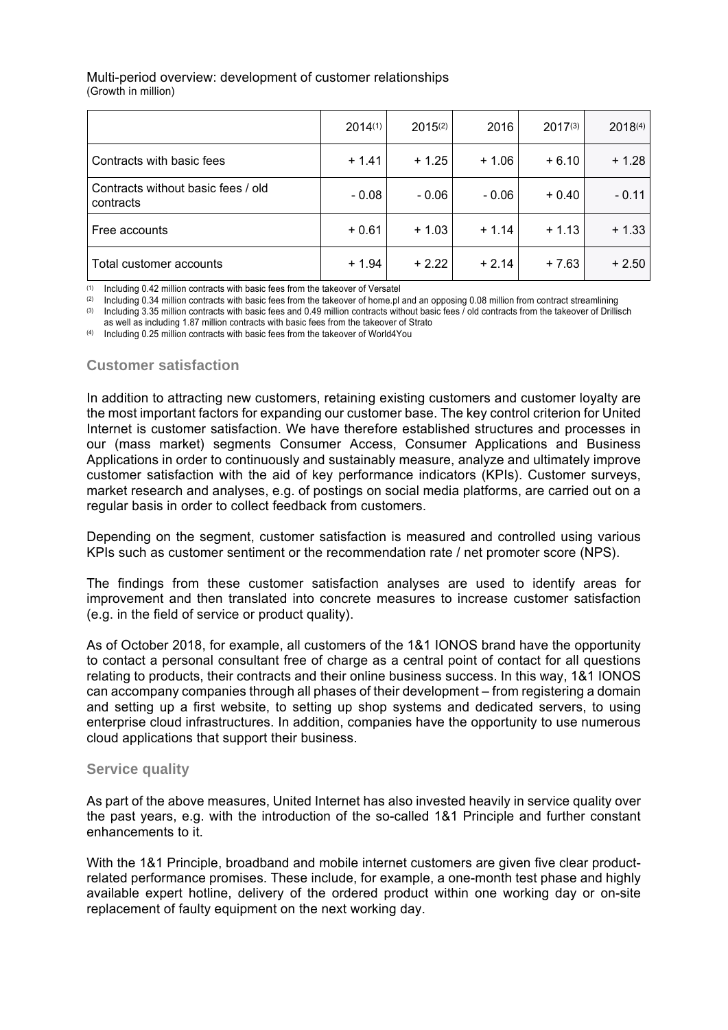Multi-period overview: development of customer relationships
(Growth in million)

| | 2014[1] | 2015[2] | 2016 | 2017[3] | 2018[4] |
|---|---|---|---|---|---|
| Contracts with basic fees | + 1.41 | + 1.25 | + 1.06 | + 6.10 | + 1.28 |
| Contracts without basic fees / old contracts | - 0.08 | - 0.06 | - 0.06 | + 0.40 | - 0.11 |
| Free accounts | + 0.61 | + 1.03 | + 1.14 | + 1.13 | + 1.33 |
| Total customer accounts | + 1.94 | + 2.22 | + 2.14 | + 7.63 | + 2.50 |

(1) Including 0.42 million contracts with basic fees from the takeover of Versatel
(2) Including 0.34 million contracts with basic fees from the takeover of home.pl and an opposing 0.08 million from contract streamlining
(3) Including 3.35 million contracts with basic fees and 0.49 million contracts without basic fees / old contracts from the takeover of Drillisch as well as including 1.87 million contracts with basic fees from the takeover of Strato
(4) Including 0.25 million contracts with basic fees from the takeover of World4You

## Customer satisfaction

In addition to attracting new customers, retaining existing customers and customer loyalty are the most important factors for expanding our customer base. The key control criterion for United Internet is customer satisfaction. We have therefore established structures and processes in our (mass market) segments Consumer Access, Consumer Applications and Business Applications in order to continuously and sustainably measure, analyze and ultimately improve customer satisfaction with the aid of key performance indicators (KPIs). Customer surveys, market research and analyses, e.g. of postings on social media platforms, are carried out on a regular basis in order to collect feedback from customers.

Depending on the segment, customer satisfaction is measured and controlled using various KPIs such as customer sentiment or the recommendation rate / net promoter score (NPS).

The findings from these customer satisfaction analyses are used to identify areas for improvement and then translated into concrete measures to increase customer satisfaction (e.g. in the field of service or product quality).

As of October 2018, for example, all customers of the 1&1 IONOS brand have the opportunity to contact a personal consultant free of charge as a central point of contact for all questions relating to products, their contracts and their online business success. In this way, 1&1 IONOS can accompany companies through all phases of their development – from registering a domain and setting up a first website, to setting up shop systems and dedicated servers, to using enterprise cloud infrastructures. In addition, companies have the opportunity to use numerous cloud applications that support their business.

### Service quality

As part of the above measures, United Internet has also invested heavily in service quality over the past years, e.g. with the introduction of the so-called 1&1 Principle and further constant enhancements to it.

With the 1&1 Principle, broadband and mobile internet customers are given five clear product-related performance promises. These include, for example, a one-month test phase and highly available expert hotline, delivery of the ordered product within one working day or on-site replacement of faulty equipment on the next working day.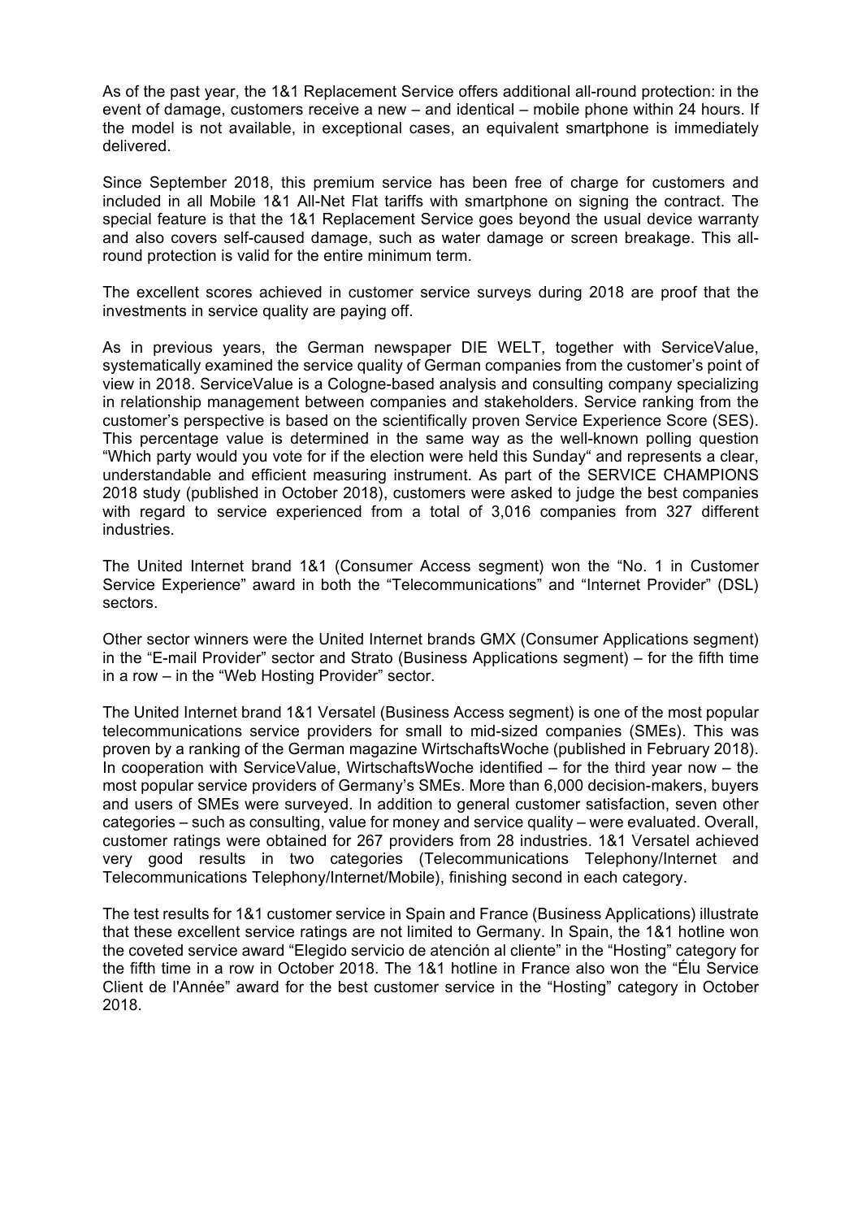As of the past year, the 1&1 Replacement Service offers additional all-round protection: in the event of damage, customers receive a new – and identical – mobile phone within 24 hours. If the model is not available, in exceptional cases, an equivalent smartphone is immediately delivered.

Since September 2018, this premium service has been free of charge for customers and included in all Mobile 1&1 All-Net Flat tariffs with smartphone on signing the contract. The special feature is that the 1&1 Replacement Service goes beyond the usual device warranty and also covers self-caused damage, such as water damage or screen breakage. This all-round protection is valid for the entire minimum term.

The excellent scores achieved in customer service surveys during 2018 are proof that the investments in service quality are paying off.

As in previous years, the German newspaper DIE WELT, together with ServiceValue, systematically examined the service quality of German companies from the customer's point of view in 2018. ServiceValue is a Cologne-based analysis and consulting company specializing in relationship management between companies and stakeholders. Service ranking from the customer's perspective is based on the scientifically proven Service Experience Score (SES). This percentage value is determined in the same way as the well-known polling question "Which party would you vote for if the election were held this Sunday" and represents a clear, understandable and efficient measuring instrument. As part of the SERVICE CHAMPIONS 2018 study (published in October 2018), customers were asked to judge the best companies with regard to service experienced from a total of 3,016 companies from 327 different industries.

The United Internet brand 1&1 (Consumer Access segment) won the "No. 1 in Customer Service Experience" award in both the "Telecommunications" and "Internet Provider" (DSL) sectors.

Other sector winners were the United Internet brands GMX (Consumer Applications segment) in the "E-mail Provider" sector and Strato (Business Applications segment) – for the fifth time in a row – in the "Web Hosting Provider" sector.

The United Internet brand 1&1 Versatel (Business Access segment) is one of the most popular telecommunications service providers for small to mid-sized companies (SMEs). This was proven by a ranking of the German magazine WirtschaftsWoche (published in February 2018). In cooperation with ServiceValue, WirtschaftsWoche identified – for the third year now – the most popular service providers of Germany's SMEs. More than 6,000 decision-makers, buyers and users of SMEs were surveyed. In addition to general customer satisfaction, seven other categories – such as consulting, value for money and service quality – were evaluated. Overall, customer ratings were obtained for 267 providers from 28 industries. 1&1 Versatel achieved very good results in two categories (Telecommunications Telephony/Internet and Telecommunications Telephony/Internet/Mobile), finishing second in each category.

The test results for 1&1 customer service in Spain and France (Business Applications) illustrate that these excellent service ratings are not limited to Germany. In Spain, the 1&1 hotline won the coveted service award "Elegido servicio de atención al cliente" in the "Hosting" category for the fifth time in a row in October 2018. The 1&1 hotline in France also won the "Élu Service Client de l'Année" award for the best customer service in the "Hosting" category in October 2018.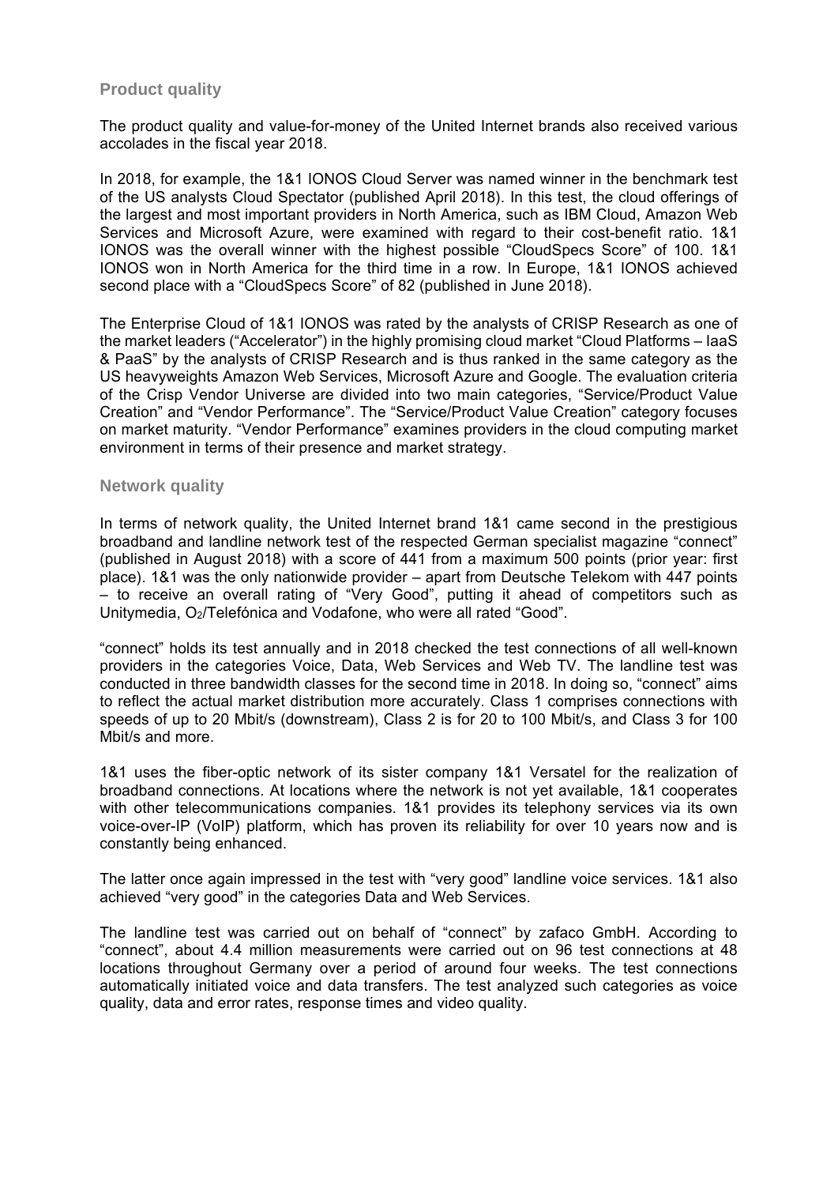### Product quality

The product quality and value-for-money of the United Internet brands also received various accolades in the fiscal year 2018.

In 2018, for example, the 1&1 IONOS Cloud Server was named winner in the benchmark test of the US analysts Cloud Spectator (published April 2018). In this test, the cloud offerings of the largest and most important providers in North America, such as IBM Cloud, Amazon Web Services and Microsoft Azure, were examined with regard to their cost-benefit ratio. 1&1 IONOS was the overall winner with the highest possible "CloudSpecs Score" of 100. 1&1 IONOS won in North America for the third time in a row. In Europe, 1&1 IONOS achieved second place with a "CloudSpecs Score" of 82 (published in June 2018).

The Enterprise Cloud of 1&1 IONOS was rated by the analysts of CRISP Research as one of the market leaders ("Accelerator") in the highly promising cloud market "Cloud Platforms – IaaS & PaaS" by the analysts of CRISP Research and is thus ranked in the same category as the US heavyweights Amazon Web Services, Microsoft Azure and Google. The evaluation criteria of the Crisp Vendor Universe are divided into two main categories, "Service/Product Value Creation" and "Vendor Performance". The "Service/Product Value Creation" category focuses on market maturity. "Vendor Performance" examines providers in the cloud computing market environment in terms of their presence and market strategy.

### Network quality

In terms of network quality, the United Internet brand 1&1 came second in the prestigious broadband and landline network test of the respected German specialist magazine "connect" (published in August 2018) with a score of 441 from a maximum 500 points (prior year: first place). 1&1 was the only nationwide provider – apart from Deutsche Telekom with 447 points – to receive an overall rating of "Very Good", putting it ahead of competitors such as Unitymedia, $O_2$/Telefónica and Vodafone, who were all rated "Good".

"connect" holds its test annually and in 2018 checked the test connections of all well-known providers in the categories Voice, Data, Web Services and Web TV. The landline test was conducted in three bandwidth classes for the second time in 2018. In doing so, "connect" aims to reflect the actual market distribution more accurately. Class 1 comprises connections with speeds of up to 20 Mbit/s (downstream), Class 2 is for 20 to 100 Mbit/s, and Class 3 for 100 Mbit/s and more.

1&1 uses the fiber-optic network of its sister company 1&1 Versatel for the realization of broadband connections. At locations where the network is not yet available, 1&1 cooperates with other telecommunications companies. 1&1 provides its telephony services via its own voice-over-IP (VoIP) platform, which has proven its reliability for over 10 years now and is constantly being enhanced.

The latter once again impressed in the test with "very good" landline voice services. 1&1 also achieved "very good" in the categories Data and Web Services.

The landline test was carried out on behalf of "connect" by zafaco GmbH. According to "connect", about 4.4 million measurements were carried out on 96 test connections at 48 locations throughout Germany over a period of around four weeks. The test connections automatically initiated voice and data transfers. The test analyzed such categories as voice quality, data and error rates, response times and video quality.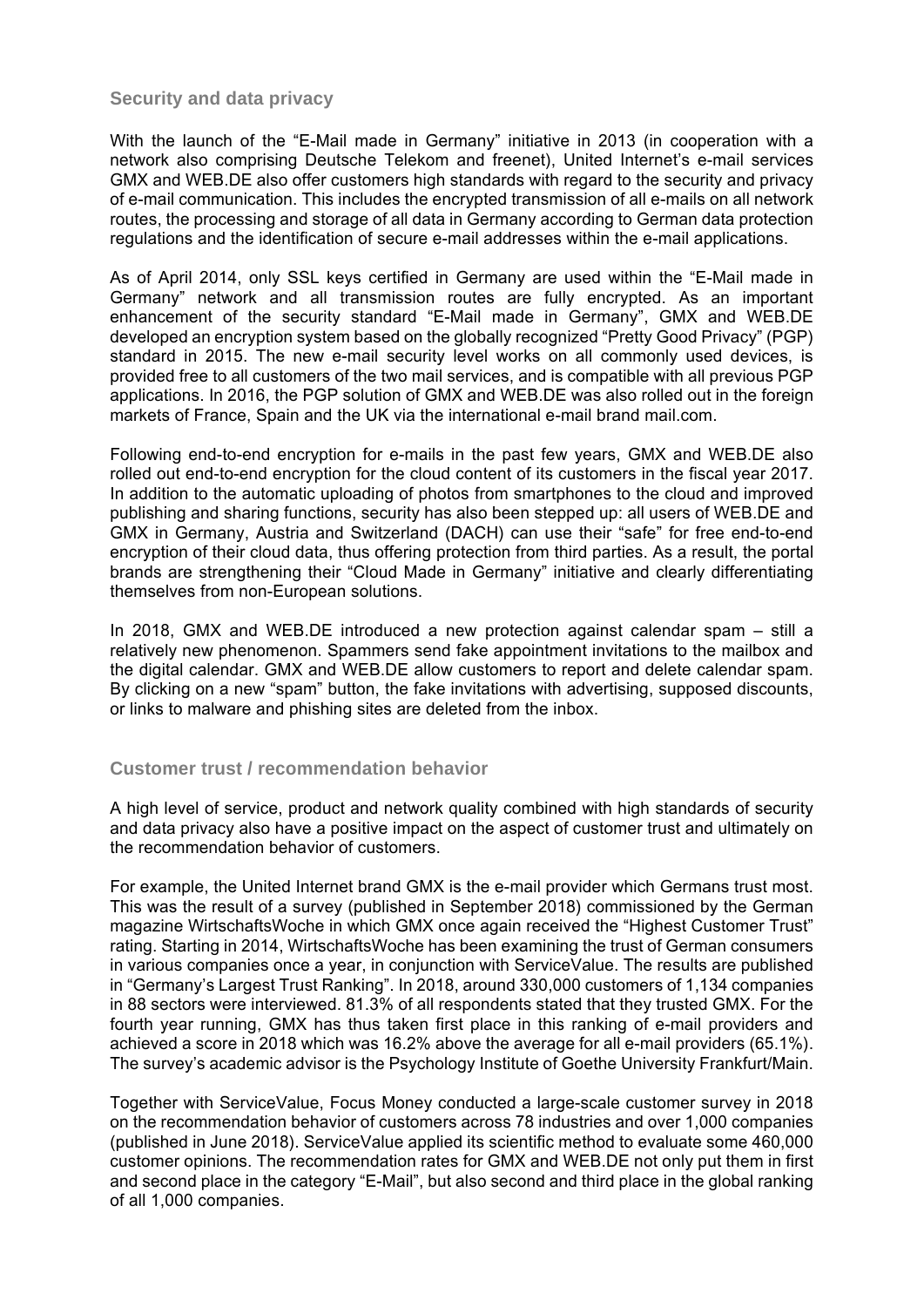## Security and data privacy

With the launch of the “E-Mail made in Germany” initiative in 2013 (in cooperation with a network also comprising Deutsche Telekom and freenet), United Internet’s e-mail services GMX and WEB.DE also offer customers high standards with regard to the security and privacy of e-mail communication. This includes the encrypted transmission of all e-mails on all network routes, the processing and storage of all data in Germany according to German data protection regulations and the identification of secure e-mail addresses within the e-mail applications.

As of April 2014, only SSL keys certified in Germany are used within the “E-Mail made in Germany” network and all transmission routes are fully encrypted. As an important enhancement of the security standard “E-Mail made in Germany”, GMX and WEB.DE developed an encryption system based on the globally recognized “Pretty Good Privacy” (PGP) standard in 2015. The new e-mail security level works on all commonly used devices, is provided free to all customers of the two mail services, and is compatible with all previous PGP applications. In 2016, the PGP solution of GMX and WEB.DE was also rolled out in the foreign markets of France, Spain and the UK via the international e-mail brand mail.com.

Following end-to-end encryption for e-mails in the past few years, GMX and WEB.DE also rolled out end-to-end encryption for the cloud content of its customers in the fiscal year 2017. In addition to the automatic uploading of photos from smartphones to the cloud and improved publishing and sharing functions, security has also been stepped up: all users of WEB.DE and GMX in Germany, Austria and Switzerland (DACH) can use their “safe” for free end-to-end encryption of their cloud data, thus offering protection from third parties. As a result, the portal brands are strengthening their “Cloud Made in Germany” initiative and clearly differentiating themselves from non-European solutions.

In 2018, GMX and WEB.DE introduced a new protection against calendar spam – still a relatively new phenomenon. Spammers send fake appointment invitations to the mailbox and the digital calendar. GMX and WEB.DE allow customers to report and delete calendar spam. By clicking on a new “spam” button, the fake invitations with advertising, supposed discounts, or links to malware and phishing sites are deleted from the inbox.

## Customer trust / recommendation behavior

A high level of service, product and network quality combined with high standards of security and data privacy also have a positive impact on the aspect of customer trust and ultimately on the recommendation behavior of customers.

For example, the United Internet brand GMX is the e-mail provider which Germans trust most. This was the result of a survey (published in September 2018) commissioned by the German magazine WirtschaftsWoche in which GMX once again received the “Highest Customer Trust” rating. Starting in 2014, WirtschaftsWoche has been examining the trust of German consumers in various companies once a year, in conjunction with ServiceValue. The results are published in “Germany’s Largest Trust Ranking”. In 2018, around 330,000 customers of 1,134 companies in 88 sectors were interviewed. 81.3% of all respondents stated that they trusted GMX. For the fourth year running, GMX has thus taken first place in this ranking of e-mail providers and achieved a score in 2018 which was 16.2% above the average for all e-mail providers (65.1%). The survey’s academic advisor is the Psychology Institute of Goethe University Frankfurt/Main.

Together with ServiceValue, Focus Money conducted a large-scale customer survey in 2018 on the recommendation behavior of customers across 78 industries and over 1,000 companies (published in June 2018). ServiceValue applied its scientific method to evaluate some 460,000 customer opinions. The recommendation rates for GMX and WEB.DE not only put them in first and second place in the category “E-Mail”, but also second and third place in the global ranking of all 1,000 companies.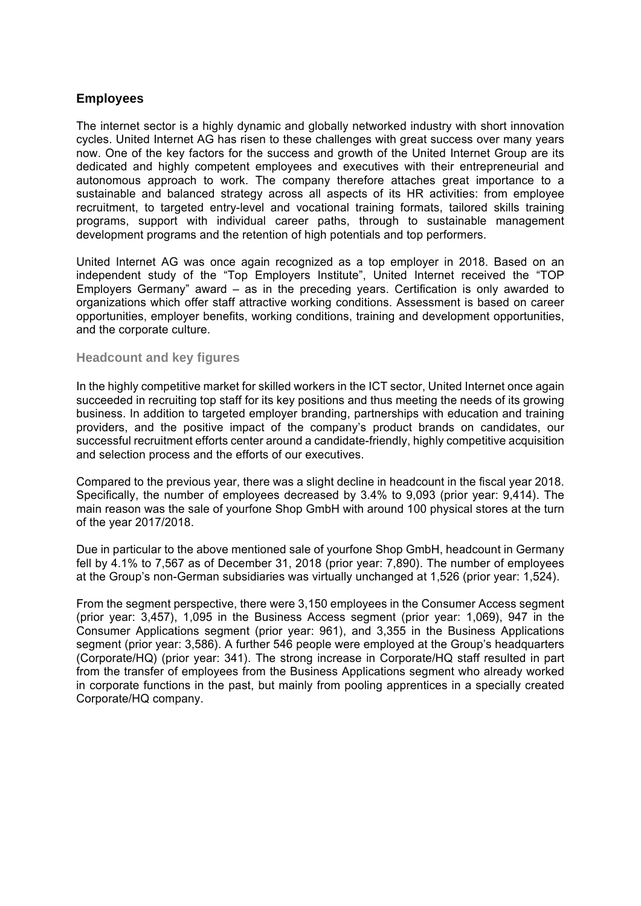## Employees

The internet sector is a highly dynamic and globally networked industry with short innovation cycles. United Internet AG has risen to these challenges with great success over many years now. One of the key factors for the success and growth of the United Internet Group are its dedicated and highly competent employees and executives with their entrepreneurial and autonomous approach to work. The company therefore attaches great importance to a sustainable and balanced strategy across all aspects of its HR activities: from employee recruitment, to targeted entry-level and vocational training formats, tailored skills training programs, support with individual career paths, through to sustainable management development programs and the retention of high potentials and top performers.

United Internet AG was once again recognized as a top employer in 2018. Based on an independent study of the "Top Employers Institute", United Internet received the "TOP Employers Germany" award – as in the preceding years. Certification is only awarded to organizations which offer staff attractive working conditions. Assessment is based on career opportunities, employer benefits, working conditions, training and development opportunities, and the corporate culture.

### Headcount and key figures

In the highly competitive market for skilled workers in the ICT sector, United Internet once again succeeded in recruiting top staff for its key positions and thus meeting the needs of its growing business. In addition to targeted employer branding, partnerships with education and training providers, and the positive impact of the company's product brands on candidates, our successful recruitment efforts center around a candidate-friendly, highly competitive acquisition and selection process and the efforts of our executives.

Compared to the previous year, there was a slight decline in headcount in the fiscal year 2018. Specifically, the number of employees decreased by 3.4% to 9,093 (prior year: 9,414). The main reason was the sale of yourfone Shop GmbH with around 100 physical stores at the turn of the year 2017/2018.

Due in particular to the above mentioned sale of yourfone Shop GmbH, headcount in Germany fell by 4.1% to 7,567 as of December 31, 2018 (prior year: 7,890). The number of employees at the Group's non-German subsidiaries was virtually unchanged at 1,526 (prior year: 1,524).

From the segment perspective, there were 3,150 employees in the Consumer Access segment (prior year: 3,457), 1,095 in the Business Access segment (prior year: 1,069), 947 in the Consumer Applications segment (prior year: 961), and 3,355 in the Business Applications segment (prior year: 3,586). A further 546 people were employed at the Group's headquarters (Corporate/HQ) (prior year: 341). The strong increase in Corporate/HQ staff resulted in part from the transfer of employees from the Business Applications segment who already worked in corporate functions in the past, but mainly from pooling apprentices in a specially created Corporate/HQ company.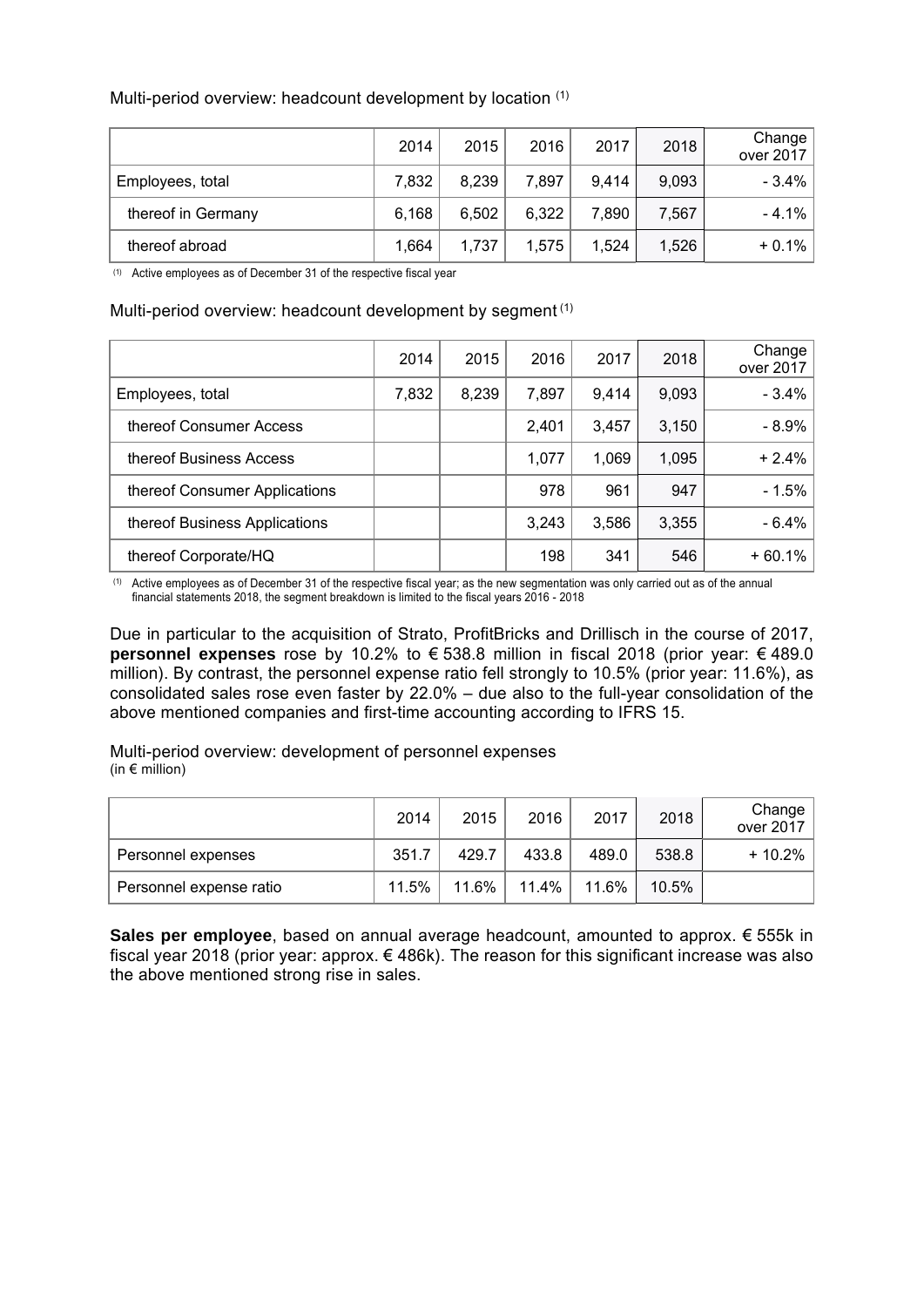Multi-period overview: headcount development by location [1]

| | 2014 | 2015 | 2016 | 2017 | 2018 | Change over 2017 |
|---|---|---|---|---|---|---|
| Employees, total | 7,832 | 8,239 | 7,897 | 9,414 | 9,093 | - 3.4% |
| thereof in Germany | 6,168 | 6,502 | 6,322 | 7,890 | 7,567 | - 4.1% |
| thereof abroad | 1,664 | 1,737 | 1,575 | 1,524 | 1,526 | + 0.1% |

[1] Active employees as of December 31 of the respective fiscal year

Multi-period overview: headcount development by segment [1]

| | 2014 | 2015 | 2016 | 2017 | 2018 | Change over 2017 |
|---|---|---|---|---|---|---|
| Employees, total | 7,832 | 8,239 | 7,897 | 9,414 | 9,093 | - 3.4% |
| thereof Consumer Access | | | 2,401 | 3,457 | 3,150 | - 8.9% |
| thereof Business Access | | | 1,077 | 1,069 | 1,095 | + 2.4% |
| thereof Consumer Applications | | | 978 | 961 | 947 | - 1.5% |
| thereof Business Applications | | | 3,243 | 3,586 | 3,355 | - 6.4% |
| thereof Corporate/HQ | | | 198 | 341 | 546 | + 60.1% |

[1] Active employees as of December 31 of the respective fiscal year; as the new segmentation was only carried out as of the annual financial statements 2018, the segment breakdown is limited to the fiscal years 2016 - 2018

Due in particular to the acquisition of Strato, ProfitBricks and Drillisch in the course of 2017, **personnel expenses** rose by 10.2% to € 538.8 million in fiscal 2018 (prior year: € 489.0 million). By contrast, the personnel expense ratio fell strongly to 10.5% (prior year: 11.6%), as consolidated sales rose even faster by 22.0% – due also to the full-year consolidation of the above mentioned companies and first-time accounting according to IFRS 15.

Multi-period overview: development of personnel expenses
(in € million)

| | 2014 | 2015 | 2016 | 2017 | 2018 | Change over 2017 |
|---|---|---|---|---|---|---|
| Personnel expenses | 351.7 | 429.7 | 433.8 | 489.0 | 538.8 | + 10.2% |
| Personnel expense ratio | 11.5% | 11.6% | 11.4% | 11.6% | 10.5% | |

**Sales per employee**, based on annual average headcount, amounted to approx. € 555k in fiscal year 2018 (prior year: approx. € 486k). The reason for this significant increase was also the above mentioned strong rise in sales.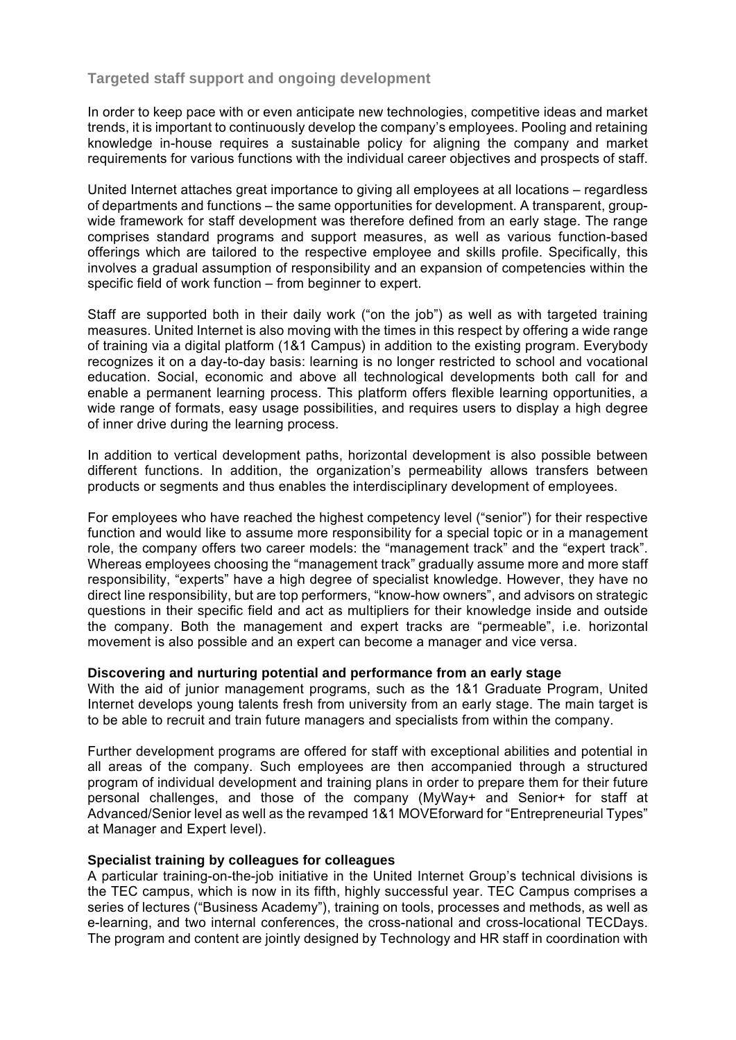## Targeted staff support and ongoing development

In order to keep pace with or even anticipate new technologies, competitive ideas and market trends, it is important to continuously develop the company's employees. Pooling and retaining knowledge in-house requires a sustainable policy for aligning the company and market requirements for various functions with the individual career objectives and prospects of staff.

United Internet attaches great importance to giving all employees at all locations – regardless of departments and functions – the same opportunities for development. A transparent, group-wide framework for staff development was therefore defined from an early stage. The range comprises standard programs and support measures, as well as various function-based offerings which are tailored to the respective employee and skills profile. Specifically, this involves a gradual assumption of responsibility and an expansion of competencies within the specific field of work function – from beginner to expert.

Staff are supported both in their daily work ("on the job") as well as with targeted training measures. United Internet is also moving with the times in this respect by offering a wide range of training via a digital platform (1&1 Campus) in addition to the existing program. Everybody recognizes it on a day-to-day basis: learning is no longer restricted to school and vocational education. Social, economic and above all technological developments both call for and enable a permanent learning process. This platform offers flexible learning opportunities, a wide range of formats, easy usage possibilities, and requires users to display a high degree of inner drive during the learning process.

In addition to vertical development paths, horizontal development is also possible between different functions. In addition, the organization's permeability allows transfers between products or segments and thus enables the interdisciplinary development of employees.

For employees who have reached the highest competency level ("senior") for their respective function and would like to assume more responsibility for a special topic or in a management role, the company offers two career models: the "management track" and the "expert track". Whereas employees choosing the "management track" gradually assume more and more staff responsibility, "experts" have a high degree of specialist knowledge. However, they have no direct line responsibility, but are top performers, "know-how owners", and advisors on strategic questions in their specific field and act as multipliers for their knowledge inside and outside the company. Both the management and expert tracks are "permeable", i.e. horizontal movement is also possible and an expert can become a manager and vice versa.

**Discovering and nurturing potential and performance from an early stage**

With the aid of junior management programs, such as the 1&1 Graduate Program, United Internet develops young talents fresh from university from an early stage. The main target is to be able to recruit and train future managers and specialists from within the company.

Further development programs are offered for staff with exceptional abilities and potential in all areas of the company. Such employees are then accompanied through a structured program of individual development and training plans in order to prepare them for their future personal challenges, and those of the company (MyWay+ and Senior+ for staff at Advanced/Senior level as well as the revamped 1&1 MOVEforward for "Entrepreneurial Types" at Manager and Expert level).

**Specialist training by colleagues for colleagues**

A particular training-on-the-job initiative in the United Internet Group's technical divisions is the TEC campus, which is now in its fifth, highly successful year. TEC Campus comprises a series of lectures ("Business Academy"), training on tools, processes and methods, as well as e-learning, and two internal conferences, the cross-national and cross-locational TECDays. The program and content are jointly designed by Technology and HR staff in coordination with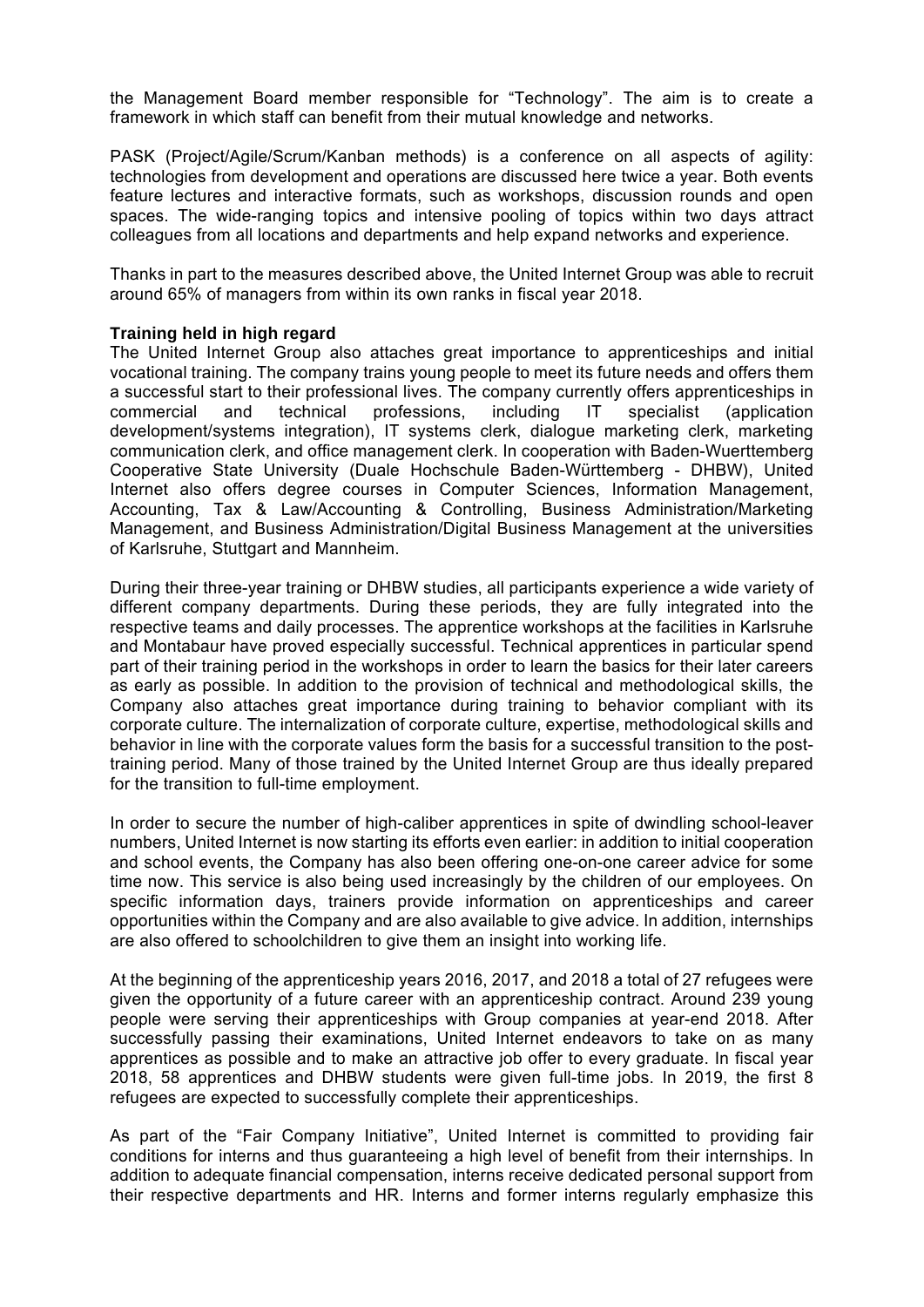the Management Board member responsible for "Technology". The aim is to create a framework in which staff can benefit from their mutual knowledge and networks.

PASK (Project/Agile/Scrum/Kanban methods) is a conference on all aspects of agility: technologies from development and operations are discussed here twice a year. Both events feature lectures and interactive formats, such as workshops, discussion rounds and open spaces. The wide-ranging topics and intensive pooling of topics within two days attract colleagues from all locations and departments and help expand networks and experience.

Thanks in part to the measures described above, the United Internet Group was able to recruit around 65% of managers from within its own ranks in fiscal year 2018.

**Training held in high regard**

The United Internet Group also attaches great importance to apprenticeships and initial vocational training. The company trains young people to meet its future needs and offers them a successful start to their professional lives. The company currently offers apprenticeships in commercial and technical professions, including IT specialist (application development/systems integration), IT systems clerk, dialogue marketing clerk, marketing communication clerk, and office management clerk. In cooperation with Baden-Wuerttemberg Cooperative State University (Duale Hochschule Baden-Württemberg - DHBW), United Internet also offers degree courses in Computer Sciences, Information Management, Accounting, Tax & Law/Accounting & Controlling, Business Administration/Marketing Management, and Business Administration/Digital Business Management at the universities of Karlsruhe, Stuttgart and Mannheim.

During their three-year training or DHBW studies, all participants experience a wide variety of different company departments. During these periods, they are fully integrated into the respective teams and daily processes. The apprentice workshops at the facilities in Karlsruhe and Montabaur have proved especially successful. Technical apprentices in particular spend part of their training period in the workshops in order to learn the basics for their later careers as early as possible. In addition to the provision of technical and methodological skills, the Company also attaches great importance during training to behavior compliant with its corporate culture. The internalization of corporate culture, expertise, methodological skills and behavior in line with the corporate values form the basis for a successful transition to the post-training period. Many of those trained by the United Internet Group are thus ideally prepared for the transition to full-time employment.

In order to secure the number of high-caliber apprentices in spite of dwindling school-leaver numbers, United Internet is now starting its efforts even earlier: in addition to initial cooperation and school events, the Company has also been offering one-on-one career advice for some time now. This service is also being used increasingly by the children of our employees. On specific information days, trainers provide information on apprenticeships and career opportunities within the Company and are also available to give advice. In addition, internships are also offered to schoolchildren to give them an insight into working life.

At the beginning of the apprenticeship years 2016, 2017, and 2018 a total of 27 refugees were given the opportunity of a future career with an apprenticeship contract. Around 239 young people were serving their apprenticeships with Group companies at year-end 2018. After successfully passing their examinations, United Internet endeavors to take on as many apprentices as possible and to make an attractive job offer to every graduate. In fiscal year 2018, 58 apprentices and DHBW students were given full-time jobs. In 2019, the first 8 refugees are expected to successfully complete their apprenticeships.

As part of the "Fair Company Initiative", United Internet is committed to providing fair conditions for interns and thus guaranteeing a high level of benefit from their internships. In addition to adequate financial compensation, interns receive dedicated personal support from their respective departments and HR. Interns and former interns regularly emphasize this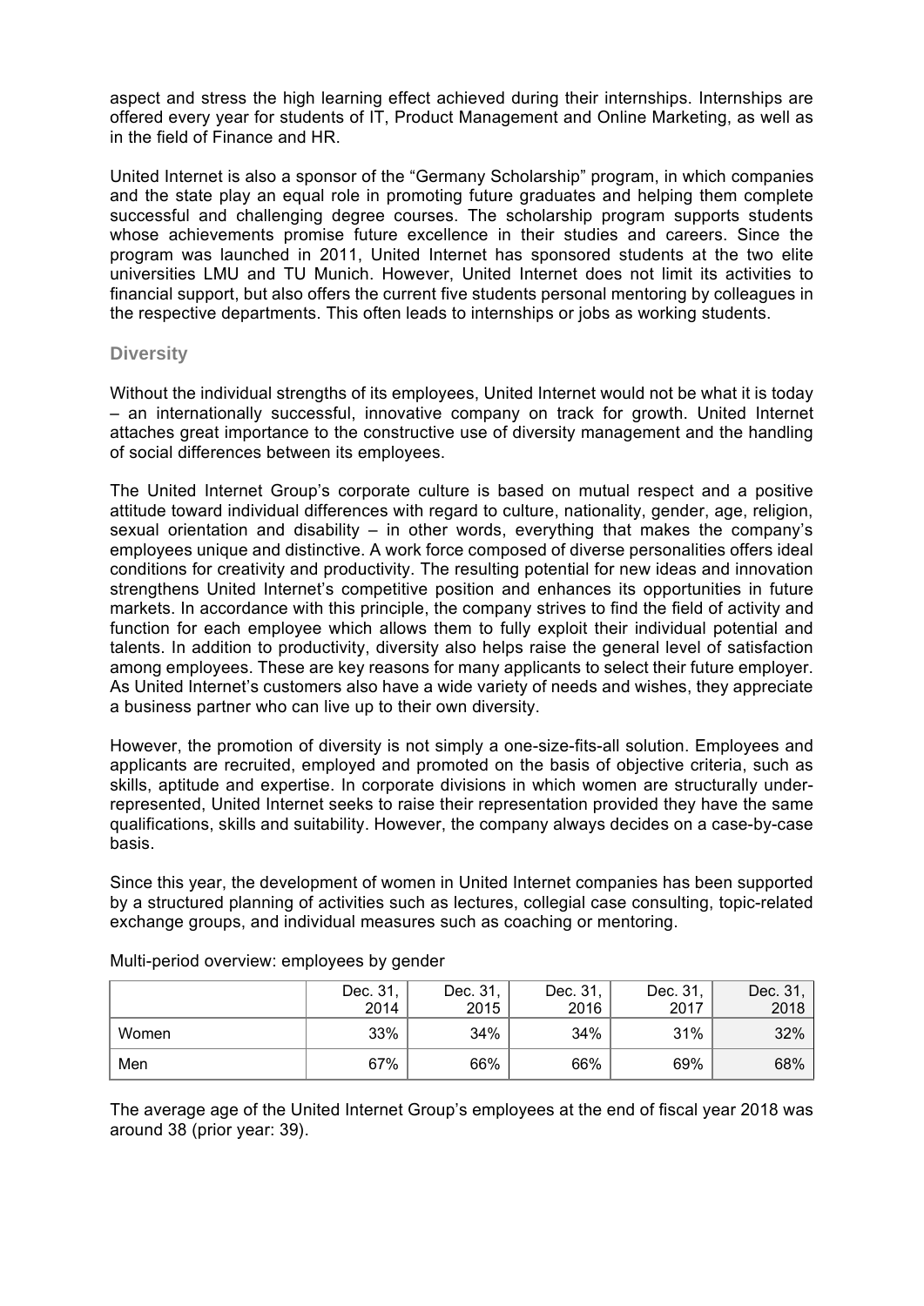aspect and stress the high learning effect achieved during their internships. Internships are offered every year for students of IT, Product Management and Online Marketing, as well as in the field of Finance and HR.

United Internet is also a sponsor of the "Germany Scholarship" program, in which companies and the state play an equal role in promoting future graduates and helping them complete successful and challenging degree courses. The scholarship program supports students whose achievements promise future excellence in their studies and careers. Since the program was launched in 2011, United Internet has sponsored students at the two elite universities LMU and TU Munich. However, United Internet does not limit its activities to financial support, but also offers the current five students personal mentoring by colleagues in the respective departments. This often leads to internships or jobs as working students.

### Diversity

Without the individual strengths of its employees, United Internet would not be what it is today – an internationally successful, innovative company on track for growth. United Internet attaches great importance to the constructive use of diversity management and the handling of social differences between its employees.

The United Internet Group's corporate culture is based on mutual respect and a positive attitude toward individual differences with regard to culture, nationality, gender, age, religion, sexual orientation and disability – in other words, everything that makes the company's employees unique and distinctive. A work force composed of diverse personalities offers ideal conditions for creativity and productivity. The resulting potential for new ideas and innovation strengthens United Internet's competitive position and enhances its opportunities in future markets. In accordance with this principle, the company strives to find the field of activity and function for each employee which allows them to fully exploit their individual potential and talents. In addition to productivity, diversity also helps raise the general level of satisfaction among employees. These are key reasons for many applicants to select their future employer. As United Internet's customers also have a wide variety of needs and wishes, they appreciate a business partner who can live up to their own diversity.

However, the promotion of diversity is not simply a one-size-fits-all solution. Employees and applicants are recruited, employed and promoted on the basis of objective criteria, such as skills, aptitude and expertise. In corporate divisions in which women are structurally under-represented, United Internet seeks to raise their representation provided they have the same qualifications, skills and suitability. However, the company always decides on a case-by-case basis.

Since this year, the development of women in United Internet companies has been supported by a structured planning of activities such as lectures, collegial case consulting, topic-related exchange groups, and individual measures such as coaching or mentoring.

Multi-period overview: employees by gender

| | Dec. 31, 2014 | Dec. 31, 2015 | Dec. 31, 2016 | Dec. 31, 2017 | Dec. 31, 2018 |
|---|---|---|---|---|---|
| Women | 33% | 34% | 34% | 31% | 32% |
| Men | 67% | 66% | 66% | 69% | 68% |

The average age of the United Internet Group's employees at the end of fiscal year 2018 was around 38 (prior year: 39).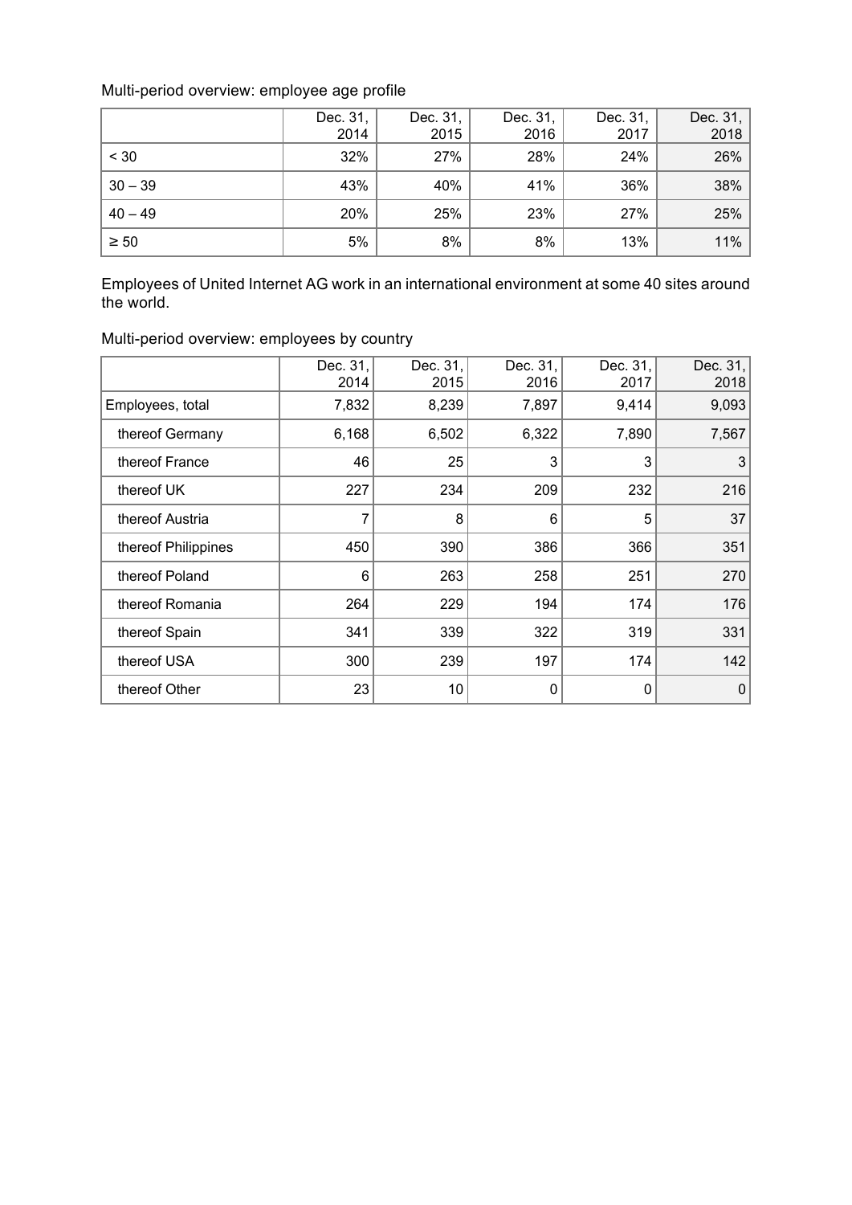Multi-period overview: employee age profile

| | Dec. 31, 2014 | Dec. 31, 2015 | Dec. 31, 2016 | Dec. 31, 2017 | Dec. 31, 2018 |
|---|---|---|---|---|---|
| < 30 | 32% | 27% | 28% | 24% | 26% |
| 30 – 39 | 43% | 40% | 41% | 36% | 38% |
| 40 – 49 | 20% | 25% | 23% | 27% | 25% |
| ≥ 50 | 5% | 8% | 8% | 13% | 11% |

Employees of United Internet AG work in an international environment at some 40 sites around the world.

Multi-period overview: employees by country

| | Dec. 31, 2014 | Dec. 31, 2015 | Dec. 31, 2016 | Dec. 31, 2017 | Dec. 31, 2018 |
|---|---|---|---|---|---|
| Employees, total | 7,832 | 8,239 | 7,897 | 9,414 | 9,093 |
| thereof Germany | 6,168 | 6,502 | 6,322 | 7,890 | 7,567 |
| thereof France | 46 | 25 | 3 | 3 | 3 |
| thereof UK | 227 | 234 | 209 | 232 | 216 |
| thereof Austria | 7 | 8 | 6 | 5 | 37 |
| thereof Philippines | 450 | 390 | 386 | 366 | 351 |
| thereof Poland | 6 | 263 | 258 | 251 | 270 |
| thereof Romania | 264 | 229 | 194 | 174 | 176 |
| thereof Spain | 341 | 339 | 322 | 319 | 331 |
| thereof USA | 300 | 239 | 197 | 174 | 142 |
| thereof Other | 23 | 10 | 0 | 0 | 0 |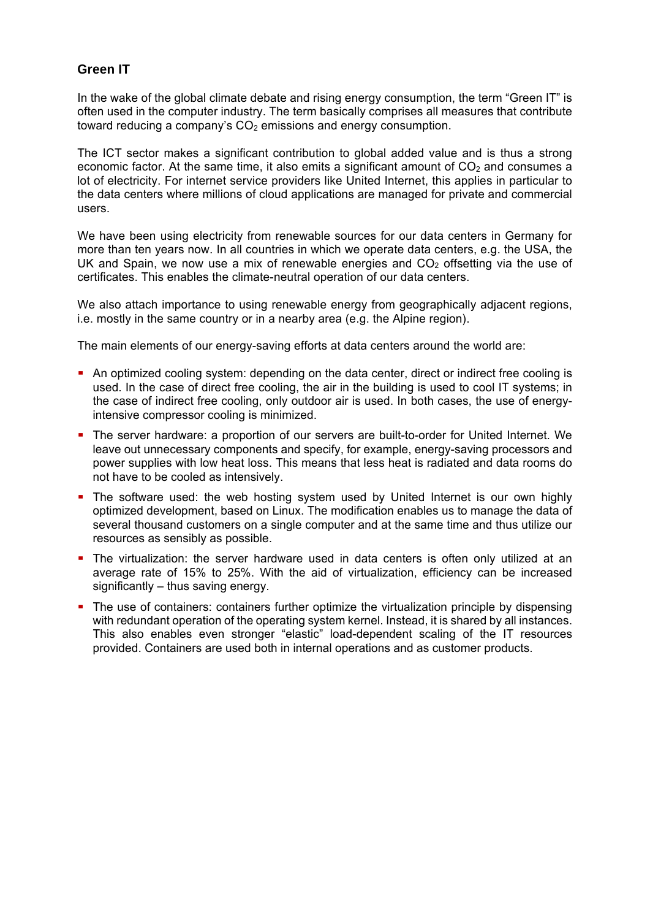## Green IT

In the wake of the global climate debate and rising energy consumption, the term “Green IT” is often used in the computer industry. The term basically comprises all measures that contribute toward reducing a company’s $CO_2$ emissions and energy consumption.

The ICT sector makes a significant contribution to global added value and is thus a strong economic factor. At the same time, it also emits a significant amount of $CO_2$ and consumes a lot of electricity. For internet service providers like United Internet, this applies in particular to the data centers where millions of cloud applications are managed for private and commercial users.

We have been using electricity from renewable sources for our data centers in Germany for more than ten years now. In all countries in which we operate data centers, e.g. the USA, the UK and Spain, we now use a mix of renewable energies and $CO_2$ offsetting via the use of certificates. This enables the climate-neutral operation of our data centers.

We also attach importance to using renewable energy from geographically adjacent regions, i.e. mostly in the same country or in a nearby area (e.g. the Alpine region).

The main elements of our energy-saving efforts at data centers around the world are:

- An optimized cooling system: depending on the data center, direct or indirect free cooling is used. In the case of direct free cooling, the air in the building is used to cool IT systems; in the case of indirect free cooling, only outdoor air is used. In both cases, the use of energy-intensive compressor cooling is minimized.
- The server hardware: a proportion of our servers are built-to-order for United Internet. We leave out unnecessary components and specify, for example, energy-saving processors and power supplies with low heat loss. This means that less heat is radiated and data rooms do not have to be cooled as intensively.
- The software used: the web hosting system used by United Internet is our own highly optimized development, based on Linux. The modification enables us to manage the data of several thousand customers on a single computer and at the same time and thus utilize our resources as sensibly as possible.
- The virtualization: the server hardware used in data centers is often only utilized at an average rate of 15% to 25%. With the aid of virtualization, efficiency can be increased significantly – thus saving energy.
- The use of containers: containers further optimize the virtualization principle by dispensing with redundant operation of the operating system kernel. Instead, it is shared by all instances. This also enables even stronger “elastic” load-dependent scaling of the IT resources provided. Containers are used both in internal operations and as customer products.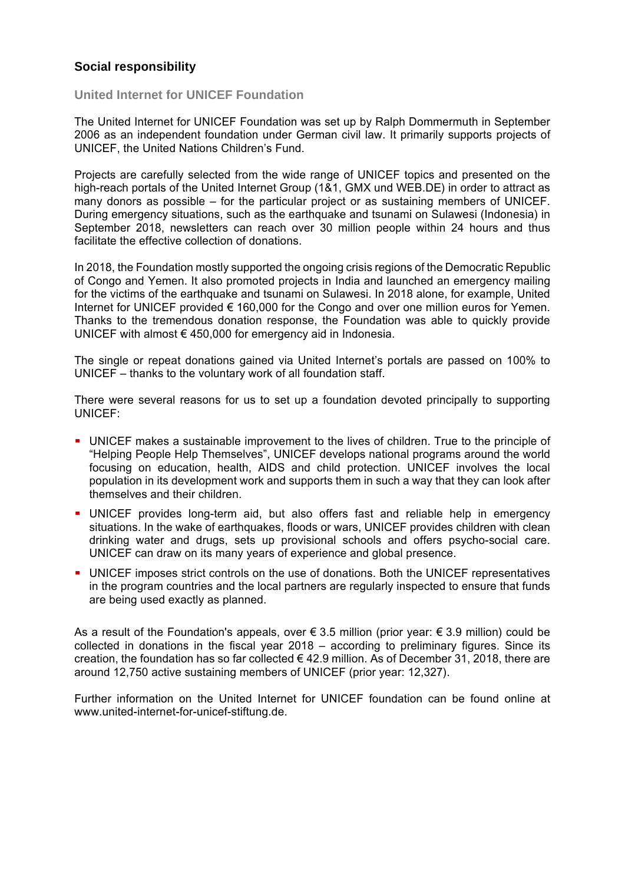## Social responsibility

### United Internet for UNICEF Foundation

The United Internet for UNICEF Foundation was set up by Ralph Dommermuth in September 2006 as an independent foundation under German civil law. It primarily supports projects of UNICEF, the United Nations Children's Fund.

Projects are carefully selected from the wide range of UNICEF topics and presented on the high-reach portals of the United Internet Group (1&1, GMX und WEB.DE) in order to attract as many donors as possible – for the particular project or as sustaining members of UNICEF. During emergency situations, such as the earthquake and tsunami on Sulawesi (Indonesia) in September 2018, newsletters can reach over 30 million people within 24 hours and thus facilitate the effective collection of donations.

In 2018, the Foundation mostly supported the ongoing crisis regions of the Democratic Republic of Congo and Yemen. It also promoted projects in India and launched an emergency mailing for the victims of the earthquake and tsunami on Sulawesi. In 2018 alone, for example, United Internet for UNICEF provided € 160,000 for the Congo and over one million euros for Yemen. Thanks to the tremendous donation response, the Foundation was able to quickly provide UNICEF with almost € 450,000 for emergency aid in Indonesia.

The single or repeat donations gained via United Internet's portals are passed on 100% to UNICEF – thanks to the voluntary work of all foundation staff.

There were several reasons for us to set up a foundation devoted principally to supporting UNICEF:

- UNICEF makes a sustainable improvement to the lives of children. True to the principle of "Helping People Help Themselves", UNICEF develops national programs around the world focusing on education, health, AIDS and child protection. UNICEF involves the local population in its development work and supports them in such a way that they can look after themselves and their children.
- UNICEF provides long-term aid, but also offers fast and reliable help in emergency situations. In the wake of earthquakes, floods or wars, UNICEF provides children with clean drinking water and drugs, sets up provisional schools and offers psycho-social care. UNICEF can draw on its many years of experience and global presence.
- UNICEF imposes strict controls on the use of donations. Both the UNICEF representatives in the program countries and the local partners are regularly inspected to ensure that funds are being used exactly as planned.

As a result of the Foundation's appeals, over € 3.5 million (prior year: € 3.9 million) could be collected in donations in the fiscal year 2018 – according to preliminary figures. Since its creation, the foundation has so far collected € 42.9 million. As of December 31, 2018, there are around 12,750 active sustaining members of UNICEF (prior year: 12,327).

Further information on the United Internet for UNICEF foundation can be found online at www.united-internet-for-unicef-stiftung.de.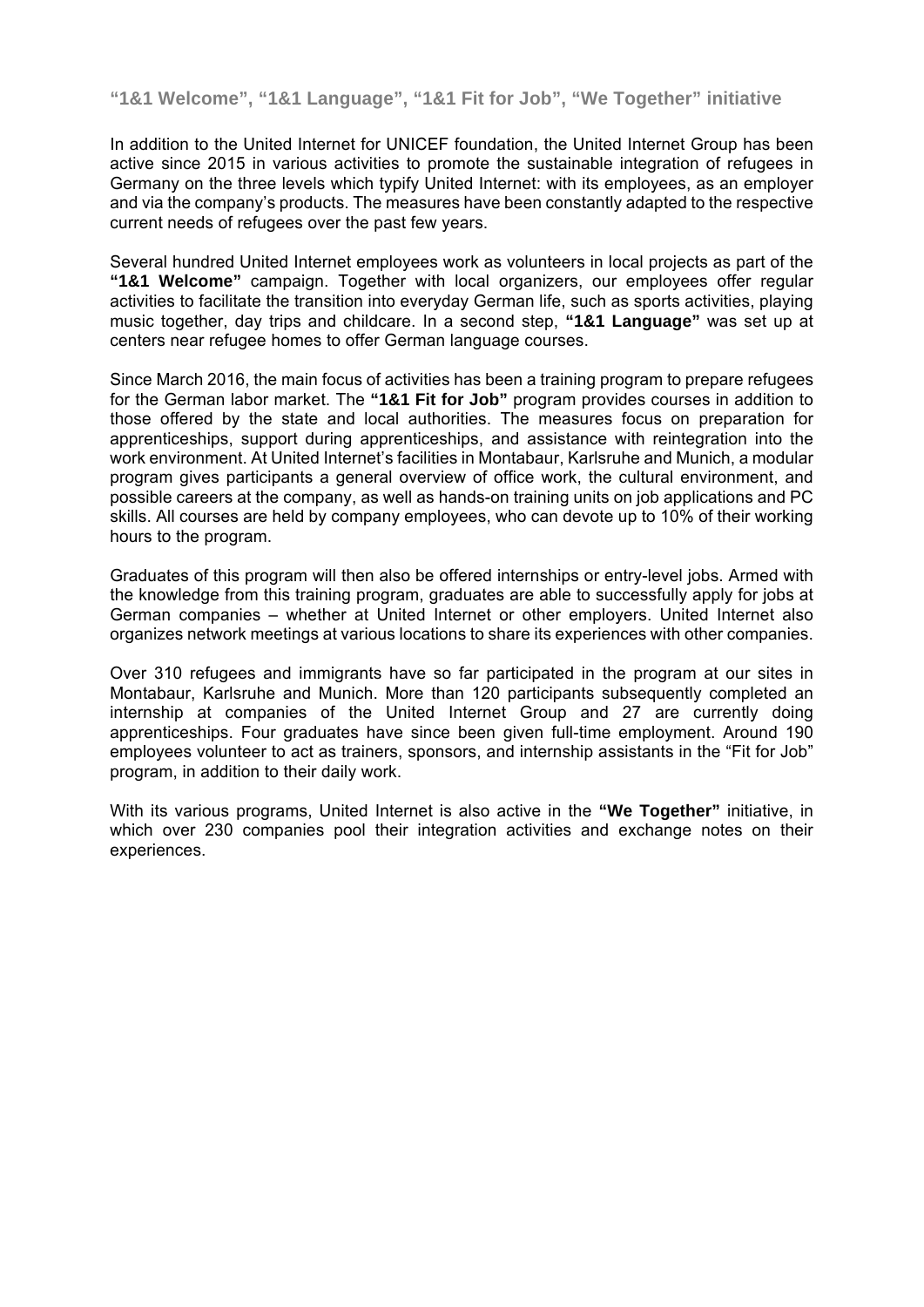### “1&1 Welcome”, “1&1 Language”, “1&1 Fit for Job”, “We Together” initiative

In addition to the United Internet for UNICEF foundation, the United Internet Group has been active since 2015 in various activities to promote the sustainable integration of refugees in Germany on the three levels which typify United Internet: with its employees, as an employer and via the company’s products. The measures have been constantly adapted to the respective current needs of refugees over the past few years.

Several hundred United Internet employees work as volunteers in local projects as part of the **“1&1 Welcome”** campaign. Together with local organizers, our employees offer regular activities to facilitate the transition into everyday German life, such as sports activities, playing music together, day trips and childcare. In a second step, **“1&1 Language”** was set up at centers near refugee homes to offer German language courses.

Since March 2016, the main focus of activities has been a training program to prepare refugees for the German labor market. The **“1&1 Fit for Job”** program provides courses in addition to those offered by the state and local authorities. The measures focus on preparation for apprenticeships, support during apprenticeships, and assistance with reintegration into the work environment. At United Internet’s facilities in Montabaur, Karlsruhe and Munich, a modular program gives participants a general overview of office work, the cultural environment, and possible careers at the company, as well as hands-on training units on job applications and PC skills. All courses are held by company employees, who can devote up to 10% of their working hours to the program.

Graduates of this program will then also be offered internships or entry-level jobs. Armed with the knowledge from this training program, graduates are able to successfully apply for jobs at German companies – whether at United Internet or other employers. United Internet also organizes network meetings at various locations to share its experiences with other companies.

Over 310 refugees and immigrants have so far participated in the program at our sites in Montabaur, Karlsruhe and Munich. More than 120 participants subsequently completed an internship at companies of the United Internet Group and 27 are currently doing apprenticeships. Four graduates have since been given full-time employment. Around 190 employees volunteer to act as trainers, sponsors, and internship assistants in the “Fit for Job” program, in addition to their daily work.

With its various programs, United Internet is also active in the **“We Together”** initiative, in which over 230 companies pool their integration activities and exchange notes on their experiences.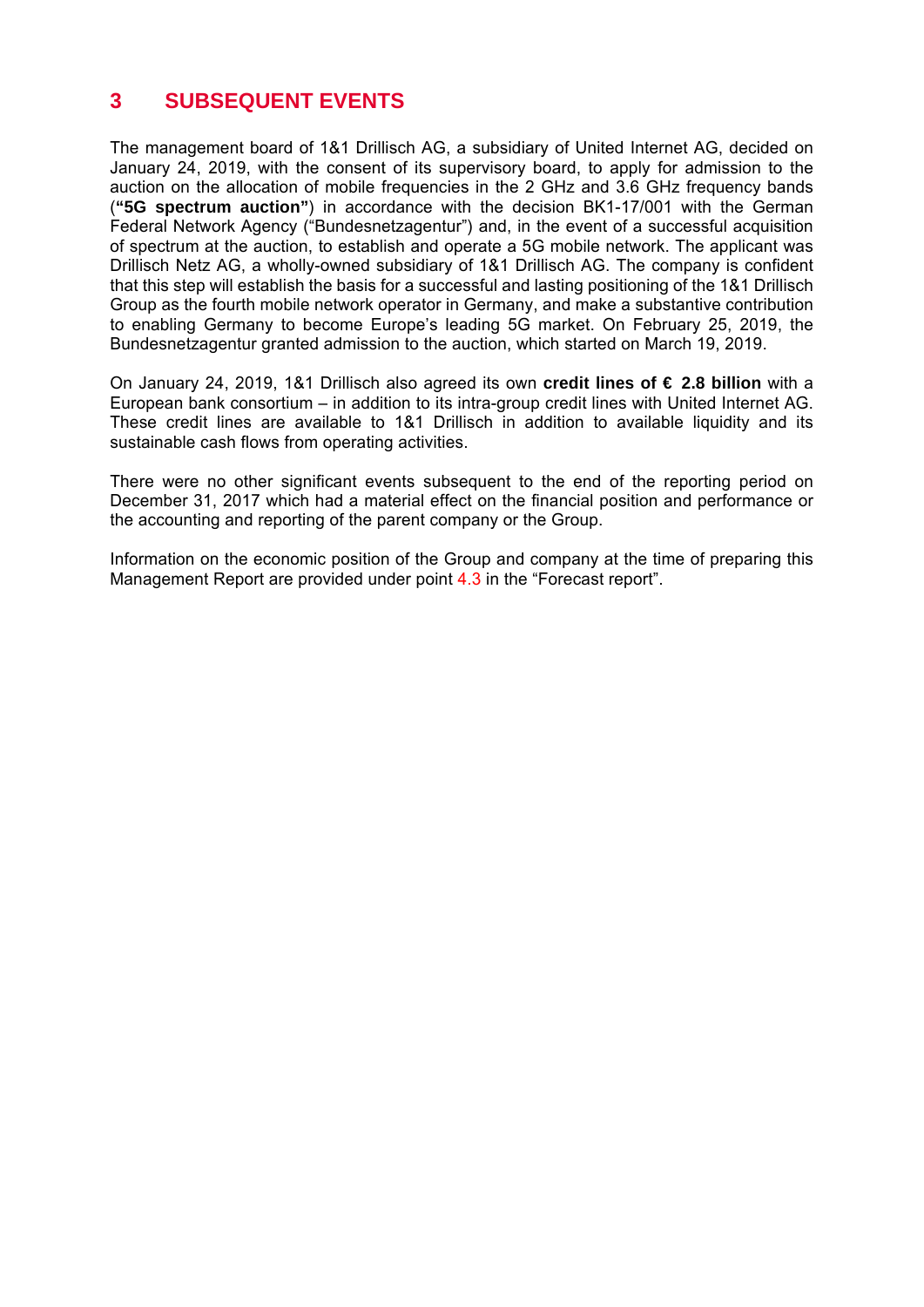# 3 SUBSEQUENT EVENTS

The management board of 1&1 Drillisch AG, a subsidiary of United Internet AG, decided on January 24, 2019, with the consent of its supervisory board, to apply for admission to the auction on the allocation of mobile frequencies in the 2 GHz and 3.6 GHz frequency bands (**"5G spectrum auction"**) in accordance with the decision BK1-17/001 with the German Federal Network Agency ("Bundesnetzagentur") and, in the event of a successful acquisition of spectrum at the auction, to establish and operate a 5G mobile network. The applicant was Drillisch Netz AG, a wholly-owned subsidiary of 1&1 Drillisch AG. The company is confident that this step will establish the basis for a successful and lasting positioning of the 1&1 Drillisch Group as the fourth mobile network operator in Germany, and make a substantive contribution to enabling Germany to become Europe's leading 5G market. On February 25, 2019, the Bundesnetzagentur granted admission to the auction, which started on March 19, 2019.

On January 24, 2019, 1&1 Drillisch also agreed its own **credit lines of € 2.8 billion** with a European bank consortium – in addition to its intra-group credit lines with United Internet AG. These credit lines are available to 1&1 Drillisch in addition to available liquidity and its sustainable cash flows from operating activities.

There were no other significant events subsequent to the end of the reporting period on December 31, 2017 which had a material effect on the financial position and performance or the accounting and reporting of the parent company or the Group.

Information on the economic position of the Group and company at the time of preparing this Management Report are provided under point 4.3 in the "Forecast report".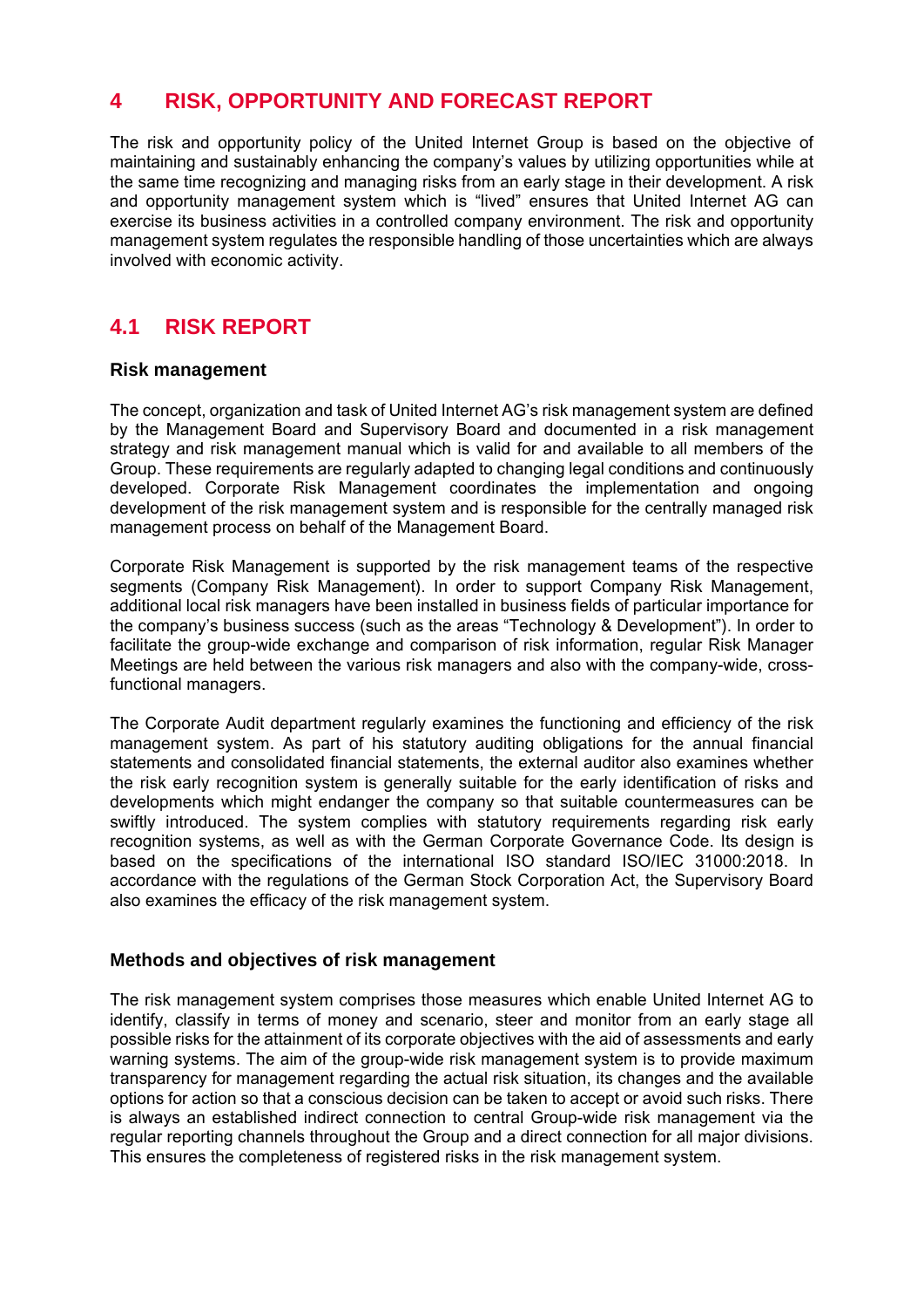# 4 RISK, OPPORTUNITY AND FORECAST REPORT

The risk and opportunity policy of the United Internet Group is based on the objective of maintaining and sustainably enhancing the company's values by utilizing opportunities while at the same time recognizing and managing risks from an early stage in their development. A risk and opportunity management system which is "lived" ensures that United Internet AG can exercise its business activities in a controlled company environment. The risk and opportunity management system regulates the responsible handling of those uncertainties which are always involved with economic activity.

## 4.1 RISK REPORT

### Risk management

The concept, organization and task of United Internet AG's risk management system are defined by the Management Board and Supervisory Board and documented in a risk management strategy and risk management manual which is valid for and available to all members of the Group. These requirements are regularly adapted to changing legal conditions and continuously developed. Corporate Risk Management coordinates the implementation and ongoing development of the risk management system and is responsible for the centrally managed risk management process on behalf of the Management Board.

Corporate Risk Management is supported by the risk management teams of the respective segments (Company Risk Management). In order to support Company Risk Management, additional local risk managers have been installed in business fields of particular importance for the company's business success (such as the areas "Technology & Development"). In order to facilitate the group-wide exchange and comparison of risk information, regular Risk Manager Meetings are held between the various risk managers and also with the company-wide, cross-functional managers.

The Corporate Audit department regularly examines the functioning and efficiency of the risk management system. As part of his statutory auditing obligations for the annual financial statements and consolidated financial statements, the external auditor also examines whether the risk early recognition system is generally suitable for the early identification of risks and developments which might endanger the company so that suitable countermeasures can be swiftly introduced. The system complies with statutory requirements regarding risk early recognition systems, as well as with the German Corporate Governance Code. Its design is based on the specifications of the international ISO standard ISO/IEC 31000:2018. In accordance with the regulations of the German Stock Corporation Act, the Supervisory Board also examines the efficacy of the risk management system.

### Methods and objectives of risk management

The risk management system comprises those measures which enable United Internet AG to identify, classify in terms of money and scenario, steer and monitor from an early stage all possible risks for the attainment of its corporate objectives with the aid of assessments and early warning systems. The aim of the group-wide risk management system is to provide maximum transparency for management regarding the actual risk situation, its changes and the available options for action so that a conscious decision can be taken to accept or avoid such risks. There is always an established indirect connection to central Group-wide risk management via the regular reporting channels throughout the Group and a direct connection for all major divisions. This ensures the completeness of registered risks in the risk management system.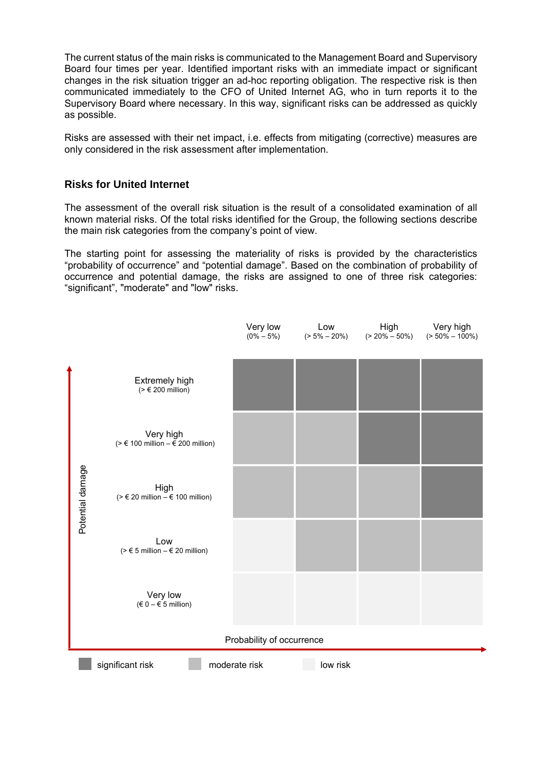The current status of the main risks is communicated to the Management Board and Supervisory Board four times per year. Identified important risks with an immediate impact or significant changes in the risk situation trigger an ad-hoc reporting obligation. The respective risk is then communicated immediately to the CFO of United Internet AG, who in turn reports it to the Supervisory Board where necessary. In this way, significant risks can be addressed as quickly as possible.

Risks are assessed with their net impact, i.e. effects from mitigating (corrective) measures are only considered in the risk assessment after implementation.

### Risks for United Internet

The assessment of the overall risk situation is the result of a consolidated examination of all known material risks. Of the total risks identified for the Group, the following sections describe the main risk categories from the company's point of view.

The starting point for assessing the materiality of risks is provided by the characteristics "probability of occurrence" and "potential damage". Based on the combination of probability of occurrence and potential damage, the risks are assigned to one of three risk categories: "significant", "moderate" and "low" risks.

| Potential damage / Probability of occurrence | Very low (0% – 5%) | Low (> 5% – 20%) | High (> 20% – 50%) | Very high (> 50% – 100%) |
|---|---|---|---|---|
| Extremely high (> € 200 million) | significant risk | significant risk | significant risk | significant risk |
| Very high (> € 100 million – € 200 million) | moderate risk | moderate risk | significant risk | significant risk |
| High (> € 20 million – € 100 million) | moderate risk | moderate risk | moderate risk | significant risk |
| Low (> € 5 million – € 20 million) | low risk | moderate risk | moderate risk | moderate risk |
| Very low (€ 0 – € 5 million) | low risk | low risk | low risk | low risk |

significant risk | moderate risk | low risk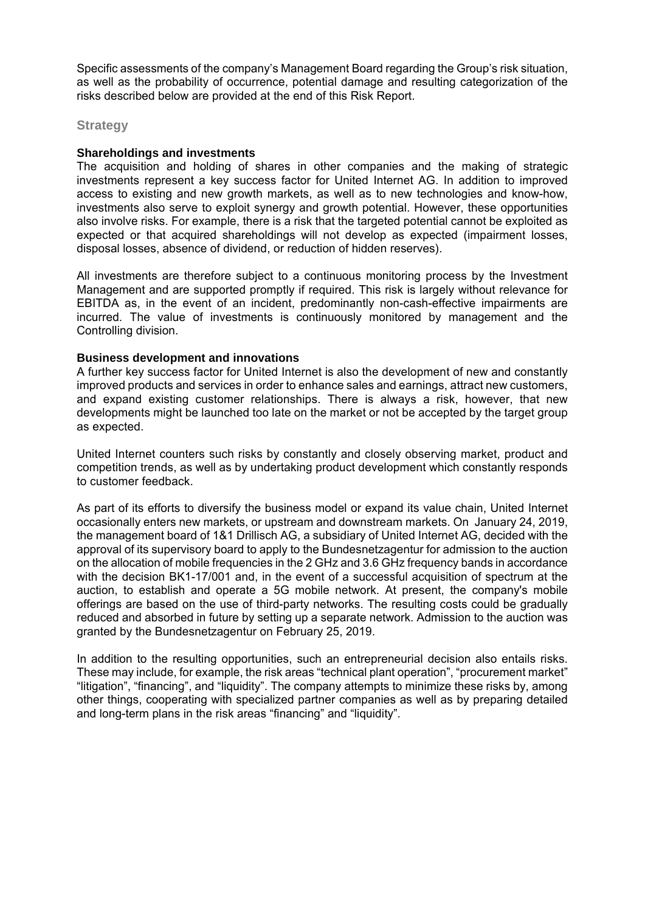Specific assessments of the company's Management Board regarding the Group's risk situation, as well as the probability of occurrence, potential damage and resulting categorization of the risks described below are provided at the end of this Risk Report.

## Strategy

### Shareholdings and investments

The acquisition and holding of shares in other companies and the making of strategic investments represent a key success factor for United Internet AG. In addition to improved access to existing and new growth markets, as well as to new technologies and know-how, investments also serve to exploit synergy and growth potential. However, these opportunities also involve risks. For example, there is a risk that the targeted potential cannot be exploited as expected or that acquired shareholdings will not develop as expected (impairment losses, disposal losses, absence of dividend, or reduction of hidden reserves).

All investments are therefore subject to a continuous monitoring process by the Investment Management and are supported promptly if required. This risk is largely without relevance for EBITDA as, in the event of an incident, predominantly non-cash-effective impairments are incurred. The value of investments is continuously monitored by management and the Controlling division.

### Business development and innovations

A further key success factor for United Internet is also the development of new and constantly improved products and services in order to enhance sales and earnings, attract new customers, and expand existing customer relationships. There is always a risk, however, that new developments might be launched too late on the market or not be accepted by the target group as expected.

United Internet counters such risks by constantly and closely observing market, product and competition trends, as well as by undertaking product development which constantly responds to customer feedback.

As part of its efforts to diversify the business model or expand its value chain, United Internet occasionally enters new markets, or upstream and downstream markets. On January 24, 2019, the management board of 1&1 Drillisch AG, a subsidiary of United Internet AG, decided with the approval of its supervisory board to apply to the Bundesnetzagentur for admission to the auction on the allocation of mobile frequencies in the 2 GHz and 3.6 GHz frequency bands in accordance with the decision BK1-17/001 and, in the event of a successful acquisition of spectrum at the auction, to establish and operate a 5G mobile network. At present, the company's mobile offerings are based on the use of third-party networks. The resulting costs could be gradually reduced and absorbed in future by setting up a separate network. Admission to the auction was granted by the Bundesnetzagentur on February 25, 2019.

In addition to the resulting opportunities, such an entrepreneurial decision also entails risks. These may include, for example, the risk areas "technical plant operation", "procurement market" "litigation", "financing", and "liquidity". The company attempts to minimize these risks by, among other things, cooperating with specialized partner companies as well as by preparing detailed and long-term plans in the risk areas "financing" and "liquidity".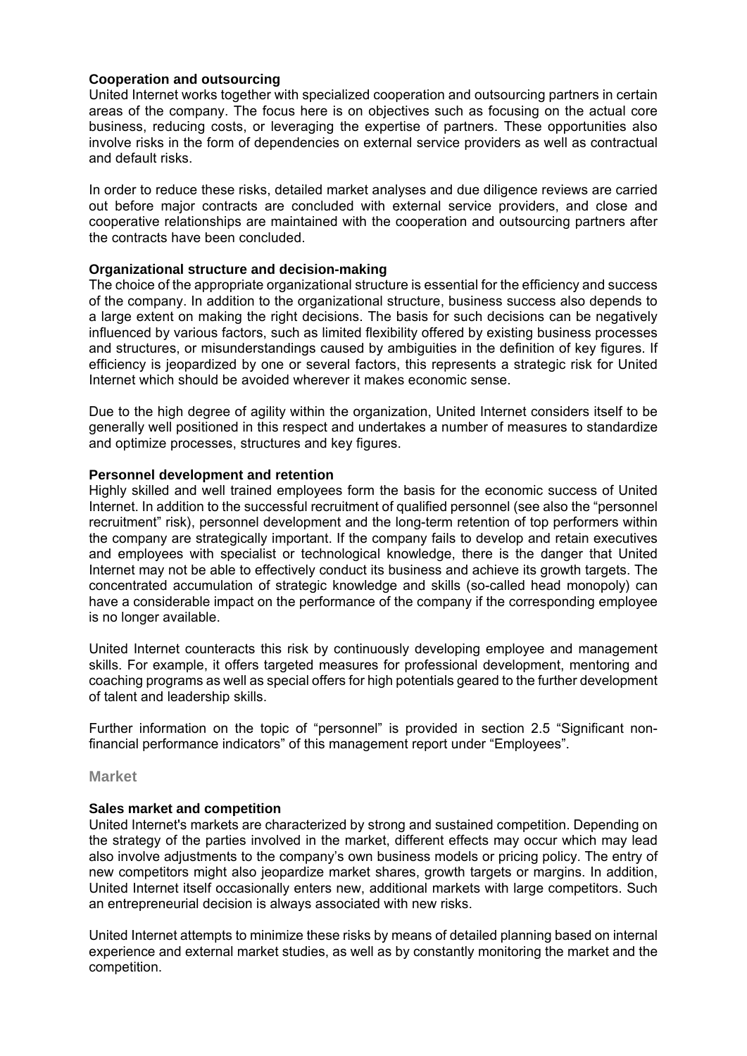**Cooperation and outsourcing**

United Internet works together with specialized cooperation and outsourcing partners in certain areas of the company. The focus here is on objectives such as focusing on the actual core business, reducing costs, or leveraging the expertise of partners. These opportunities also involve risks in the form of dependencies on external service providers as well as contractual and default risks.

In order to reduce these risks, detailed market analyses and due diligence reviews are carried out before major contracts are concluded with external service providers, and close and cooperative relationships are maintained with the cooperation and outsourcing partners after the contracts have been concluded.

**Organizational structure and decision-making**

The choice of the appropriate organizational structure is essential for the efficiency and success of the company. In addition to the organizational structure, business success also depends to a large extent on making the right decisions. The basis for such decisions can be negatively influenced by various factors, such as limited flexibility offered by existing business processes and structures, or misunderstandings caused by ambiguities in the definition of key figures. If efficiency is jeopardized by one or several factors, this represents a strategic risk for United Internet which should be avoided wherever it makes economic sense.

Due to the high degree of agility within the organization, United Internet considers itself to be generally well positioned in this respect and undertakes a number of measures to standardize and optimize processes, structures and key figures.

**Personnel development and retention**

Highly skilled and well trained employees form the basis for the economic success of United Internet. In addition to the successful recruitment of qualified personnel (see also the "personnel recruitment" risk), personnel development and the long-term retention of top performers within the company are strategically important. If the company fails to develop and retain executives and employees with specialist or technological knowledge, there is the danger that United Internet may not be able to effectively conduct its business and achieve its growth targets. The concentrated accumulation of strategic knowledge and skills (so-called head monopoly) can have a considerable impact on the performance of the company if the corresponding employee is no longer available.

United Internet counteracts this risk by continuously developing employee and management skills. For example, it offers targeted measures for professional development, mentoring and coaching programs as well as special offers for high potentials geared to the further development of talent and leadership skills.

Further information on the topic of "personnel" is provided in section 2.5 "Significant non-financial performance indicators" of this management report under "Employees".

### Market

**Sales market and competition**

United Internet's markets are characterized by strong and sustained competition. Depending on the strategy of the parties involved in the market, different effects may occur which may lead also involve adjustments to the company's own business models or pricing policy. The entry of new competitors might also jeopardize market shares, growth targets or margins. In addition, United Internet itself occasionally enters new, additional markets with large competitors. Such an entrepreneurial decision is always associated with new risks.

United Internet attempts to minimize these risks by means of detailed planning based on internal experience and external market studies, as well as by constantly monitoring the market and the competition.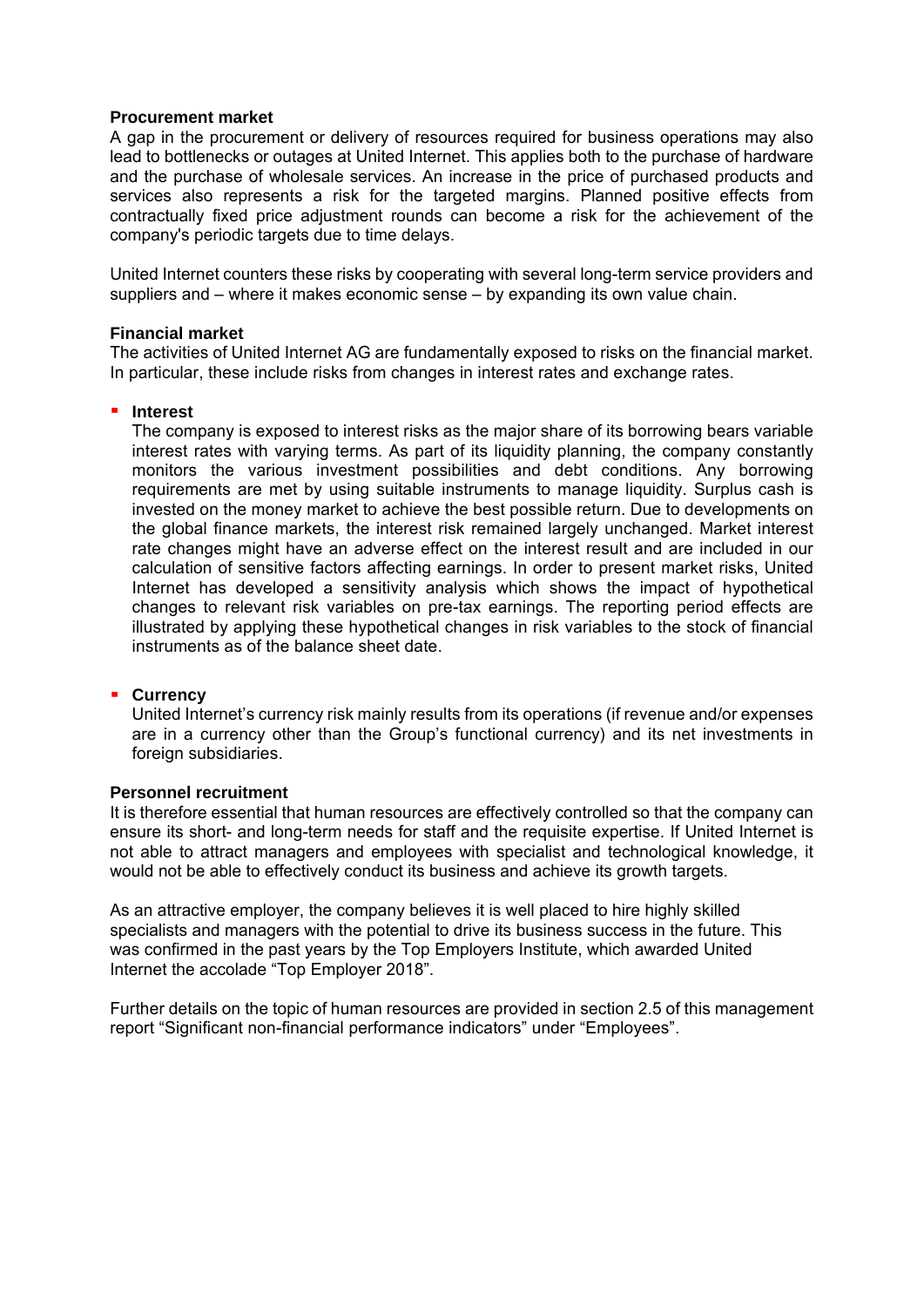**Procurement market**

A gap in the procurement or delivery of resources required for business operations may also lead to bottlenecks or outages at United Internet. This applies both to the purchase of hardware and the purchase of wholesale services. An increase in the price of purchased products and services also represents a risk for the targeted margins. Planned positive effects from contractually fixed price adjustment rounds can become a risk for the achievement of the company's periodic targets due to time delays.

United Internet counters these risks by cooperating with several long-term service providers and suppliers and – where it makes economic sense – by expanding its own value chain.

**Financial market**

The activities of United Internet AG are fundamentally exposed to risks on the financial market. In particular, these include risks from changes in interest rates and exchange rates.

- **Interest**

  The company is exposed to interest risks as the major share of its borrowing bears variable interest rates with varying terms. As part of its liquidity planning, the company constantly monitors the various investment possibilities and debt conditions. Any borrowing requirements are met by using suitable instruments to manage liquidity. Surplus cash is invested on the money market to achieve the best possible return. Due to developments on the global finance markets, the interest risk remained largely unchanged. Market interest rate changes might have an adverse effect on the interest result and are included in our calculation of sensitive factors affecting earnings. In order to present market risks, United Internet has developed a sensitivity analysis which shows the impact of hypothetical changes to relevant risk variables on pre-tax earnings. The reporting period effects are illustrated by applying these hypothetical changes in risk variables to the stock of financial instruments as of the balance sheet date.

- **Currency**

  United Internet's currency risk mainly results from its operations (if revenue and/or expenses are in a currency other than the Group's functional currency) and its net investments in foreign subsidiaries.

**Personnel recruitment**

It is therefore essential that human resources are effectively controlled so that the company can ensure its short- and long-term needs for staff and the requisite expertise. If United Internet is not able to attract managers and employees with specialist and technological knowledge, it would not be able to effectively conduct its business and achieve its growth targets.

As an attractive employer, the company believes it is well placed to hire highly skilled specialists and managers with the potential to drive its business success in the future. This was confirmed in the past years by the Top Employers Institute, which awarded United Internet the accolade "Top Employer 2018".

Further details on the topic of human resources are provided in section 2.5 of this management report "Significant non-financial performance indicators" under "Employees".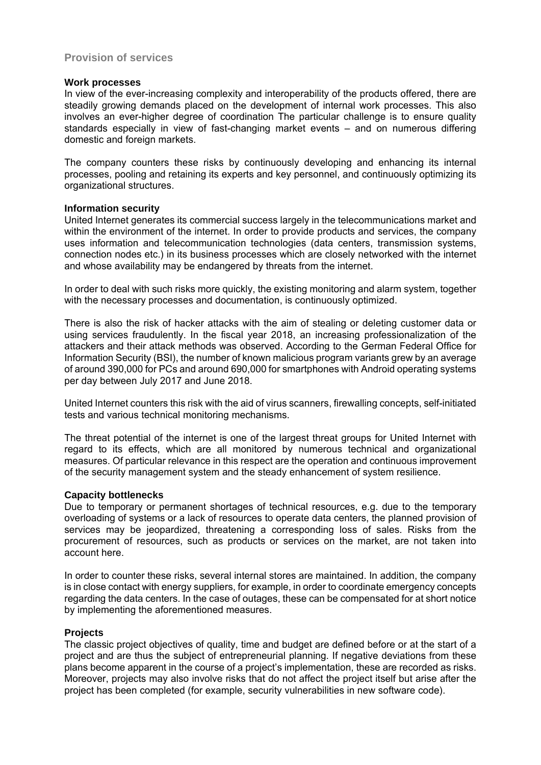## Provision of services

### Work processes

In view of the ever-increasing complexity and interoperability of the products offered, there are steadily growing demands placed on the development of internal work processes. This also involves an ever-higher degree of coordination The particular challenge is to ensure quality standards especially in view of fast-changing market events – and on numerous differing domestic and foreign markets.

The company counters these risks by continuously developing and enhancing its internal processes, pooling and retaining its experts and key personnel, and continuously optimizing its organizational structures.

### Information security

United Internet generates its commercial success largely in the telecommunications market and within the environment of the internet. In order to provide products and services, the company uses information and telecommunication technologies (data centers, transmission systems, connection nodes etc.) in its business processes which are closely networked with the internet and whose availability may be endangered by threats from the internet.

In order to deal with such risks more quickly, the existing monitoring and alarm system, together with the necessary processes and documentation, is continuously optimized.

There is also the risk of hacker attacks with the aim of stealing or deleting customer data or using services fraudulently. In the fiscal year 2018, an increasing professionalization of the attackers and their attack methods was observed. According to the German Federal Office for Information Security (BSI), the number of known malicious program variants grew by an average of around 390,000 for PCs and around 690,000 for smartphones with Android operating systems per day between July 2017 and June 2018.

United Internet counters this risk with the aid of virus scanners, firewalling concepts, self-initiated tests and various technical monitoring mechanisms.

The threat potential of the internet is one of the largest threat groups for United Internet with regard to its effects, which are all monitored by numerous technical and organizational measures. Of particular relevance in this respect are the operation and continuous improvement of the security management system and the steady enhancement of system resilience.

### Capacity bottlenecks

Due to temporary or permanent shortages of technical resources, e.g. due to the temporary overloading of systems or a lack of resources to operate data centers, the planned provision of services may be jeopardized, threatening a corresponding loss of sales. Risks from the procurement of resources, such as products or services on the market, are not taken into account here.

In order to counter these risks, several internal stores are maintained. In addition, the company is in close contact with energy suppliers, for example, in order to coordinate emergency concepts regarding the data centers. In the case of outages, these can be compensated for at short notice by implementing the aforementioned measures.

### Projects

The classic project objectives of quality, time and budget are defined before or at the start of a project and are thus the subject of entrepreneurial planning. If negative deviations from these plans become apparent in the course of a project's implementation, these are recorded as risks. Moreover, projects may also involve risks that do not affect the project itself but arise after the project has been completed (for example, security vulnerabilities in new software code).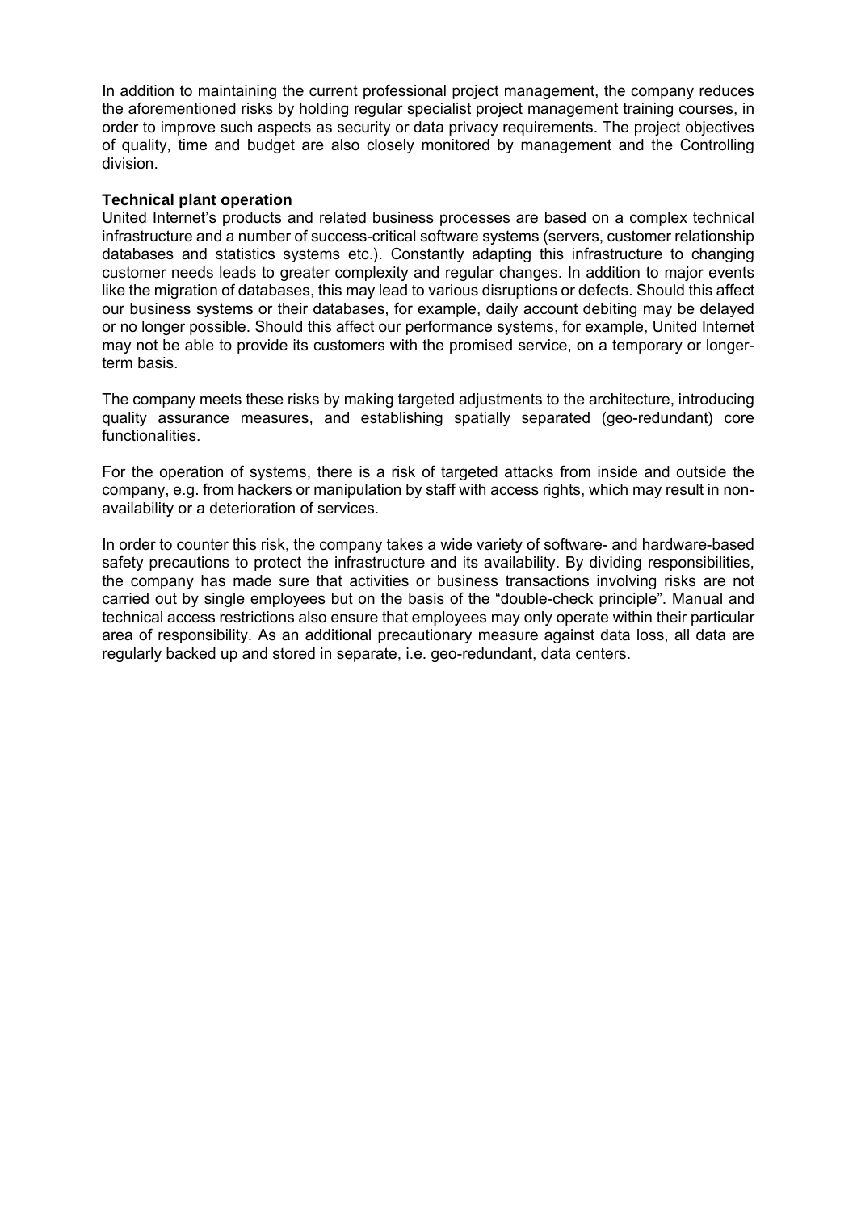In addition to maintaining the current professional project management, the company reduces the aforementioned risks by holding regular specialist project management training courses, in order to improve such aspects as security or data privacy requirements. The project objectives of quality, time and budget are also closely monitored by management and the Controlling division.

**Technical plant operation**

United Internet's products and related business processes are based on a complex technical infrastructure and a number of success-critical software systems (servers, customer relationship databases and statistics systems etc.). Constantly adapting this infrastructure to changing customer needs leads to greater complexity and regular changes. In addition to major events like the migration of databases, this may lead to various disruptions or defects. Should this affect our business systems or their databases, for example, daily account debiting may be delayed or no longer possible. Should this affect our performance systems, for example, United Internet may not be able to provide its customers with the promised service, on a temporary or longer-term basis.

The company meets these risks by making targeted adjustments to the architecture, introducing quality assurance measures, and establishing spatially separated (geo-redundant) core functionalities.

For the operation of systems, there is a risk of targeted attacks from inside and outside the company, e.g. from hackers or manipulation by staff with access rights, which may result in non-availability or a deterioration of services.

In order to counter this risk, the company takes a wide variety of software- and hardware-based safety precautions to protect the infrastructure and its availability. By dividing responsibilities, the company has made sure that activities or business transactions involving risks are not carried out by single employees but on the basis of the "double-check principle". Manual and technical access restrictions also ensure that employees may only operate within their particular area of responsibility. As an additional precautionary measure against data loss, all data are regularly backed up and stored in separate, i.e. geo-redundant, data centers.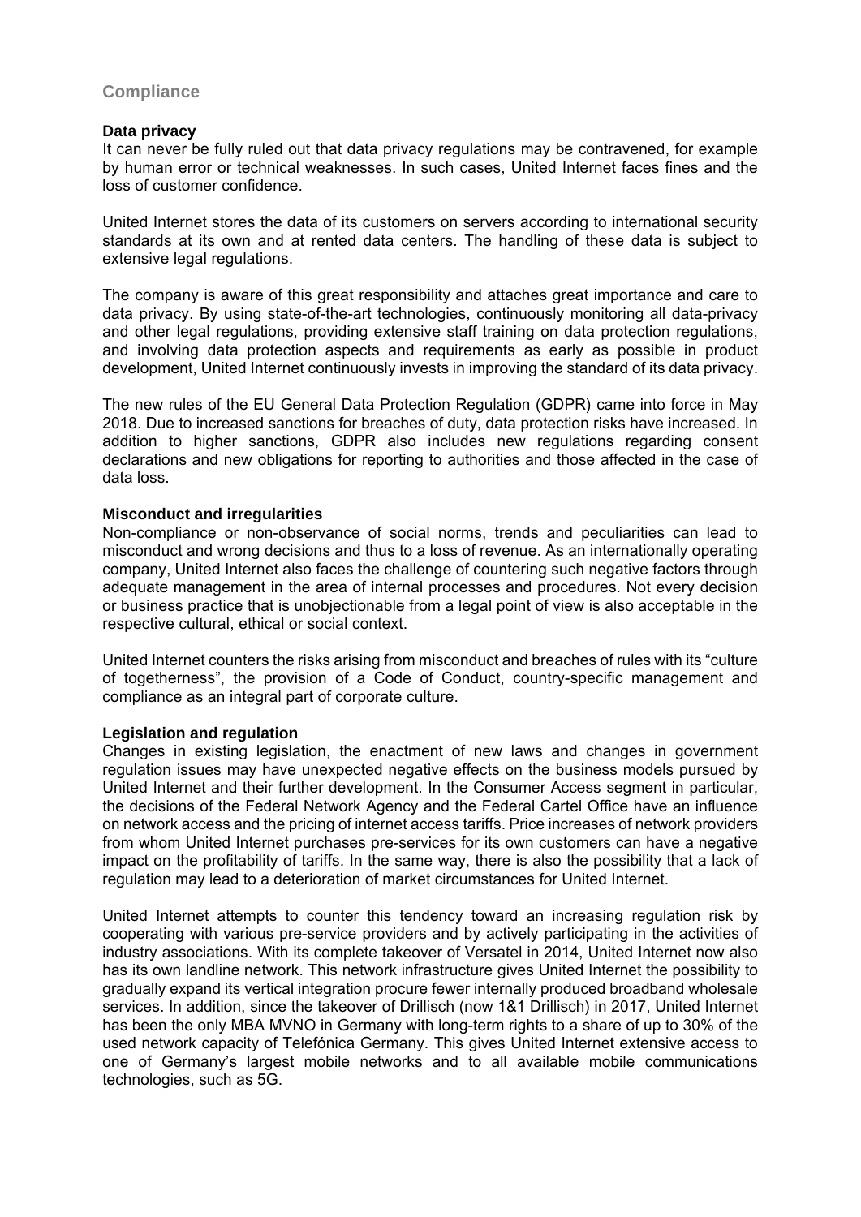## Compliance

### Data privacy

It can never be fully ruled out that data privacy regulations may be contravened, for example by human error or technical weaknesses. In such cases, United Internet faces fines and the loss of customer confidence.

United Internet stores the data of its customers on servers according to international security standards at its own and at rented data centers. The handling of these data is subject to extensive legal regulations.

The company is aware of this great responsibility and attaches great importance and care to data privacy. By using state-of-the-art technologies, continuously monitoring all data-privacy and other legal regulations, providing extensive staff training on data protection regulations, and involving data protection aspects and requirements as early as possible in product development, United Internet continuously invests in improving the standard of its data privacy.

The new rules of the EU General Data Protection Regulation (GDPR) came into force in May 2018. Due to increased sanctions for breaches of duty, data protection risks have increased. In addition to higher sanctions, GDPR also includes new regulations regarding consent declarations and new obligations for reporting to authorities and those affected in the case of data loss.

### Misconduct and irregularities

Non-compliance or non-observance of social norms, trends and peculiarities can lead to misconduct and wrong decisions and thus to a loss of revenue. As an internationally operating company, United Internet also faces the challenge of countering such negative factors through adequate management in the area of internal processes and procedures. Not every decision or business practice that is unobjectionable from a legal point of view is also acceptable in the respective cultural, ethical or social context.

United Internet counters the risks arising from misconduct and breaches of rules with its "culture of togetherness", the provision of a Code of Conduct, country-specific management and compliance as an integral part of corporate culture.

### Legislation and regulation

Changes in existing legislation, the enactment of new laws and changes in government regulation issues may have unexpected negative effects on the business models pursued by United Internet and their further development. In the Consumer Access segment in particular, the decisions of the Federal Network Agency and the Federal Cartel Office have an influence on network access and the pricing of internet access tariffs. Price increases of network providers from whom United Internet purchases pre-services for its own customers can have a negative impact on the profitability of tariffs. In the same way, there is also the possibility that a lack of regulation may lead to a deterioration of market circumstances for United Internet.

United Internet attempts to counter this tendency toward an increasing regulation risk by cooperating with various pre-service providers and by actively participating in the activities of industry associations. With its complete takeover of Versatel in 2014, United Internet now also has its own landline network. This network infrastructure gives United Internet the possibility to gradually expand its vertical integration procure fewer internally produced broadband wholesale services. In addition, since the takeover of Drillisch (now 1&1 Drillisch) in 2017, United Internet has been the only MBA MVNO in Germany with long-term rights to a share of up to 30% of the used network capacity of Telefónica Germany. This gives United Internet extensive access to one of Germany's largest mobile networks and to all available mobile communications technologies, such as 5G.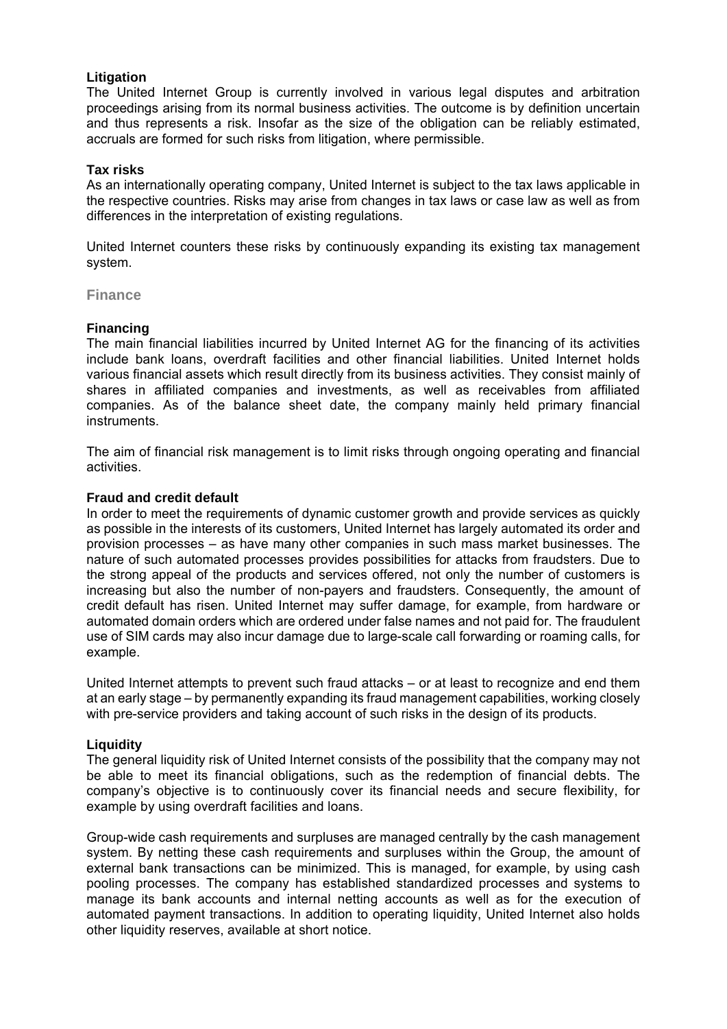**Litigation**
The United Internet Group is currently involved in various legal disputes and arbitration proceedings arising from its normal business activities. The outcome is by definition uncertain and thus represents a risk. Insofar as the size of the obligation can be reliably estimated, accruals are formed for such risks from litigation, where permissible.

**Tax risks**
As an internationally operating company, United Internet is subject to the tax laws applicable in the respective countries. Risks may arise from changes in tax laws or case law as well as from differences in the interpretation of existing regulations.

United Internet counters these risks by continuously expanding its existing tax management system.

## Finance

**Financing**
The main financial liabilities incurred by United Internet AG for the financing of its activities include bank loans, overdraft facilities and other financial liabilities. United Internet holds various financial assets which result directly from its business activities. They consist mainly of shares in affiliated companies and investments, as well as receivables from affiliated companies. As of the balance sheet date, the company mainly held primary financial instruments.

The aim of financial risk management is to limit risks through ongoing operating and financial activities.

**Fraud and credit default**
In order to meet the requirements of dynamic customer growth and provide services as quickly as possible in the interests of its customers, United Internet has largely automated its order and provision processes – as have many other companies in such mass market businesses. The nature of such automated processes provides possibilities for attacks from fraudsters. Due to the strong appeal of the products and services offered, not only the number of customers is increasing but also the number of non-payers and fraudsters. Consequently, the amount of credit default has risen. United Internet may suffer damage, for example, from hardware or automated domain orders which are ordered under false names and not paid for. The fraudulent use of SIM cards may also incur damage due to large-scale call forwarding or roaming calls, for example.

United Internet attempts to prevent such fraud attacks – or at least to recognize and end them at an early stage – by permanently expanding its fraud management capabilities, working closely with pre-service providers and taking account of such risks in the design of its products.

**Liquidity**
The general liquidity risk of United Internet consists of the possibility that the company may not be able to meet its financial obligations, such as the redemption of financial debts. The company's objective is to continuously cover its financial needs and secure flexibility, for example by using overdraft facilities and loans.

Group-wide cash requirements and surpluses are managed centrally by the cash management system. By netting these cash requirements and surpluses within the Group, the amount of external bank transactions can be minimized. This is managed, for example, by using cash pooling processes. The company has established standardized processes and systems to manage its bank accounts and internal netting accounts as well as for the execution of automated payment transactions. In addition to operating liquidity, United Internet also holds other liquidity reserves, available at short notice.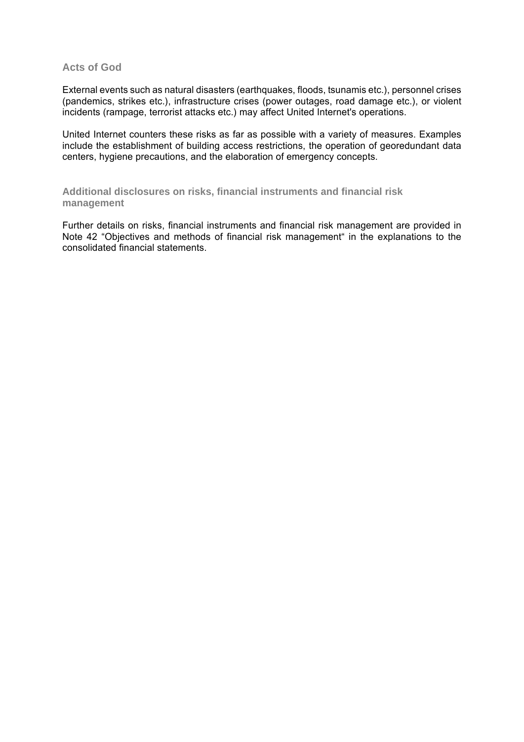### Acts of God

External events such as natural disasters (earthquakes, floods, tsunamis etc.), personnel crises (pandemics, strikes etc.), infrastructure crises (power outages, road damage etc.), or violent incidents (rampage, terrorist attacks etc.) may affect United Internet's operations.

United Internet counters these risks as far as possible with a variety of measures. Examples include the establishment of building access restrictions, the operation of georedundant data centers, hygiene precautions, and the elaboration of emergency concepts.

### Additional disclosures on risks, financial instruments and financial risk management

Further details on risks, financial instruments and financial risk management are provided in Note 42 “Objectives and methods of financial risk management“ in the explanations to the consolidated financial statements.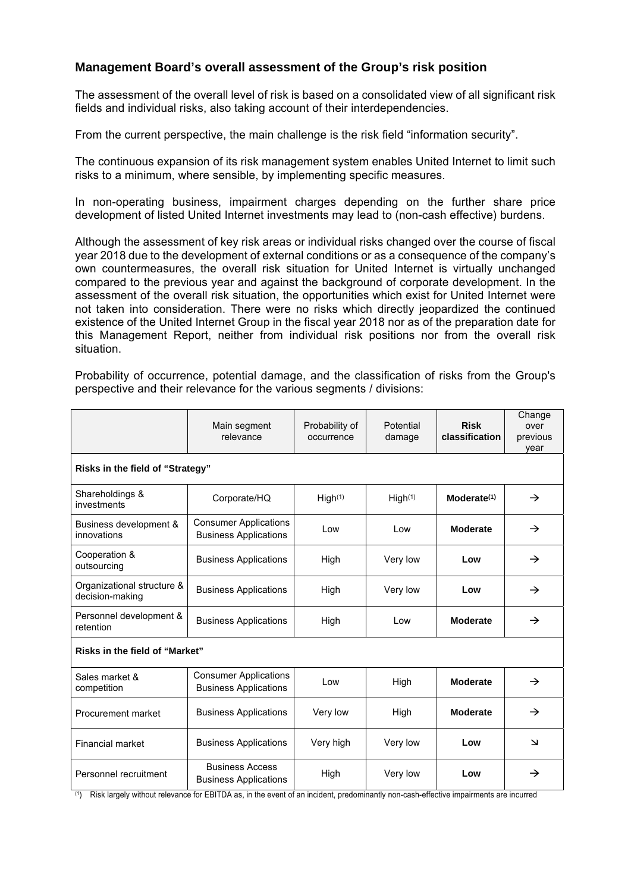## Management Board's overall assessment of the Group's risk position

The assessment of the overall level of risk is based on a consolidated view of all significant risk fields and individual risks, also taking account of their interdependencies.

From the current perspective, the main challenge is the risk field "information security".

The continuous expansion of its risk management system enables United Internet to limit such risks to a minimum, where sensible, by implementing specific measures.

In non-operating business, impairment charges depending on the further share price development of listed United Internet investments may lead to (non-cash effective) burdens.

Although the assessment of key risk areas or individual risks changed over the course of fiscal year 2018 due to the development of external conditions or as a consequence of the company's own countermeasures, the overall risk situation for United Internet is virtually unchanged compared to the previous year and against the background of corporate development. In the assessment of the overall risk situation, the opportunities which exist for United Internet were not taken into consideration. There were no risks which directly jeopardized the continued existence of the United Internet Group in the fiscal year 2018 nor as of the preparation date for this Management Report, neither from individual risk positions nor from the overall risk situation.

Probability of occurrence, potential damage, and the classification of risks from the Group's perspective and their relevance for the various segments / divisions:

| | Main segment relevance | Probability of occurrence | Potential damage | **Risk classification** | Change over previous year |
|---|---|---|---|---|---|
| **Risks in the field of "Strategy"** | | | | | |
| Shareholdings & investments | Corporate/HQ | High[1] | High[1] | **Moderate[1]** | → |
| Business development & innovations | Consumer Applications<br>Business Applications | Low | Low | **Moderate** | → |
| Cooperation & outsourcing | Business Applications | High | Very low | **Low** | → |
| Organizational structure & decision-making | Business Applications | High | Very low | **Low** | → |
| Personnel development & retention | Business Applications | High | Low | **Moderate** | → |
| **Risks in the field of "Market"** | | | | | |
| Sales market & competition | Consumer Applications<br>Business Applications | Low | High | **Moderate** | → |
| Procurement market | Business Applications | Very low | High | **Moderate** | → |
| Financial market | Business Applications | Very high | Very low | **Low** | ↘ |
| Personnel recruitment | Business Access<br>Business Applications | High | Very low | **Low** | → |

(1) Risk largely without relevance for EBITDA as, in the event of an incident, predominantly non-cash-effective impairments are incurred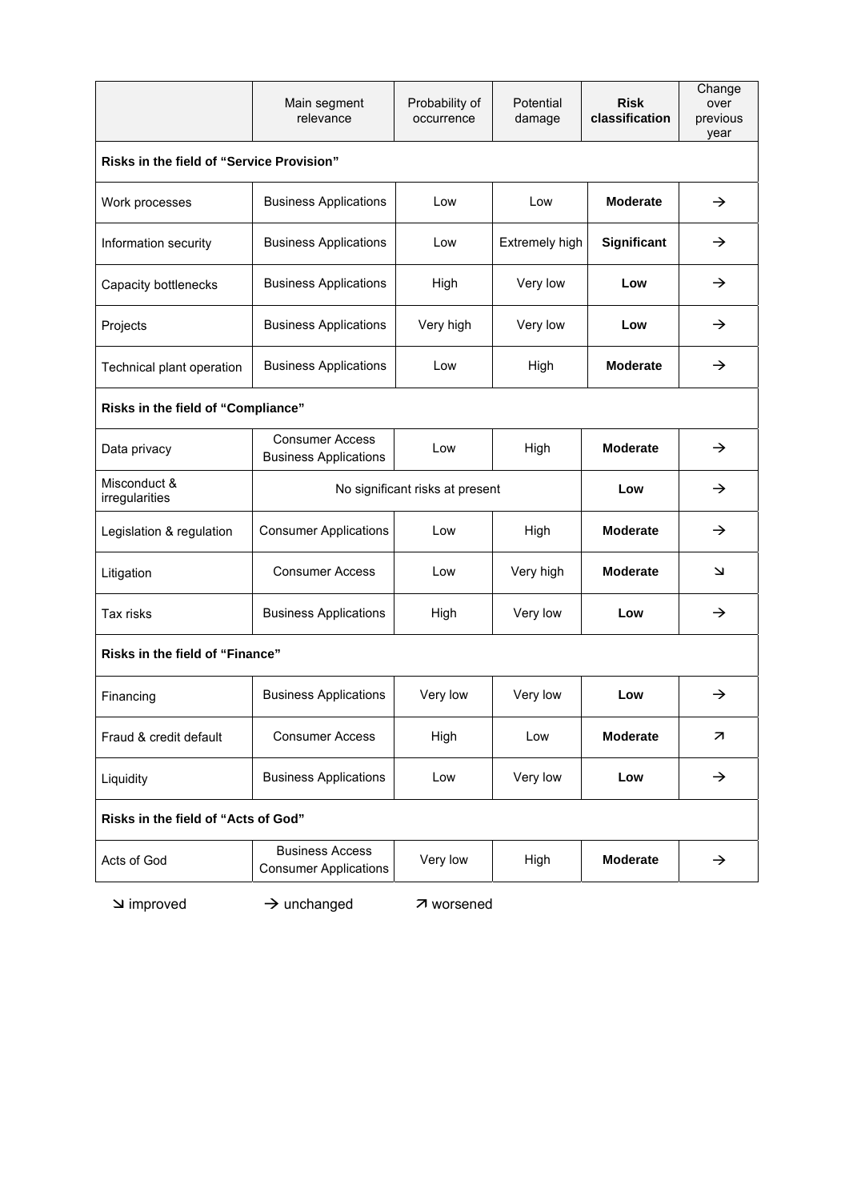| | Main segment relevance | Probability of occurrence | Potential damage | **Risk classification** | Change over previous year |
|---|---|---|---|---|---|
| **Risks in the field of "Service Provision"** | | | | | |
| Work processes | Business Applications | Low | Low | **Moderate** | → |
| Information security | Business Applications | Low | Extremely high | **Significant** | → |
| Capacity bottlenecks | Business Applications | High | Very low | **Low** | → |
| Projects | Business Applications | Very high | Very low | **Low** | → |
| Technical plant operation | Business Applications | Low | High | **Moderate** | → |
| **Risks in the field of "Compliance"** | | | | | |
| Data privacy | Consumer Access<br>Business Applications | Low | High | **Moderate** | → |
| Misconduct & irregularities | No significant risks at present | | | **Low** | → |
| Legislation & regulation | Consumer Applications | Low | High | **Moderate** | → |
| Litigation | Consumer Access | Low | Very high | **Moderate** | ↘ |
| Tax risks | Business Applications | High | Very low | **Low** | → |
| **Risks in the field of "Finance"** | | | | | |
| Financing | Business Applications | Very low | Very low | **Low** | → |
| Fraud & credit default | Consumer Access | High | Low | **Moderate** | ↗ |
| Liquidity | Business Applications | Low | Very low | **Low** | → |
| **Risks in the field of "Acts of God"** | | | | | |
| Acts of God | Business Access<br>Consumer Applications | Very low | High | **Moderate** | → |

↘ improved → unchanged ↗ worsened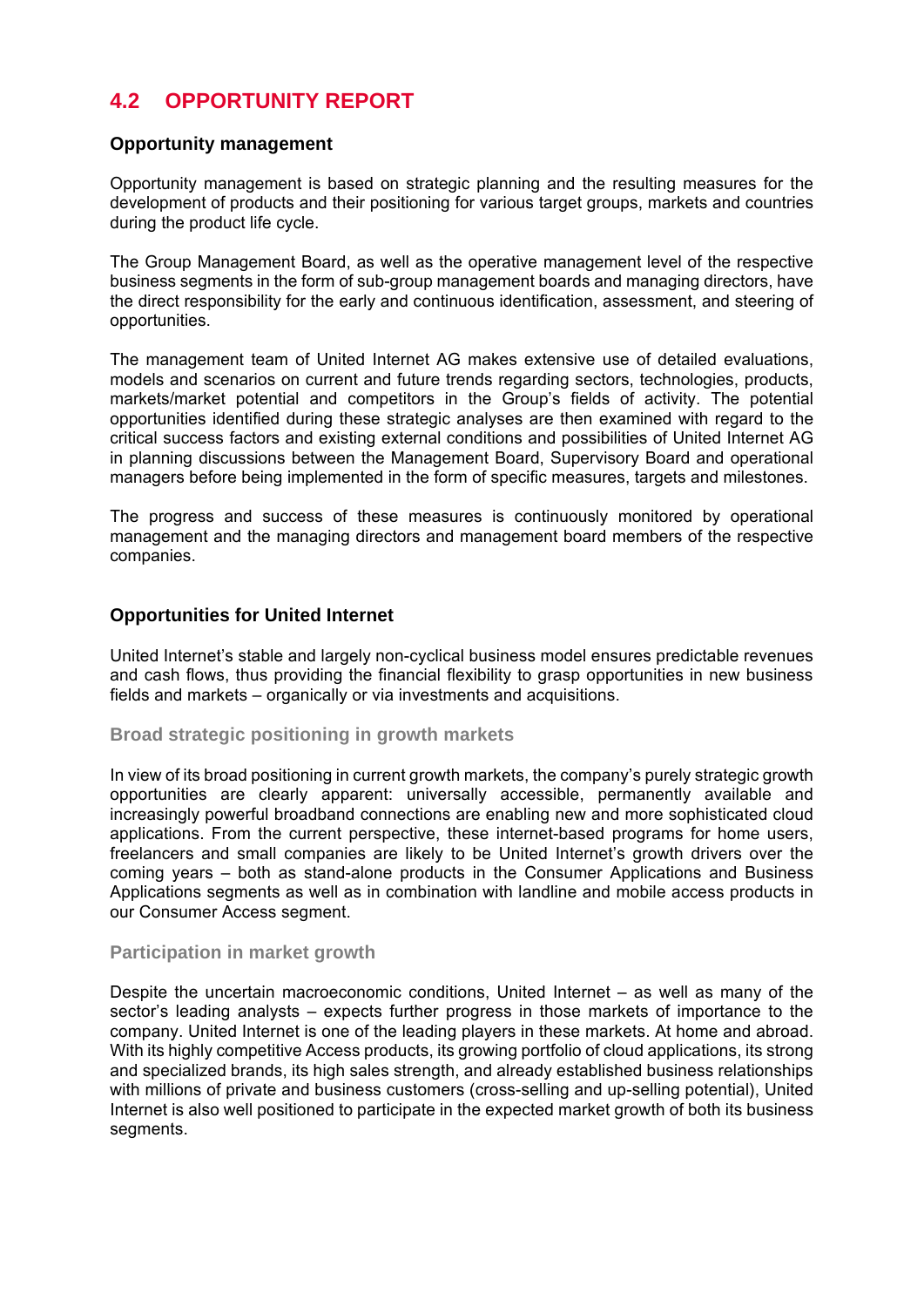## 4.2 OPPORTUNITY REPORT

### Opportunity management

Opportunity management is based on strategic planning and the resulting measures for the development of products and their positioning for various target groups, markets and countries during the product life cycle.

The Group Management Board, as well as the operative management level of the respective business segments in the form of sub-group management boards and managing directors, have the direct responsibility for the early and continuous identification, assessment, and steering of opportunities.

The management team of United Internet AG makes extensive use of detailed evaluations, models and scenarios on current and future trends regarding sectors, technologies, products, markets/market potential and competitors in the Group's fields of activity. The potential opportunities identified during these strategic analyses are then examined with regard to the critical success factors and existing external conditions and possibilities of United Internet AG in planning discussions between the Management Board, Supervisory Board and operational managers before being implemented in the form of specific measures, targets and milestones.

The progress and success of these measures is continuously monitored by operational management and the managing directors and management board members of the respective companies.

### Opportunities for United Internet

United Internet's stable and largely non-cyclical business model ensures predictable revenues and cash flows, thus providing the financial flexibility to grasp opportunities in new business fields and markets – organically or via investments and acquisitions.

#### Broad strategic positioning in growth markets

In view of its broad positioning in current growth markets, the company's purely strategic growth opportunities are clearly apparent: universally accessible, permanently available and increasingly powerful broadband connections are enabling new and more sophisticated cloud applications. From the current perspective, these internet-based programs for home users, freelancers and small companies are likely to be United Internet's growth drivers over the coming years – both as stand-alone products in the Consumer Applications and Business Applications segments as well as in combination with landline and mobile access products in our Consumer Access segment.

#### Participation in market growth

Despite the uncertain macroeconomic conditions, United Internet – as well as many of the sector's leading analysts – expects further progress in those markets of importance to the company. United Internet is one of the leading players in these markets. At home and abroad. With its highly competitive Access products, its growing portfolio of cloud applications, its strong and specialized brands, its high sales strength, and already established business relationships with millions of private and business customers (cross-selling and up-selling potential), United Internet is also well positioned to participate in the expected market growth of both its business segments.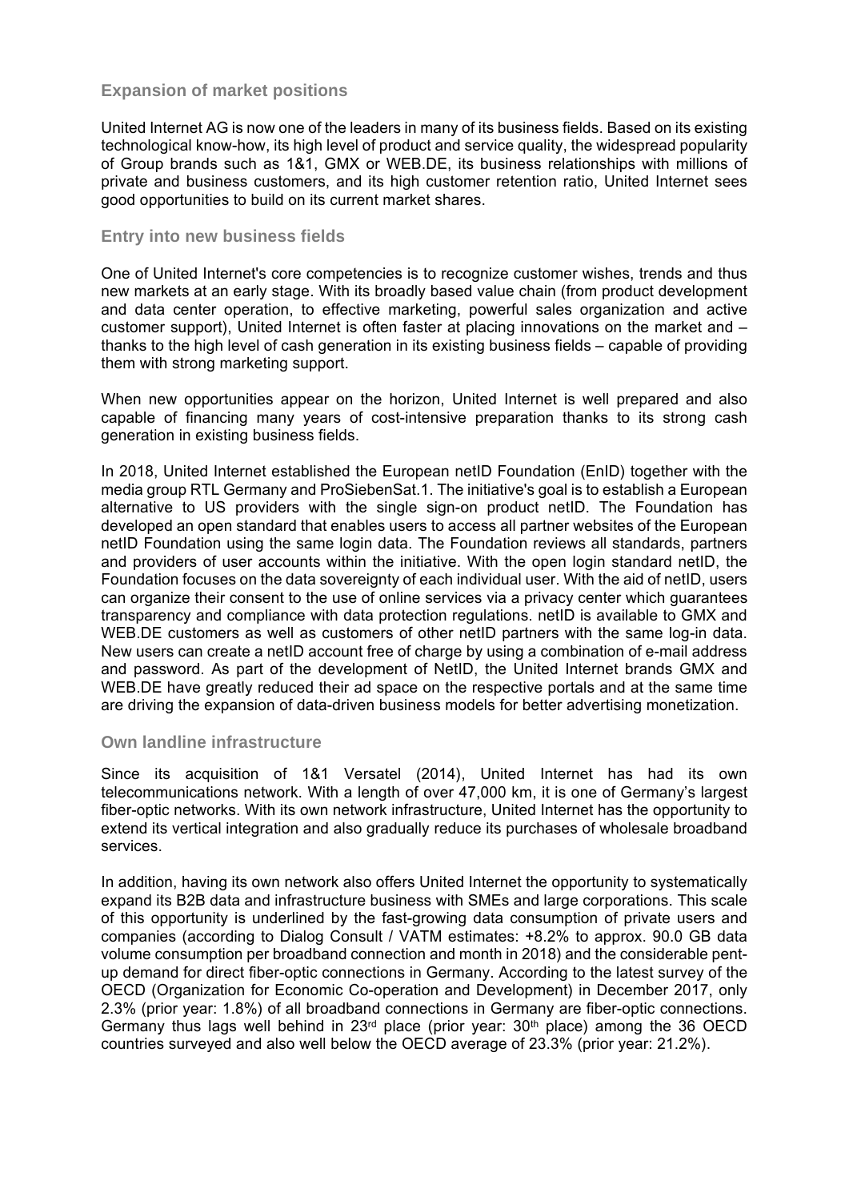### Expansion of market positions

United Internet AG is now one of the leaders in many of its business fields. Based on its existing technological know-how, its high level of product and service quality, the widespread popularity of Group brands such as 1&1, GMX or WEB.DE, its business relationships with millions of private and business customers, and its high customer retention ratio, United Internet sees good opportunities to build on its current market shares.

### Entry into new business fields

One of United Internet's core competencies is to recognize customer wishes, trends and thus new markets at an early stage. With its broadly based value chain (from product development and data center operation, to effective marketing, powerful sales organization and active customer support), United Internet is often faster at placing innovations on the market and – thanks to the high level of cash generation in its existing business fields – capable of providing them with strong marketing support.

When new opportunities appear on the horizon, United Internet is well prepared and also capable of financing many years of cost-intensive preparation thanks to its strong cash generation in existing business fields.

In 2018, United Internet established the European netID Foundation (EnID) together with the media group RTL Germany and ProSiebenSat.1. The initiative's goal is to establish a European alternative to US providers with the single sign-on product netID. The Foundation has developed an open standard that enables users to access all partner websites of the European netID Foundation using the same login data. The Foundation reviews all standards, partners and providers of user accounts within the initiative. With the open login standard netID, the Foundation focuses on the data sovereignty of each individual user. With the aid of netID, users can organize their consent to the use of online services via a privacy center which guarantees transparency and compliance with data protection regulations. netID is available to GMX and WEB.DE customers as well as customers of other netID partners with the same log-in data. New users can create a netID account free of charge by using a combination of e-mail address and password. As part of the development of NetID, the United Internet brands GMX and WEB.DE have greatly reduced their ad space on the respective portals and at the same time are driving the expansion of data-driven business models for better advertising monetization.

### Own landline infrastructure

Since its acquisition of 1&1 Versatel (2014), United Internet has had its own telecommunications network. With a length of over 47,000 km, it is one of Germany's largest fiber-optic networks. With its own network infrastructure, United Internet has the opportunity to extend its vertical integration and also gradually reduce its purchases of wholesale broadband services.

In addition, having its own network also offers United Internet the opportunity to systematically expand its B2B data and infrastructure business with SMEs and large corporations. This scale of this opportunity is underlined by the fast-growing data consumption of private users and companies (according to Dialog Consult / VATM estimates: +8.2% to approx. 90.0 GB data volume consumption per broadband connection and month in 2018) and the considerable pent-up demand for direct fiber-optic connections in Germany. According to the latest survey of the OECD (Organization for Economic Co-operation and Development) in December 2017, only 2.3% (prior year: 1.8%) of all broadband connections in Germany are fiber-optic connections. Germany thus lags well behind in 23rd place (prior year: 30th place) among the 36 OECD countries surveyed and also well below the OECD average of 23.3% (prior year: 21.2%).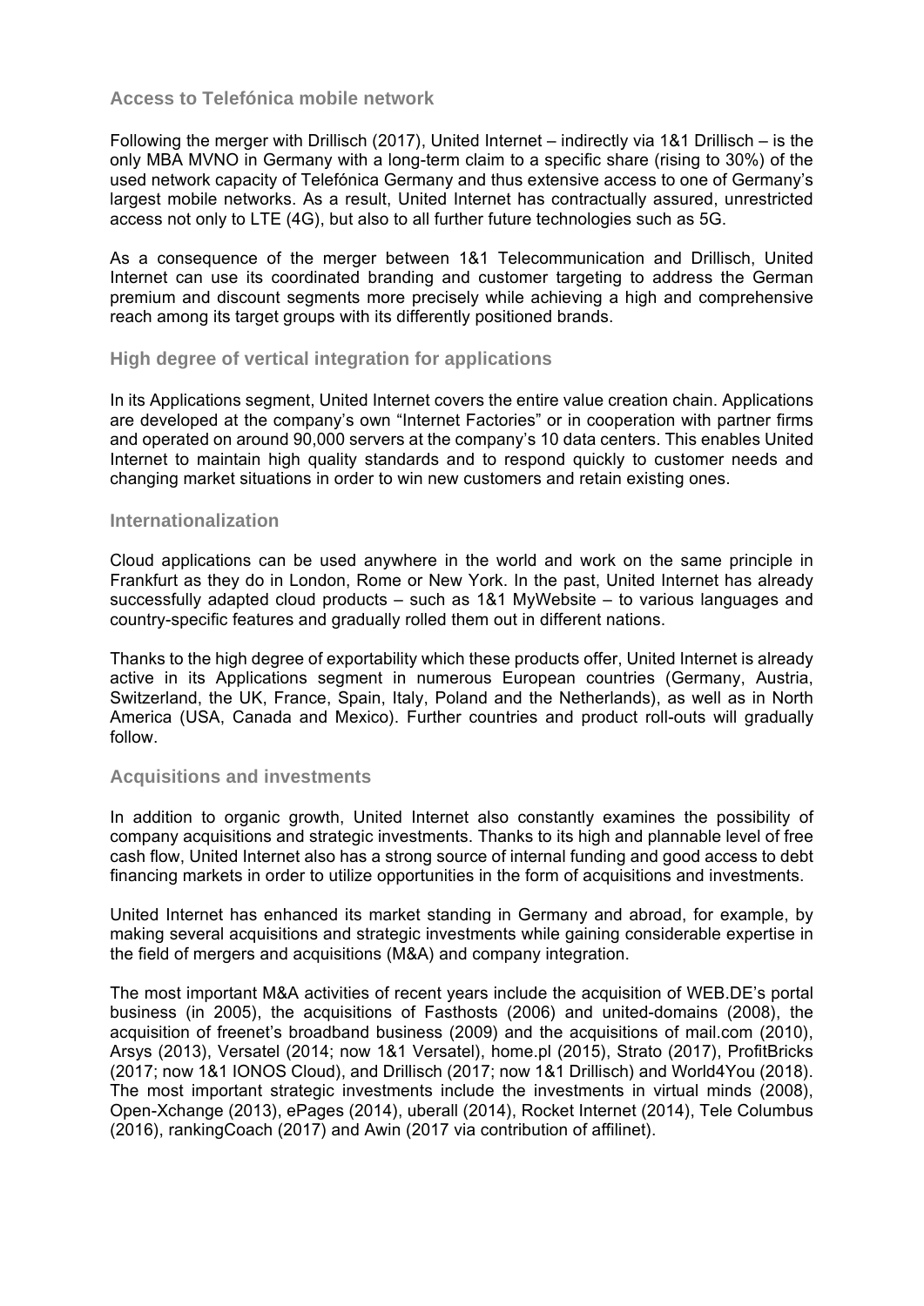### Access to Telefónica mobile network

Following the merger with Drillisch (2017), United Internet – indirectly via 1&1 Drillisch – is the only MBA MVNO in Germany with a long-term claim to a specific share (rising to 30%) of the used network capacity of Telefónica Germany and thus extensive access to one of Germany's largest mobile networks. As a result, United Internet has contractually assured, unrestricted access not only to LTE (4G), but also to all further future technologies such as 5G.

As a consequence of the merger between 1&1 Telecommunication and Drillisch, United Internet can use its coordinated branding and customer targeting to address the German premium and discount segments more precisely while achieving a high and comprehensive reach among its target groups with its differently positioned brands.

### High degree of vertical integration for applications

In its Applications segment, United Internet covers the entire value creation chain. Applications are developed at the company's own "Internet Factories" or in cooperation with partner firms and operated on around 90,000 servers at the company's 10 data centers. This enables United Internet to maintain high quality standards and to respond quickly to customer needs and changing market situations in order to win new customers and retain existing ones.

### Internationalization

Cloud applications can be used anywhere in the world and work on the same principle in Frankfurt as they do in London, Rome or New York. In the past, United Internet has already successfully adapted cloud products – such as 1&1 MyWebsite – to various languages and country-specific features and gradually rolled them out in different nations.

Thanks to the high degree of exportability which these products offer, United Internet is already active in its Applications segment in numerous European countries (Germany, Austria, Switzerland, the UK, France, Spain, Italy, Poland and the Netherlands), as well as in North America (USA, Canada and Mexico). Further countries and product roll-outs will gradually follow.

### Acquisitions and investments

In addition to organic growth, United Internet also constantly examines the possibility of company acquisitions and strategic investments. Thanks to its high and plannable level of free cash flow, United Internet also has a strong source of internal funding and good access to debt financing markets in order to utilize opportunities in the form of acquisitions and investments.

United Internet has enhanced its market standing in Germany and abroad, for example, by making several acquisitions and strategic investments while gaining considerable expertise in the field of mergers and acquisitions (M&A) and company integration.

The most important M&A activities of recent years include the acquisition of WEB.DE's portal business (in 2005), the acquisitions of Fasthosts (2006) and united-domains (2008), the acquisition of freenet's broadband business (2009) and the acquisitions of mail.com (2010), Arsys (2013), Versatel (2014; now 1&1 Versatel), home.pl (2015), Strato (2017), ProfitBricks (2017; now 1&1 IONOS Cloud), and Drillisch (2017; now 1&1 Drillisch) and World4You (2018). The most important strategic investments include the investments in virtual minds (2008), Open-Xchange (2013), ePages (2014), uberall (2014), Rocket Internet (2014), Tele Columbus (2016), rankingCoach (2017) and Awin (2017 via contribution of affilinet).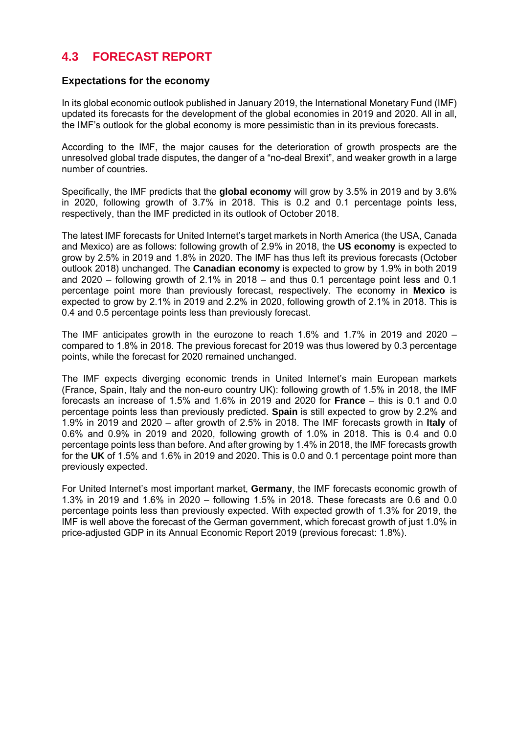## 4.3 FORECAST REPORT

### Expectations for the economy

In its global economic outlook published in January 2019, the International Monetary Fund (IMF) updated its forecasts for the development of the global economies in 2019 and 2020. All in all, the IMF's outlook for the global economy is more pessimistic than in its previous forecasts.

According to the IMF, the major causes for the deterioration of growth prospects are the unresolved global trade disputes, the danger of a "no-deal Brexit", and weaker growth in a large number of countries.

Specifically, the IMF predicts that the **global economy** will grow by 3.5% in 2019 and by 3.6% in 2020, following growth of 3.7% in 2018. This is 0.2 and 0.1 percentage points less, respectively, than the IMF predicted in its outlook of October 2018.

The latest IMF forecasts for United Internet's target markets in North America (the USA, Canada and Mexico) are as follows: following growth of 2.9% in 2018, the **US economy** is expected to grow by 2.5% in 2019 and 1.8% in 2020. The IMF has thus left its previous forecasts (October outlook 2018) unchanged. The **Canadian economy** is expected to grow by 1.9% in both 2019 and 2020 – following growth of 2.1% in 2018 – and thus 0.1 percentage point less and 0.1 percentage point more than previously forecast, respectively. The economy in **Mexico** is expected to grow by 2.1% in 2019 and 2.2% in 2020, following growth of 2.1% in 2018. This is 0.4 and 0.5 percentage points less than previously forecast.

The IMF anticipates growth in the eurozone to reach 1.6% and 1.7% in 2019 and 2020 – compared to 1.8% in 2018. The previous forecast for 2019 was thus lowered by 0.3 percentage points, while the forecast for 2020 remained unchanged.

The IMF expects diverging economic trends in United Internet's main European markets (France, Spain, Italy and the non-euro country UK): following growth of 1.5% in 2018, the IMF forecasts an increase of 1.5% and 1.6% in 2019 and 2020 for **France** – this is 0.1 and 0.0 percentage points less than previously predicted. **Spain** is still expected to grow by 2.2% and 1.9% in 2019 and 2020 – after growth of 2.5% in 2018. The IMF forecasts growth in **Italy** of 0.6% and 0.9% in 2019 and 2020, following growth of 1.0% in 2018. This is 0.4 and 0.0 percentage points less than before. And after growing by 1.4% in 2018, the IMF forecasts growth for the **UK** of 1.5% and 1.6% in 2019 and 2020. This is 0.0 and 0.1 percentage point more than previously expected.

For United Internet's most important market, **Germany**, the IMF forecasts economic growth of 1.3% in 2019 and 1.6% in 2020 – following 1.5% in 2018. These forecasts are 0.6 and 0.0 percentage points less than previously expected. With expected growth of 1.3% for 2019, the IMF is well above the forecast of the German government, which forecast growth of just 1.0% in price-adjusted GDP in its Annual Economic Report 2019 (previous forecast: 1.8%).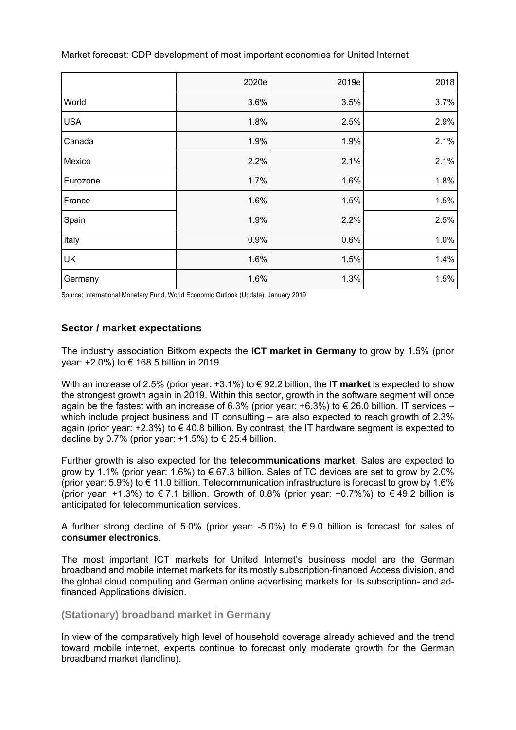Market forecast: GDP development of most important economies for United Internet

| | 2020e | 2019e | 2018 |
|---|---|---|---|
| World | 3.6% | 3.5% | 3.7% |
| USA | 1.8% | 2.5% | 2.9% |
| Canada | 1.9% | 1.9% | 2.1% |
| Mexico | 2.2% | 2.1% | 2.1% |
| Eurozone | 1.7% | 1.6% | 1.8% |
| France | 1.6% | 1.5% | 1.5% |
| Spain | 1.9% | 2.2% | 2.5% |
| Italy | 0.9% | 0.6% | 1.0% |
| UK | 1.6% | 1.5% | 1.4% |
| Germany | 1.6% | 1.3% | 1.5% |

Source: International Monetary Fund, World Economic Outlook (Update), January 2019

## Sector / market expectations

The industry association Bitkom expects the **ICT market in Germany** to grow by 1.5% (prior year: +2.0%) to € 168.5 billion in 2019.

With an increase of 2.5% (prior year: +3.1%) to € 92.2 billion, the **IT market** is expected to show the strongest growth again in 2019. Within this sector, growth in the software segment will once again be the fastest with an increase of 6.3% (prior year: +6.3%) to € 26.0 billion. IT services – which include project business and IT consulting – are also expected to reach growth of 2.3% again (prior year: +2.3%) to € 40.8 billion. By contrast, the IT hardware segment is expected to decline by 0.7% (prior year: +1.5%) to € 25.4 billion.

Further growth is also expected for the **telecommunications market**. Sales are expected to grow by 1.1% (prior year: 1.6%) to € 67.3 billion. Sales of TC devices are set to grow by 2.0% (prior year: 5.9%) to € 11.0 billion. Telecommunication infrastructure is forecast to grow by 1.6% (prior year: +1.3%) to € 7.1 billion. Growth of 0.8% (prior year: +0.7%%) to € 49.2 billion is anticipated for telecommunication services.

A further strong decline of 5.0% (prior year: -5.0%) to € 9.0 billion is forecast for sales of **consumer electronics**.

The most important ICT markets for United Internet's business model are the German broadband and mobile internet markets for its mostly subscription-financed Access division, and the global cloud computing and German online advertising markets for its subscription- and ad-financed Applications division.

### (Stationary) broadband market in Germany

In view of the comparatively high level of household coverage already achieved and the trend toward mobile internet, experts continue to forecast only moderate growth for the German broadband market (landline).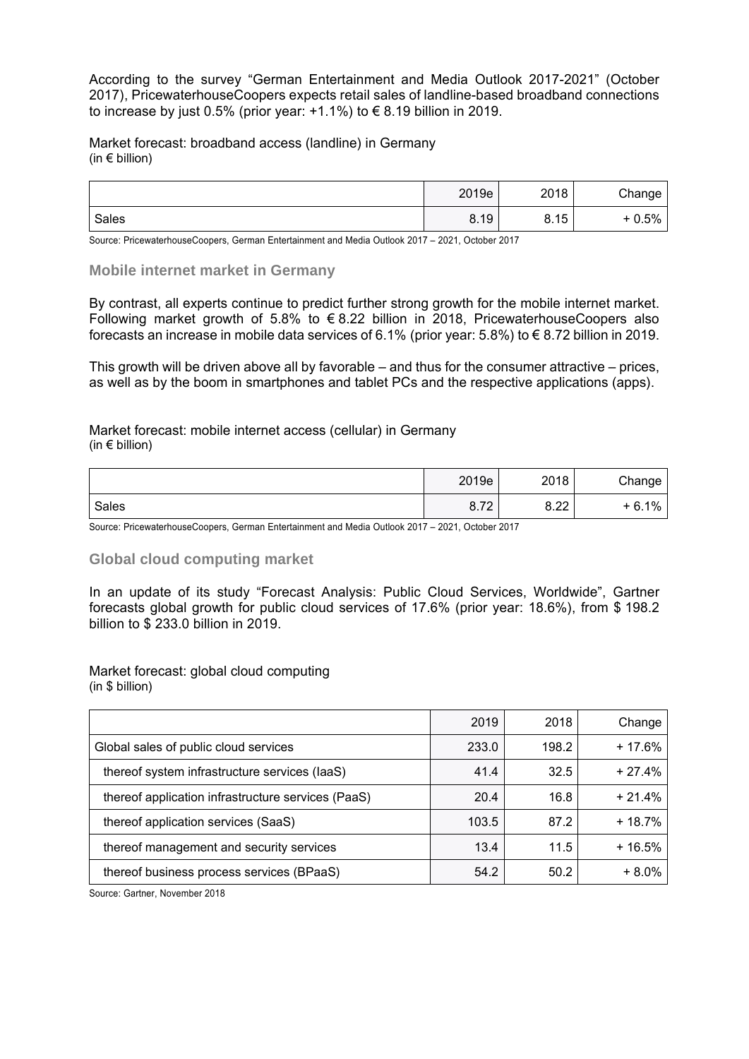According to the survey "German Entertainment and Media Outlook 2017-2021" (October 2017), PricewaterhouseCoopers expects retail sales of landline-based broadband connections to increase by just 0.5% (prior year: +1.1%) to € 8.19 billion in 2019.

Market forecast: broadband access (landline) in Germany
(in € billion)

| | 2019e | 2018 | Change |
|---|---|---|---|
| Sales | 8.19 | 8.15 | + 0.5% |

Source: PricewaterhouseCoopers, German Entertainment and Media Outlook 2017 – 2021, October 2017

### Mobile internet market in Germany

By contrast, all experts continue to predict further strong growth for the mobile internet market. Following market growth of 5.8% to € 8.22 billion in 2018, PricewaterhouseCoopers also forecasts an increase in mobile data services of 6.1% (prior year: 5.8%) to € 8.72 billion in 2019.

This growth will be driven above all by favorable – and thus for the consumer attractive – prices, as well as by the boom in smartphones and tablet PCs and the respective applications (apps).

Market forecast: mobile internet access (cellular) in Germany
(in € billion)

| | 2019e | 2018 | Change |
|---|---|---|---|
| Sales | 8.72 | 8.22 | + 6.1% |

Source: PricewaterhouseCoopers, German Entertainment and Media Outlook 2017 – 2021, October 2017

### Global cloud computing market

In an update of its study "Forecast Analysis: Public Cloud Services, Worldwide", Gartner forecasts global growth for public cloud services of 17.6% (prior year: 18.6%), from $ 198.2 billion to $ 233.0 billion in 2019.

Market forecast: global cloud computing
(in $ billion)

| | 2019 | 2018 | Change |
|---|---|---|---|
| Global sales of public cloud services | 233.0 | 198.2 | + 17.6% |
| thereof system infrastructure services (IaaS) | 41.4 | 32.5 | + 27.4% |
| thereof application infrastructure services (PaaS) | 20.4 | 16.8 | + 21.4% |
| thereof application services (SaaS) | 103.5 | 87.2 | + 18.7% |
| thereof management and security services | 13.4 | 11.5 | + 16.5% |
| thereof business process services (BPaaS) | 54.2 | 50.2 | + 8.0% |

Source: Gartner, November 2018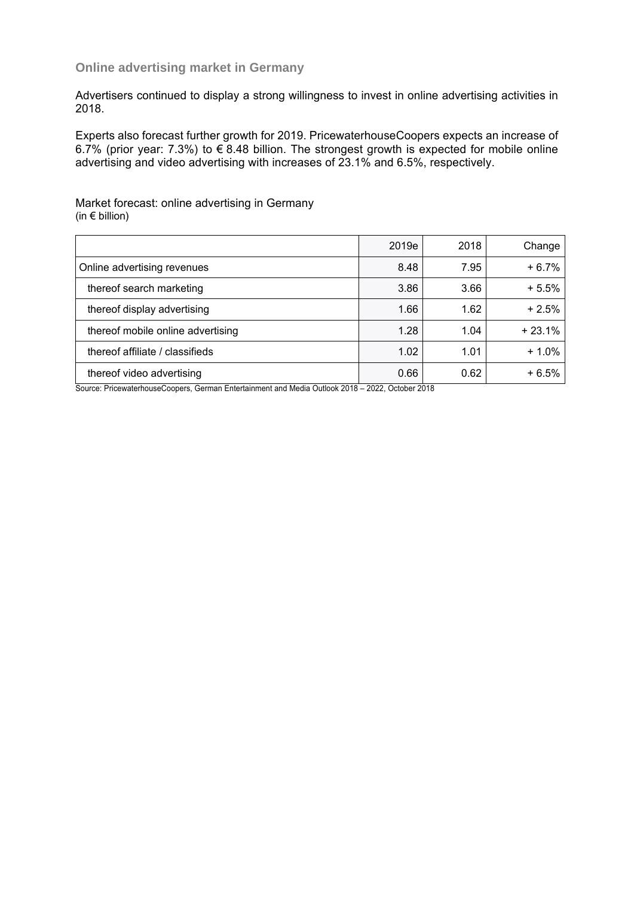## Online advertising market in Germany

Advertisers continued to display a strong willingness to invest in online advertising activities in 2018.

Experts also forecast further growth for 2019. PricewaterhouseCoopers expects an increase of 6.7% (prior year: 7.3%) to € 8.48 billion. The strongest growth is expected for mobile online advertising and video advertising with increases of 23.1% and 6.5%, respectively.

Market forecast: online advertising in Germany
(in € billion)

| | 2019e | 2018 | Change |
|---|---|---|---|
| Online advertising revenues | 8.48 | 7.95 | + 6.7% |
| thereof search marketing | 3.86 | 3.66 | + 5.5% |
| thereof display advertising | 1.66 | 1.62 | + 2.5% |
| thereof mobile online advertising | 1.28 | 1.04 | + 23.1% |
| thereof affiliate / classifieds | 1.02 | 1.01 | + 1.0% |
| thereof video advertising | 0.66 | 0.62 | + 6.5% |

Source: PricewaterhouseCoopers, German Entertainment and Media Outlook 2018 – 2022, October 2018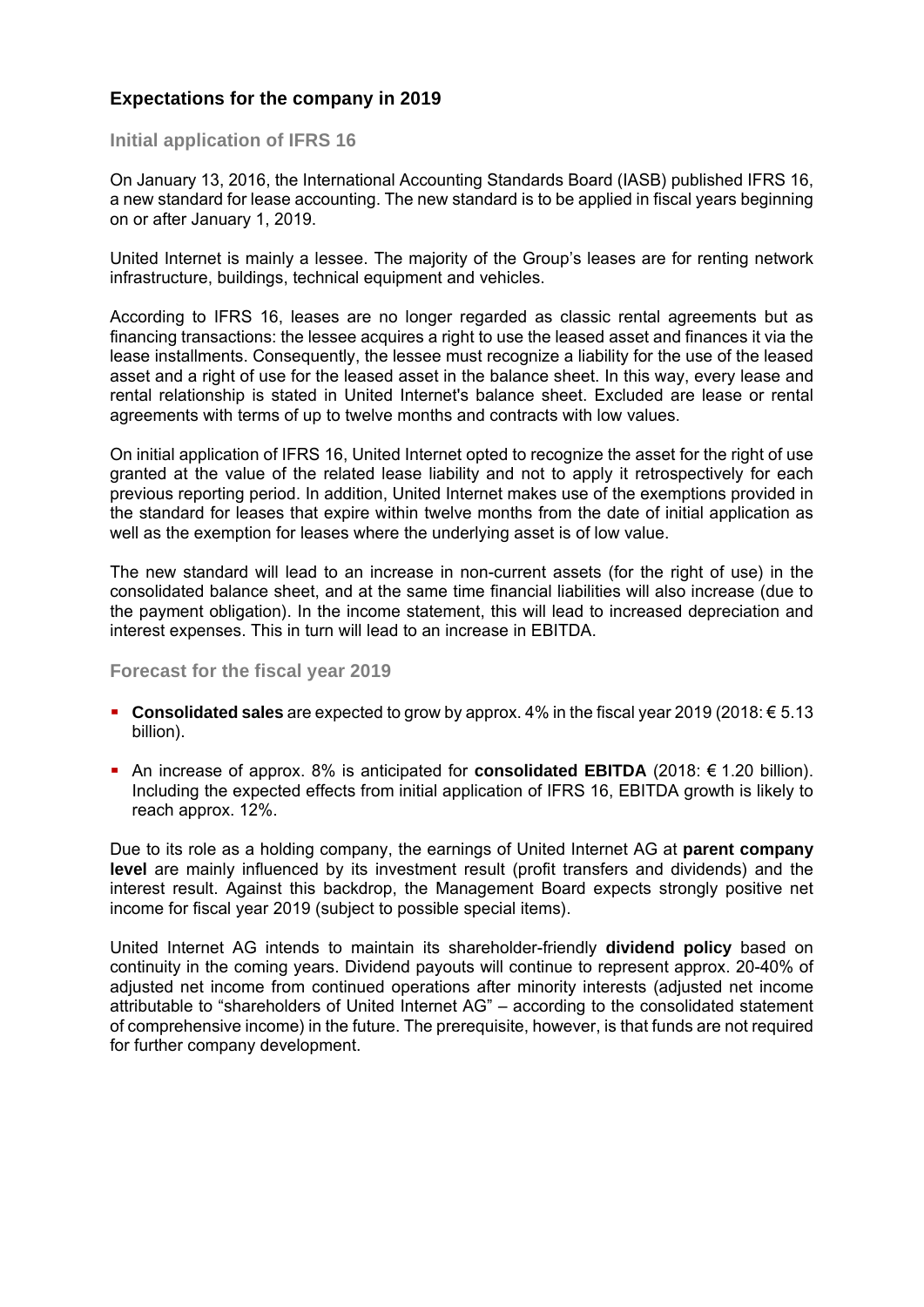## Expectations for the company in 2019

### Initial application of IFRS 16

On January 13, 2016, the International Accounting Standards Board (IASB) published IFRS 16, a new standard for lease accounting. The new standard is to be applied in fiscal years beginning on or after January 1, 2019.

United Internet is mainly a lessee. The majority of the Group's leases are for renting network infrastructure, buildings, technical equipment and vehicles.

According to IFRS 16, leases are no longer regarded as classic rental agreements but as financing transactions: the lessee acquires a right to use the leased asset and finances it via the lease installments. Consequently, the lessee must recognize a liability for the use of the leased asset and a right of use for the leased asset in the balance sheet. In this way, every lease and rental relationship is stated in United Internet's balance sheet. Excluded are lease or rental agreements with terms of up to twelve months and contracts with low values.

On initial application of IFRS 16, United Internet opted to recognize the asset for the right of use granted at the value of the related lease liability and not to apply it retrospectively for each previous reporting period. In addition, United Internet makes use of the exemptions provided in the standard for leases that expire within twelve months from the date of initial application as well as the exemption for leases where the underlying asset is of low value.

The new standard will lead to an increase in non-current assets (for the right of use) in the consolidated balance sheet, and at the same time financial liabilities will also increase (due to the payment obligation). In the income statement, this will lead to increased depreciation and interest expenses. This in turn will lead to an increase in EBITDA.

### Forecast for the fiscal year 2019

- **Consolidated sales** are expected to grow by approx. 4% in the fiscal year 2019 (2018: € 5.13 billion).
- An increase of approx. 8% is anticipated for **consolidated EBITDA** (2018: € 1.20 billion). Including the expected effects from initial application of IFRS 16, EBITDA growth is likely to reach approx. 12%.

Due to its role as a holding company, the earnings of United Internet AG at **parent company level** are mainly influenced by its investment result (profit transfers and dividends) and the interest result. Against this backdrop, the Management Board expects strongly positive net income for fiscal year 2019 (subject to possible special items).

United Internet AG intends to maintain its shareholder-friendly **dividend policy** based on continuity in the coming years. Dividend payouts will continue to represent approx. 20-40% of adjusted net income from continued operations after minority interests (adjusted net income attributable to "shareholders of United Internet AG" – according to the consolidated statement of comprehensive income) in the future. The prerequisite, however, is that funds are not required for further company development.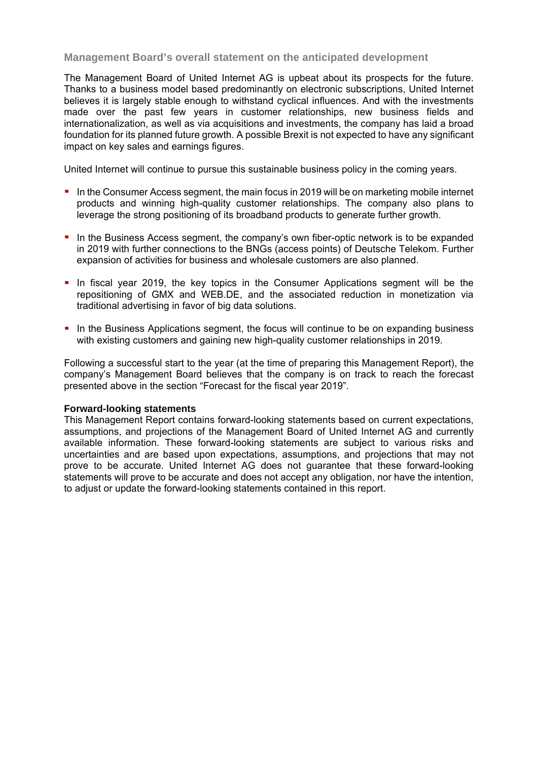### Management Board's overall statement on the anticipated development

The Management Board of United Internet AG is upbeat about its prospects for the future. Thanks to a business model based predominantly on electronic subscriptions, United Internet believes it is largely stable enough to withstand cyclical influences. And with the investments made over the past few years in customer relationships, new business fields and internationalization, as well as via acquisitions and investments, the company has laid a broad foundation for its planned future growth. A possible Brexit is not expected to have any significant impact on key sales and earnings figures.

United Internet will continue to pursue this sustainable business policy in the coming years.

- In the Consumer Access segment, the main focus in 2019 will be on marketing mobile internet products and winning high-quality customer relationships. The company also plans to leverage the strong positioning of its broadband products to generate further growth.
- In the Business Access segment, the company's own fiber-optic network is to be expanded in 2019 with further connections to the BNGs (access points) of Deutsche Telekom. Further expansion of activities for business and wholesale customers are also planned.
- In fiscal year 2019, the key topics in the Consumer Applications segment will be the repositioning of GMX and WEB.DE, and the associated reduction in monetization via traditional advertising in favor of big data solutions.
- In the Business Applications segment, the focus will continue to be on expanding business with existing customers and gaining new high-quality customer relationships in 2019.

Following a successful start to the year (at the time of preparing this Management Report), the company's Management Board believes that the company is on track to reach the forecast presented above in the section "Forecast for the fiscal year 2019".

**Forward-looking statements**

This Management Report contains forward-looking statements based on current expectations, assumptions, and projections of the Management Board of United Internet AG and currently available information. These forward-looking statements are subject to various risks and uncertainties and are based upon expectations, assumptions, and projections that may not prove to be accurate. United Internet AG does not guarantee that these forward-looking statements will prove to be accurate and does not accept any obligation, nor have the intention, to adjust or update the forward-looking statements contained in this report.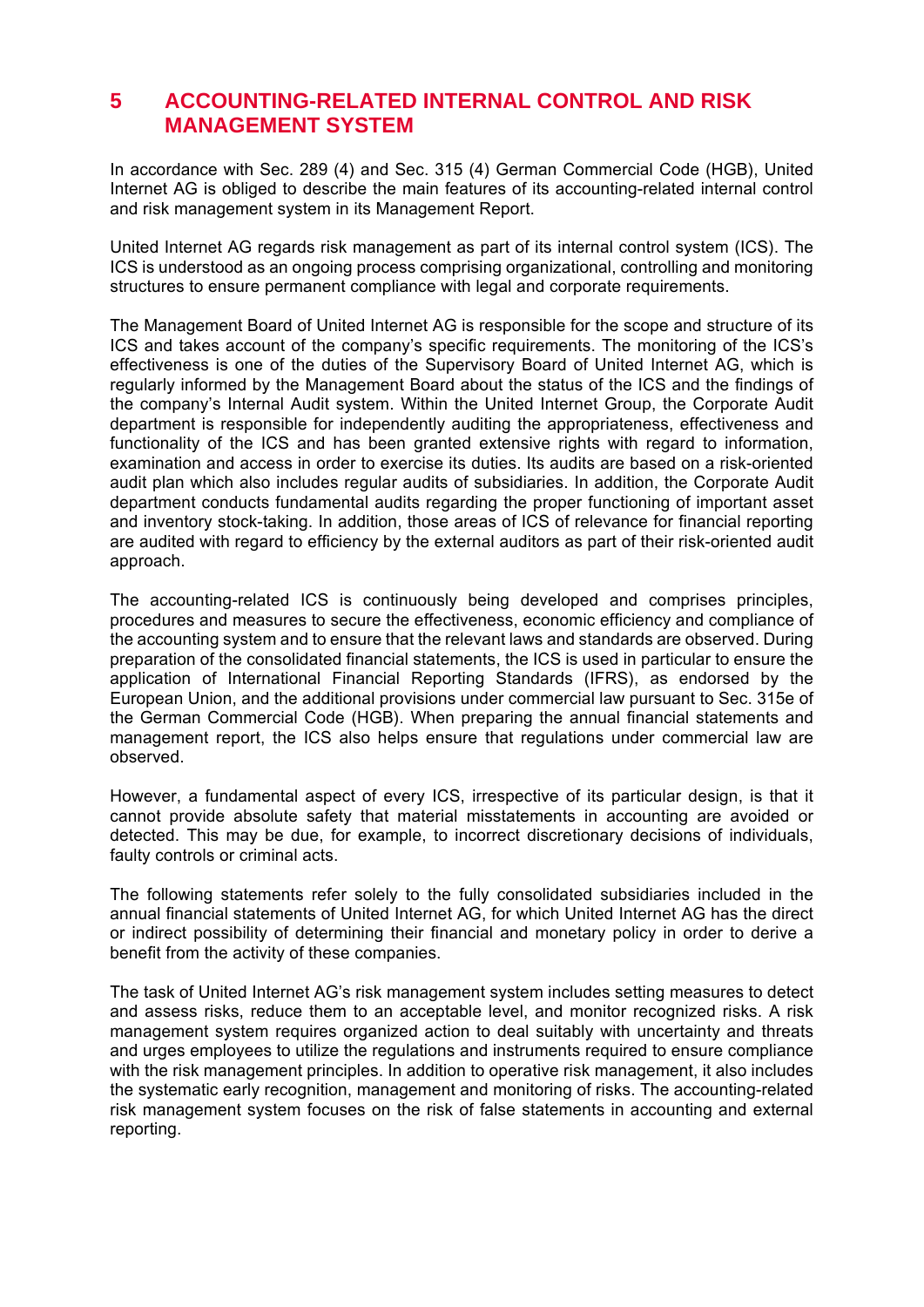## 5 ACCOUNTING-RELATED INTERNAL CONTROL AND RISK MANAGEMENT SYSTEM

In accordance with Sec. 289 (4) and Sec. 315 (4) German Commercial Code (HGB), United Internet AG is obliged to describe the main features of its accounting-related internal control and risk management system in its Management Report.

United Internet AG regards risk management as part of its internal control system (ICS). The ICS is understood as an ongoing process comprising organizational, controlling and monitoring structures to ensure permanent compliance with legal and corporate requirements.

The Management Board of United Internet AG is responsible for the scope and structure of its ICS and takes account of the company's specific requirements. The monitoring of the ICS's effectiveness is one of the duties of the Supervisory Board of United Internet AG, which is regularly informed by the Management Board about the status of the ICS and the findings of the company's Internal Audit system. Within the United Internet Group, the Corporate Audit department is responsible for independently auditing the appropriateness, effectiveness and functionality of the ICS and has been granted extensive rights with regard to information, examination and access in order to exercise its duties. Its audits are based on a risk-oriented audit plan which also includes regular audits of subsidiaries. In addition, the Corporate Audit department conducts fundamental audits regarding the proper functioning of important asset and inventory stock-taking. In addition, those areas of ICS of relevance for financial reporting are audited with regard to efficiency by the external auditors as part of their risk-oriented audit approach.

The accounting-related ICS is continuously being developed and comprises principles, procedures and measures to secure the effectiveness, economic efficiency and compliance of the accounting system and to ensure that the relevant laws and standards are observed. During preparation of the consolidated financial statements, the ICS is used in particular to ensure the application of International Financial Reporting Standards (IFRS), as endorsed by the European Union, and the additional provisions under commercial law pursuant to Sec. 315e of the German Commercial Code (HGB). When preparing the annual financial statements and management report, the ICS also helps ensure that regulations under commercial law are observed.

However, a fundamental aspect of every ICS, irrespective of its particular design, is that it cannot provide absolute safety that material misstatements in accounting are avoided or detected. This may be due, for example, to incorrect discretionary decisions of individuals, faulty controls or criminal acts.

The following statements refer solely to the fully consolidated subsidiaries included in the annual financial statements of United Internet AG, for which United Internet AG has the direct or indirect possibility of determining their financial and monetary policy in order to derive a benefit from the activity of these companies.

The task of United Internet AG's risk management system includes setting measures to detect and assess risks, reduce them to an acceptable level, and monitor recognized risks. A risk management system requires organized action to deal suitably with uncertainty and threats and urges employees to utilize the regulations and instruments required to ensure compliance with the risk management principles. In addition to operative risk management, it also includes the systematic early recognition, management and monitoring of risks. The accounting-related risk management system focuses on the risk of false statements in accounting and external reporting.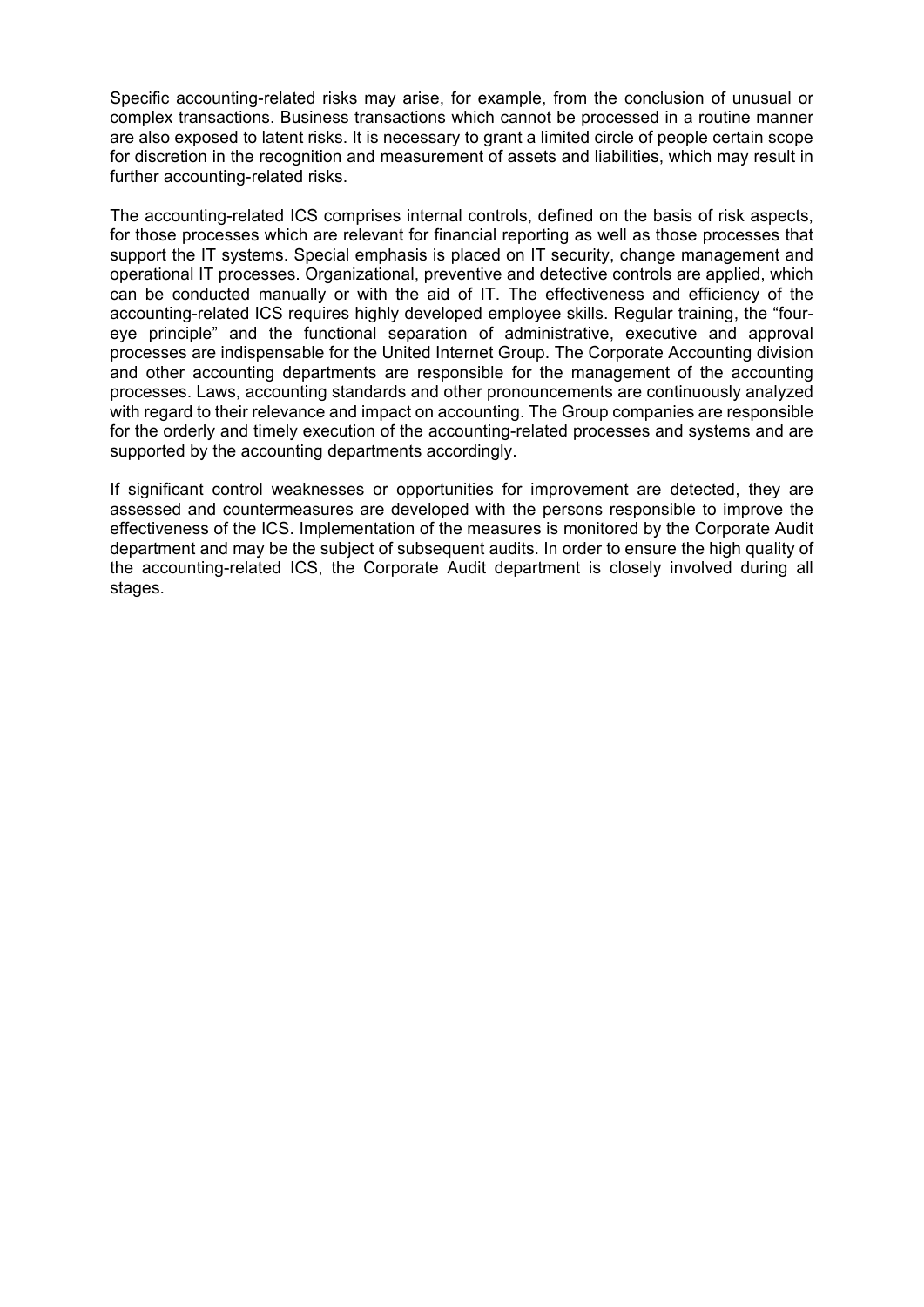Specific accounting-related risks may arise, for example, from the conclusion of unusual or complex transactions. Business transactions which cannot be processed in a routine manner are also exposed to latent risks. It is necessary to grant a limited circle of people certain scope for discretion in the recognition and measurement of assets and liabilities, which may result in further accounting-related risks.

The accounting-related ICS comprises internal controls, defined on the basis of risk aspects, for those processes which are relevant for financial reporting as well as those processes that support the IT systems. Special emphasis is placed on IT security, change management and operational IT processes. Organizational, preventive and detective controls are applied, which can be conducted manually or with the aid of IT. The effectiveness and efficiency of the accounting-related ICS requires highly developed employee skills. Regular training, the "four-eye principle" and the functional separation of administrative, executive and approval processes are indispensable for the United Internet Group. The Corporate Accounting division and other accounting departments are responsible for the management of the accounting processes. Laws, accounting standards and other pronouncements are continuously analyzed with regard to their relevance and impact on accounting. The Group companies are responsible for the orderly and timely execution of the accounting-related processes and systems and are supported by the accounting departments accordingly.

If significant control weaknesses or opportunities for improvement are detected, they are assessed and countermeasures are developed with the persons responsible to improve the effectiveness of the ICS. Implementation of the measures is monitored by the Corporate Audit department and may be the subject of subsequent audits. In order to ensure the high quality of the accounting-related ICS, the Corporate Audit department is closely involved during all stages.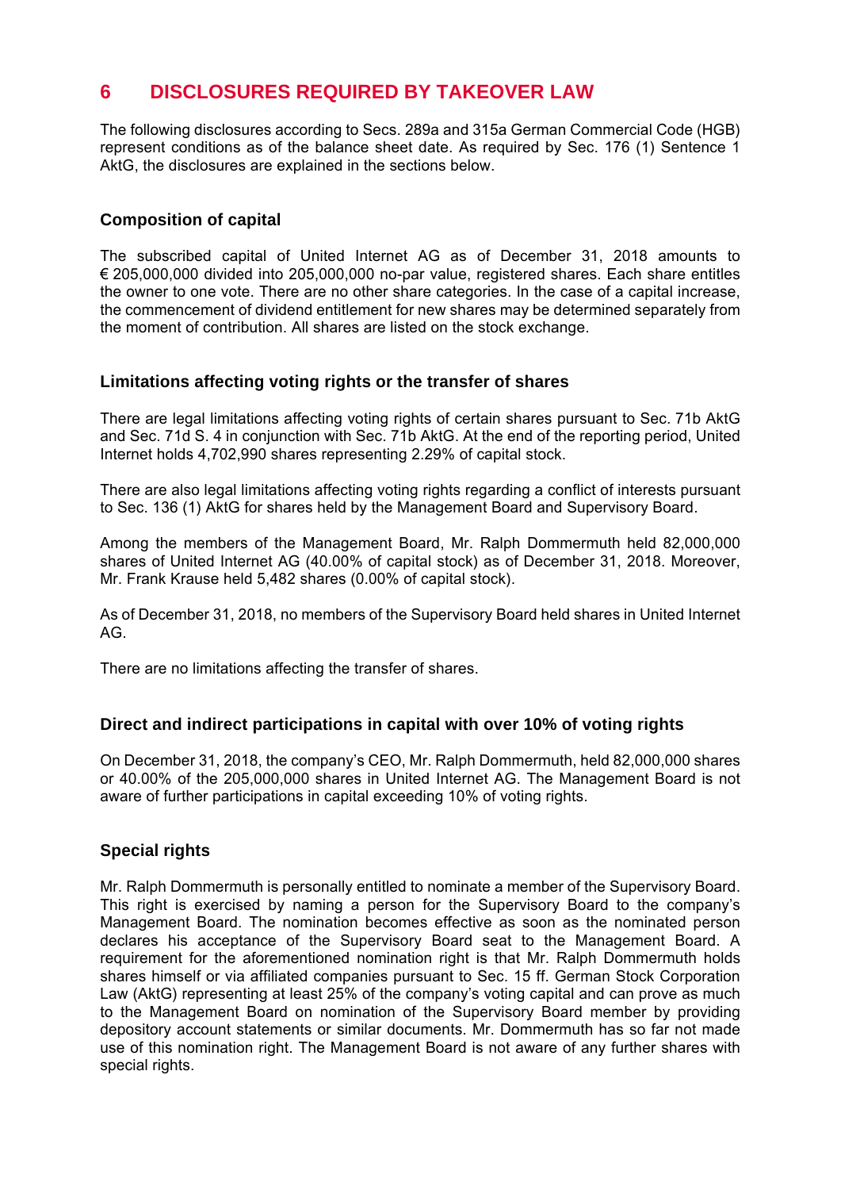# 6 DISCLOSURES REQUIRED BY TAKEOVER LAW

The following disclosures according to Secs. 289a and 315a German Commercial Code (HGB) represent conditions as of the balance sheet date. As required by Sec. 176 (1) Sentence 1 AktG, the disclosures are explained in the sections below.

### Composition of capital

The subscribed capital of United Internet AG as of December 31, 2018 amounts to € 205,000,000 divided into 205,000,000 no-par value, registered shares. Each share entitles the owner to one vote. There are no other share categories. In the case of a capital increase, the commencement of dividend entitlement for new shares may be determined separately from the moment of contribution. All shares are listed on the stock exchange.

### Limitations affecting voting rights or the transfer of shares

There are legal limitations affecting voting rights of certain shares pursuant to Sec. 71b AktG and Sec. 71d S. 4 in conjunction with Sec. 71b AktG. At the end of the reporting period, United Internet holds 4,702,990 shares representing 2.29% of capital stock.

There are also legal limitations affecting voting rights regarding a conflict of interests pursuant to Sec. 136 (1) AktG for shares held by the Management Board and Supervisory Board.

Among the members of the Management Board, Mr. Ralph Dommermuth held 82,000,000 shares of United Internet AG (40.00% of capital stock) as of December 31, 2018. Moreover, Mr. Frank Krause held 5,482 shares (0.00% of capital stock).

As of December 31, 2018, no members of the Supervisory Board held shares in United Internet AG.

There are no limitations affecting the transfer of shares.

### Direct and indirect participations in capital with over 10% of voting rights

On December 31, 2018, the company's CEO, Mr. Ralph Dommermuth, held 82,000,000 shares or 40.00% of the 205,000,000 shares in United Internet AG. The Management Board is not aware of further participations in capital exceeding 10% of voting rights.

### Special rights

Mr. Ralph Dommermuth is personally entitled to nominate a member of the Supervisory Board. This right is exercised by naming a person for the Supervisory Board to the company's Management Board. The nomination becomes effective as soon as the nominated person declares his acceptance of the Supervisory Board seat to the Management Board. A requirement for the aforementioned nomination right is that Mr. Ralph Dommermuth holds shares himself or via affiliated companies pursuant to Sec. 15 ff. German Stock Corporation Law (AktG) representing at least 25% of the company's voting capital and can prove as much to the Management Board on nomination of the Supervisory Board member by providing depository account statements or similar documents. Mr. Dommermuth has so far not made use of this nomination right. The Management Board is not aware of any further shares with special rights.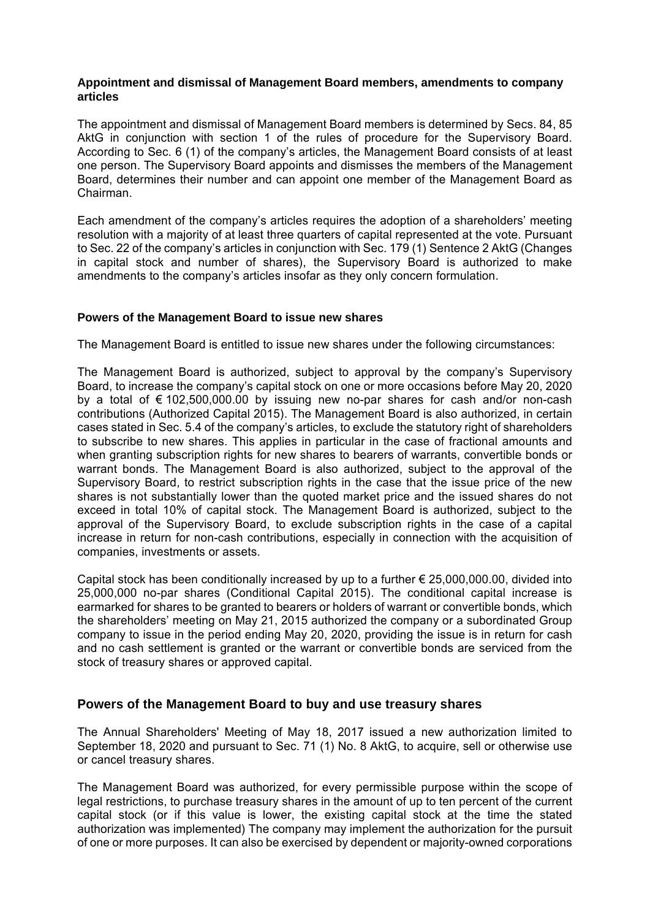### Appointment and dismissal of Management Board members, amendments to company articles

The appointment and dismissal of Management Board members is determined by Secs. 84, 85 AktG in conjunction with section 1 of the rules of procedure for the Supervisory Board. According to Sec. 6 (1) of the company's articles, the Management Board consists of at least one person. The Supervisory Board appoints and dismisses the members of the Management Board, determines their number and can appoint one member of the Management Board as Chairman.

Each amendment of the company's articles requires the adoption of a shareholders' meeting resolution with a majority of at least three quarters of capital represented at the vote. Pursuant to Sec. 22 of the company's articles in conjunction with Sec. 179 (1) Sentence 2 AktG (Changes in capital stock and number of shares), the Supervisory Board is authorized to make amendments to the company's articles insofar as they only concern formulation.

### Powers of the Management Board to issue new shares

The Management Board is entitled to issue new shares under the following circumstances:

The Management Board is authorized, subject to approval by the company's Supervisory Board, to increase the company's capital stock on one or more occasions before May 20, 2020 by a total of € 102,500,000.00 by issuing new no-par shares for cash and/or non-cash contributions (Authorized Capital 2015). The Management Board is also authorized, in certain cases stated in Sec. 5.4 of the company's articles, to exclude the statutory right of shareholders to subscribe to new shares. This applies in particular in the case of fractional amounts and when granting subscription rights for new shares to bearers of warrants, convertible bonds or warrant bonds. The Management Board is also authorized, subject to the approval of the Supervisory Board, to restrict subscription rights in the case that the issue price of the new shares is not substantially lower than the quoted market price and the issued shares do not exceed in total 10% of capital stock. The Management Board is authorized, subject to the approval of the Supervisory Board, to exclude subscription rights in the case of a capital increase in return for non-cash contributions, especially in connection with the acquisition of companies, investments or assets.

Capital stock has been conditionally increased by up to a further € 25,000,000.00, divided into 25,000,000 no-par shares (Conditional Capital 2015). The conditional capital increase is earmarked for shares to be granted to bearers or holders of warrant or convertible bonds, which the shareholders' meeting on May 21, 2015 authorized the company or a subordinated Group company to issue in the period ending May 20, 2020, providing the issue is in return for cash and no cash settlement is granted or the warrant or convertible bonds are serviced from the stock of treasury shares or approved capital.

## Powers of the Management Board to buy and use treasury shares

The Annual Shareholders' Meeting of May 18, 2017 issued a new authorization limited to September 18, 2020 and pursuant to Sec. 71 (1) No. 8 AktG, to acquire, sell or otherwise use or cancel treasury shares.

The Management Board was authorized, for every permissible purpose within the scope of legal restrictions, to purchase treasury shares in the amount of up to ten percent of the current capital stock (or if this value is lower, the existing capital stock at the time the stated authorization was implemented) The company may implement the authorization for the pursuit of one or more purposes. It can also be exercised by dependent or majority-owned corporations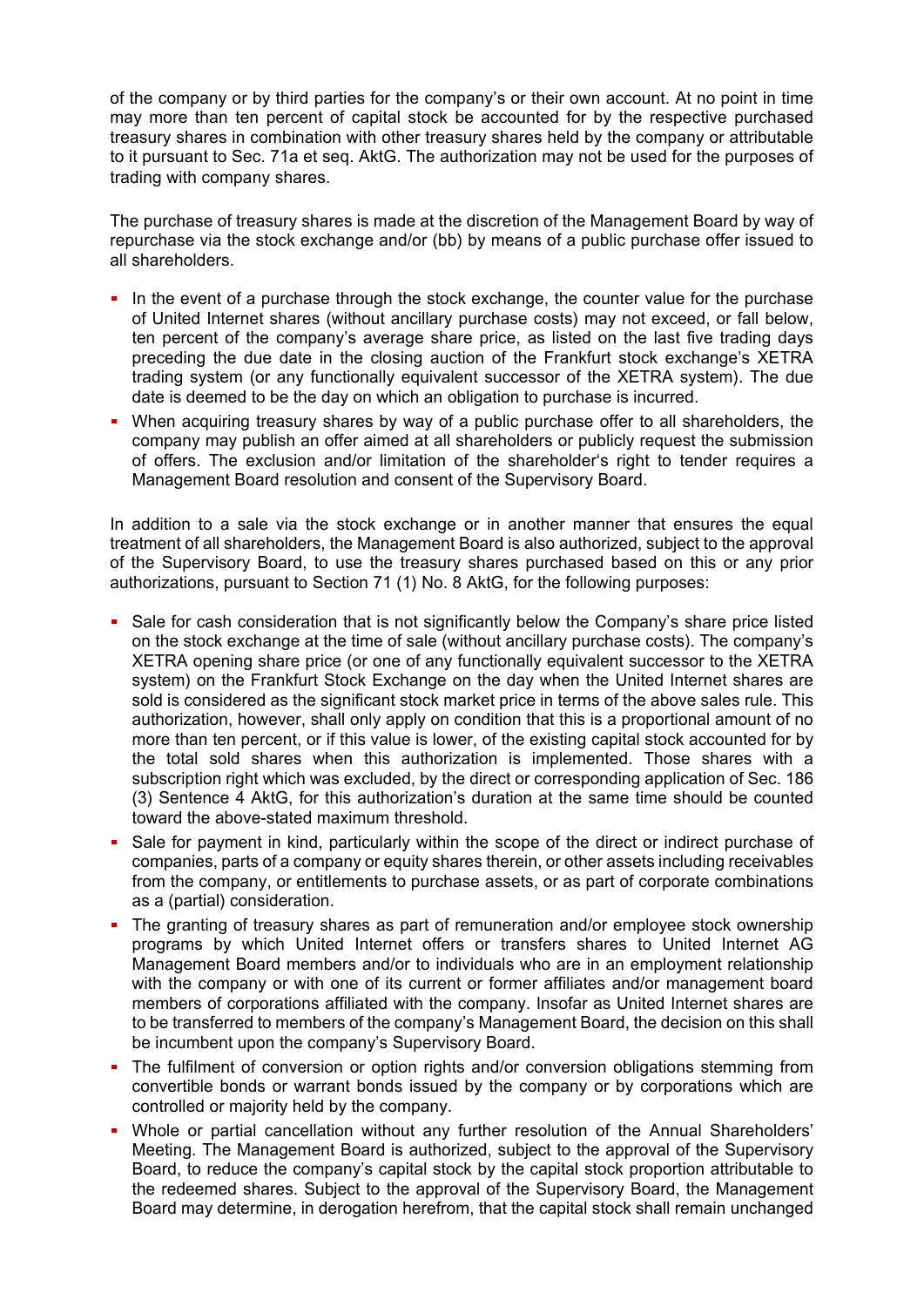of the company or by third parties for the company's or their own account. At no point in time may more than ten percent of capital stock be accounted for by the respective purchased treasury shares in combination with other treasury shares held by the company or attributable to it pursuant to Sec. 71a et seq. AktG. The authorization may not be used for the purposes of trading with company shares.

The purchase of treasury shares is made at the discretion of the Management Board by way of repurchase via the stock exchange and/or (bb) by means of a public purchase offer issued to all shareholders.

- In the event of a purchase through the stock exchange, the counter value for the purchase of United Internet shares (without ancillary purchase costs) may not exceed, or fall below, ten percent of the company's average share price, as listed on the last five trading days preceding the due date in the closing auction of the Frankfurt stock exchange's XETRA trading system (or any functionally equivalent successor of the XETRA system). The due date is deemed to be the day on which an obligation to purchase is incurred.
- When acquiring treasury shares by way of a public purchase offer to all shareholders, the company may publish an offer aimed at all shareholders or publicly request the submission of offers. The exclusion and/or limitation of the shareholder's right to tender requires a Management Board resolution and consent of the Supervisory Board.

In addition to a sale via the stock exchange or in another manner that ensures the equal treatment of all shareholders, the Management Board is also authorized, subject to the approval of the Supervisory Board, to use the treasury shares purchased based on this or any prior authorizations, pursuant to Section 71 (1) No. 8 AktG, for the following purposes:

- Sale for cash consideration that is not significantly below the Company's share price listed on the stock exchange at the time of sale (without ancillary purchase costs). The company's XETRA opening share price (or one of any functionally equivalent successor to the XETRA system) on the Frankfurt Stock Exchange on the day when the United Internet shares are sold is considered as the significant stock market price in terms of the above sales rule. This authorization, however, shall only apply on condition that this is a proportional amount of no more than ten percent, or if this value is lower, of the existing capital stock accounted for by the total sold shares when this authorization is implemented. Those shares with a subscription right which was excluded, by the direct or corresponding application of Sec. 186 (3) Sentence 4 AktG, for this authorization's duration at the same time should be counted toward the above-stated maximum threshold.
- Sale for payment in kind, particularly within the scope of the direct or indirect purchase of companies, parts of a company or equity shares therein, or other assets including receivables from the company, or entitlements to purchase assets, or as part of corporate combinations as a (partial) consideration.
- The granting of treasury shares as part of remuneration and/or employee stock ownership programs by which United Internet offers or transfers shares to United Internet AG Management Board members and/or to individuals who are in an employment relationship with the company or with one of its current or former affiliates and/or management board members of corporations affiliated with the company. Insofar as United Internet shares are to be transferred to members of the company's Management Board, the decision on this shall be incumbent upon the company's Supervisory Board.
- The fulfilment of conversion or option rights and/or conversion obligations stemming from convertible bonds or warrant bonds issued by the company or by corporations which are controlled or majority held by the company.
- Whole or partial cancellation without any further resolution of the Annual Shareholders' Meeting. The Management Board is authorized, subject to the approval of the Supervisory Board, to reduce the company's capital stock by the capital stock proportion attributable to the redeemed shares. Subject to the approval of the Supervisory Board, the Management Board may determine, in derogation herefrom, that the capital stock shall remain unchanged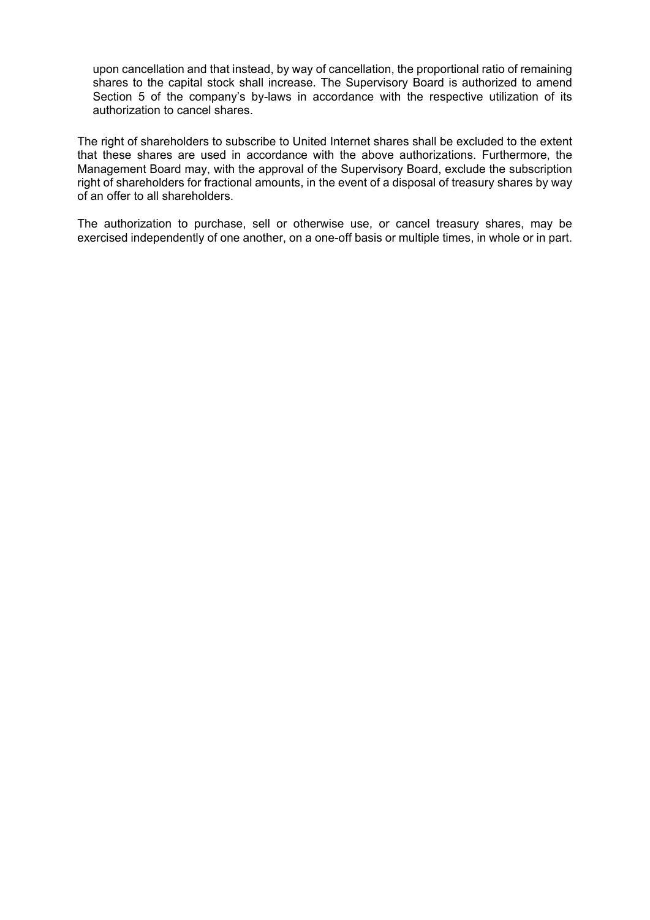upon cancellation and that instead, by way of cancellation, the proportional ratio of remaining shares to the capital stock shall increase. The Supervisory Board is authorized to amend Section 5 of the company's by-laws in accordance with the respective utilization of its authorization to cancel shares.

The right of shareholders to subscribe to United Internet shares shall be excluded to the extent that these shares are used in accordance with the above authorizations. Furthermore, the Management Board may, with the approval of the Supervisory Board, exclude the subscription right of shareholders for fractional amounts, in the event of a disposal of treasury shares by way of an offer to all shareholders.

The authorization to purchase, sell or otherwise use, or cancel treasury shares, may be exercised independently of one another, on a one-off basis or multiple times, in whole or in part.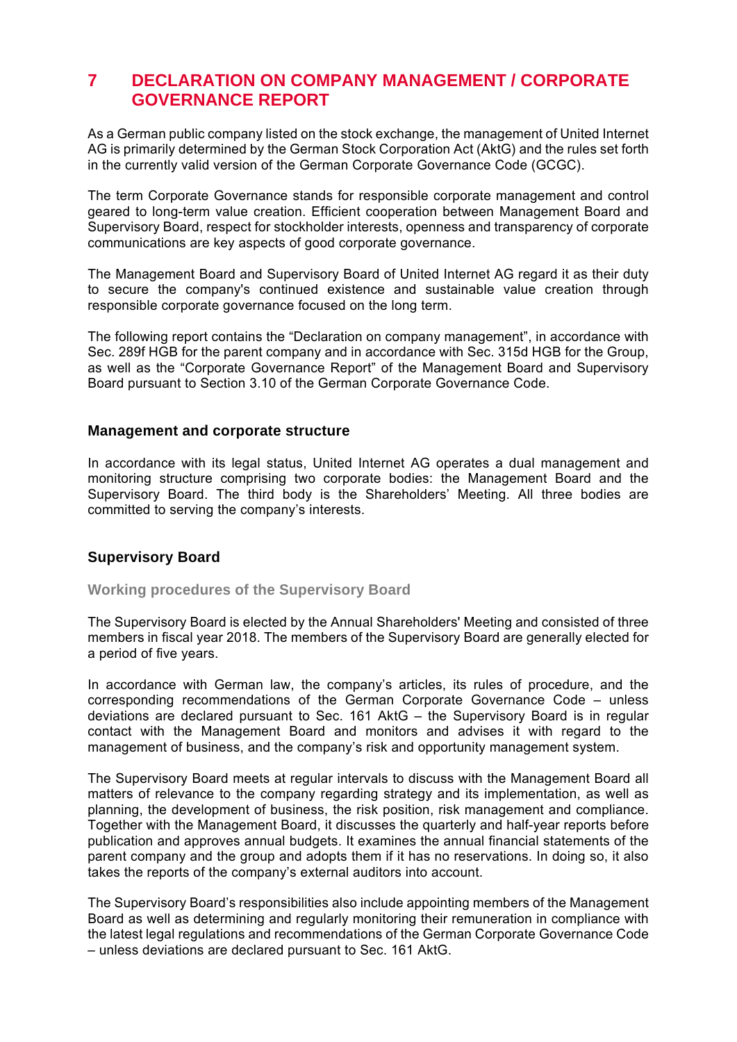# 7 DECLARATION ON COMPANY MANAGEMENT / CORPORATE GOVERNANCE REPORT

As a German public company listed on the stock exchange, the management of United Internet AG is primarily determined by the German Stock Corporation Act (AktG) and the rules set forth in the currently valid version of the German Corporate Governance Code (GCGC).

The term Corporate Governance stands for responsible corporate management and control geared to long-term value creation. Efficient cooperation between Management Board and Supervisory Board, respect for stockholder interests, openness and transparency of corporate communications are key aspects of good corporate governance.

The Management Board and Supervisory Board of United Internet AG regard it as their duty to secure the company's continued existence and sustainable value creation through responsible corporate governance focused on the long term.

The following report contains the "Declaration on company management", in accordance with Sec. 289f HGB for the parent company and in accordance with Sec. 315d HGB for the Group, as well as the "Corporate Governance Report" of the Management Board and Supervisory Board pursuant to Section 3.10 of the German Corporate Governance Code.

## Management and corporate structure

In accordance with its legal status, United Internet AG operates a dual management and monitoring structure comprising two corporate bodies: the Management Board and the Supervisory Board. The third body is the Shareholders' Meeting. All three bodies are committed to serving the company's interests.

## Supervisory Board

### Working procedures of the Supervisory Board

The Supervisory Board is elected by the Annual Shareholders' Meeting and consisted of three members in fiscal year 2018. The members of the Supervisory Board are generally elected for a period of five years.

In accordance with German law, the company's articles, its rules of procedure, and the corresponding recommendations of the German Corporate Governance Code – unless deviations are declared pursuant to Sec. 161 AktG – the Supervisory Board is in regular contact with the Management Board and monitors and advises it with regard to the management of business, and the company's risk and opportunity management system.

The Supervisory Board meets at regular intervals to discuss with the Management Board all matters of relevance to the company regarding strategy and its implementation, as well as planning, the development of business, the risk position, risk management and compliance. Together with the Management Board, it discusses the quarterly and half-year reports before publication and approves annual budgets. It examines the annual financial statements of the parent company and the group and adopts them if it has no reservations. In doing so, it also takes the reports of the company's external auditors into account.

The Supervisory Board's responsibilities also include appointing members of the Management Board as well as determining and regularly monitoring their remuneration in compliance with the latest legal regulations and recommendations of the German Corporate Governance Code – unless deviations are declared pursuant to Sec. 161 AktG.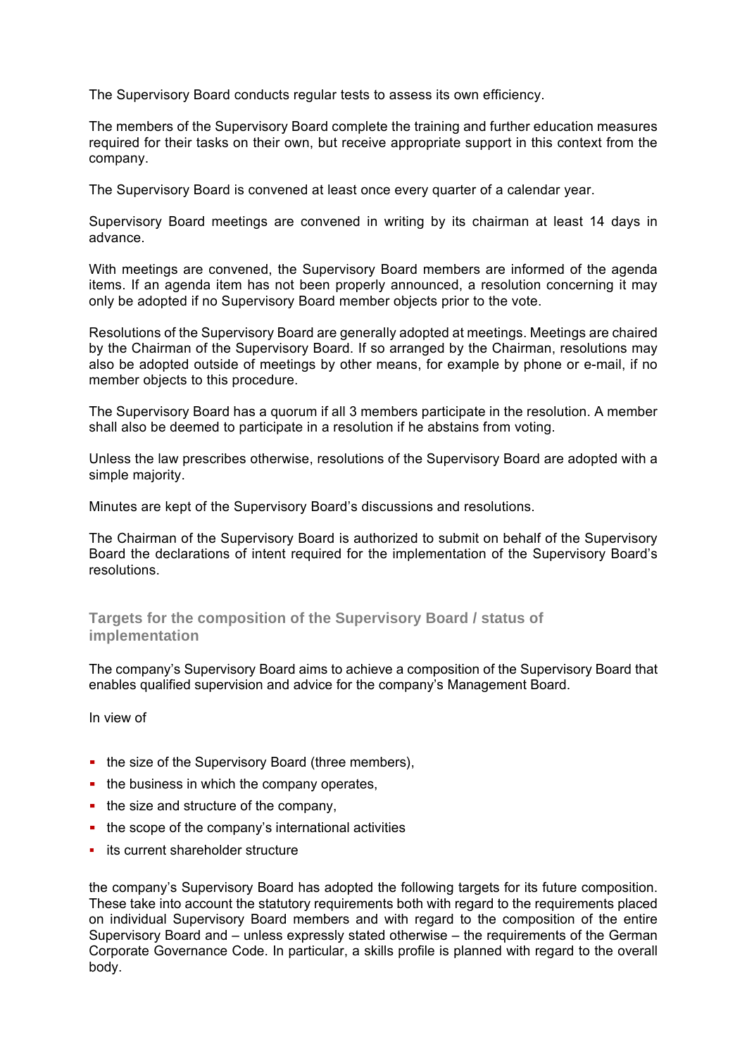The Supervisory Board conducts regular tests to assess its own efficiency.

The members of the Supervisory Board complete the training and further education measures required for their tasks on their own, but receive appropriate support in this context from the company.

The Supervisory Board is convened at least once every quarter of a calendar year.

Supervisory Board meetings are convened in writing by its chairman at least 14 days in advance.

With meetings are convened, the Supervisory Board members are informed of the agenda items. If an agenda item has not been properly announced, a resolution concerning it may only be adopted if no Supervisory Board member objects prior to the vote.

Resolutions of the Supervisory Board are generally adopted at meetings. Meetings are chaired by the Chairman of the Supervisory Board. If so arranged by the Chairman, resolutions may also be adopted outside of meetings by other means, for example by phone or e-mail, if no member objects to this procedure.

The Supervisory Board has a quorum if all 3 members participate in the resolution. A member shall also be deemed to participate in a resolution if he abstains from voting.

Unless the law prescribes otherwise, resolutions of the Supervisory Board are adopted with a simple majority.

Minutes are kept of the Supervisory Board's discussions and resolutions.

The Chairman of the Supervisory Board is authorized to submit on behalf of the Supervisory Board the declarations of intent required for the implementation of the Supervisory Board's resolutions.

## Targets for the composition of the Supervisory Board / status of implementation

The company's Supervisory Board aims to achieve a composition of the Supervisory Board that enables qualified supervision and advice for the company's Management Board.

In view of

- the size of the Supervisory Board (three members),
- the business in which the company operates,
- the size and structure of the company,
- the scope of the company's international activities
- its current shareholder structure

the company's Supervisory Board has adopted the following targets for its future composition. These take into account the statutory requirements both with regard to the requirements placed on individual Supervisory Board members and with regard to the composition of the entire Supervisory Board and – unless expressly stated otherwise – the requirements of the German Corporate Governance Code. In particular, a skills profile is planned with regard to the overall body.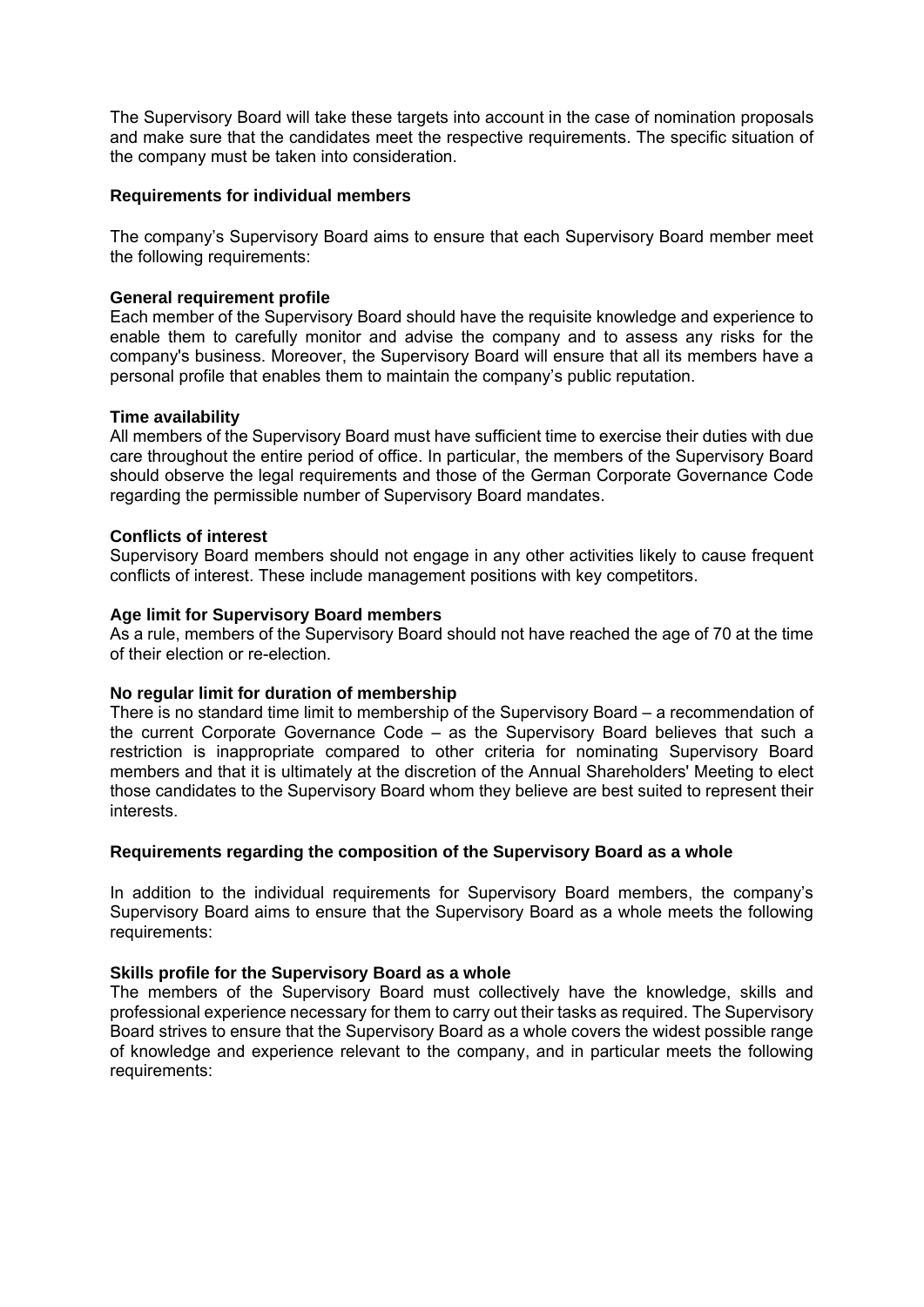The Supervisory Board will take these targets into account in the case of nomination proposals and make sure that the candidates meet the respective requirements. The specific situation of the company must be taken into consideration.

### Requirements for individual members

The company's Supervisory Board aims to ensure that each Supervisory Board member meet the following requirements:

**General requirement profile**
Each member of the Supervisory Board should have the requisite knowledge and experience to enable them to carefully monitor and advise the company and to assess any risks for the company's business. Moreover, the Supervisory Board will ensure that all its members have a personal profile that enables them to maintain the company's public reputation.

**Time availability**
All members of the Supervisory Board must have sufficient time to exercise their duties with due care throughout the entire period of office. In particular, the members of the Supervisory Board should observe the legal requirements and those of the German Corporate Governance Code regarding the permissible number of Supervisory Board mandates.

**Conflicts of interest**
Supervisory Board members should not engage in any other activities likely to cause frequent conflicts of interest. These include management positions with key competitors.

**Age limit for Supervisory Board members**
As a rule, members of the Supervisory Board should not have reached the age of 70 at the time of their election or re-election.

**No regular limit for duration of membership**
There is no standard time limit to membership of the Supervisory Board – a recommendation of the current Corporate Governance Code – as the Supervisory Board believes that such a restriction is inappropriate compared to other criteria for nominating Supervisory Board members and that it is ultimately at the discretion of the Annual Shareholders' Meeting to elect those candidates to the Supervisory Board whom they believe are best suited to represent their interests.

### Requirements regarding the composition of the Supervisory Board as a whole

In addition to the individual requirements for Supervisory Board members, the company's Supervisory Board aims to ensure that the Supervisory Board as a whole meets the following requirements:

**Skills profile for the Supervisory Board as a whole**
The members of the Supervisory Board must collectively have the knowledge, skills and professional experience necessary for them to carry out their tasks as required. The Supervisory Board strives to ensure that the Supervisory Board as a whole covers the widest possible range of knowledge and experience relevant to the company, and in particular meets the following requirements: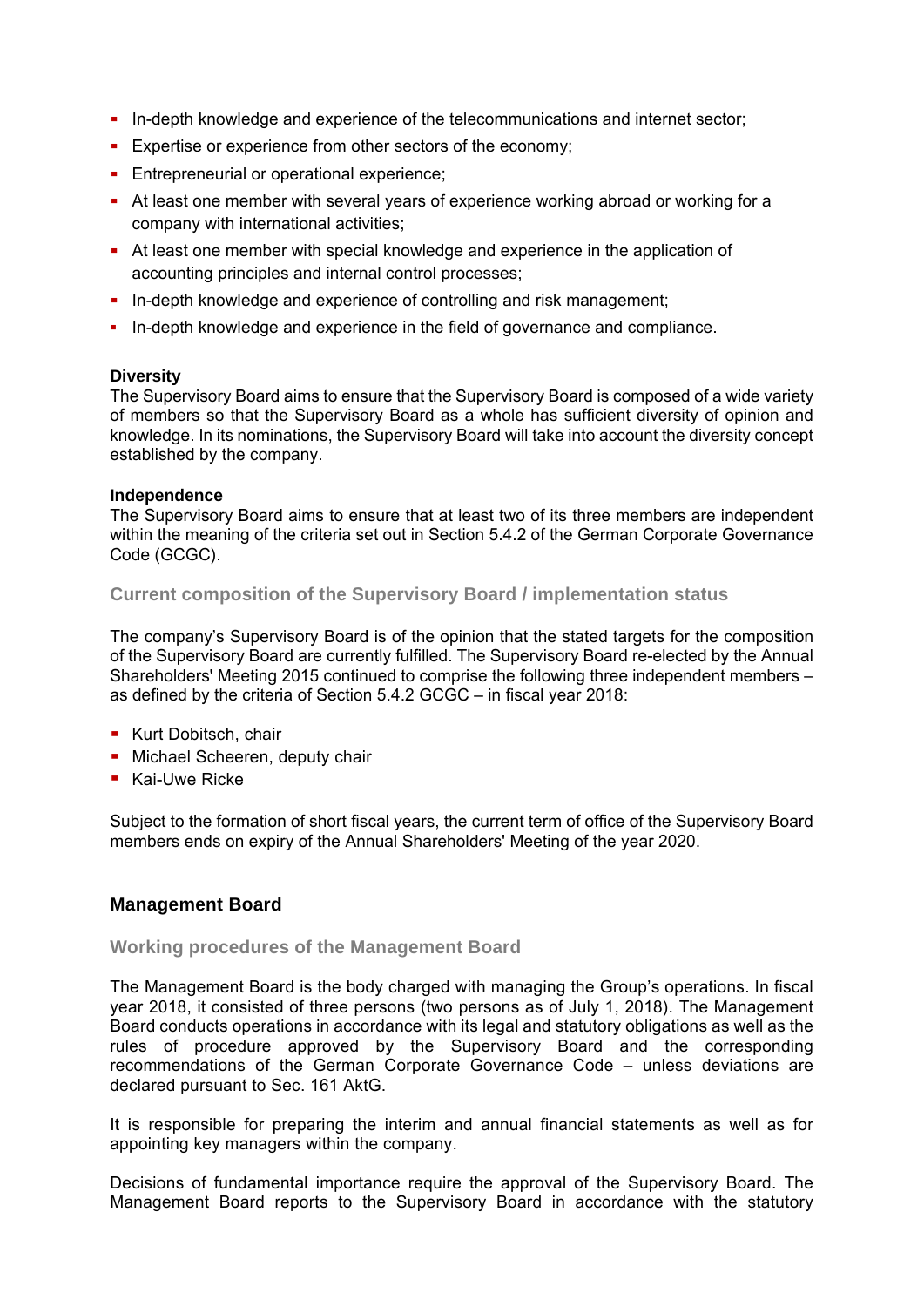- In-depth knowledge and experience of the telecommunications and internet sector;
- Expertise or experience from other sectors of the economy;
- Entrepreneurial or operational experience;
- At least one member with several years of experience working abroad or working for a company with international activities;
- At least one member with special knowledge and experience in the application of accounting principles and internal control processes;
- In-depth knowledge and experience of controlling and risk management;
- In-depth knowledge and experience in the field of governance and compliance.

**Diversity**

The Supervisory Board aims to ensure that the Supervisory Board is composed of a wide variety of members so that the Supervisory Board as a whole has sufficient diversity of opinion and knowledge. In its nominations, the Supervisory Board will take into account the diversity concept established by the company.

**Independence**

The Supervisory Board aims to ensure that at least two of its three members are independent within the meaning of the criteria set out in Section 5.4.2 of the German Corporate Governance Code (GCGC).

### Current composition of the Supervisory Board / implementation status

The company's Supervisory Board is of the opinion that the stated targets for the composition of the Supervisory Board are currently fulfilled. The Supervisory Board re-elected by the Annual Shareholders' Meeting 2015 continued to comprise the following three independent members – as defined by the criteria of Section 5.4.2 GCGC – in fiscal year 2018:

- Kurt Dobitsch, chair
- Michael Scheeren, deputy chair
- Kai-Uwe Ricke

Subject to the formation of short fiscal years, the current term of office of the Supervisory Board members ends on expiry of the Annual Shareholders' Meeting of the year 2020.

## Management Board

### Working procedures of the Management Board

The Management Board is the body charged with managing the Group's operations. In fiscal year 2018, it consisted of three persons (two persons as of July 1, 2018). The Management Board conducts operations in accordance with its legal and statutory obligations as well as the rules of procedure approved by the Supervisory Board and the corresponding recommendations of the German Corporate Governance Code – unless deviations are declared pursuant to Sec. 161 AktG.

It is responsible for preparing the interim and annual financial statements as well as for appointing key managers within the company.

Decisions of fundamental importance require the approval of the Supervisory Board. The Management Board reports to the Supervisory Board in accordance with the statutory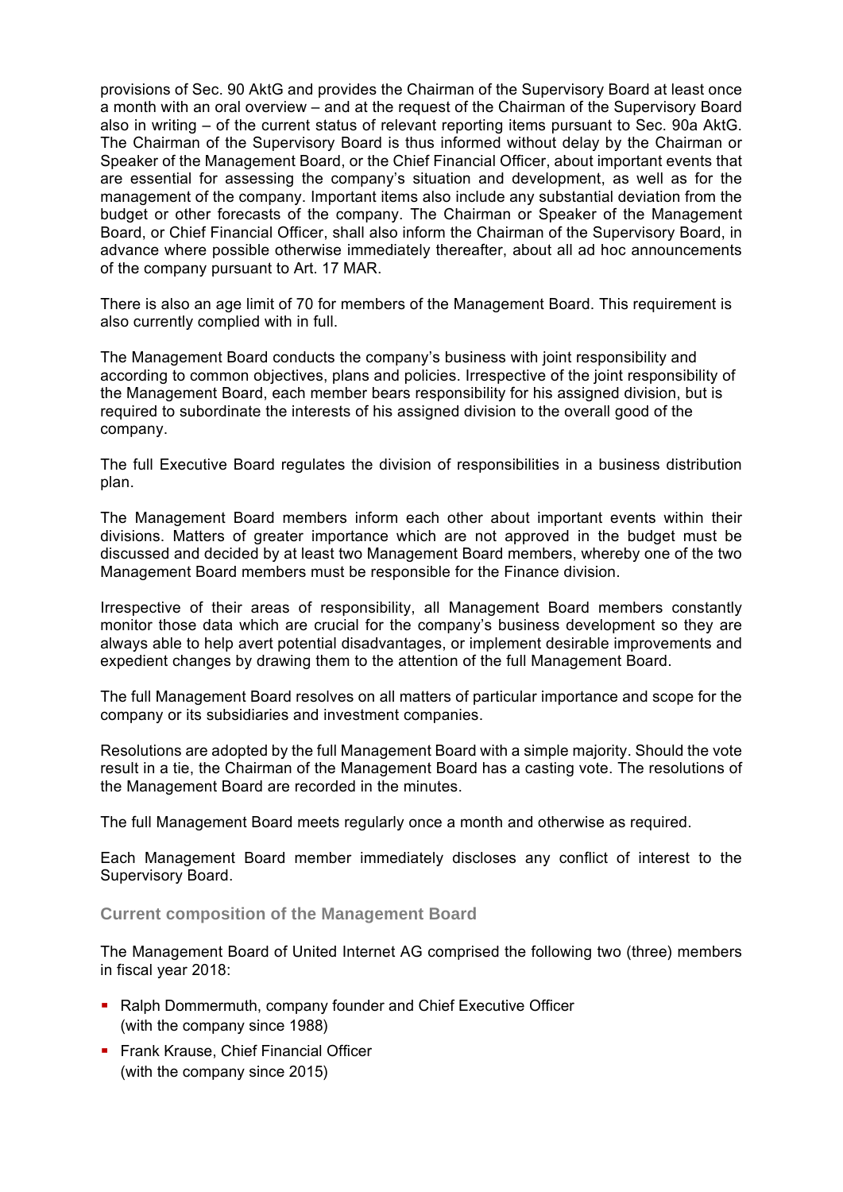provisions of Sec. 90 AktG and provides the Chairman of the Supervisory Board at least once a month with an oral overview – and at the request of the Chairman of the Supervisory Board also in writing – of the current status of relevant reporting items pursuant to Sec. 90a AktG. The Chairman of the Supervisory Board is thus informed without delay by the Chairman or Speaker of the Management Board, or the Chief Financial Officer, about important events that are essential for assessing the company's situation and development, as well as for the management of the company. Important items also include any substantial deviation from the budget or other forecasts of the company. The Chairman or Speaker of the Management Board, or Chief Financial Officer, shall also inform the Chairman of the Supervisory Board, in advance where possible otherwise immediately thereafter, about all ad hoc announcements of the company pursuant to Art. 17 MAR.

There is also an age limit of 70 for members of the Management Board. This requirement is also currently complied with in full.

The Management Board conducts the company's business with joint responsibility and according to common objectives, plans and policies. Irrespective of the joint responsibility of the Management Board, each member bears responsibility for his assigned division, but is required to subordinate the interests of his assigned division to the overall good of the company.

The full Executive Board regulates the division of responsibilities in a business distribution plan.

The Management Board members inform each other about important events within their divisions. Matters of greater importance which are not approved in the budget must be discussed and decided by at least two Management Board members, whereby one of the two Management Board members must be responsible for the Finance division.

Irrespective of their areas of responsibility, all Management Board members constantly monitor those data which are crucial for the company's business development so they are always able to help avert potential disadvantages, or implement desirable improvements and expedient changes by drawing them to the attention of the full Management Board.

The full Management Board resolves on all matters of particular importance and scope for the company or its subsidiaries and investment companies.

Resolutions are adopted by the full Management Board with a simple majority. Should the vote result in a tie, the Chairman of the Management Board has a casting vote. The resolutions of the Management Board are recorded in the minutes.

The full Management Board meets regularly once a month and otherwise as required.

Each Management Board member immediately discloses any conflict of interest to the Supervisory Board.

### Current composition of the Management Board

The Management Board of United Internet AG comprised the following two (three) members in fiscal year 2018:

- Ralph Dommermuth, company founder and Chief Executive Officer (with the company since 1988)
- Frank Krause, Chief Financial Officer (with the company since 2015)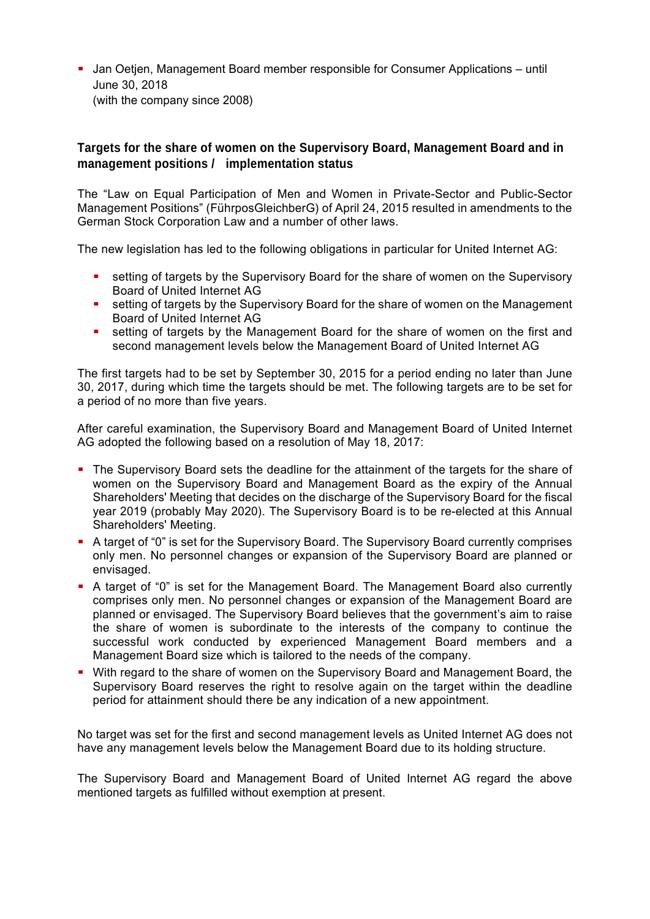- Jan Oetjen, Management Board member responsible for Consumer Applications – until June 30, 2018
  (with the company since 2008)

### Targets for the share of women on the Supervisory Board, Management Board and in management positions / implementation status

The "Law on Equal Participation of Men and Women in Private-Sector and Public-Sector Management Positions" (FührposGleichberG) of April 24, 2015 resulted in amendments to the German Stock Corporation Law and a number of other laws.

The new legislation has led to the following obligations in particular for United Internet AG:

- setting of targets by the Supervisory Board for the share of women on the Supervisory Board of United Internet AG
- setting of targets by the Supervisory Board for the share of women on the Management Board of United Internet AG
- setting of targets by the Management Board for the share of women on the first and second management levels below the Management Board of United Internet AG

The first targets had to be set by September 30, 2015 for a period ending no later than June 30, 2017, during which time the targets should be met. The following targets are to be set for a period of no more than five years.

After careful examination, the Supervisory Board and Management Board of United Internet AG adopted the following based on a resolution of May 18, 2017:

- The Supervisory Board sets the deadline for the attainment of the targets for the share of women on the Supervisory Board and Management Board as the expiry of the Annual Shareholders' Meeting that decides on the discharge of the Supervisory Board for the fiscal year 2019 (probably May 2020). The Supervisory Board is to be re-elected at this Annual Shareholders' Meeting.
- A target of "0" is set for the Supervisory Board. The Supervisory Board currently comprises only men. No personnel changes or expansion of the Supervisory Board are planned or envisaged.
- A target of "0" is set for the Management Board. The Management Board also currently comprises only men. No personnel changes or expansion of the Management Board are planned or envisaged. The Supervisory Board believes that the government's aim to raise the share of women is subordinate to the interests of the company to continue the successful work conducted by experienced Management Board members and a Management Board size which is tailored to the needs of the company.
- With regard to the share of women on the Supervisory Board and Management Board, the Supervisory Board reserves the right to resolve again on the target within the deadline period for attainment should there be any indication of a new appointment.

No target was set for the first and second management levels as United Internet AG does not have any management levels below the Management Board due to its holding structure.

The Supervisory Board and Management Board of United Internet AG regard the above mentioned targets as fulfilled without exemption at present.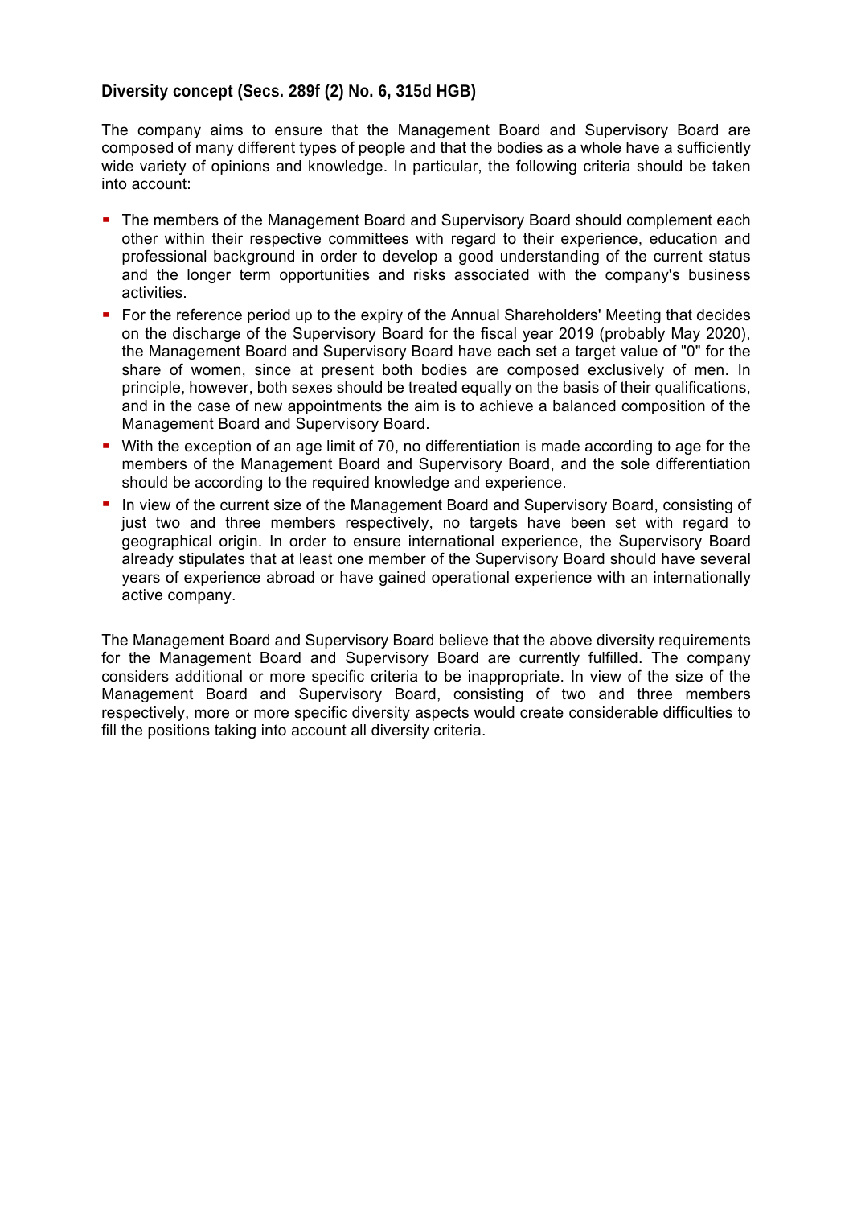## Diversity concept (Secs. 289f (2) No. 6, 315d HGB)

The company aims to ensure that the Management Board and Supervisory Board are composed of many different types of people and that the bodies as a whole have a sufficiently wide variety of opinions and knowledge. In particular, the following criteria should be taken into account:

- The members of the Management Board and Supervisory Board should complement each other within their respective committees with regard to their experience, education and professional background in order to develop a good understanding of the current status and the longer term opportunities and risks associated with the company's business activities.
- For the reference period up to the expiry of the Annual Shareholders' Meeting that decides on the discharge of the Supervisory Board for the fiscal year 2019 (probably May 2020), the Management Board and Supervisory Board have each set a target value of "0" for the share of women, since at present both bodies are composed exclusively of men. In principle, however, both sexes should be treated equally on the basis of their qualifications, and in the case of new appointments the aim is to achieve a balanced composition of the Management Board and Supervisory Board.
- With the exception of an age limit of 70, no differentiation is made according to age for the members of the Management Board and Supervisory Board, and the sole differentiation should be according to the required knowledge and experience.
- In view of the current size of the Management Board and Supervisory Board, consisting of just two and three members respectively, no targets have been set with regard to geographical origin. In order to ensure international experience, the Supervisory Board already stipulates that at least one member of the Supervisory Board should have several years of experience abroad or have gained operational experience with an internationally active company.

The Management Board and Supervisory Board believe that the above diversity requirements for the Management Board and Supervisory Board are currently fulfilled. The company considers additional or more specific criteria to be inappropriate. In view of the size of the Management Board and Supervisory Board, consisting of two and three members respectively, more or more specific diversity aspects would create considerable difficulties to fill the positions taking into account all diversity criteria.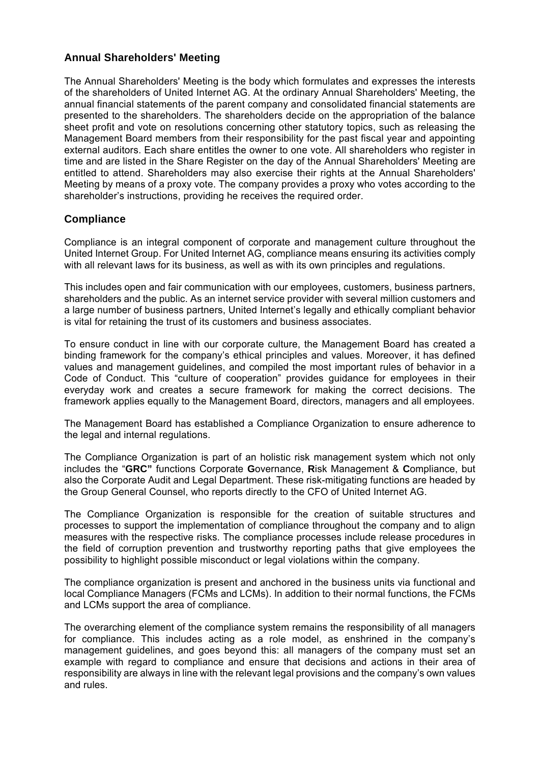## Annual Shareholders' Meeting

The Annual Shareholders' Meeting is the body which formulates and expresses the interests of the shareholders of United Internet AG. At the ordinary Annual Shareholders' Meeting, the annual financial statements of the parent company and consolidated financial statements are presented to the shareholders. The shareholders decide on the appropriation of the balance sheet profit and vote on resolutions concerning other statutory topics, such as releasing the Management Board members from their responsibility for the past fiscal year and appointing external auditors. Each share entitles the owner to one vote. All shareholders who register in time and are listed in the Share Register on the day of the Annual Shareholders' Meeting are entitled to attend. Shareholders may also exercise their rights at the Annual Shareholders' Meeting by means of a proxy vote. The company provides a proxy who votes according to the shareholder's instructions, providing he receives the required order.

## Compliance

Compliance is an integral component of corporate and management culture throughout the United Internet Group. For United Internet AG, compliance means ensuring its activities comply with all relevant laws for its business, as well as with its own principles and regulations.

This includes open and fair communication with our employees, customers, business partners, shareholders and the public. As an internet service provider with several million customers and a large number of business partners, United Internet's legally and ethically compliant behavior is vital for retaining the trust of its customers and business associates.

To ensure conduct in line with our corporate culture, the Management Board has created a binding framework for the company's ethical principles and values. Moreover, it has defined values and management guidelines, and compiled the most important rules of behavior in a Code of Conduct. This "culture of cooperation" provides guidance for employees in their everyday work and creates a secure framework for making the correct decisions. The framework applies equally to the Management Board, directors, managers and all employees.

The Management Board has established a Compliance Organization to ensure adherence to the legal and internal regulations.

The Compliance Organization is part of an holistic risk management system which not only includes the "**GRC"** functions Corporate **G**overnance, **R**isk Management & **C**ompliance, but also the Corporate Audit and Legal Department. These risk-mitigating functions are headed by the Group General Counsel, who reports directly to the CFO of United Internet AG.

The Compliance Organization is responsible for the creation of suitable structures and processes to support the implementation of compliance throughout the company and to align measures with the respective risks. The compliance processes include release procedures in the field of corruption prevention and trustworthy reporting paths that give employees the possibility to highlight possible misconduct or legal violations within the company.

The compliance organization is present and anchored in the business units via functional and local Compliance Managers (FCMs and LCMs). In addition to their normal functions, the FCMs and LCMs support the area of compliance.

The overarching element of the compliance system remains the responsibility of all managers for compliance. This includes acting as a role model, as enshrined in the company's management guidelines, and goes beyond this: all managers of the company must set an example with regard to compliance and ensure that decisions and actions in their area of responsibility are always in line with the relevant legal provisions and the company's own values and rules.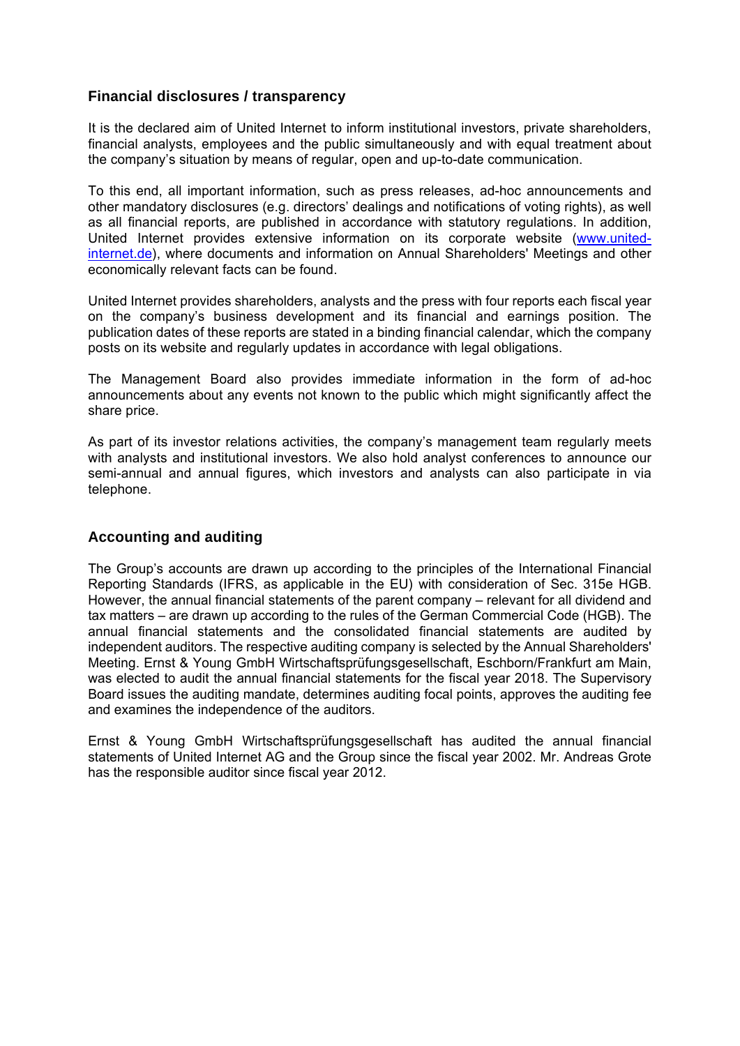## Financial disclosures / transparency

It is the declared aim of United Internet to inform institutional investors, private shareholders, financial analysts, employees and the public simultaneously and with equal treatment about the company's situation by means of regular, open and up-to-date communication.

To this end, all important information, such as press releases, ad-hoc announcements and other mandatory disclosures (e.g. directors' dealings and notifications of voting rights), as well as all financial reports, are published in accordance with statutory regulations. In addition, United Internet provides extensive information on its corporate website (www.united-internet.de), where documents and information on Annual Shareholders' Meetings and other economically relevant facts can be found.

United Internet provides shareholders, analysts and the press with four reports each fiscal year on the company's business development and its financial and earnings position. The publication dates of these reports are stated in a binding financial calendar, which the company posts on its website and regularly updates in accordance with legal obligations.

The Management Board also provides immediate information in the form of ad-hoc announcements about any events not known to the public which might significantly affect the share price.

As part of its investor relations activities, the company's management team regularly meets with analysts and institutional investors. We also hold analyst conferences to announce our semi-annual and annual figures, which investors and analysts can also participate in via telephone.

## Accounting and auditing

The Group's accounts are drawn up according to the principles of the International Financial Reporting Standards (IFRS, as applicable in the EU) with consideration of Sec. 315e HGB. However, the annual financial statements of the parent company – relevant for all dividend and tax matters – are drawn up according to the rules of the German Commercial Code (HGB). The annual financial statements and the consolidated financial statements are audited by independent auditors. The respective auditing company is selected by the Annual Shareholders' Meeting. Ernst & Young GmbH Wirtschaftsprüfungsgesellschaft, Eschborn/Frankfurt am Main, was elected to audit the annual financial statements for the fiscal year 2018. The Supervisory Board issues the auditing mandate, determines auditing focal points, approves the auditing fee and examines the independence of the auditors.

Ernst & Young GmbH Wirtschaftsprüfungsgesellschaft has audited the annual financial statements of United Internet AG and the Group since the fiscal year 2002. Mr. Andreas Grote has the responsible auditor since fiscal year 2012.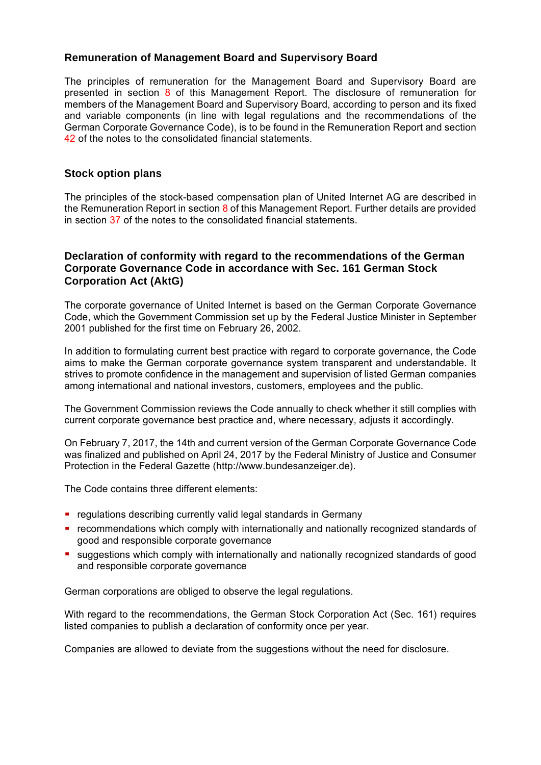## Remuneration of Management Board and Supervisory Board

The principles of remuneration for the Management Board and Supervisory Board are presented in section 8 of this Management Report. The disclosure of remuneration for members of the Management Board and Supervisory Board, according to person and its fixed and variable components (in line with legal regulations and the recommendations of the German Corporate Governance Code), is to be found in the Remuneration Report and section 42 of the notes to the consolidated financial statements.

## Stock option plans

The principles of the stock-based compensation plan of United Internet AG are described in the Remuneration Report in section 8 of this Management Report. Further details are provided in section 37 of the notes to the consolidated financial statements.

## Declaration of conformity with regard to the recommendations of the German Corporate Governance Code in accordance with Sec. 161 German Stock Corporation Act (AktG)

The corporate governance of United Internet is based on the German Corporate Governance Code, which the Government Commission set up by the Federal Justice Minister in September 2001 published for the first time on February 26, 2002.

In addition to formulating current best practice with regard to corporate governance, the Code aims to make the German corporate governance system transparent and understandable. It strives to promote confidence in the management and supervision of listed German companies among international and national investors, customers, employees and the public.

The Government Commission reviews the Code annually to check whether it still complies with current corporate governance best practice and, where necessary, adjusts it accordingly.

On February 7, 2017, the 14th and current version of the German Corporate Governance Code was finalized and published on April 24, 2017 by the Federal Ministry of Justice and Consumer Protection in the Federal Gazette (http://www.bundesanzeiger.de).

The Code contains three different elements:

- regulations describing currently valid legal standards in Germany
- recommendations which comply with internationally and nationally recognized standards of good and responsible corporate governance
- suggestions which comply with internationally and nationally recognized standards of good and responsible corporate governance

German corporations are obliged to observe the legal regulations.

With regard to the recommendations, the German Stock Corporation Act (Sec. 161) requires listed companies to publish a declaration of conformity once per year.

Companies are allowed to deviate from the suggestions without the need for disclosure.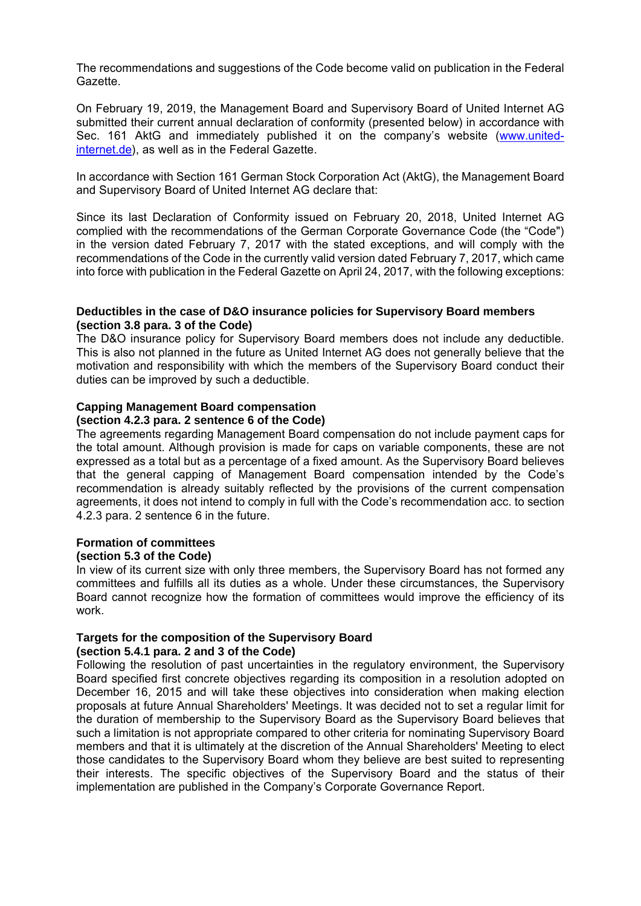The recommendations and suggestions of the Code become valid on publication in the Federal Gazette.

On February 19, 2019, the Management Board and Supervisory Board of United Internet AG submitted their current annual declaration of conformity (presented below) in accordance with Sec. 161 AktG and immediately published it on the company's website (www.united-internet.de), as well as in the Federal Gazette.

In accordance with Section 161 German Stock Corporation Act (AktG), the Management Board and Supervisory Board of United Internet AG declare that:

Since its last Declaration of Conformity issued on February 20, 2018, United Internet AG complied with the recommendations of the German Corporate Governance Code (the "Code") in the version dated February 7, 2017 with the stated exceptions, and will comply with the recommendations of the Code in the currently valid version dated February 7, 2017, which came into force with publication in the Federal Gazette on April 24, 2017, with the following exceptions:

**Deductibles in the case of D&O insurance policies for Supervisory Board members (section 3.8 para. 3 of the Code)**

The D&O insurance policy for Supervisory Board members does not include any deductible. This is also not planned in the future as United Internet AG does not generally believe that the motivation and responsibility with which the members of the Supervisory Board conduct their duties can be improved by such a deductible.

**Capping Management Board compensation**
**(section 4.2.3 para. 2 sentence 6 of the Code)**

The agreements regarding Management Board compensation do not include payment caps for the total amount. Although provision is made for caps on variable components, these are not expressed as a total but as a percentage of a fixed amount. As the Supervisory Board believes that the general capping of Management Board compensation intended by the Code's recommendation is already suitably reflected by the provisions of the current compensation agreements, it does not intend to comply in full with the Code's recommendation acc. to section 4.2.3 para. 2 sentence 6 in the future.

**Formation of committees**
**(section 5.3 of the Code)**

In view of its current size with only three members, the Supervisory Board has not formed any committees and fulfills all its duties as a whole. Under these circumstances, the Supervisory Board cannot recognize how the formation of committees would improve the efficiency of its work.

**Targets for the composition of the Supervisory Board**
**(section 5.4.1 para. 2 and 3 of the Code)**

Following the resolution of past uncertainties in the regulatory environment, the Supervisory Board specified first concrete objectives regarding its composition in a resolution adopted on December 16, 2015 and will take these objectives into consideration when making election proposals at future Annual Shareholders' Meetings. It was decided not to set a regular limit for the duration of membership to the Supervisory Board as the Supervisory Board believes that such a limitation is not appropriate compared to other criteria for nominating Supervisory Board members and that it is ultimately at the discretion of the Annual Shareholders' Meeting to elect those candidates to the Supervisory Board whom they believe are best suited to representing their interests. The specific objectives of the Supervisory Board and the status of their implementation are published in the Company's Corporate Governance Report.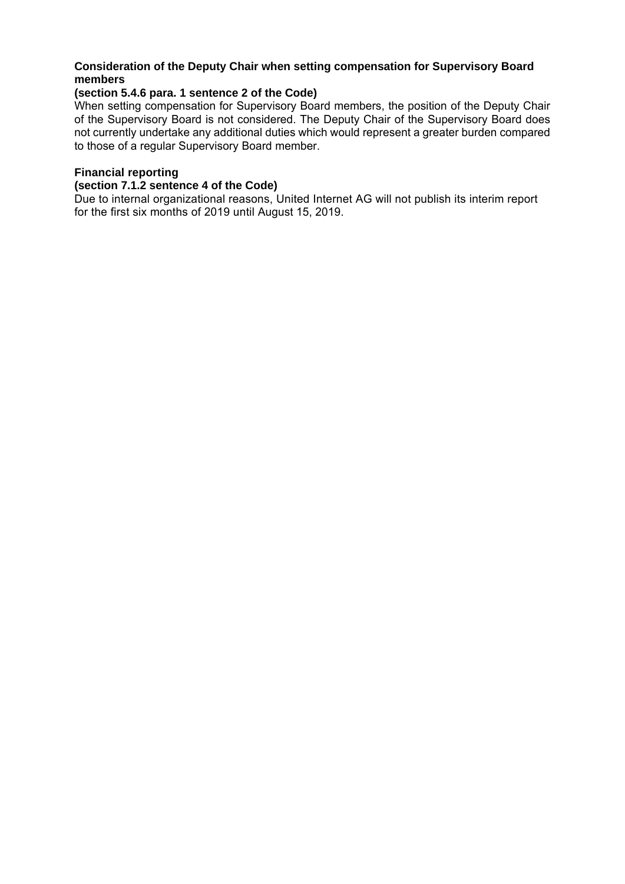**Consideration of the Deputy Chair when setting compensation for Supervisory Board members**
**(section 5.4.6 para. 1 sentence 2 of the Code)**

When setting compensation for Supervisory Board members, the position of the Deputy Chair of the Supervisory Board is not considered. The Deputy Chair of the Supervisory Board does not currently undertake any additional duties which would represent a greater burden compared to those of a regular Supervisory Board member.

**Financial reporting**
**(section 7.1.2 sentence 4 of the Code)**

Due to internal organizational reasons, United Internet AG will not publish its interim report for the first six months of 2019 until August 15, 2019.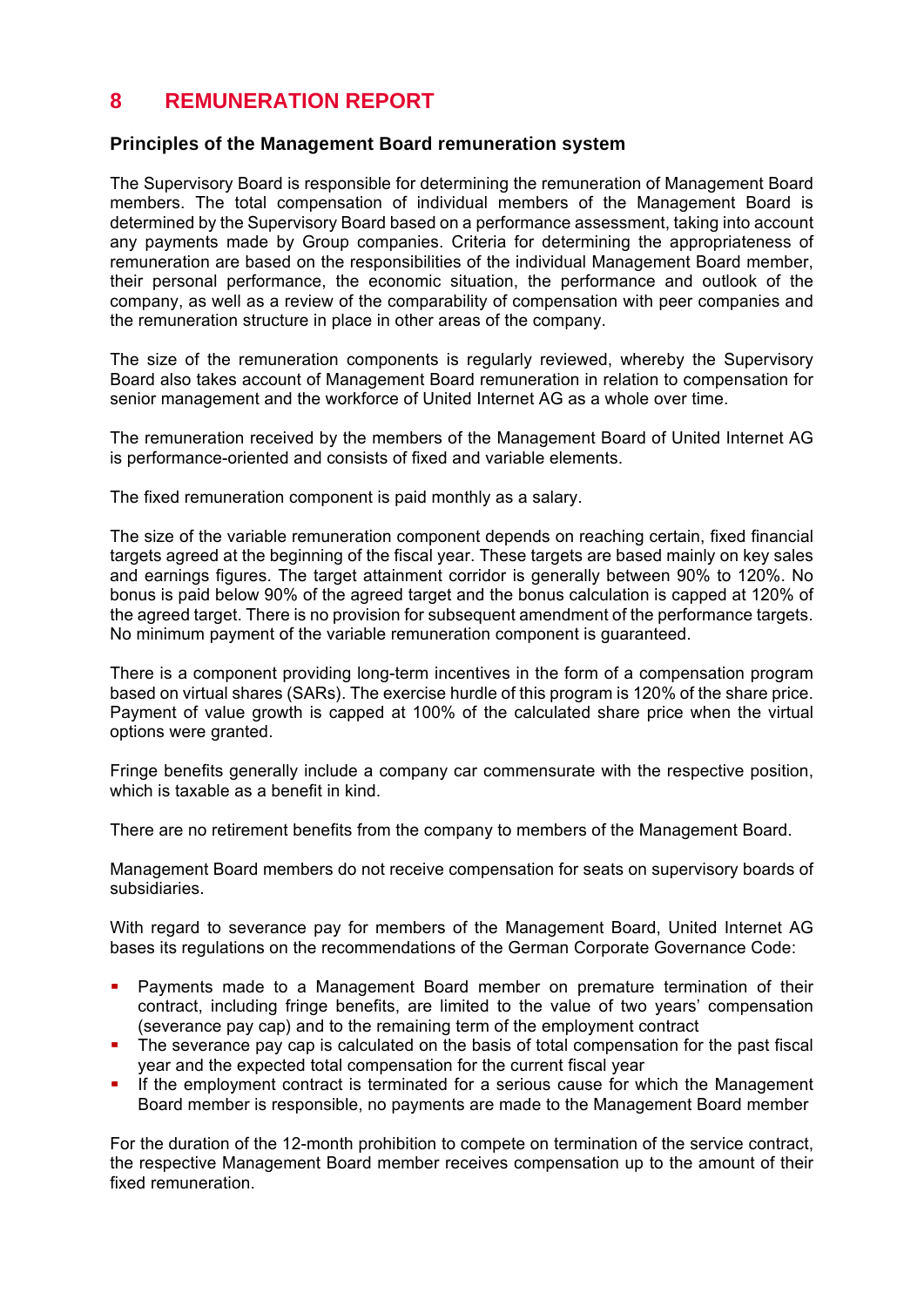# 8 REMUNERATION REPORT

### Principles of the Management Board remuneration system

The Supervisory Board is responsible for determining the remuneration of Management Board members. The total compensation of individual members of the Management Board is determined by the Supervisory Board based on a performance assessment, taking into account any payments made by Group companies. Criteria for determining the appropriateness of remuneration are based on the responsibilities of the individual Management Board member, their personal performance, the economic situation, the performance and outlook of the company, as well as a review of the comparability of compensation with peer companies and the remuneration structure in place in other areas of the company.

The size of the remuneration components is regularly reviewed, whereby the Supervisory Board also takes account of Management Board remuneration in relation to compensation for senior management and the workforce of United Internet AG as a whole over time.

The remuneration received by the members of the Management Board of United Internet AG is performance-oriented and consists of fixed and variable elements.

The fixed remuneration component is paid monthly as a salary.

The size of the variable remuneration component depends on reaching certain, fixed financial targets agreed at the beginning of the fiscal year. These targets are based mainly on key sales and earnings figures. The target attainment corridor is generally between 90% to 120%. No bonus is paid below 90% of the agreed target and the bonus calculation is capped at 120% of the agreed target. There is no provision for subsequent amendment of the performance targets. No minimum payment of the variable remuneration component is guaranteed.

There is a component providing long-term incentives in the form of a compensation program based on virtual shares (SARs). The exercise hurdle of this program is 120% of the share price. Payment of value growth is capped at 100% of the calculated share price when the virtual options were granted.

Fringe benefits generally include a company car commensurate with the respective position, which is taxable as a benefit in kind.

There are no retirement benefits from the company to members of the Management Board.

Management Board members do not receive compensation for seats on supervisory boards of subsidiaries.

With regard to severance pay for members of the Management Board, United Internet AG bases its regulations on the recommendations of the German Corporate Governance Code:

- Payments made to a Management Board member on premature termination of their contract, including fringe benefits, are limited to the value of two years' compensation (severance pay cap) and to the remaining term of the employment contract
- The severance pay cap is calculated on the basis of total compensation for the past fiscal year and the expected total compensation for the current fiscal year
- If the employment contract is terminated for a serious cause for which the Management Board member is responsible, no payments are made to the Management Board member

For the duration of the 12-month prohibition to compete on termination of the service contract, the respective Management Board member receives compensation up to the amount of their fixed remuneration.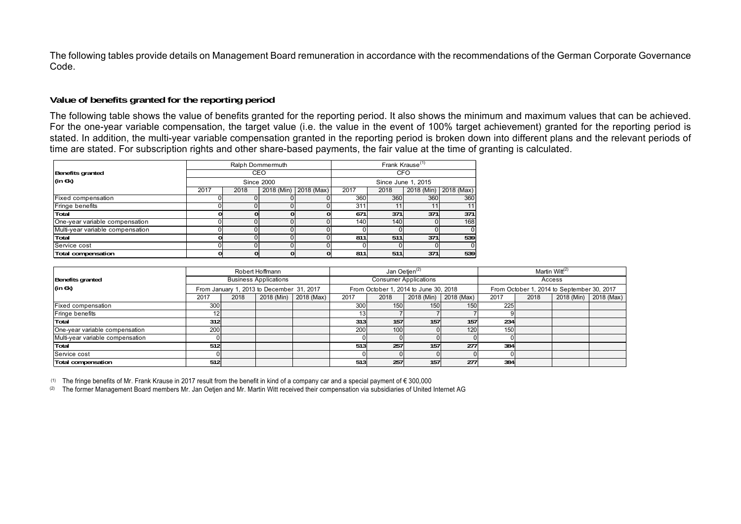The following tables provide details on Management Board remuneration in accordance with the recommendations of the German Corporate Governance Code.

**Value of benefits granted for the reporting period**

The following table shows the value of benefits granted for the reporting period. It also shows the minimum and maximum values that can be achieved. For the one-year variable compensation, the target value (i.e. the value in the event of 100% target achievement) granted for the reporting period is stated. In addition, the multi-year variable compensation granted in the reporting period is broken down into different plans and the relevant periods of time are stated. For subscription rights and other share-based payments, the fair value at the time of granting is calculated.

| Benefits granted (in €k) | Ralph Dommermuth | | | | Frank Krause[(1)] | | | |
|---|---|---|---|---|---|---|---|---|
| | CEO | | | | CFO | | | |
| | Since 2000 | | | | Since June 1, 2015 | | | |
| | 2017 | 2018 | 2018 (Min) | 2018 (Max) | 2017 | 2018 | 2018 (Min) | 2018 (Max) |
| Fixed compensation | 0 | 0 | 0 | 0 | 360 | 360 | 360 | 360 |
| Fringe benefits | 0 | 0 | 0 | 0 | 311 | 11 | 11 | 11 |
| **Total** | **0** | **0** | **0** | **0** | **671** | **371** | **371** | **371** |
| One-year variable compensation | 0 | 0 | 0 | 0 | 140 | 140 | 0 | 168 |
| Multi-year variable compensation | 0 | 0 | 0 | 0 | 0 | 0 | 0 | 0 |
| **Total** | **0** | 0 | 0 | 0 | **811** | **511** | **371** | **539** |
| Service cost | 0 | 0 | 0 | 0 | 0 | 0 | 0 | 0 |
| **Total compensation** | **0** | **0** | **0** | **0** | **811** | **511** | **371** | **539** |

| Benefits granted (in €k) | Robert Hoffmann | | | | Jan Oetjen[(2)] | | | | Martin Witt[(2)] | | | |
|---|---|---|---|---|---|---|---|---|---|---|---|---|
| | Business Applications | | | | Consumer Applications | | | | Access | | | |
| | From January 1, 2013 to December 31, 2017 | | | | From October 1, 2014 to June 30, 2018 | | | | From October 1, 2014 to September 30, 2017 | | | |
| | 2017 | 2018 | 2018 (Min) | 2018 (Max) | 2017 | 2018 | 2018 (Min) | 2018 (Max) | 2017 | 2018 | 2018 (Min) | 2018 (Max) |
| Fixed compensation | 300 | | | | 300 | 150 | 150 | 150 | 225 | | | |
| Fringe benefits | 12 | | | | 13 | 7 | 7 | 7 | 9 | | | |
| **Total** | **312** | | | | **313** | **157** | **157** | **157** | **234** | | | |
| One-year variable compensation | 200 | | | | 200 | 100 | 0 | 120 | 150 | | | |
| Multi-year variable compensation | 0 | | | | 0 | 0 | 0 | 0 | 0 | | | |
| **Total** | **512** | | | | **513** | **257** | **157** | **277** | **384** | | | |
| Service cost | 0 | | | | 0 | 0 | 0 | 0 | 0 | | | |
| **Total compensation** | **512** | | | | **513** | **257** | **157** | **277** | **384** | | | |

(1) The fringe benefits of Mr. Frank Krause in 2017 result from the benefit in kind of a company car and a special payment of € 300,000

(2) The former Management Board members Mr. Jan Oetjen and Mr. Martin Witt received their compensation via subsidiaries of United Internet AG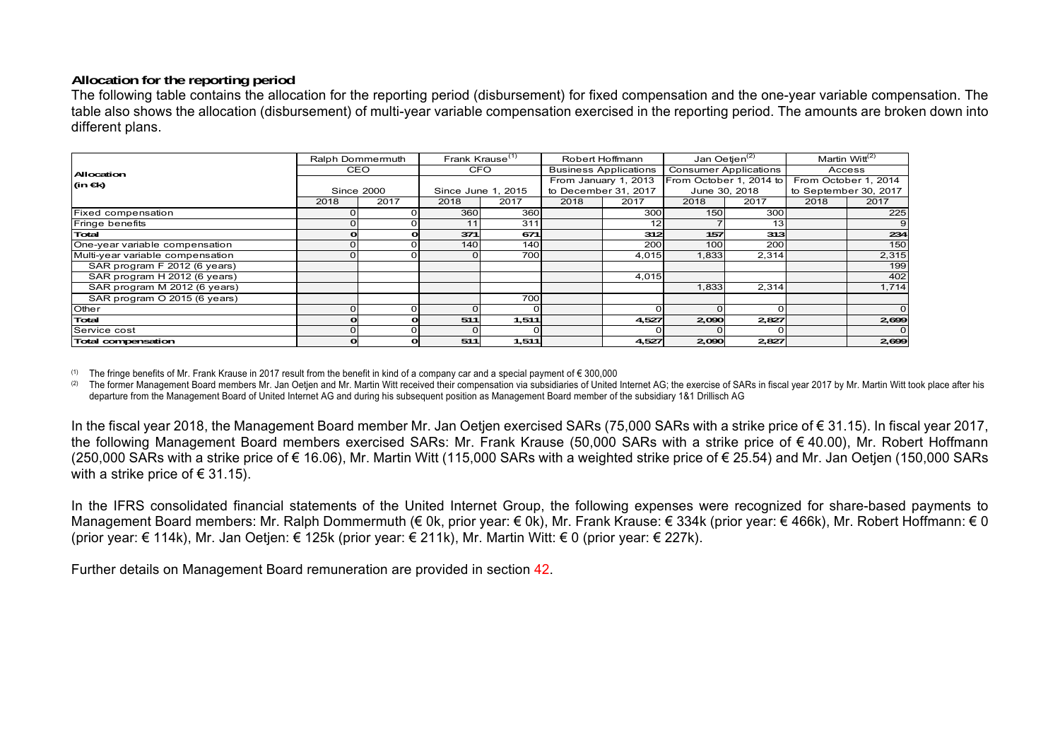**Allocation for the reporting period**

The following table contains the allocation for the reporting period (disbursement) for fixed compensation and the one-year variable compensation. The table also shows the allocation (disbursement) of multi-year variable compensation exercised in the reporting period. The amounts are broken down into different plans.

| Allocation (in €k) | Ralph Dommermuth | | Frank Krause[1] | | Robert Hoffmann | | Jan Oetjen[2] | | Martin Witt[2] | |
|---|---|---|---|---|---|---|---|---|---|---|
| | CEO | | CFO | | Business Applications | | Consumer Applications | | Access | |
| | Since 2000 | | Since June 1, 2015 | | From January 1, 2013 to December 31, 2017 | | From October 1, 2014 to June 30, 2018 | | From October 1, 2014 to September 30, 2017 | |
| | 2018 | 2017 | 2018 | 2017 | 2018 | 2017 | 2018 | 2017 | 2018 | 2017 |
| Fixed compensation | 0 | 0 | 360 | 360 | | 300 | 150 | 300 | | 225 |
| Fringe benefits | 0 | 0 | 11 | 311 | | 12 | 7 | 13 | | 9 |
| **Total** | **0** | **0** | **371** | **671** | | **312** | **157** | **313** | | **234** |
| One-year variable compensation | 0 | 0 | 140 | 140 | | 200 | 100 | 200 | | 150 |
| Multi-year variable compensation | 0 | 0 | 0 | 700 | | 4,015 | 1,833 | 2,314 | | 2,315 |
| SAR program F 2012 (6 years) | | | | | | | | | | 199 |
| SAR program H 2012 (6 years) | | | | | | 4,015 | | | | 402 |
| SAR program M 2012 (6 years) | | | | | | | 1,833 | 2,314 | | 1,714 |
| SAR program O 2015 (6 years) | | | | 700 | | | | | | |
| Other | 0 | 0 | 0 | 0 | | 0 | 0 | 0 | | 0 |
| **Total** | **0** | **0** | **511** | **1,511** | | **4,527** | **2,090** | **2,827** | | **2,699** |
| Service cost | 0 | 0 | 0 | 0 | | 0 | 0 | 0 | | 0 |
| **Total compensation** | **0** | **0** | **511** | **1,511** | | **4,527** | **2,090** | **2,827** | | **2,699** |

[1] The fringe benefits of Mr. Frank Krause in 2017 result from the benefit in kind of a company car and a special payment of € 300,000

[2] The former Management Board members Mr. Jan Oetjen and Mr. Martin Witt received their compensation via subsidiaries of United Internet AG; the exercise of SARs in fiscal year 2017 by Mr. Martin Witt took place after his departure from the Management Board of United Internet AG and during his subsequent position as Management Board member of the subsidiary 1&1 Drillisch AG

In the fiscal year 2018, the Management Board member Mr. Jan Oetjen exercised SARs (75,000 SARs with a strike price of € 31.15). In fiscal year 2017, the following Management Board members exercised SARs: Mr. Frank Krause (50,000 SARs with a strike price of € 40.00), Mr. Robert Hoffmann (250,000 SARs with a strike price of € 16.06), Mr. Martin Witt (115,000 SARs with a weighted strike price of € 25.54) and Mr. Jan Oetjen (150,000 SARs with a strike price of € 31.15).

In the IFRS consolidated financial statements of the United Internet Group, the following expenses were recognized for share-based payments to Management Board members: Mr. Ralph Dommermuth (€ 0k, prior year: € 0k), Mr. Frank Krause: € 334k (prior year: € 466k), Mr. Robert Hoffmann: € 0 (prior year: € 114k), Mr. Jan Oetjen: € 125k (prior year: € 211k), Mr. Martin Witt: € 0 (prior year: € 227k).

Further details on Management Board remuneration are provided in section 42.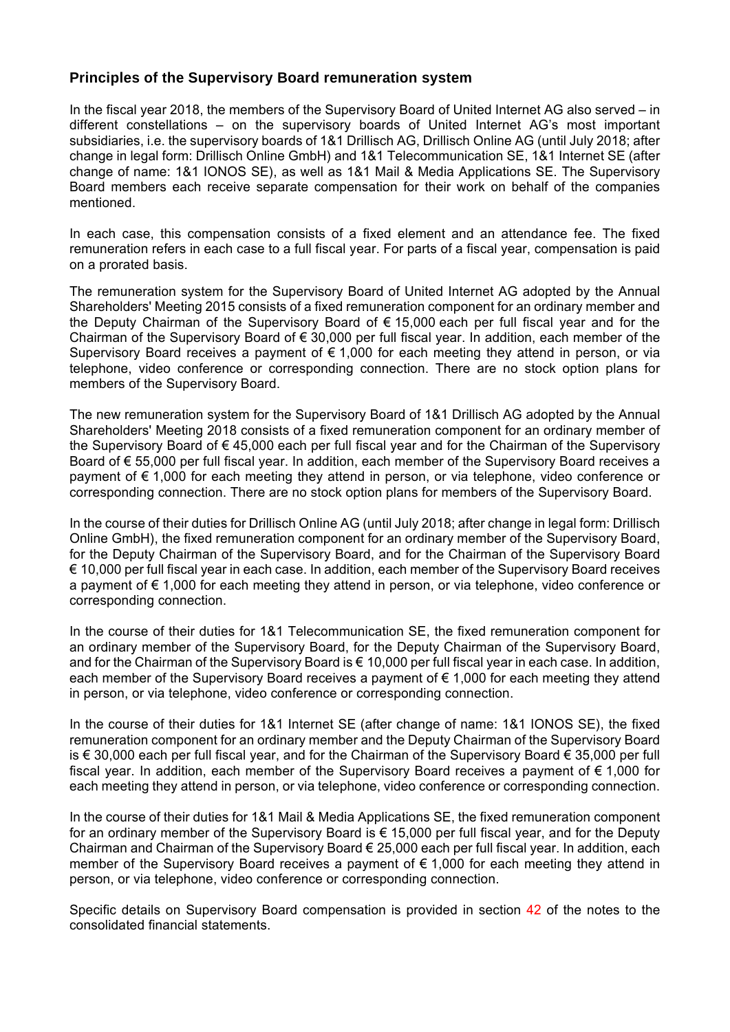### Principles of the Supervisory Board remuneration system

In the fiscal year 2018, the members of the Supervisory Board of United Internet AG also served – in different constellations – on the supervisory boards of United Internet AG's most important subsidiaries, i.e. the supervisory boards of 1&1 Drillisch AG, Drillisch Online AG (until July 2018; after change in legal form: Drillisch Online GmbH) and 1&1 Telecommunication SE, 1&1 Internet SE (after change of name: 1&1 IONOS SE), as well as 1&1 Mail & Media Applications SE. The Supervisory Board members each receive separate compensation for their work on behalf of the companies mentioned.

In each case, this compensation consists of a fixed element and an attendance fee. The fixed remuneration refers in each case to a full fiscal year. For parts of a fiscal year, compensation is paid on a prorated basis.

The remuneration system for the Supervisory Board of United Internet AG adopted by the Annual Shareholders' Meeting 2015 consists of a fixed remuneration component for an ordinary member and the Deputy Chairman of the Supervisory Board of € 15,000 each per full fiscal year and for the Chairman of the Supervisory Board of € 30,000 per full fiscal year. In addition, each member of the Supervisory Board receives a payment of € 1,000 for each meeting they attend in person, or via telephone, video conference or corresponding connection. There are no stock option plans for members of the Supervisory Board.

The new remuneration system for the Supervisory Board of 1&1 Drillisch AG adopted by the Annual Shareholders' Meeting 2018 consists of a fixed remuneration component for an ordinary member of the Supervisory Board of € 45,000 each per full fiscal year and for the Chairman of the Supervisory Board of € 55,000 per full fiscal year. In addition, each member of the Supervisory Board receives a payment of € 1,000 for each meeting they attend in person, or via telephone, video conference or corresponding connection. There are no stock option plans for members of the Supervisory Board.

In the course of their duties for Drillisch Online AG (until July 2018; after change in legal form: Drillisch Online GmbH), the fixed remuneration component for an ordinary member of the Supervisory Board, for the Deputy Chairman of the Supervisory Board, and for the Chairman of the Supervisory Board € 10,000 per full fiscal year in each case. In addition, each member of the Supervisory Board receives a payment of € 1,000 for each meeting they attend in person, or via telephone, video conference or corresponding connection.

In the course of their duties for 1&1 Telecommunication SE, the fixed remuneration component for an ordinary member of the Supervisory Board, for the Deputy Chairman of the Supervisory Board, and for the Chairman of the Supervisory Board is € 10,000 per full fiscal year in each case. In addition, each member of the Supervisory Board receives a payment of € 1,000 for each meeting they attend in person, or via telephone, video conference or corresponding connection.

In the course of their duties for 1&1 Internet SE (after change of name: 1&1 IONOS SE), the fixed remuneration component for an ordinary member and the Deputy Chairman of the Supervisory Board is € 30,000 each per full fiscal year, and for the Chairman of the Supervisory Board € 35,000 per full fiscal year. In addition, each member of the Supervisory Board receives a payment of € 1,000 for each meeting they attend in person, or via telephone, video conference or corresponding connection.

In the course of their duties for 1&1 Mail & Media Applications SE, the fixed remuneration component for an ordinary member of the Supervisory Board is € 15,000 per full fiscal year, and for the Deputy Chairman and Chairman of the Supervisory Board € 25,000 each per full fiscal year. In addition, each member of the Supervisory Board receives a payment of € 1,000 for each meeting they attend in person, or via telephone, video conference or corresponding connection.

Specific details on Supervisory Board compensation is provided in section 42 of the notes to the consolidated financial statements.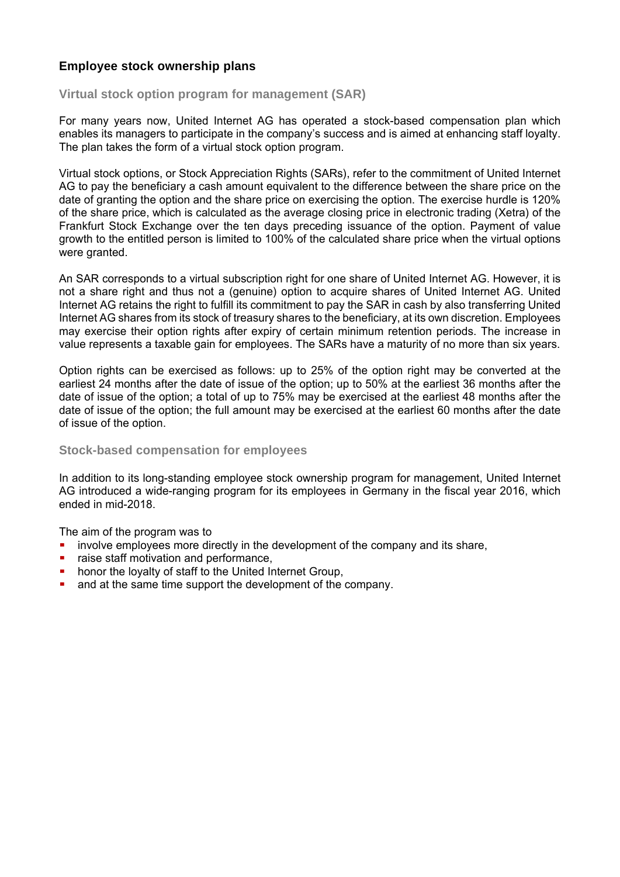## Employee stock ownership plans

### Virtual stock option program for management (SAR)

For many years now, United Internet AG has operated a stock-based compensation plan which enables its managers to participate in the company's success and is aimed at enhancing staff loyalty. The plan takes the form of a virtual stock option program.

Virtual stock options, or Stock Appreciation Rights (SARs), refer to the commitment of United Internet AG to pay the beneficiary a cash amount equivalent to the difference between the share price on the date of granting the option and the share price on exercising the option. The exercise hurdle is 120% of the share price, which is calculated as the average closing price in electronic trading (Xetra) of the Frankfurt Stock Exchange over the ten days preceding issuance of the option. Payment of value growth to the entitled person is limited to 100% of the calculated share price when the virtual options were granted.

An SAR corresponds to a virtual subscription right for one share of United Internet AG. However, it is not a share right and thus not a (genuine) option to acquire shares of United Internet AG. United Internet AG retains the right to fulfill its commitment to pay the SAR in cash by also transferring United Internet AG shares from its stock of treasury shares to the beneficiary, at its own discretion. Employees may exercise their option rights after expiry of certain minimum retention periods. The increase in value represents a taxable gain for employees. The SARs have a maturity of no more than six years.

Option rights can be exercised as follows: up to 25% of the option right may be converted at the earliest 24 months after the date of issue of the option; up to 50% at the earliest 36 months after the date of issue of the option; a total of up to 75% may be exercised at the earliest 48 months after the date of issue of the option; the full amount may be exercised at the earliest 60 months after the date of issue of the option.

### Stock-based compensation for employees

In addition to its long-standing employee stock ownership program for management, United Internet AG introduced a wide-ranging program for its employees in Germany in the fiscal year 2016, which ended in mid-2018.

The aim of the program was to

- involve employees more directly in the development of the company and its share,
- raise staff motivation and performance,
- honor the loyalty of staff to the United Internet Group,
- and at the same time support the development of the company.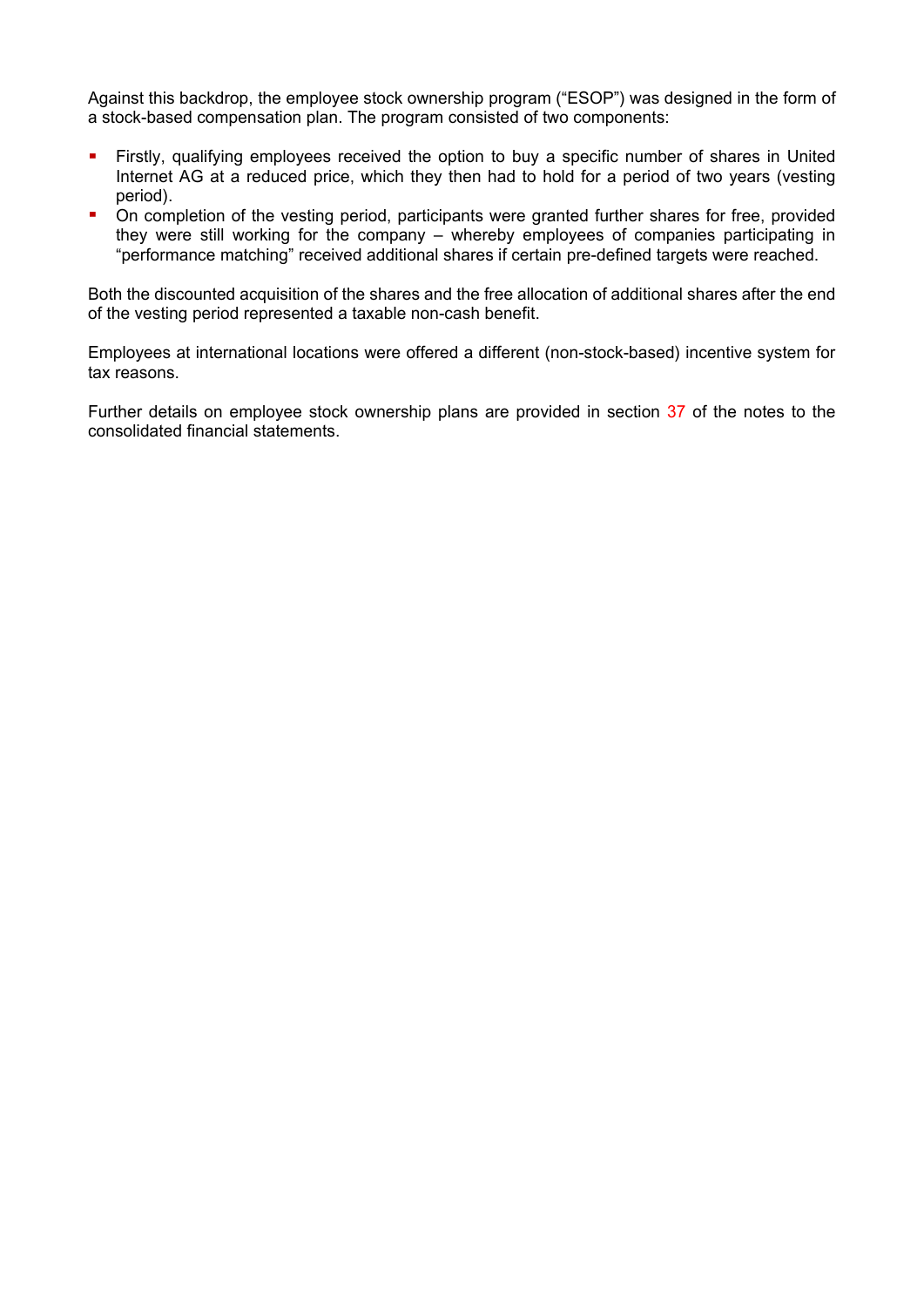Against this backdrop, the employee stock ownership program ("ESOP") was designed in the form of a stock-based compensation plan. The program consisted of two components:

- Firstly, qualifying employees received the option to buy a specific number of shares in United Internet AG at a reduced price, which they then had to hold for a period of two years (vesting period).
- On completion of the vesting period, participants were granted further shares for free, provided they were still working for the company – whereby employees of companies participating in "performance matching" received additional shares if certain pre-defined targets were reached.

Both the discounted acquisition of the shares and the free allocation of additional shares after the end of the vesting period represented a taxable non-cash benefit.

Employees at international locations were offered a different (non-stock-based) incentive system for tax reasons.

Further details on employee stock ownership plans are provided in section 37 of the notes to the consolidated financial statements.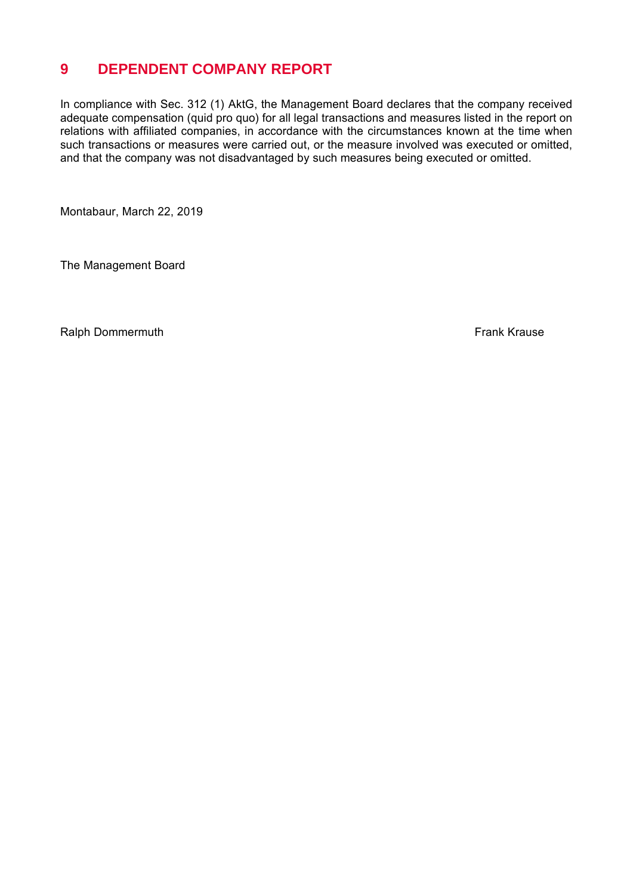# 9 DEPENDENT COMPANY REPORT

In compliance with Sec. 312 (1) AktG, the Management Board declares that the company received adequate compensation (quid pro quo) for all legal transactions and measures listed in the report on relations with affiliated companies, in accordance with the circumstances known at the time when such transactions or measures were carried out, or the measure involved was executed or omitted, and that the company was not disadvantaged by such measures being executed or omitted.

Montabaur, March 22, 2019

The Management Board

Ralph Dommermuth

Frank Krause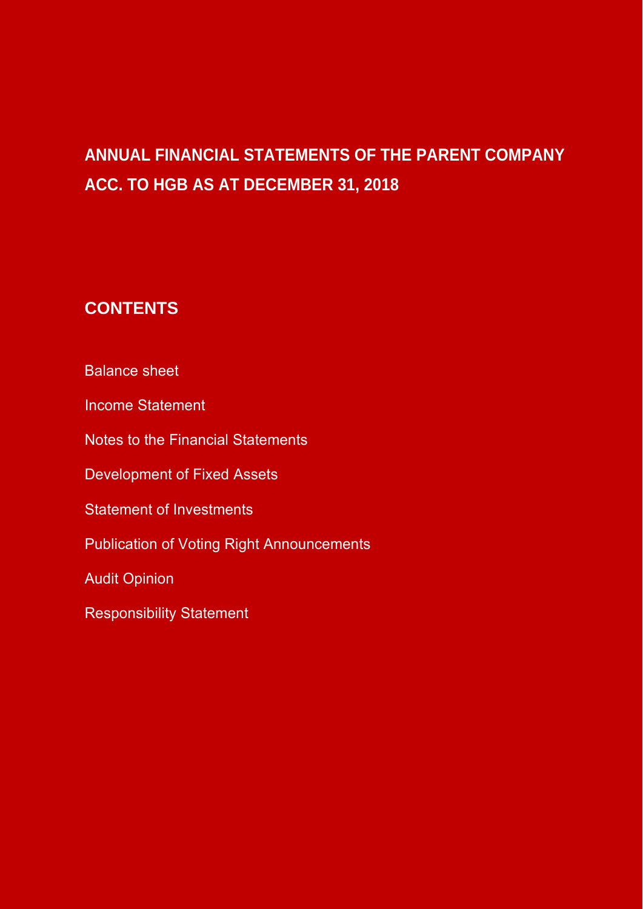# ANNUAL FINANCIAL STATEMENTS OF THE PARENT COMPANY ACC. TO HGB AS AT DECEMBER 31, 2018

## CONTENTS

Balance sheet

Income Statement

Notes to the Financial Statements

Development of Fixed Assets

Statement of Investments

Publication of Voting Right Announcements

Audit Opinion

Responsibility Statement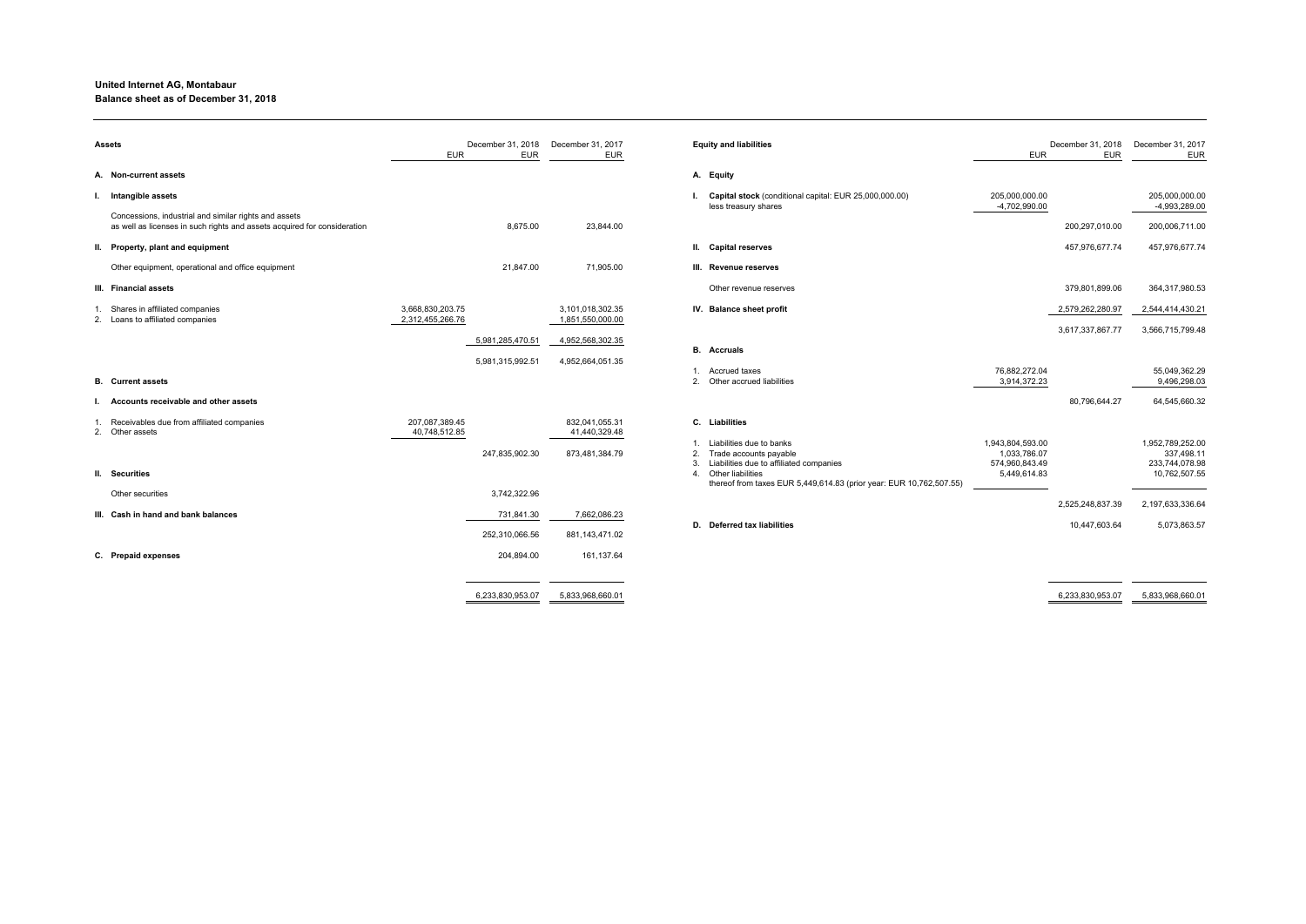**United Internet AG, Montabaur**
**Balance sheet as of December 31, 2018**

| Assets | EUR | December 31, 2018 EUR | December 31, 2017 EUR |
|---|---|---|---|
| **A. Non-current assets** | | | |
| **I. Intangible assets** | | | |
| Concessions, industrial and similar rights and assets as well as licenses in such rights and assets acquired for consideration | | 8,675.00 | 23,844.00 |
| **II. Property, plant and equipment** | | | |
| Other equipment, operational and office equipment | | 21,847.00 | 71,905.00 |
| **III. Financial assets** | | | |
| 1. Shares in affiliated companies | 3,668,830,203.75 | | 3,101,018,302.35 |
| 2. Loans to affiliated companies | 2,312,455,266.76 | | 1,851,550,000.00 |
| | | 5,981,285,470.51 | 4,952,568,302.35 |
| | | 5,981,315,992.51 | 4,952,664,051.35 |
| **B. Current assets** | | | |
| **I. Accounts receivable and other assets** | | | |
| 1. Receivables due from affiliated companies | 207,087,389.45 | | 832,041,055.31 |
| 2. Other assets | 40,748,512.85 | | 41,440,329.48 |
| | | 247,835,902.30 | 873,481,384.79 |
| **II. Securities** | | | |
| Other securities | | 3,742,322.96 | |
| **III. Cash in hand and bank balances** | | 731,841.30 | 7,662,086.23 |
| | | 252,310,066.56 | 881,143,471.02 |
| **C. Prepaid expenses** | | 204,894.00 | 161,137.64 |
| | | 6,233,830,953.07 | 5,833,968,660.01 |

| Equity and liabilities | EUR | December 31, 2018 EUR | December 31, 2017 EUR |
|---|---|---|---|
| **A. Equity** | | | |
| **I. Capital stock** (conditional capital: EUR 25,000,000.00) | 205,000,000.00 | | 205,000,000.00 |
| less treasury shares | -4,702,990.00 | | -4,993,289.00 |
| | | 200,297,010.00 | 200,006,711.00 |
| **II. Capital reserves** | | 457,976,677.74 | 457,976,677.74 |
| **III. Revenue reserves** | | | |
| Other revenue reserves | | 379,801,899.06 | 364,317,980.53 |
| **IV. Balance sheet profit** | | 2,579,262,280.97 | 2,544,414,430.21 |
| | | 3,617,337,867.77 | 3,566,715,799.48 |
| **B. Accruals** | | | |
| 1. Accrued taxes | 76,882,272.04 | | 55,049,362.29 |
| 2. Other accrued liabilities | 3,914,372.23 | | 9,496,298.03 |
| | | 80,796,644.27 | 64,545,660.32 |
| **C. Liabilities** | | | |
| 1. Liabilities due to banks | 1,943,804,593.00 | | 1,952,789,252.00 |
| 2. Trade accounts payable | 1,033,786.07 | | 337,498.11 |
| 3. Liabilities due to affiliated companies | 574,960,843.49 | | 233,744,078.98 |
| 4. Other liabilities<br>thereof from taxes EUR 5,449,614.83 (prior year: EUR 10,762,507.55) | 5,449,614.83 | | 10,762,507.55 |
| | | 2,525,248,837.39 | 2,197,633,336.64 |
| **D. Deferred tax liabilities** | | 10,447,603.64 | 5,073,863.57 |
| | | 6,233,830,953.07 | 5,833,968,660.01 |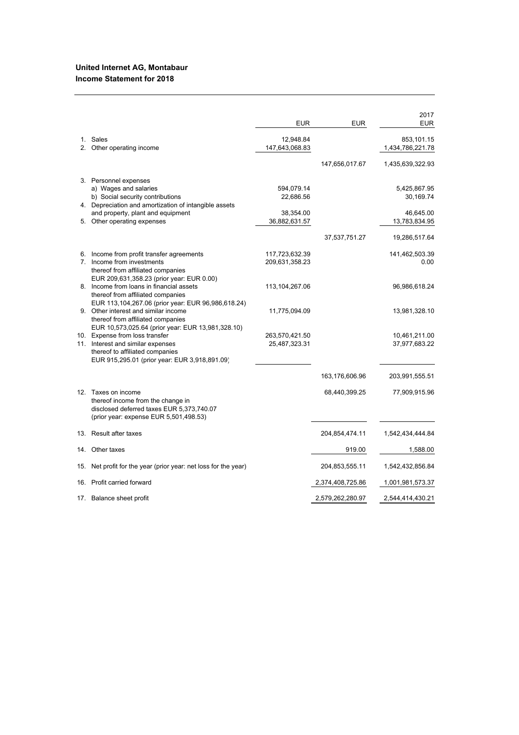**United Internet AG, Montabaur**
**Income Statement for 2018**

| | | EUR | EUR | 2017 EUR |
|---|---|---|---|---|
| 1. | Sales | 12,948.84 | | 853,101.15 |
| 2. | Other operating income | 147,643,068.83 | | 1,434,786,221.78 |
| | | | 147,656,017.67 | 1,435,639,322.93 |
| 3. | Personnel expenses | | | |
| | a) Wages and salaries | 594,079.14 | | 5,425,867.95 |
| | b) Social security contributions | 22,686.56 | | 30,169.74 |
| 4. | Depreciation and amortization of intangible assets and property, plant and equipment | 38,354.00 | | 46,645.00 |
| 5. | Other operating expenses | 36,882,631.57 | | 13,783,834.95 |
| | | | 37,537,751.27 | 19,286,517.64 |
| 6. | Income from profit transfer agreements | 117,723,632.39 | | 141,462,503.39 |
| 7. | Income from investments thereof from affiliated companies EUR 209,631,358.23 (prior year: EUR 0.00) | 209,631,358.23 | | 0.00 |
| 8. | Income from loans in financial assets thereof from affiliated companies EUR 113,104,267.06 (prior year: EUR 96,986,618.24) | 113,104,267.06 | | 96,986,618.24 |
| 9. | Other interest and similar income thereof from affiliated companies EUR 10,573,025.64 (prior year: EUR 13,981,328.10) | 11,775,094.09 | | 13,981,328.10 |
| 10. | Expense from loss transfer | 263,570,421.50 | | 10,461,211.00 |
| 11. | Interest and similar expenses thereof to affiliated companies EUR 915,295.01 (prior year: EUR 3,918,891.09) | 25,487,323.31 | | 37,977,683.22 |
| | | | 163,176,606.96 | 203,991,555.51 |
| 12. | Taxes on income thereof income from the change in disclosed deferred taxes EUR 5,373,740.07 (prior year: expense EUR 5,501,498.53) | | 68,440,399.25 | 77,909,915.96 |
| 13. | Result after taxes | | 204,854,474.11 | 1,542,434,444.84 |
| 14. | Other taxes | | 919.00 | 1,588.00 |
| 15. | Net profit for the year (prior year: net loss for the year) | | 204,853,555.11 | 1,542,432,856.84 |
| 16. | Profit carried forward | | 2,374,408,725.86 | 1,001,981,573.37 |
| 17. | Balance sheet profit | | 2,579,262,280.97 | 2,544,414,430.21 |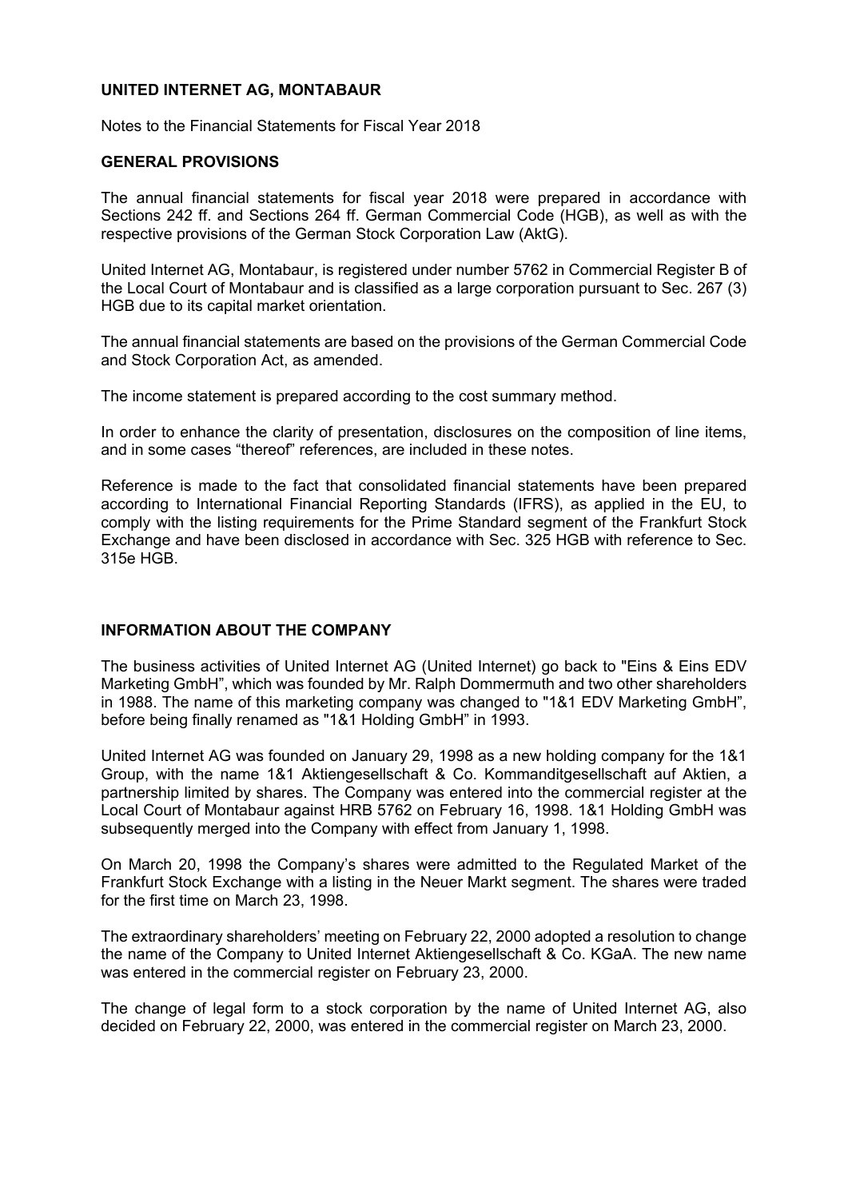## UNITED INTERNET AG, MONTABAUR

Notes to the Financial Statements for Fiscal Year 2018

### GENERAL PROVISIONS

The annual financial statements for fiscal year 2018 were prepared in accordance with Sections 242 ff. and Sections 264 ff. German Commercial Code (HGB), as well as with the respective provisions of the German Stock Corporation Law (AktG).

United Internet AG, Montabaur, is registered under number 5762 in Commercial Register B of the Local Court of Montabaur and is classified as a large corporation pursuant to Sec. 267 (3) HGB due to its capital market orientation.

The annual financial statements are based on the provisions of the German Commercial Code and Stock Corporation Act, as amended.

The income statement is prepared according to the cost summary method.

In order to enhance the clarity of presentation, disclosures on the composition of line items, and in some cases "thereof" references, are included in these notes.

Reference is made to the fact that consolidated financial statements have been prepared according to International Financial Reporting Standards (IFRS), as applied in the EU, to comply with the listing requirements for the Prime Standard segment of the Frankfurt Stock Exchange and have been disclosed in accordance with Sec. 325 HGB with reference to Sec. 315e HGB.

### INFORMATION ABOUT THE COMPANY

The business activities of United Internet AG (United Internet) go back to "Eins & Eins EDV Marketing GmbH", which was founded by Mr. Ralph Dommermuth and two other shareholders in 1988. The name of this marketing company was changed to "1&1 EDV Marketing GmbH", before being finally renamed as "1&1 Holding GmbH" in 1993.

United Internet AG was founded on January 29, 1998 as a new holding company for the 1&1 Group, with the name 1&1 Aktiengesellschaft & Co. Kommanditgesellschaft auf Aktien, a partnership limited by shares. The Company was entered into the commercial register at the Local Court of Montabaur against HRB 5762 on February 16, 1998. 1&1 Holding GmbH was subsequently merged into the Company with effect from January 1, 1998.

On March 20, 1998 the Company's shares were admitted to the Regulated Market of the Frankfurt Stock Exchange with a listing in the Neuer Markt segment. The shares were traded for the first time on March 23, 1998.

The extraordinary shareholders' meeting on February 22, 2000 adopted a resolution to change the name of the Company to United Internet Aktiengesellschaft & Co. KGaA. The new name was entered in the commercial register on February 23, 2000.

The change of legal form to a stock corporation by the name of United Internet AG, also decided on February 22, 2000, was entered in the commercial register on March 23, 2000.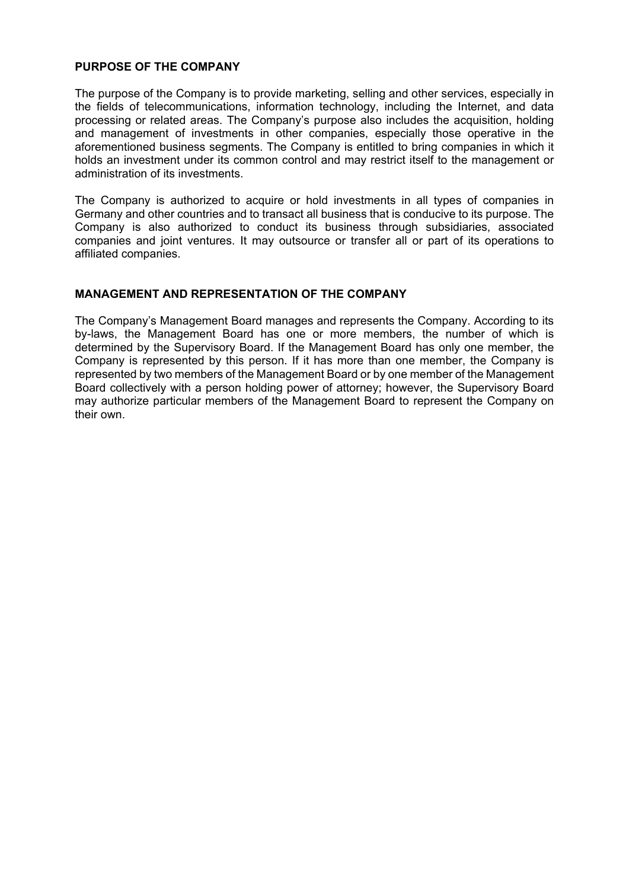## PURPOSE OF THE COMPANY

The purpose of the Company is to provide marketing, selling and other services, especially in the fields of telecommunications, information technology, including the Internet, and data processing or related areas. The Company's purpose also includes the acquisition, holding and management of investments in other companies, especially those operative in the aforementioned business segments. The Company is entitled to bring companies in which it holds an investment under its common control and may restrict itself to the management or administration of its investments.

The Company is authorized to acquire or hold investments in all types of companies in Germany and other countries and to transact all business that is conducive to its purpose. The Company is also authorized to conduct its business through subsidiaries, associated companies and joint ventures. It may outsource or transfer all or part of its operations to affiliated companies.

## MANAGEMENT AND REPRESENTATION OF THE COMPANY

The Company's Management Board manages and represents the Company. According to its by-laws, the Management Board has one or more members, the number of which is determined by the Supervisory Board. If the Management Board has only one member, the Company is represented by this person. If it has more than one member, the Company is represented by two members of the Management Board or by one member of the Management Board collectively with a person holding power of attorney; however, the Supervisory Board may authorize particular members of the Management Board to represent the Company on their own.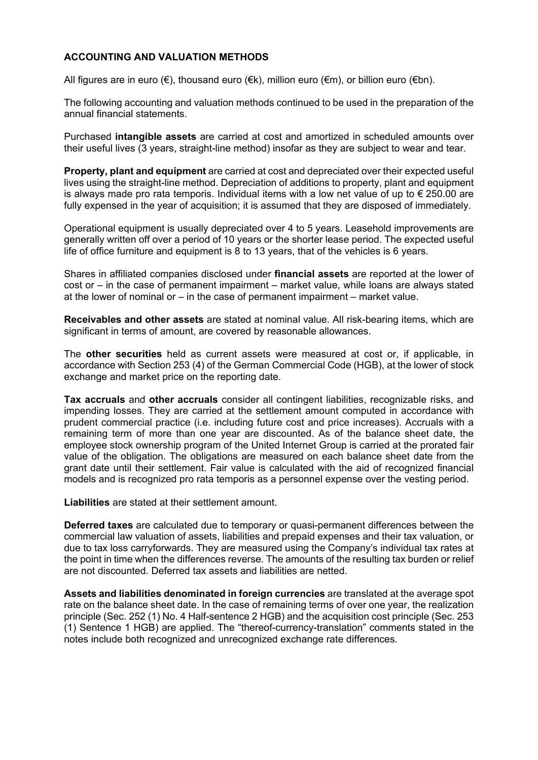## ACCOUNTING AND VALUATION METHODS

All figures are in euro (€), thousand euro (€k), million euro (€m), or billion euro (€bn).

The following accounting and valuation methods continued to be used in the preparation of the annual financial statements.

Purchased **intangible assets** are carried at cost and amortized in scheduled amounts over their useful lives (3 years, straight-line method) insofar as they are subject to wear and tear.

**Property, plant and equipment** are carried at cost and depreciated over their expected useful lives using the straight-line method. Depreciation of additions to property, plant and equipment is always made pro rata temporis. Individual items with a low net value of up to € 250.00 are fully expensed in the year of acquisition; it is assumed that they are disposed of immediately.

Operational equipment is usually depreciated over 4 to 5 years. Leasehold improvements are generally written off over a period of 10 years or the shorter lease period. The expected useful life of office furniture and equipment is 8 to 13 years, that of the vehicles is 6 years.

Shares in affiliated companies disclosed under **financial assets** are reported at the lower of cost or – in the case of permanent impairment – market value, while loans are always stated at the lower of nominal or – in the case of permanent impairment – market value.

**Receivables and other assets** are stated at nominal value. All risk-bearing items, which are significant in terms of amount, are covered by reasonable allowances.

The **other securities** held as current assets were measured at cost or, if applicable, in accordance with Section 253 (4) of the German Commercial Code (HGB), at the lower of stock exchange and market price on the reporting date.

**Tax accruals** and **other accruals** consider all contingent liabilities, recognizable risks, and impending losses. They are carried at the settlement amount computed in accordance with prudent commercial practice (i.e. including future cost and price increases). Accruals with a remaining term of more than one year are discounted. As of the balance sheet date, the employee stock ownership program of the United Internet Group is carried at the prorated fair value of the obligation. The obligations are measured on each balance sheet date from the grant date until their settlement. Fair value is calculated with the aid of recognized financial models and is recognized pro rata temporis as a personnel expense over the vesting period.

**Liabilities** are stated at their settlement amount.

**Deferred taxes** are calculated due to temporary or quasi-permanent differences between the commercial law valuation of assets, liabilities and prepaid expenses and their tax valuation, or due to tax loss carryforwards. They are measured using the Company's individual tax rates at the point in time when the differences reverse. The amounts of the resulting tax burden or relief are not discounted. Deferred tax assets and liabilities are netted.

**Assets and liabilities denominated in foreign currencies** are translated at the average spot rate on the balance sheet date. In the case of remaining terms of over one year, the realization principle (Sec. 252 (1) No. 4 Half-sentence 2 HGB) and the acquisition cost principle (Sec. 253 (1) Sentence 1 HGB) are applied. The "thereof-currency-translation" comments stated in the notes include both recognized and unrecognized exchange rate differences.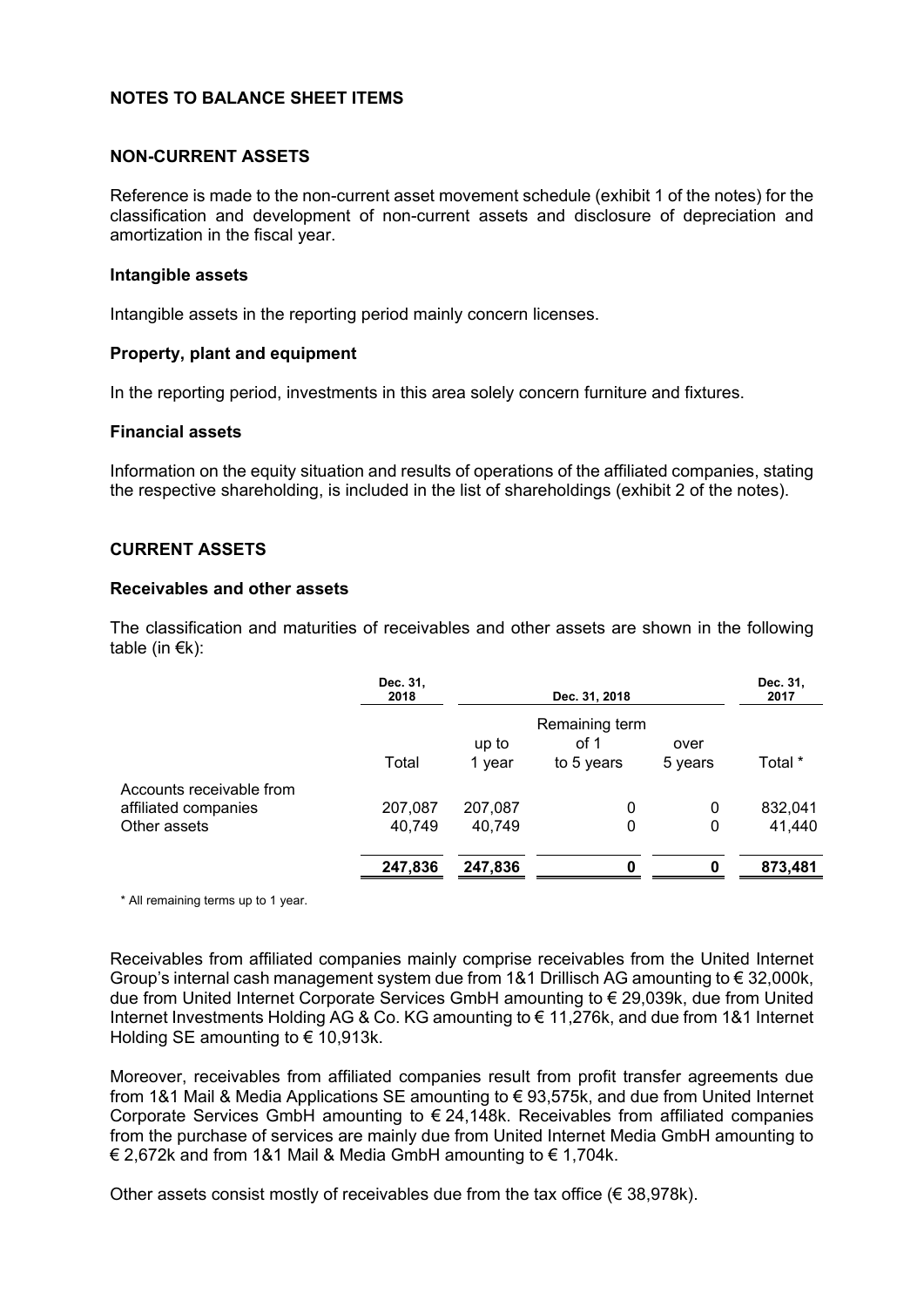## NOTES TO BALANCE SHEET ITEMS

### NON-CURRENT ASSETS

Reference is made to the non-current asset movement schedule (exhibit 1 of the notes) for the classification and development of non-current assets and disclosure of depreciation and amortization in the fiscal year.

#### Intangible assets

Intangible assets in the reporting period mainly concern licenses.

#### Property, plant and equipment

In the reporting period, investments in this area solely concern furniture and fixtures.

#### Financial assets

Information on the equity situation and results of operations of the affiliated companies, stating the respective shareholding, is included in the list of shareholdings (exhibit 2 of the notes).

### CURRENT ASSETS

#### Receivables and other assets

The classification and maturities of receivables and other assets are shown in the following table (in €k):

| | Dec. 31, 2018 | Dec. 31, 2018 | | | Dec. 31, 2017 |
|---|---|---|---|---|---|
| | | Remaining term | | | |
| | Total | up to 1 year | of 1 to 5 years | over 5 years | Total * |
| Accounts receivable from affiliated companies | 207,087 | 207,087 | 0 | 0 | 832,041 |
| Other assets | 40,749 | 40,749 | 0 | 0 | 41,440 |
| | **247,836** | **247,836** | **0** | **0** | **873,481** |

\* All remaining terms up to 1 year.

Receivables from affiliated companies mainly comprise receivables from the United Internet Group's internal cash management system due from 1&1 Drillisch AG amounting to € 32,000k, due from United Internet Corporate Services GmbH amounting to € 29,039k, due from United Internet Investments Holding AG & Co. KG amounting to € 11,276k, and due from 1&1 Internet Holding SE amounting to € 10,913k.

Moreover, receivables from affiliated companies result from profit transfer agreements due from 1&1 Mail & Media Applications SE amounting to € 93,575k, and due from United Internet Corporate Services GmbH amounting to € 24,148k. Receivables from affiliated companies from the purchase of services are mainly due from United Internet Media GmbH amounting to € 2,672k and from 1&1 Mail & Media GmbH amounting to € 1,704k.

Other assets consist mostly of receivables due from the tax office (€ 38,978k).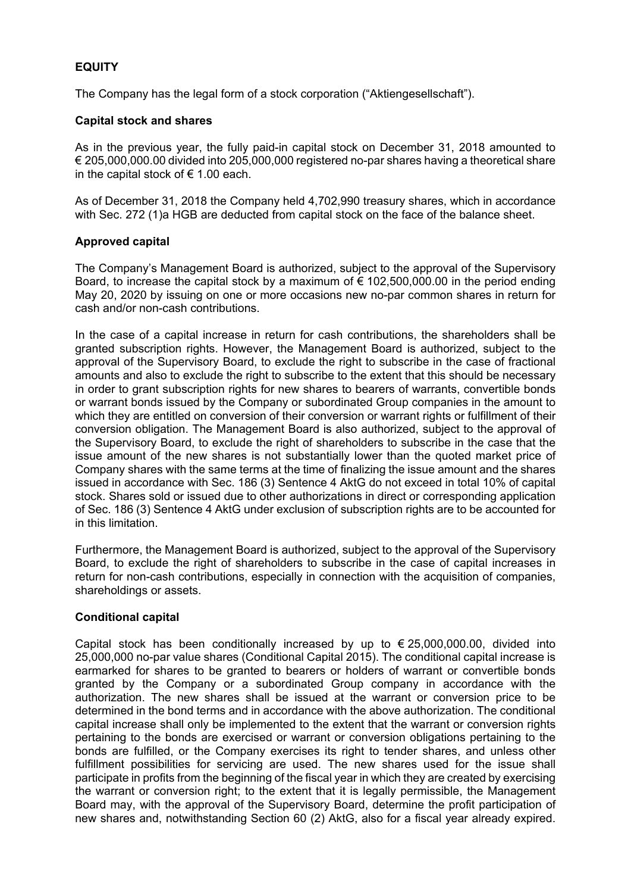## EQUITY

The Company has the legal form of a stock corporation ("Aktiengesellschaft").

### Capital stock and shares

As in the previous year, the fully paid-in capital stock on December 31, 2018 amounted to € 205,000,000.00 divided into 205,000,000 registered no-par shares having a theoretical share in the capital stock of € 1.00 each.

As of December 31, 2018 the Company held 4,702,990 treasury shares, which in accordance with Sec. 272 (1)a HGB are deducted from capital stock on the face of the balance sheet.

### Approved capital

The Company's Management Board is authorized, subject to the approval of the Supervisory Board, to increase the capital stock by a maximum of € 102,500,000.00 in the period ending May 20, 2020 by issuing on one or more occasions new no-par common shares in return for cash and/or non-cash contributions.

In the case of a capital increase in return for cash contributions, the shareholders shall be granted subscription rights. However, the Management Board is authorized, subject to the approval of the Supervisory Board, to exclude the right to subscribe in the case of fractional amounts and also to exclude the right to subscribe to the extent that this should be necessary in order to grant subscription rights for new shares to bearers of warrants, convertible bonds or warrant bonds issued by the Company or subordinated Group companies in the amount to which they are entitled on conversion of their conversion or warrant rights or fulfillment of their conversion obligation. The Management Board is also authorized, subject to the approval of the Supervisory Board, to exclude the right of shareholders to subscribe in the case that the issue amount of the new shares is not substantially lower than the quoted market price of Company shares with the same terms at the time of finalizing the issue amount and the shares issued in accordance with Sec. 186 (3) Sentence 4 AktG do not exceed in total 10% of capital stock. Shares sold or issued due to other authorizations in direct or corresponding application of Sec. 186 (3) Sentence 4 AktG under exclusion of subscription rights are to be accounted for in this limitation.

Furthermore, the Management Board is authorized, subject to the approval of the Supervisory Board, to exclude the right of shareholders to subscribe in the case of capital increases in return for non-cash contributions, especially in connection with the acquisition of companies, shareholdings or assets.

### Conditional capital

Capital stock has been conditionally increased by up to € 25,000,000.00, divided into 25,000,000 no-par value shares (Conditional Capital 2015). The conditional capital increase is earmarked for shares to be granted to bearers or holders of warrant or convertible bonds granted by the Company or a subordinated Group company in accordance with the authorization. The new shares shall be issued at the warrant or conversion price to be determined in the bond terms and in accordance with the above authorization. The conditional capital increase shall only be implemented to the extent that the warrant or conversion rights pertaining to the bonds are exercised or warrant or conversion obligations pertaining to the bonds are fulfilled, or the Company exercises its right to tender shares, and unless other fulfillment possibilities for servicing are used. The new shares used for the issue shall participate in profits from the beginning of the fiscal year in which they are created by exercising the warrant or conversion right; to the extent that it is legally permissible, the Management Board may, with the approval of the Supervisory Board, determine the profit participation of new shares and, notwithstanding Section 60 (2) AktG, also for a fiscal year already expired.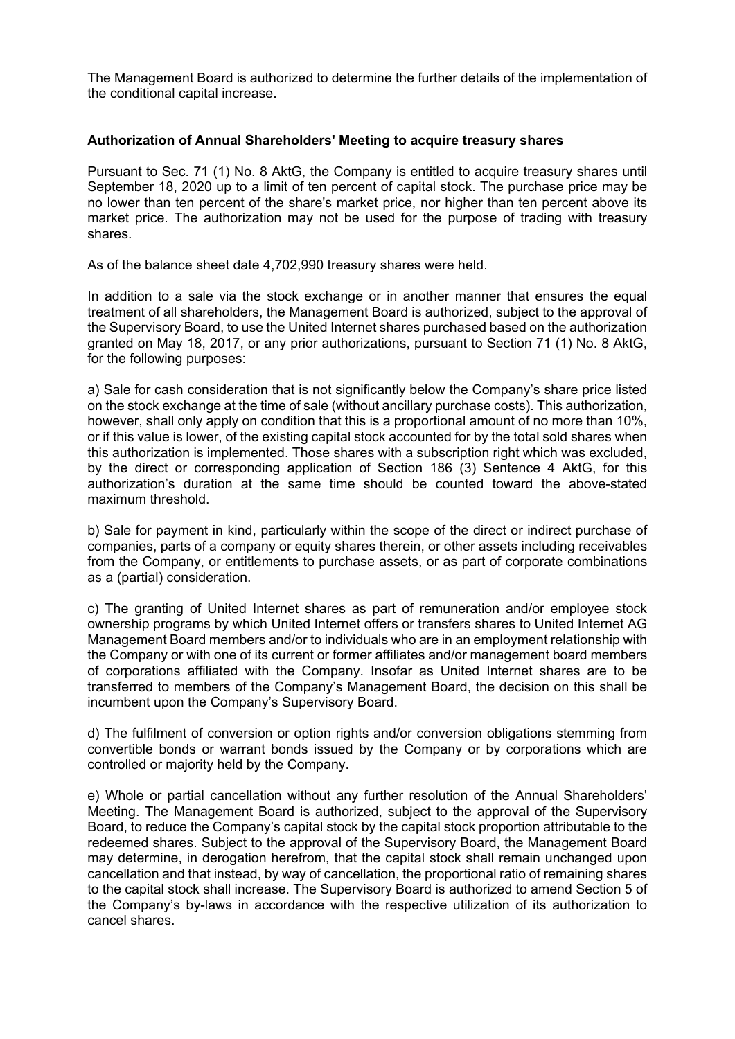The Management Board is authorized to determine the further details of the implementation of the conditional capital increase.

**Authorization of Annual Shareholders' Meeting to acquire treasury shares**

Pursuant to Sec. 71 (1) No. 8 AktG, the Company is entitled to acquire treasury shares until September 18, 2020 up to a limit of ten percent of capital stock. The purchase price may be no lower than ten percent of the share's market price, nor higher than ten percent above its market price. The authorization may not be used for the purpose of trading with treasury shares.

As of the balance sheet date 4,702,990 treasury shares were held.

In addition to a sale via the stock exchange or in another manner that ensures the equal treatment of all shareholders, the Management Board is authorized, subject to the approval of the Supervisory Board, to use the United Internet shares purchased based on the authorization granted on May 18, 2017, or any prior authorizations, pursuant to Section 71 (1) No. 8 AktG, for the following purposes:

a) Sale for cash consideration that is not significantly below the Company's share price listed on the stock exchange at the time of sale (without ancillary purchase costs). This authorization, however, shall only apply on condition that this is a proportional amount of no more than 10%, or if this value is lower, of the existing capital stock accounted for by the total sold shares when this authorization is implemented. Those shares with a subscription right which was excluded, by the direct or corresponding application of Section 186 (3) Sentence 4 AktG, for this authorization's duration at the same time should be counted toward the above-stated maximum threshold.

b) Sale for payment in kind, particularly within the scope of the direct or indirect purchase of companies, parts of a company or equity shares therein, or other assets including receivables from the Company, or entitlements to purchase assets, or as part of corporate combinations as a (partial) consideration.

c) The granting of United Internet shares as part of remuneration and/or employee stock ownership programs by which United Internet offers or transfers shares to United Internet AG Management Board members and/or to individuals who are in an employment relationship with the Company or with one of its current or former affiliates and/or management board members of corporations affiliated with the Company. Insofar as United Internet shares are to be transferred to members of the Company's Management Board, the decision on this shall be incumbent upon the Company's Supervisory Board.

d) The fulfilment of conversion or option rights and/or conversion obligations stemming from convertible bonds or warrant bonds issued by the Company or by corporations which are controlled or majority held by the Company.

e) Whole or partial cancellation without any further resolution of the Annual Shareholders' Meeting. The Management Board is authorized, subject to the approval of the Supervisory Board, to reduce the Company's capital stock by the capital stock proportion attributable to the redeemed shares. Subject to the approval of the Supervisory Board, the Management Board may determine, in derogation herefrom, that the capital stock shall remain unchanged upon cancellation and that instead, by way of cancellation, the proportional ratio of remaining shares to the capital stock shall increase. The Supervisory Board is authorized to amend Section 5 of the Company's by-laws in accordance with the respective utilization of its authorization to cancel shares.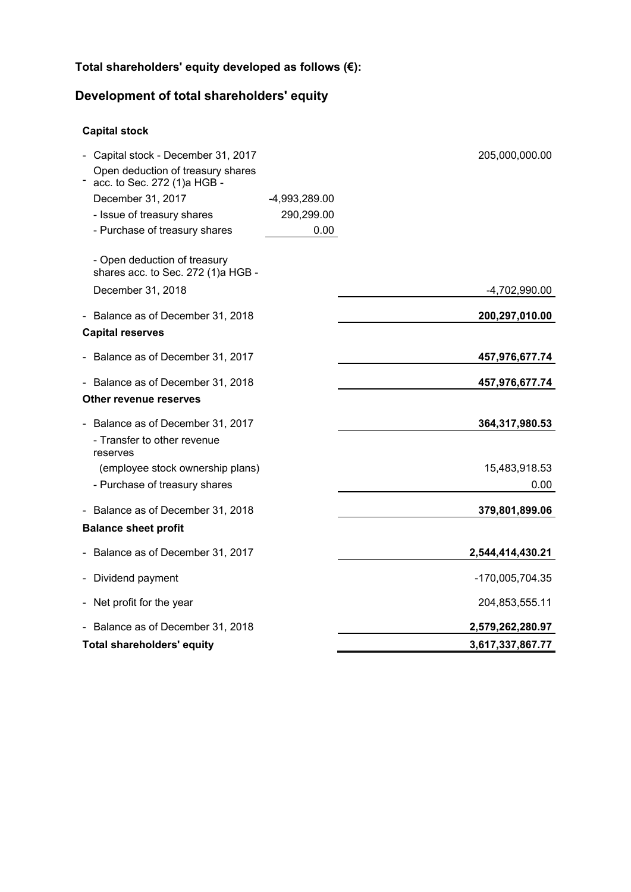**Total shareholders' equity developed as follows (€):**

## Development of total shareholders' equity

| | | |
|---|---|---|
| **Capital stock** | | |
| - Capital stock - December 31, 2017 | | 205,000,000.00 |
| - Open deduction of treasury shares acc. to Sec. 272 (1)a HGB - December 31, 2017 | -4,993,289.00 | |
| - Issue of treasury shares | 290,299.00 | |
| - Purchase of treasury shares | 0.00 | |
| - Open deduction of treasury shares acc. to Sec. 272 (1)a HGB - December 31, 2018 | | -4,702,990.00 |
| - Balance as of December 31, 2018 | | **200,297,010.00** |
| **Capital reserves** | | |
| - Balance as of December 31, 2017 | | **457,976,677.74** |
| - Balance as of December 31, 2018 | | **457,976,677.74** |
| **Other revenue reserves** | | |
| - Balance as of December 31, 2017 | | **364,317,980.53** |
| - Transfer to other revenue reserves (employee stock ownership plans) | | 15,483,918.53 |
| - Purchase of treasury shares | | 0.00 |
| - Balance as of December 31, 2018 | | **379,801,899.06** |
| **Balance sheet profit** | | |
| - Balance as of December 31, 2017 | | **2,544,414,430.21** |
| - Dividend payment | | -170,005,704.35 |
| - Net profit for the year | | 204,853,555.11 |
| - Balance as of December 31, 2018 | | **2,579,262,280.97** |
| **Total shareholders' equity** | | **3,617,337,867.77** |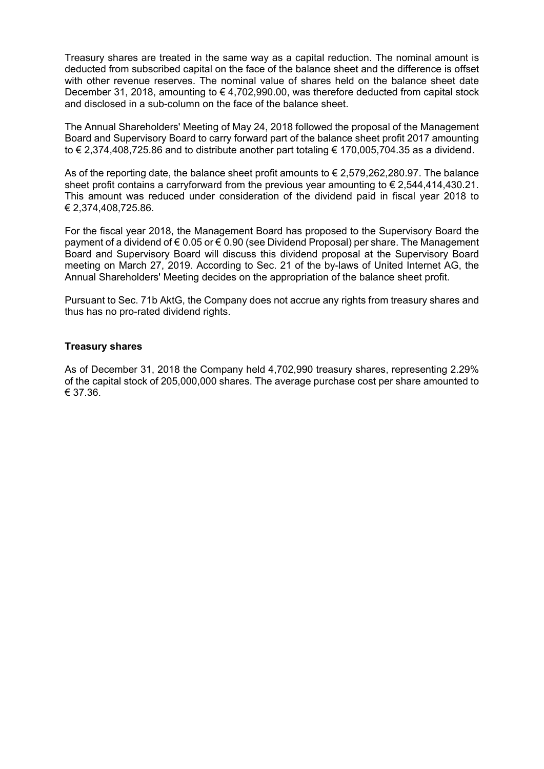Treasury shares are treated in the same way as a capital reduction. The nominal amount is deducted from subscribed capital on the face of the balance sheet and the difference is offset with other revenue reserves. The nominal value of shares held on the balance sheet date December 31, 2018, amounting to € 4,702,990.00, was therefore deducted from capital stock and disclosed in a sub-column on the face of the balance sheet.

The Annual Shareholders' Meeting of May 24, 2018 followed the proposal of the Management Board and Supervisory Board to carry forward part of the balance sheet profit 2017 amounting to € 2,374,408,725.86 and to distribute another part totaling € 170,005,704.35 as a dividend.

As of the reporting date, the balance sheet profit amounts to € 2,579,262,280.97. The balance sheet profit contains a carryforward from the previous year amounting to € 2,544,414,430.21. This amount was reduced under consideration of the dividend paid in fiscal year 2018 to € 2,374,408,725.86.

For the fiscal year 2018, the Management Board has proposed to the Supervisory Board the payment of a dividend of € 0.05 or € 0.90 (see Dividend Proposal) per share. The Management Board and Supervisory Board will discuss this dividend proposal at the Supervisory Board meeting on March 27, 2019. According to Sec. 21 of the by-laws of United Internet AG, the Annual Shareholders' Meeting decides on the appropriation of the balance sheet profit.

Pursuant to Sec. 71b AktG, the Company does not accrue any rights from treasury shares and thus has no pro-rated dividend rights.

**Treasury shares**

As of December 31, 2018 the Company held 4,702,990 treasury shares, representing 2.29% of the capital stock of 205,000,000 shares. The average purchase cost per share amounted to € 37.36.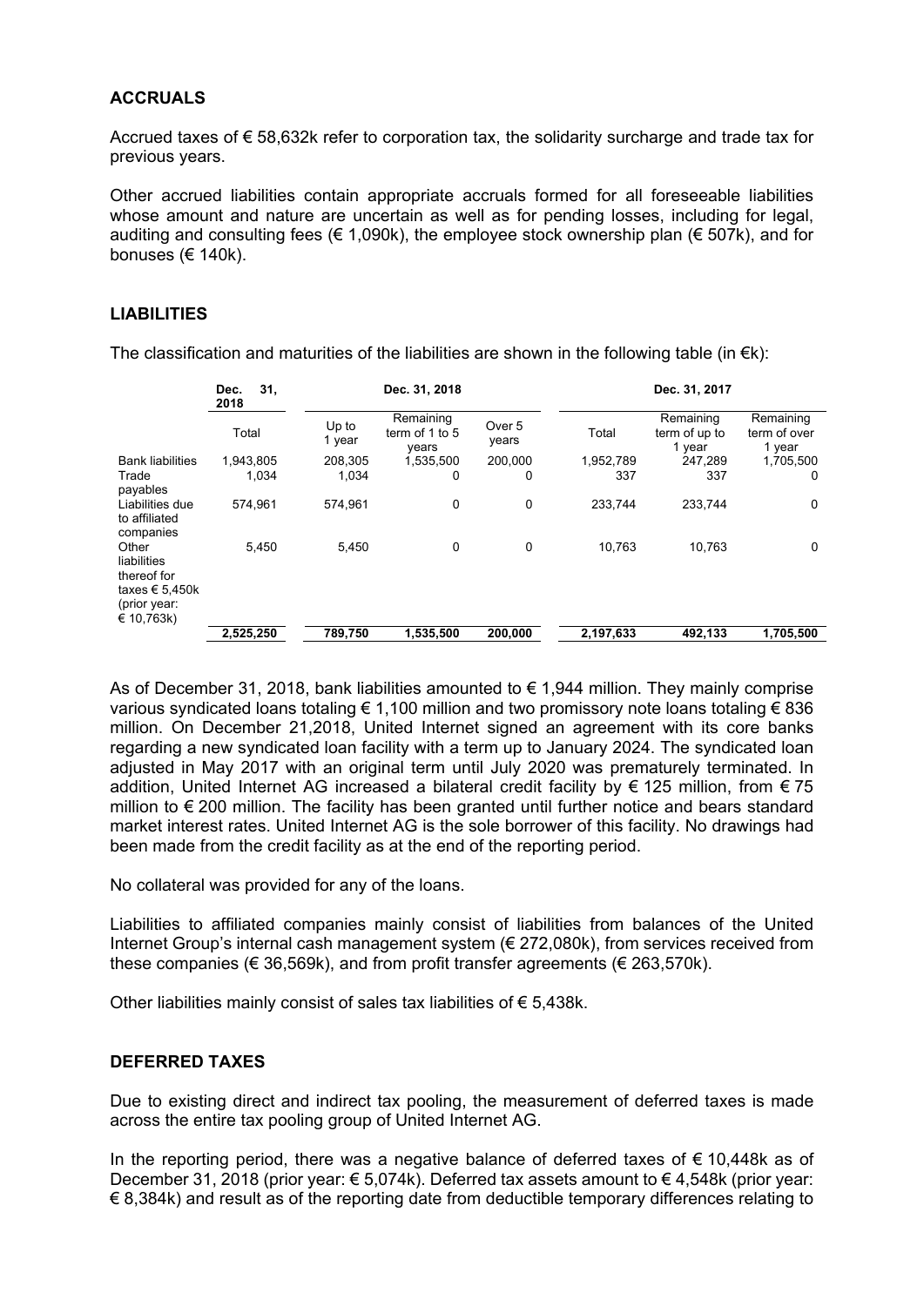## ACCRUALS

Accrued taxes of € 58,632k refer to corporation tax, the solidarity surcharge and trade tax for previous years.

Other accrued liabilities contain appropriate accruals formed for all foreseeable liabilities whose amount and nature are uncertain as well as for pending losses, including for legal, auditing and consulting fees (€ 1,090k), the employee stock ownership plan (€ 507k), and for bonuses (€ 140k).

## LIABILITIES

The classification and maturities of the liabilities are shown in the following table (in €k):

| | Dec. 31, 2018 | Dec. 31, 2018 | | | Dec. 31, 2017 | | |
|---|---|---|---|---|---|---|---|
| | Total | Up to 1 year | Remaining term of 1 to 5 years | Over 5 years | Total | Remaining term of up to 1 year | Remaining term of over 1 year |
| Bank liabilities | 1,943,805 | 208,305 | 1,535,500 | 200,000 | 1,952,789 | 247,289 | 1,705,500 |
| Trade payables | 1,034 | 1,034 | 0 | 0 | 337 | 337 | 0 |
| Liabilities due to affiliated companies | 574,961 | 574,961 | 0 | 0 | 233,744 | 233,744 | 0 |
| Other liabilities thereof for taxes € 5,450k (prior year: € 10,763k) | 5,450 | 5,450 | 0 | 0 | 10,763 | 10,763 | 0 |
| | **2,525,250** | **789,750** | **1,535,500** | **200,000** | **2,197,633** | **492,133** | **1,705,500** |

As of December 31, 2018, bank liabilities amounted to € 1,944 million. They mainly comprise various syndicated loans totaling € 1,100 million and two promissory note loans totaling € 836 million. On December 21,2018, United Internet signed an agreement with its core banks regarding a new syndicated loan facility with a term up to January 2024. The syndicated loan adjusted in May 2017 with an original term until July 2020 was prematurely terminated. In addition, United Internet AG increased a bilateral credit facility by € 125 million, from € 75 million to € 200 million. The facility has been granted until further notice and bears standard market interest rates. United Internet AG is the sole borrower of this facility. No drawings had been made from the credit facility as at the end of the reporting period.

No collateral was provided for any of the loans.

Liabilities to affiliated companies mainly consist of liabilities from balances of the United Internet Group's internal cash management system (€ 272,080k), from services received from these companies (€ 36,569k), and from profit transfer agreements (€ 263,570k).

Other liabilities mainly consist of sales tax liabilities of € 5,438k.

## DEFERRED TAXES

Due to existing direct and indirect tax pooling, the measurement of deferred taxes is made across the entire tax pooling group of United Internet AG.

In the reporting period, there was a negative balance of deferred taxes of € 10,448k as of December 31, 2018 (prior year: € 5,074k). Deferred tax assets amount to € 4,548k (prior year: € 8,384k) and result as of the reporting date from deductible temporary differences relating to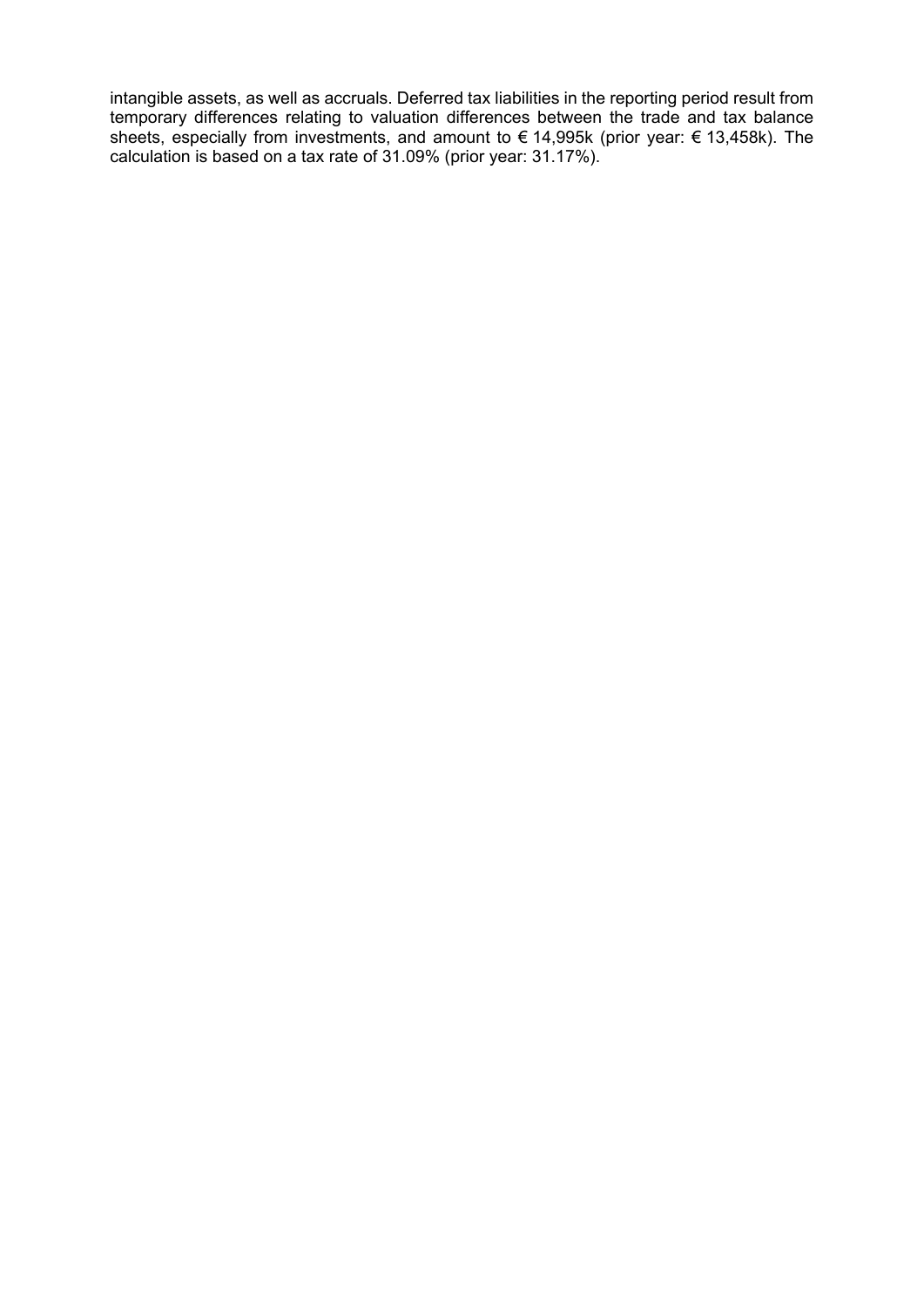intangible assets, as well as accruals. Deferred tax liabilities in the reporting period result from temporary differences relating to valuation differences between the trade and tax balance sheets, especially from investments, and amount to € 14,995k (prior year: € 13,458k). The calculation is based on a tax rate of 31.09% (prior year: 31.17%).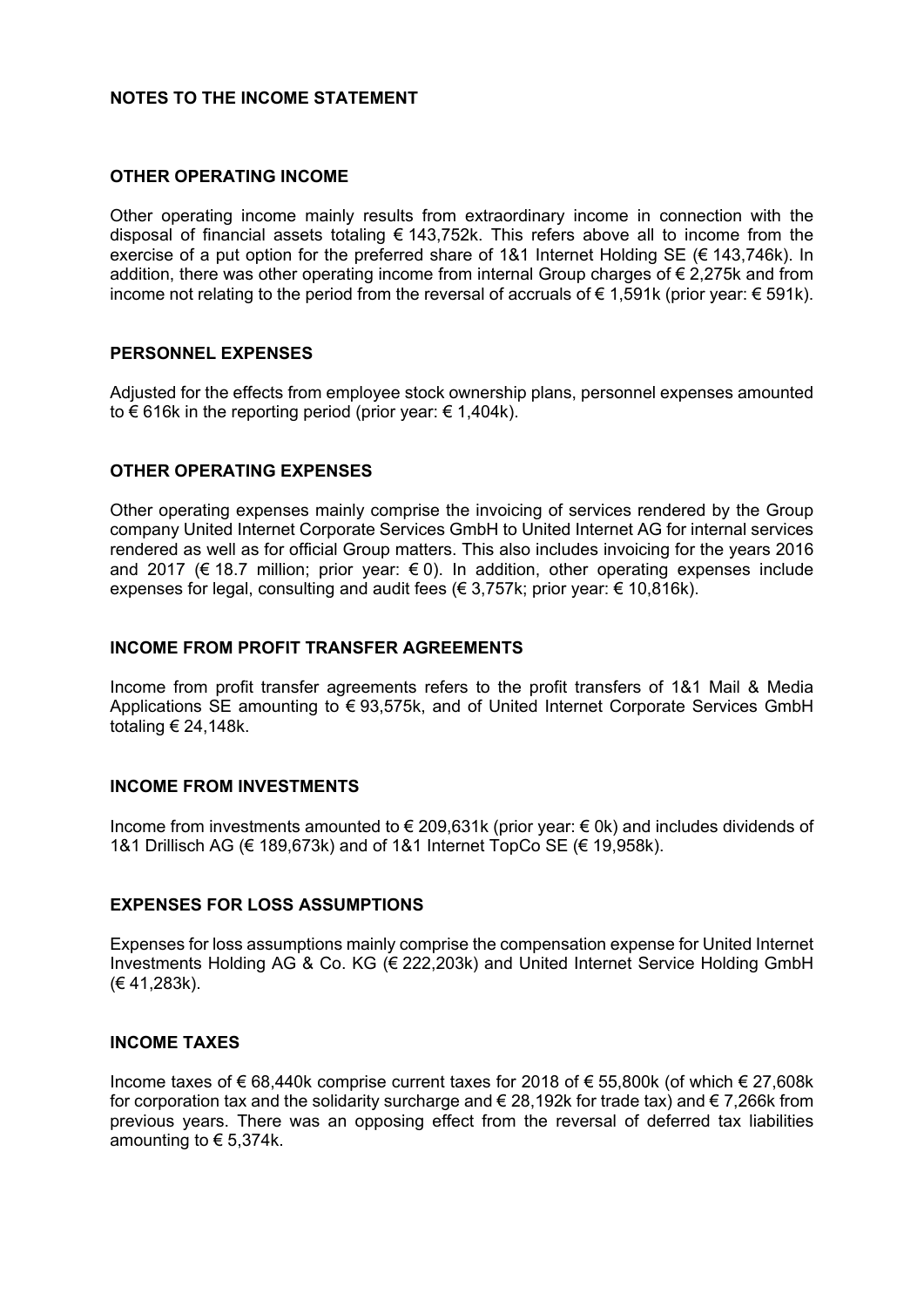## NOTES TO THE INCOME STATEMENT

### OTHER OPERATING INCOME

Other operating income mainly results from extraordinary income in connection with the disposal of financial assets totaling € 143,752k. This refers above all to income from the exercise of a put option for the preferred share of 1&1 Internet Holding SE (€ 143,746k). In addition, there was other operating income from internal Group charges of € 2,275k and from income not relating to the period from the reversal of accruals of € 1,591k (prior year: € 591k).

### PERSONNEL EXPENSES

Adjusted for the effects from employee stock ownership plans, personnel expenses amounted to € 616k in the reporting period (prior year: € 1,404k).

### OTHER OPERATING EXPENSES

Other operating expenses mainly comprise the invoicing of services rendered by the Group company United Internet Corporate Services GmbH to United Internet AG for internal services rendered as well as for official Group matters. This also includes invoicing for the years 2016 and 2017 (€ 18.7 million; prior year: € 0). In addition, other operating expenses include expenses for legal, consulting and audit fees (€ 3,757k; prior year: € 10,816k).

### INCOME FROM PROFIT TRANSFER AGREEMENTS

Income from profit transfer agreements refers to the profit transfers of 1&1 Mail & Media Applications SE amounting to € 93,575k, and of United Internet Corporate Services GmbH totaling € 24,148k.

### INCOME FROM INVESTMENTS

Income from investments amounted to € 209,631k (prior year: € 0k) and includes dividends of 1&1 Drillisch AG (€ 189,673k) and of 1&1 Internet TopCo SE (€ 19,958k).

### EXPENSES FOR LOSS ASSUMPTIONS

Expenses for loss assumptions mainly comprise the compensation expense for United Internet Investments Holding AG & Co. KG (€ 222,203k) and United Internet Service Holding GmbH (€ 41,283k).

### INCOME TAXES

Income taxes of € 68,440k comprise current taxes for 2018 of € 55,800k (of which € 27,608k for corporation tax and the solidarity surcharge and € 28,192k for trade tax) and € 7,266k from previous years. There was an opposing effect from the reversal of deferred tax liabilities amounting to € 5,374k.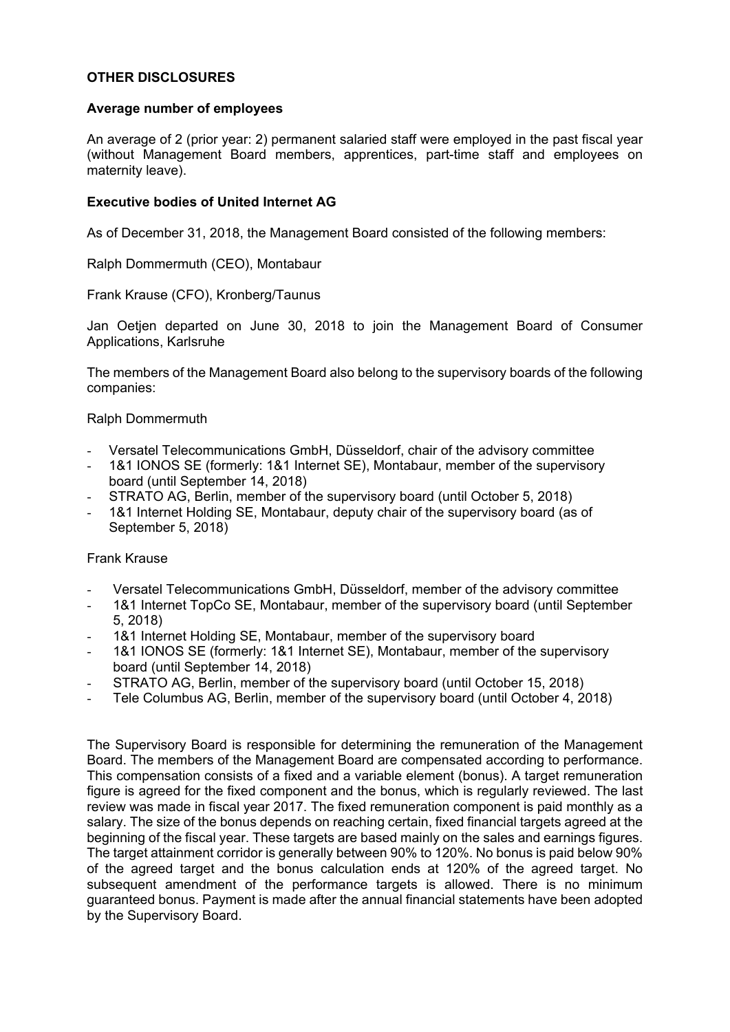## OTHER DISCLOSURES

### Average number of employees

An average of 2 (prior year: 2) permanent salaried staff were employed in the past fiscal year (without Management Board members, apprentices, part-time staff and employees on maternity leave).

### Executive bodies of United Internet AG

As of December 31, 2018, the Management Board consisted of the following members:

Ralph Dommermuth (CEO), Montabaur

Frank Krause (CFO), Kronberg/Taunus

Jan Oetjen departed on June 30, 2018 to join the Management Board of Consumer Applications, Karlsruhe

The members of the Management Board also belong to the supervisory boards of the following companies:

Ralph Dommermuth

- Versatel Telecommunications GmbH, Düsseldorf, chair of the advisory committee
- 1&1 IONOS SE (formerly: 1&1 Internet SE), Montabaur, member of the supervisory board (until September 14, 2018)
- STRATO AG, Berlin, member of the supervisory board (until October 5, 2018)
- 1&1 Internet Holding SE, Montabaur, deputy chair of the supervisory board (as of September 5, 2018)

Frank Krause

- Versatel Telecommunications GmbH, Düsseldorf, member of the advisory committee
- 1&1 Internet TopCo SE, Montabaur, member of the supervisory board (until September 5, 2018)
- 1&1 Internet Holding SE, Montabaur, member of the supervisory board
- 1&1 IONOS SE (formerly: 1&1 Internet SE), Montabaur, member of the supervisory board (until September 14, 2018)
- STRATO AG, Berlin, member of the supervisory board (until October 15, 2018)
- Tele Columbus AG, Berlin, member of the supervisory board (until October 4, 2018)

The Supervisory Board is responsible for determining the remuneration of the Management Board. The members of the Management Board are compensated according to performance. This compensation consists of a fixed and a variable element (bonus). A target remuneration figure is agreed for the fixed component and the bonus, which is regularly reviewed. The last review was made in fiscal year 2017. The fixed remuneration component is paid monthly as a salary. The size of the bonus depends on reaching certain, fixed financial targets agreed at the beginning of the fiscal year. These targets are based mainly on the sales and earnings figures. The target attainment corridor is generally between 90% to 120%. No bonus is paid below 90% of the agreed target and the bonus calculation ends at 120% of the agreed target. No subsequent amendment of the performance targets is allowed. There is no minimum guaranteed bonus. Payment is made after the annual financial statements have been adopted by the Supervisory Board.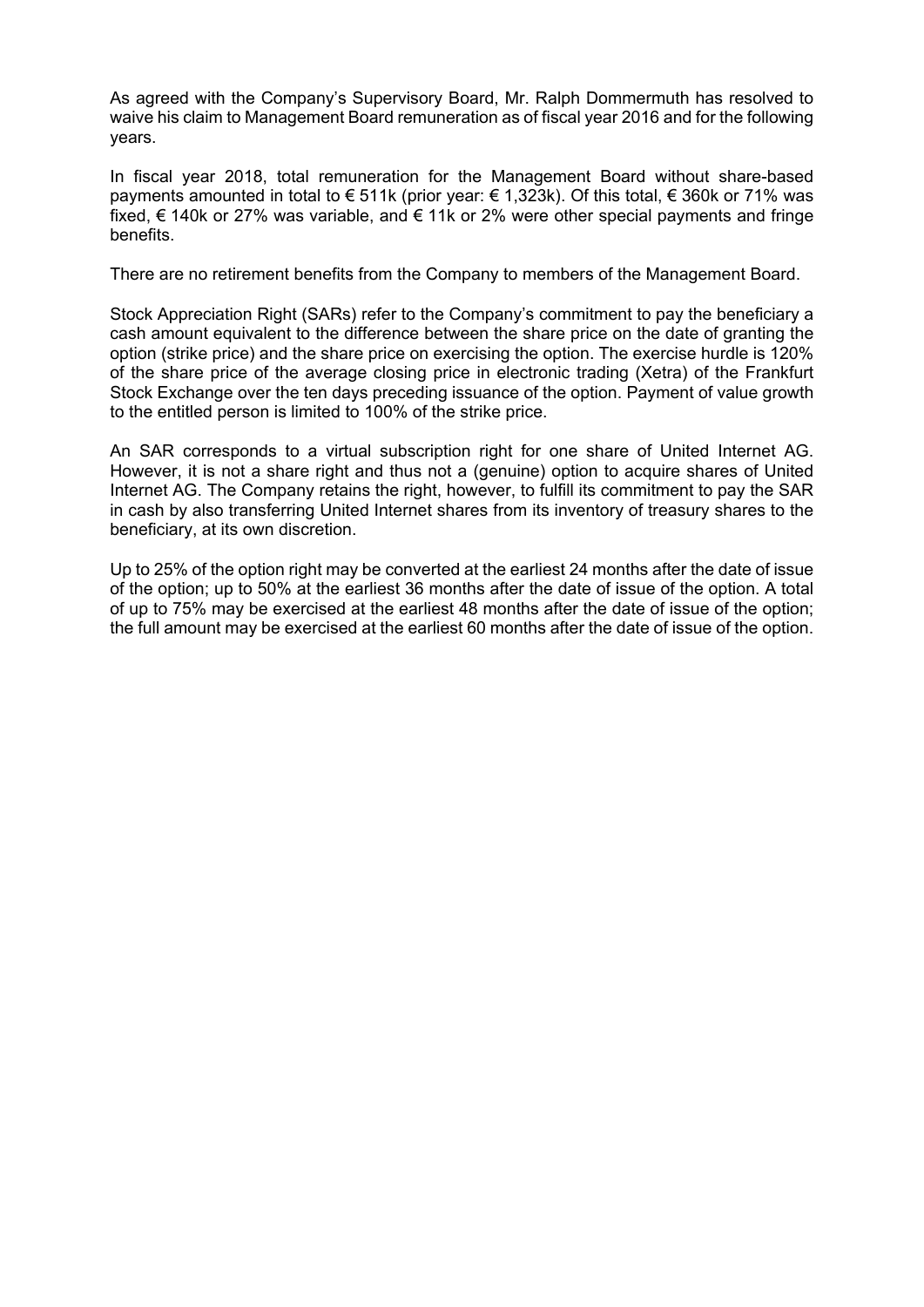As agreed with the Company's Supervisory Board, Mr. Ralph Dommermuth has resolved to waive his claim to Management Board remuneration as of fiscal year 2016 and for the following years.

In fiscal year 2018, total remuneration for the Management Board without share-based payments amounted in total to € 511k (prior year: € 1,323k). Of this total, € 360k or 71% was fixed, € 140k or 27% was variable, and € 11k or 2% were other special payments and fringe benefits.

There are no retirement benefits from the Company to members of the Management Board.

Stock Appreciation Right (SARs) refer to the Company's commitment to pay the beneficiary a cash amount equivalent to the difference between the share price on the date of granting the option (strike price) and the share price on exercising the option. The exercise hurdle is 120% of the share price of the average closing price in electronic trading (Xetra) of the Frankfurt Stock Exchange over the ten days preceding issuance of the option. Payment of value growth to the entitled person is limited to 100% of the strike price.

An SAR corresponds to a virtual subscription right for one share of United Internet AG. However, it is not a share right and thus not a (genuine) option to acquire shares of United Internet AG. The Company retains the right, however, to fulfill its commitment to pay the SAR in cash by also transferring United Internet shares from its inventory of treasury shares to the beneficiary, at its own discretion.

Up to 25% of the option right may be converted at the earliest 24 months after the date of issue of the option; up to 50% at the earliest 36 months after the date of issue of the option. A total of up to 75% may be exercised at the earliest 48 months after the date of issue of the option; the full amount may be exercised at the earliest 60 months after the date of issue of the option.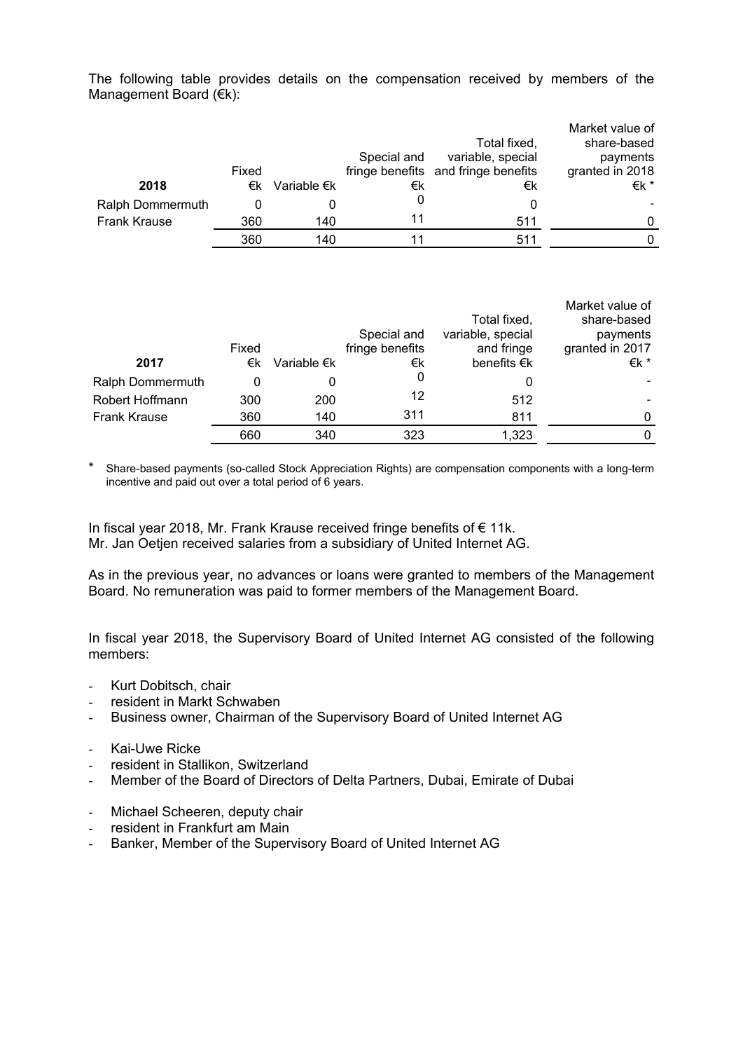The following table provides details on the compensation received by members of the Management Board (€k):

| 2018 | Fixed €k | Variable €k | Special and fringe benefits €k | Total fixed, variable, special and fringe benefits €k | Market value of share-based payments granted in 2018 €k * |
|---|---|---|---|---|---|
| Ralph Dommermuth | 0 | 0 | 0 | 0 | - |
| Frank Krause | 360 | 140 | 11 | 511 | 0 |
| | 360 | 140 | 11 | 511 | 0 |

| 2017 | Fixed €k | Variable €k | Special and fringe benefits €k | Total fixed, variable, special and fringe benefits €k | Market value of share-based payments granted in 2017 €k * |
|---|---|---|---|---|---|
| Ralph Dommermuth | 0 | 0 | 0 | 0 | - |
| Robert Hoffmann | 300 | 200 | 12 | 512 | - |
| Frank Krause | 360 | 140 | 311 | 811 | 0 |
| | 660 | 340 | 323 | 1,323 | 0 |

\* Share-based payments (so-called Stock Appreciation Rights) are compensation components with a long-term incentive and paid out over a total period of 6 years.

In fiscal year 2018, Mr. Frank Krause received fringe benefits of € 11k.
Mr. Jan Oetjen received salaries from a subsidiary of United Internet AG.

As in the previous year, no advances or loans were granted to members of the Management Board. No remuneration was paid to former members of the Management Board.

In fiscal year 2018, the Supervisory Board of United Internet AG consisted of the following members:

- Kurt Dobitsch, chair
- resident in Markt Schwaben
- Business owner, Chairman of the Supervisory Board of United Internet AG

- Kai-Uwe Ricke
- resident in Stallikon, Switzerland
- Member of the Board of Directors of Delta Partners, Dubai, Emirate of Dubai

- Michael Scheeren, deputy chair
- resident in Frankfurt am Main
- Banker, Member of the Supervisory Board of United Internet AG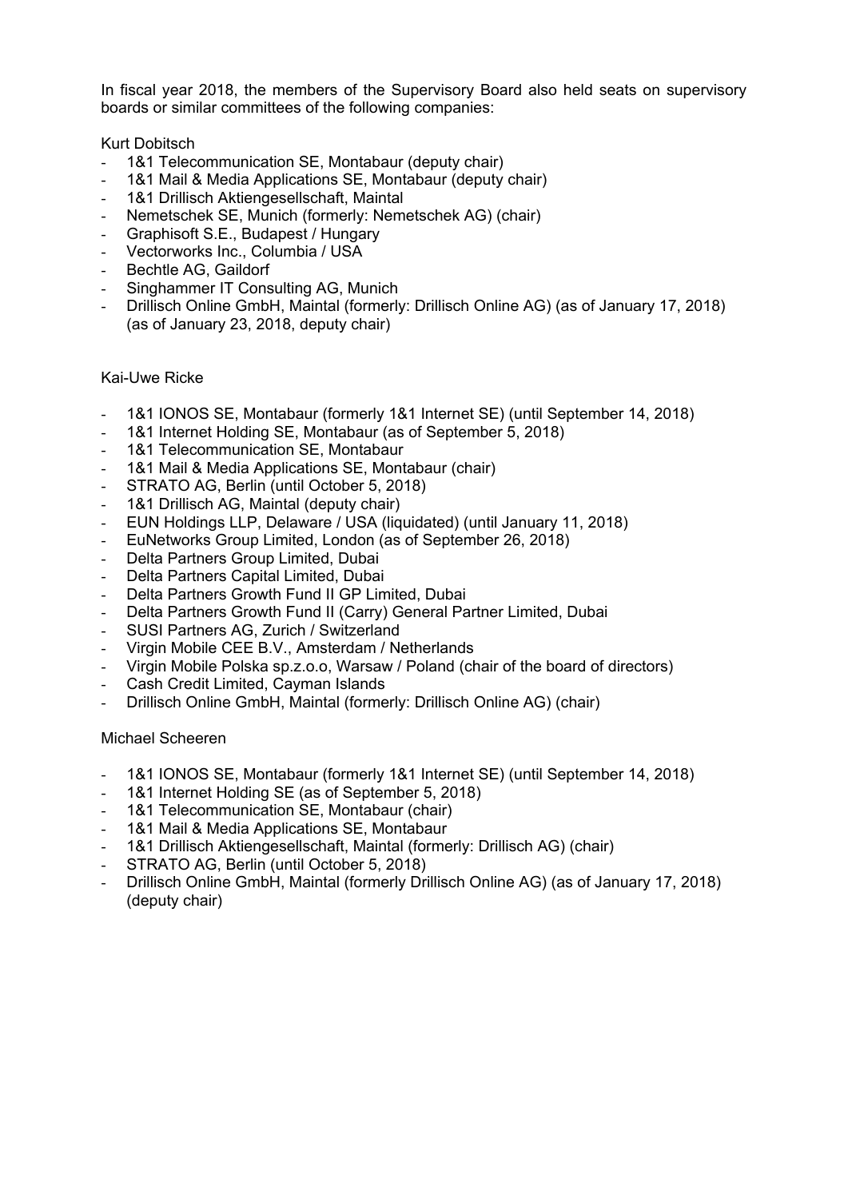In fiscal year 2018, the members of the Supervisory Board also held seats on supervisory boards or similar committees of the following companies:

Kurt Dobitsch

- 1&1 Telecommunication SE, Montabaur (deputy chair)
- 1&1 Mail & Media Applications SE, Montabaur (deputy chair)
- 1&1 Drillisch Aktiengesellschaft, Maintal
- Nemetschek SE, Munich (formerly: Nemetschek AG) (chair)
- Graphisoft S.E., Budapest / Hungary
- Vectorworks Inc., Columbia / USA
- Bechtle AG, Gaildorf
- Singhammer IT Consulting AG, Munich
- Drillisch Online GmbH, Maintal (formerly: Drillisch Online AG) (as of January 17, 2018) (as of January 23, 2018, deputy chair)

Kai-Uwe Ricke

- 1&1 IONOS SE, Montabaur (formerly 1&1 Internet SE) (until September 14, 2018)
- 1&1 Internet Holding SE, Montabaur (as of September 5, 2018)
- 1&1 Telecommunication SE, Montabaur
- 1&1 Mail & Media Applications SE, Montabaur (chair)
- STRATO AG, Berlin (until October 5, 2018)
- 1&1 Drillisch AG, Maintal (deputy chair)
- EUN Holdings LLP, Delaware / USA (liquidated) (until January 11, 2018)
- EuNetworks Group Limited, London (as of September 26, 2018)
- Delta Partners Group Limited, Dubai
- Delta Partners Capital Limited, Dubai
- Delta Partners Growth Fund II GP Limited, Dubai
- Delta Partners Growth Fund II (Carry) General Partner Limited, Dubai
- SUSI Partners AG, Zurich / Switzerland
- Virgin Mobile CEE B.V., Amsterdam / Netherlands
- Virgin Mobile Polska sp.z.o.o, Warsaw / Poland (chair of the board of directors)
- Cash Credit Limited, Cayman Islands
- Drillisch Online GmbH, Maintal (formerly: Drillisch Online AG) (chair)

Michael Scheeren

- 1&1 IONOS SE, Montabaur (formerly 1&1 Internet SE) (until September 14, 2018)
- 1&1 Internet Holding SE (as of September 5, 2018)
- 1&1 Telecommunication SE, Montabaur (chair)
- 1&1 Mail & Media Applications SE, Montabaur
- 1&1 Drillisch Aktiengesellschaft, Maintal (formerly: Drillisch AG) (chair)
- STRATO AG, Berlin (until October 5, 2018)
- Drillisch Online GmbH, Maintal (formerly Drillisch Online AG) (as of January 17, 2018) (deputy chair)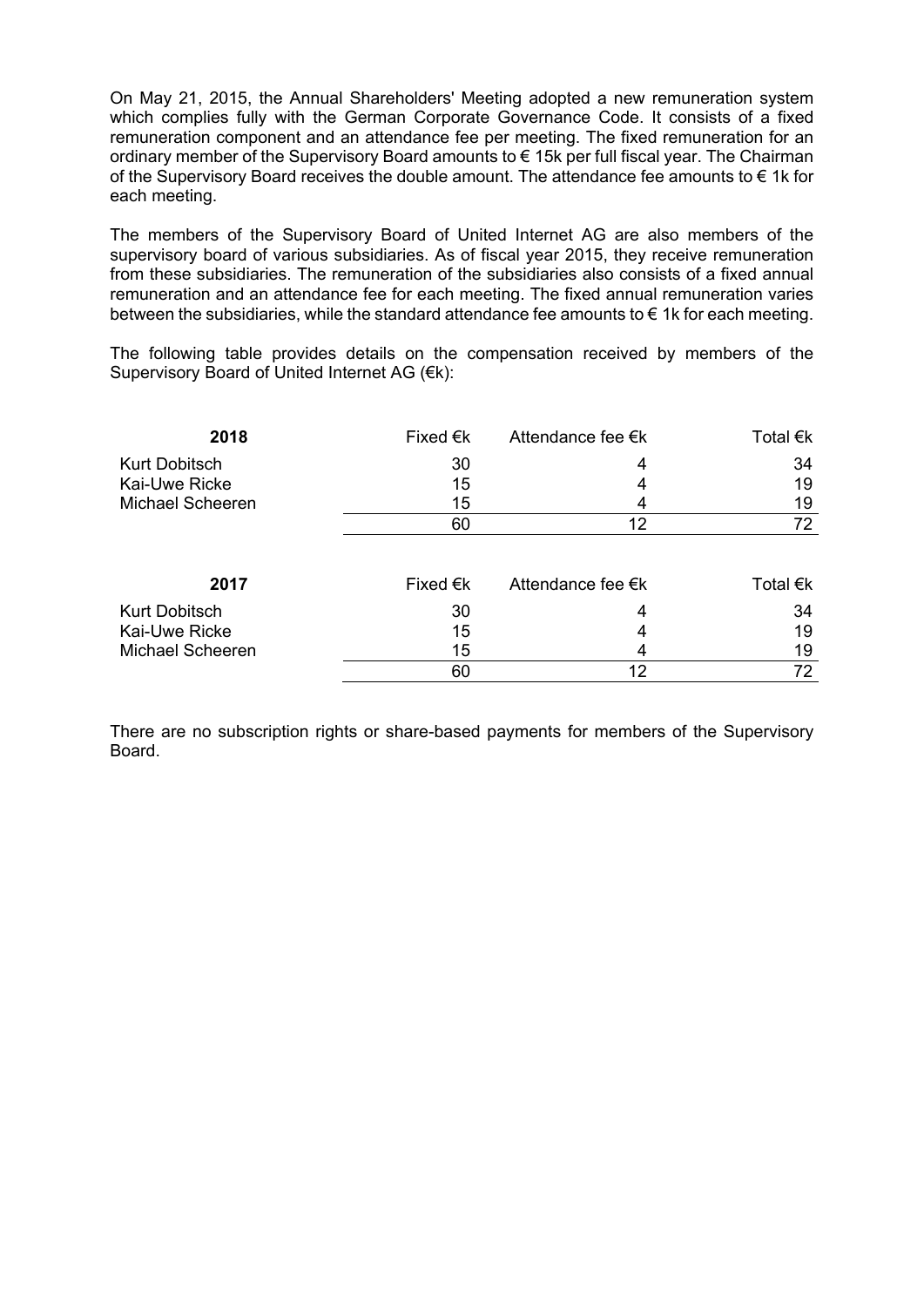On May 21, 2015, the Annual Shareholders' Meeting adopted a new remuneration system which complies fully with the German Corporate Governance Code. It consists of a fixed remuneration component and an attendance fee per meeting. The fixed remuneration for an ordinary member of the Supervisory Board amounts to € 15k per full fiscal year. The Chairman of the Supervisory Board receives the double amount. The attendance fee amounts to € 1k for each meeting.

The members of the Supervisory Board of United Internet AG are also members of the supervisory board of various subsidiaries. As of fiscal year 2015, they receive remuneration from these subsidiaries. The remuneration of the subsidiaries also consists of a fixed annual remuneration and an attendance fee for each meeting. The fixed annual remuneration varies between the subsidiaries, while the standard attendance fee amounts to € 1k for each meeting.

The following table provides details on the compensation received by members of the Supervisory Board of United Internet AG (€k):

| **2018** | Fixed €k | Attendance fee €k | Total €k |
|---|---|---|---|
| Kurt Dobitsch | 30 | 4 | 34 |
| Kai-Uwe Ricke | 15 | 4 | 19 |
| Michael Scheeren | 15 | 4 | 19 |
| | 60 | 12 | 72 |

| **2017** | Fixed €k | Attendance fee €k | Total €k |
|---|---|---|---|
| Kurt Dobitsch | 30 | 4 | 34 |
| Kai-Uwe Ricke | 15 | 4 | 19 |
| Michael Scheeren | 15 | 4 | 19 |
| | 60 | 12 | 72 |

There are no subscription rights or share-based payments for members of the Supervisory Board.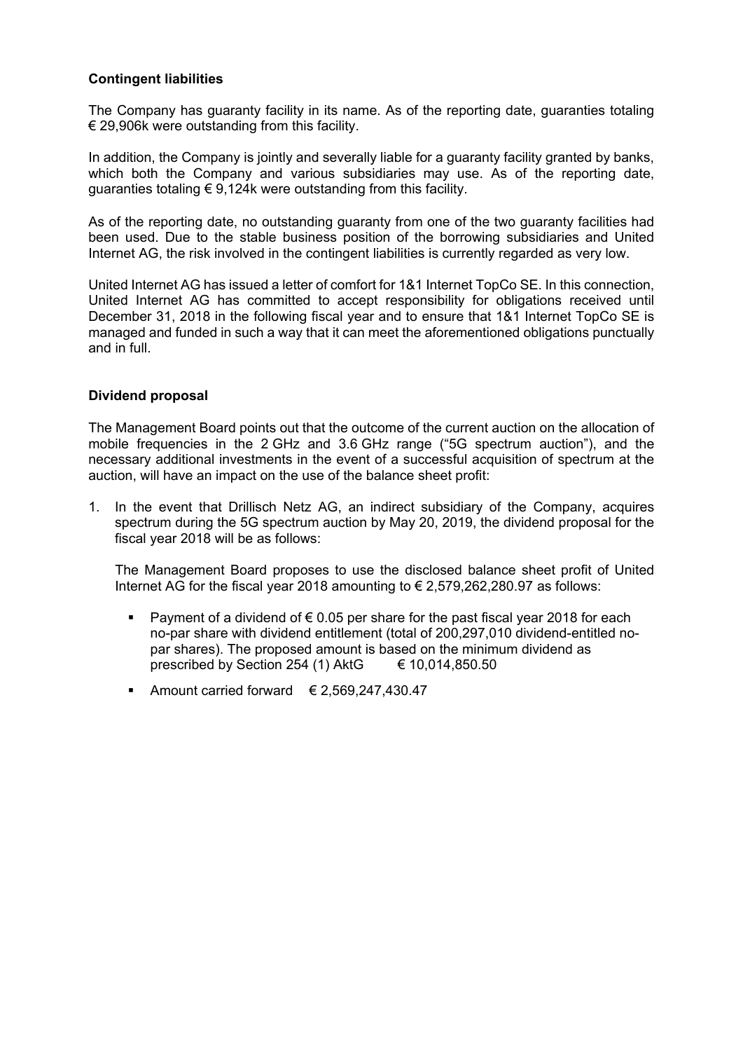**Contingent liabilities**

The Company has guaranty facility in its name. As of the reporting date, guaranties totaling € 29,906k were outstanding from this facility.

In addition, the Company is jointly and severally liable for a guaranty facility granted by banks, which both the Company and various subsidiaries may use. As of the reporting date, guaranties totaling € 9,124k were outstanding from this facility.

As of the reporting date, no outstanding guaranty from one of the two guaranty facilities had been used. Due to the stable business position of the borrowing subsidiaries and United Internet AG, the risk involved in the contingent liabilities is currently regarded as very low.

United Internet AG has issued a letter of comfort for 1&1 Internet TopCo SE. In this connection, United Internet AG has committed to accept responsibility for obligations received until December 31, 2018 in the following fiscal year and to ensure that 1&1 Internet TopCo SE is managed and funded in such a way that it can meet the aforementioned obligations punctually and in full.

**Dividend proposal**

The Management Board points out that the outcome of the current auction on the allocation of mobile frequencies in the 2 GHz and 3.6 GHz range ("5G spectrum auction"), and the necessary additional investments in the event of a successful acquisition of spectrum at the auction, will have an impact on the use of the balance sheet profit:

1. In the event that Drillisch Netz AG, an indirect subsidiary of the Company, acquires spectrum during the 5G spectrum auction by May 20, 2019, the dividend proposal for the fiscal year 2018 will be as follows:

   The Management Board proposes to use the disclosed balance sheet profit of United Internet AG for the fiscal year 2018 amounting to € 2,579,262,280.97 as follows:

   - Payment of a dividend of € 0.05 per share for the past fiscal year 2018 for each no-par share with dividend entitlement (total of 200,297,010 dividend-entitled no-par shares). The proposed amount is based on the minimum dividend as prescribed by Section 254 (1) AktG € 10,014,850.50
   - Amount carried forward € 2,569,247,430.47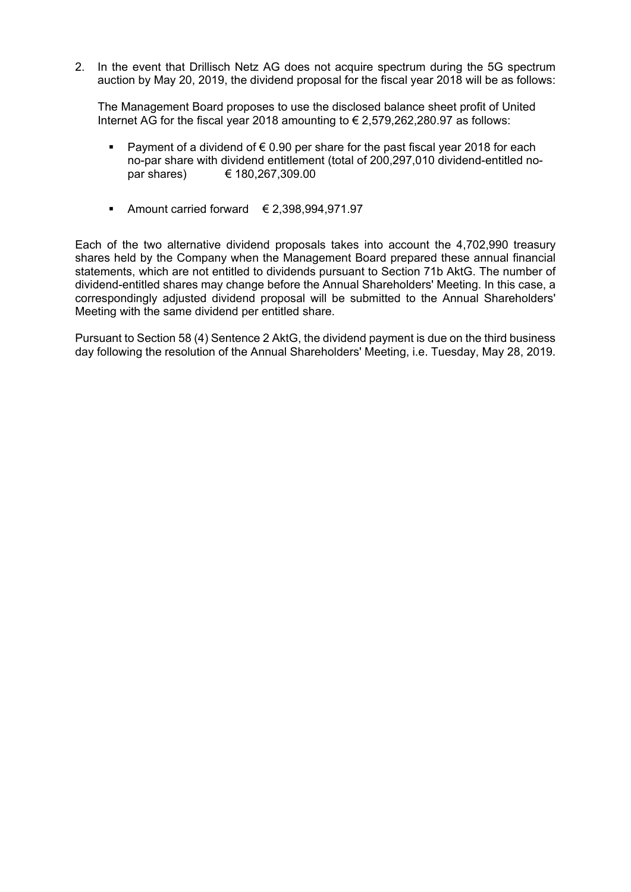2. In the event that Drillisch Netz AG does not acquire spectrum during the 5G spectrum auction by May 20, 2019, the dividend proposal for the fiscal year 2018 will be as follows:

   The Management Board proposes to use the disclosed balance sheet profit of United Internet AG for the fiscal year 2018 amounting to € 2,579,262,280.97 as follows:

   - Payment of a dividend of € 0.90 per share for the past fiscal year 2018 for each no-par share with dividend entitlement (total of 200,297,010 dividend-entitled no-par shares) € 180,267,309.00

   - Amount carried forward € 2,398,994,971.97

Each of the two alternative dividend proposals takes into account the 4,702,990 treasury shares held by the Company when the Management Board prepared these annual financial statements, which are not entitled to dividends pursuant to Section 71b AktG. The number of dividend-entitled shares may change before the Annual Shareholders' Meeting. In this case, a correspondingly adjusted dividend proposal will be submitted to the Annual Shareholders' Meeting with the same dividend per entitled share.

Pursuant to Section 58 (4) Sentence 2 AktG, the dividend payment is due on the third business day following the resolution of the Annual Shareholders' Meeting, i.e. Tuesday, May 28, 2019.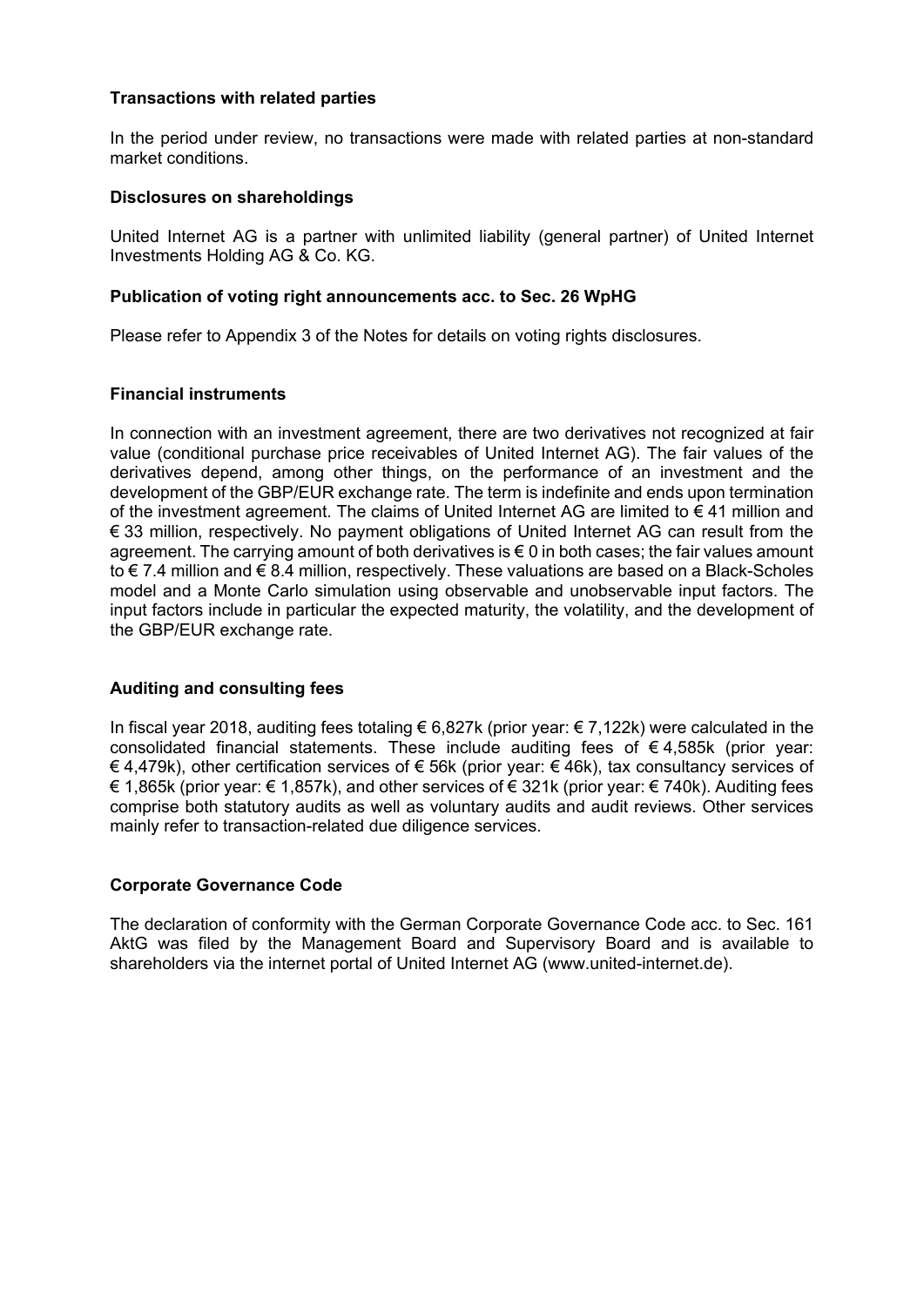**Transactions with related parties**

In the period under review, no transactions were made with related parties at non-standard market conditions.

**Disclosures on shareholdings**

United Internet AG is a partner with unlimited liability (general partner) of United Internet Investments Holding AG & Co. KG.

**Publication of voting right announcements acc. to Sec. 26 WpHG**

Please refer to Appendix 3 of the Notes for details on voting rights disclosures.

**Financial instruments**

In connection with an investment agreement, there are two derivatives not recognized at fair value (conditional purchase price receivables of United Internet AG). The fair values of the derivatives depend, among other things, on the performance of an investment and the development of the GBP/EUR exchange rate. The term is indefinite and ends upon termination of the investment agreement. The claims of United Internet AG are limited to € 41 million and € 33 million, respectively. No payment obligations of United Internet AG can result from the agreement. The carrying amount of both derivatives is € 0 in both cases; the fair values amount to € 7.4 million and € 8.4 million, respectively. These valuations are based on a Black-Scholes model and a Monte Carlo simulation using observable and unobservable input factors. The input factors include in particular the expected maturity, the volatility, and the development of the GBP/EUR exchange rate.

**Auditing and consulting fees**

In fiscal year 2018, auditing fees totaling € 6,827k (prior year: € 7,122k) were calculated in the consolidated financial statements. These include auditing fees of € 4,585k (prior year: € 4,479k), other certification services of € 56k (prior year: € 46k), tax consultancy services of € 1,865k (prior year: € 1,857k), and other services of € 321k (prior year: € 740k). Auditing fees comprise both statutory audits as well as voluntary audits and audit reviews. Other services mainly refer to transaction-related due diligence services.

**Corporate Governance Code**

The declaration of conformity with the German Corporate Governance Code acc. to Sec. 161 AktG was filed by the Management Board and Supervisory Board and is available to shareholders via the internet portal of United Internet AG (www.united-internet.de).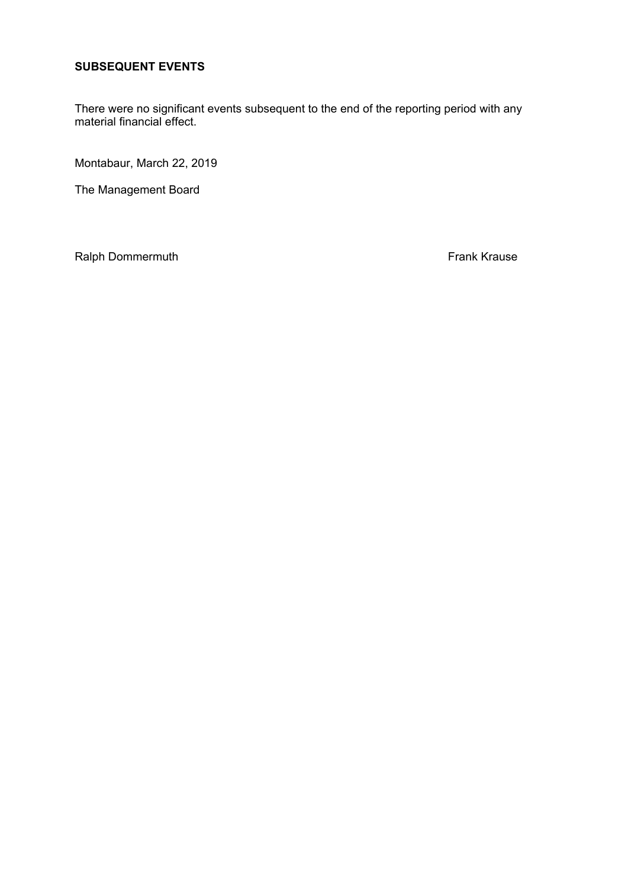## SUBSEQUENT EVENTS

There were no significant events subsequent to the end of the reporting period with any material financial effect.

Montabaur, March 22, 2019

The Management Board

Ralph Dommermuth                                                                 Frank Krause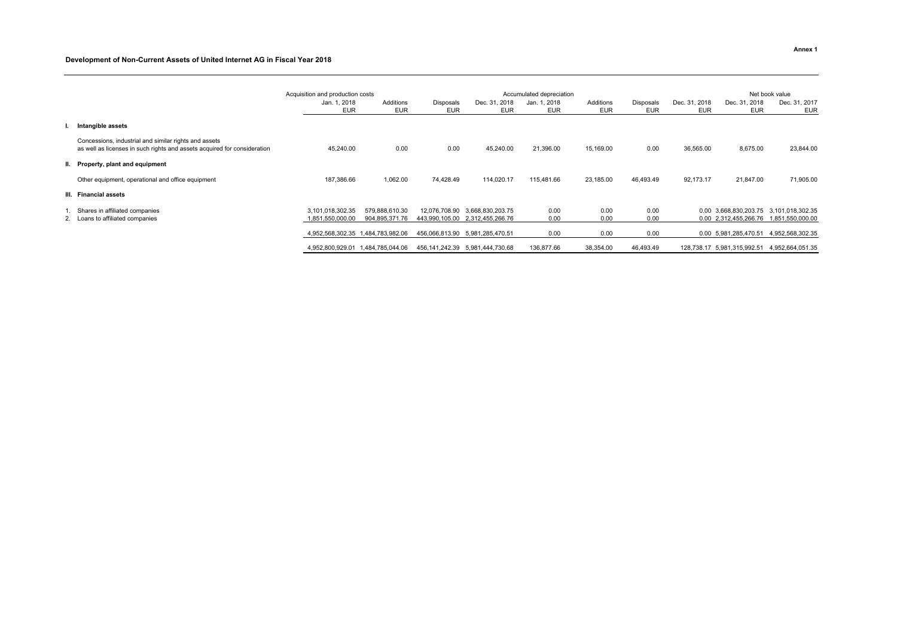Annex 1

## Development of Non-Current Assets of United Internet AG in Fiscal Year 2018

| | | Acquisition and production costs | | | | Accumulated depreciation | | | | Net book value | |
|---|---|---|---|---|---|---|---|---|---|---|---|
| | | Jan. 1, 2018 | Additions | Disposals | Dec. 31, 2018 | Jan. 1, 2018 | Additions | Disposals | Dec. 31, 2018 | Dec. 31, 2018 | Dec. 31, 2017 |
| | | EUR | EUR | EUR | EUR | EUR | EUR | EUR | EUR | EUR | EUR |
| **I.** | **Intangible assets** | | | | | | | | | | |
| | Concessions, industrial and similar rights and assets as well as licenses in such rights and assets acquired for consideration | 45,240.00 | 0.00 | 0.00 | 45,240.00 | 21,396.00 | 15,169.00 | 0.00 | 36,565.00 | 8,675.00 | 23,844.00 |
| **II.** | **Property, plant and equipment** | | | | | | | | | | |
| | Other equipment, operational and office equipment | 187,386.66 | 1,062.00 | 74,428.49 | 114,020.17 | 115,481.66 | 23,185.00 | 46,493.49 | 92,173.17 | 21,847.00 | 71,905.00 |
| **III.** | **Financial assets** | | | | | | | | | | |
| 1. | Shares in affiliated companies | 3,101,018,302.35 | 579,888,610.30 | 12,076,708.90 | 3,668,830,203.75 | 0.00 | 0.00 | 0.00 | 0.00 | 3,668,830,203.75 | 3,101,018,302.35 |
| 2. | Loans to affiliated companies | 1,851,550,000.00 | 904,895,371.76 | 443,990,105.00 | 2,312,455,266.76 | 0.00 | 0.00 | 0.00 | 0.00 | 2,312,455,266.76 | 1,851,550,000.00 |
| | | 4,952,568,302.35 | 1,484,783,982.06 | 456,066,813.90 | 5,981,285,470.51 | 0.00 | 0.00 | 0.00 | 0.00 | 5,981,285,470.51 | 4,952,568,302.35 |
| | | 4,952,800,929.01 | 1,484,785,044.06 | 456,141,242.39 | 5,981,444,730.68 | 136,877.66 | 38,354.00 | 46,493.49 | 128,738.17 | 5,981,315,992.51 | 4,952,664,051.35 |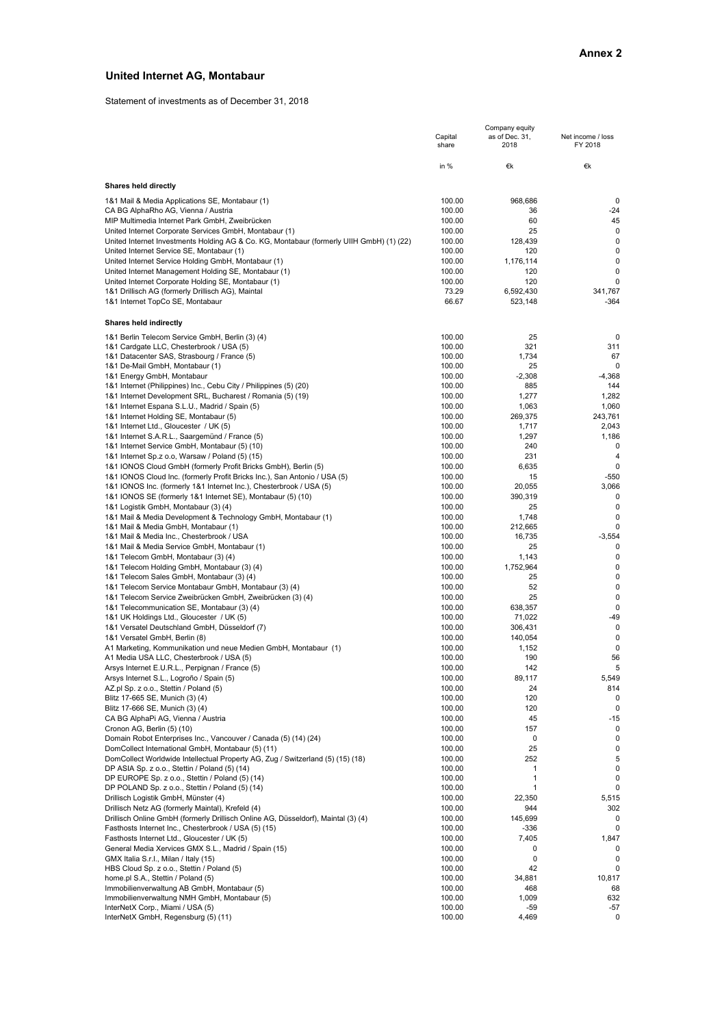**Annex 2**

## United Internet AG, Montabaur

Statement of investments as of December 31, 2018

| | Capital share | Company equity as of Dec. 31, 2018 | Net income / loss FY 2018 |
|---|---|---|---|
| | in % | €k | €k |
| **Shares held directly** | | | |
| 1&1 Mail & Media Applications SE, Montabaur (1) | 100.00 | 968,686 | 0 |
| CA BG AlphaRho AG, Vienna / Austria | 100.00 | 36 | -24 |
| MIP Multimedia Internet Park GmbH, Zweibrücken | 100.00 | 60 | 45 |
| United Internet Corporate Services GmbH, Montabaur (1) | 100.00 | 25 | 0 |
| United Internet Investments Holding AG & Co. KG, Montabaur (formerly UIIH GmbH) (1) (22) | 100.00 | 128,439 | 0 |
| United Internet Service SE, Montabaur (1) | 100.00 | 120 | 0 |
| United Internet Service Holding GmbH, Montabaur (1) | 100.00 | 1,176,114 | 0 |
| United Internet Management Holding SE, Montabaur (1) | 100.00 | 120 | 0 |
| United Internet Corporate Holding SE, Montabaur (1) | 100.00 | 120 | 0 |
| 1&1 Drillisch AG (formerly Drillisch AG), Maintal | 73.29 | 6,592,430 | 341,767 |
| 1&1 Internet TopCo SE, Montabaur | 66.67 | 523,148 | -364 |
| **Shares held indirectly** | | | |
| 1&1 Berlin Telecom Service GmbH, Berlin (3) (4) | 100.00 | 25 | 0 |
| 1&1 Cardgate LLC, Chesterbrook / USA (5) | 100.00 | 321 | 311 |
| 1&1 Datacenter SAS, Strasbourg / France (5) | 100.00 | 1,734 | 67 |
| 1&1 De-Mail GmbH, Montabaur (1) | 100.00 | 25 | 0 |
| 1&1 Energy GmbH, Montabaur | 100.00 | -2,308 | -4,368 |
| 1&1 Internet (Philippines) Inc., Cebu City / Philippines (5) (20) | 100.00 | 885 | 144 |
| 1&1 Internet Development SRL, Bucharest / Romania (5) (19) | 100.00 | 1,277 | 1,282 |
| 1&1 Internet Espana S.L.U., Madrid / Spain (5) | 100.00 | 1,063 | 1,060 |
| 1&1 Internet Holding SE, Montabaur (5) | 100.00 | 269,375 | 243,761 |
| 1&1 Internet Ltd., Gloucester / UK (5) | 100.00 | 1,717 | 2,043 |
| 1&1 Internet S.A.R.L., Saargemünd / France (5) | 100.00 | 1,297 | 1,186 |
| 1&1 Internet Service GmbH, Montabaur (5) (10) | 100.00 | 240 | 0 |
| 1&1 Internet Sp.z o.o, Warsaw / Poland (5) (15) | 100.00 | 231 | 4 |
| 1&1 IONOS Cloud GmbH (formerly Profit Bricks GmbH), Berlin (5) | 100.00 | 6,635 | 0 |
| 1&1 IONOS Cloud Inc. (formerly Profit Bricks Inc.), San Antonio / USA (5) | 100.00 | 15 | -550 |
| 1&1 IONOS Inc. (formerly 1&1 Internet Inc.), Chesterbrook / USA (5) | 100.00 | 20,055 | 3,066 |
| 1&1 IONOS SE (formerly 1&1 Internet SE), Montabaur (5) (10) | 100.00 | 390,319 | 0 |
| 1&1 Logistik GmbH, Montabaur (3) (4) | 100.00 | 25 | 0 |
| 1&1 Mail & Media Development & Technology GmbH, Montabaur (1) | 100.00 | 1,748 | 0 |
| 1&1 Mail & Media GmbH, Montabaur (1) | 100.00 | 212,665 | 0 |
| 1&1 Mail & Media Inc., Chesterbrook / USA | 100.00 | 16,735 | -3,554 |
| 1&1 Mail & Media Service GmbH, Montabaur (1) | 100.00 | 25 | 0 |
| 1&1 Telecom GmbH, Montabaur (3) (4) | 100.00 | 1,143 | 0 |
| 1&1 Telecom Holding GmbH, Montabaur (3) (4) | 100.00 | 1,752,964 | 0 |
| 1&1 Telecom Sales GmbH, Montabaur (3) (4) | 100.00 | 25 | 0 |
| 1&1 Telecom Service Montabaur GmbH, Montabaur (3) (4) | 100.00 | 52 | 0 |
| 1&1 Telecom Service Zweibrücken GmbH, Zweibrücken (3) (4) | 100.00 | 25 | 0 |
| 1&1 Telecommunication SE, Montabaur (3) (4) | 100.00 | 638,357 | 0 |
| 1&1 UK Holdings Ltd., Gloucester / UK (5) | 100.00 | 71,022 | -49 |
| 1&1 Versatel Deutschland GmbH, Düsseldorf (7) | 100.00 | 306,431 | 0 |
| 1&1 Versatel GmbH, Berlin (8) | 100.00 | 140,054 | 0 |
| A1 Marketing, Kommunikation und neue Medien GmbH, Montabaur (1) | 100.00 | 1,152 | 0 |
| A1 Media USA LLC, Chesterbrook / USA (5) | 100.00 | 190 | 56 |
| Arsys Internet E.U.R.L., Perpignan / France (5) | 100.00 | 142 | 5 |
| Arsys Internet S.L., Logroño / Spain (5) | 100.00 | 89,117 | 5,549 |
| AZ.pl Sp. z o.o., Stettin / Poland (5) | 100.00 | 24 | 814 |
| Blitz 17-665 SE, Munich (3) (4) | 100.00 | 120 | 0 |
| Blitz 17-666 SE, Munich (3) (4) | 100.00 | 120 | 0 |
| CA BG AlphaPi AG, Vienna / Austria | 100.00 | 45 | -15 |
| Cronon AG, Berlin (5) (10) | 100.00 | 157 | 0 |
| Domain Robot Enterprises Inc., Vancouver / Canada (5) (14) (24) | 100.00 | 0 | 0 |
| DomCollect International GmbH, Montabaur (5) (11) | 100.00 | 25 | 0 |
| DomCollect Worldwide Intellectual Property AG, Zug / Switzerland (5) (15) (18) | 100.00 | 252 | 5 |
| DP ASIA Sp. z o.o., Stettin / Poland (5) (14) | 100.00 | 1 | 0 |
| DP EUROPE Sp. z o.o., Stettin / Poland (5) (14) | 100.00 | 1 | 0 |
| DP POLAND Sp. z o.o., Stettin / Poland (5) (14) | 100.00 | 1 | 0 |
| Drillisch Logistik GmbH, Münster (4) | 100.00 | 22,350 | 5,515 |
| Drillisch Netz AG (formerly Maintal), Krefeld (4) | 100.00 | 944 | 302 |
| Drillisch Online GmbH (formerly Drillisch Online AG, Düsseldorf), Maintal (3) (4) | 100.00 | 145,699 | 0 |
| Fasthosts Internet Inc., Chesterbrook / USA (5) (15) | 100.00 | -336 | 0 |
| Fasthosts Internet Ltd., Gloucester / UK (5) | 100.00 | 7,405 | 1,847 |
| General Media Xervices GMX S.L., Madrid / Spain (15) | 100.00 | 0 | 0 |
| GMX Italia S.r.l., Milan / Italy (15) | 100.00 | 0 | 0 |
| HBS Cloud Sp. z o.o., Stettin / Poland (5) | 100.00 | 42 | 0 |
| home.pl S.A., Stettin / Poland (5) | 100.00 | 34,881 | 10,817 |
| Immobilienverwaltung AB GmbH, Montabaur (5) | 100.00 | 468 | 68 |
| Immobilienverwaltung NMH GmbH, Montabaur (5) | 100.00 | 1,009 | 632 |
| InterNetX Corp., Miami / USA (5) | 100.00 | -59 | -57 |
| InterNetX GmbH, Regensburg (5) (11) | 100.00 | 4,469 | 0 |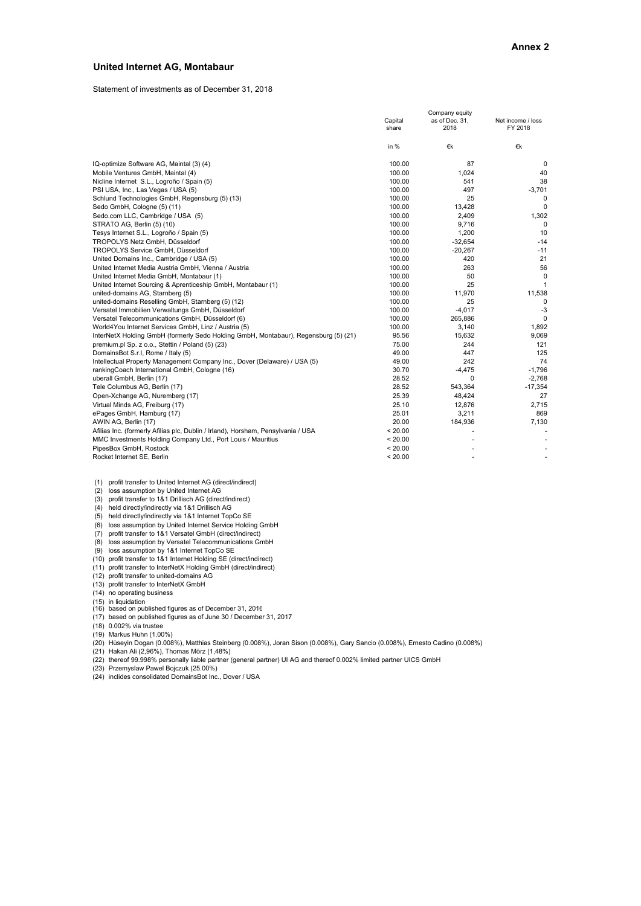**Annex 2**

## United Internet AG, Montabaur

Statement of investments as of December 31, 2018

| | Capital share | Company equity as of Dec. 31, 2018 | Net income / loss FY 2018 |
|---|---|---|---|
| | in % | €k | €k |
| IQ-optimize Software AG, Maintal (3) (4) | 100.00 | 87 | 0 |
| Mobile Ventures GmbH, Maintal (4) | 100.00 | 1,024 | 40 |
| Nicline Internet S.L., Logroño / Spain (5) | 100.00 | 541 | 38 |
| PSI USA, Inc., Las Vegas / USA (5) | 100.00 | 497 | -3,701 |
| Schlund Technologies GmbH, Regensburg (5) (13) | 100.00 | 25 | 0 |
| Sedo GmbH, Cologne (5) (11) | 100.00 | 13,428 | 0 |
| Sedo.com LLC, Cambridge / USA (5) | 100.00 | 2,409 | 1,302 |
| STRATO AG, Berlin (5) (10) | 100.00 | 9,716 | 0 |
| Tesys Internet S.L., Logroño / Spain (5) | 100.00 | 1,200 | 10 |
| TROPOLYS Netz GmbH, Düsseldorf | 100.00 | -32,654 | -14 |
| TROPOLYS Service GmbH, Düsseldorf | 100.00 | -20,267 | -11 |
| United Domains Inc., Cambridge / USA (5) | 100.00 | 420 | 21 |
| United Internet Media Austria GmbH, Vienna / Austria | 100.00 | 263 | 56 |
| United Internet Media GmbH, Montabaur (1) | 100.00 | 50 | 0 |
| United Internet Sourcing & Aprenticeship GmbH, Montabaur (1) | 100.00 | 25 | 1 |
| united-domains AG, Starnberg (5) | 100.00 | 11,970 | 11,538 |
| united-domains Reselling GmbH, Starnberg (5) (12) | 100.00 | 25 | 0 |
| Versatel Immobilien Verwaltungs GmbH, Düsseldorf | 100.00 | -4,017 | -3 |
| Versatel Telecommunications GmbH, Düsseldorf (6) | 100.00 | 265,886 | 0 |
| World4You Internet Services GmbH, Linz / Austria (5) | 100.00 | 3,140 | 1,892 |
| InterNetX Holding GmbH (formerly Sedo Holding GmbH, Montabaur), Regensburg (5) (21) | 95.56 | 15,632 | 9,069 |
| premium.pl Sp. z o.o., Stettin / Poland (5) (23) | 75.00 | 244 | 121 |
| DomainsBot S.r.l, Rome / Italy (5) | 49.00 | 447 | 125 |
| Intellectual Property Management Company Inc., Dover (Delaware) / USA (5) | 49.00 | 242 | 74 |
| rankingCoach International GmbH, Cologne (16) | 30.70 | -4,475 | -1,796 |
| uberall GmbH, Berlin (17) | 28.52 | 0 | -2,768 |
| Tele Columbus AG, Berlin (17) | 28.52 | 543,364 | -17,354 |
| Open-Xchange AG, Nuremberg (17) | 25.39 | 48,424 | 27 |
| Virtual Minds AG, Freiburg (17) | 25.10 | 12,876 | 2,715 |
| ePages GmbH, Hamburg (17) | 25.01 | 3,211 | 869 |
| AWIN AG, Berlin (17) | 20.00 | 184,936 | 7,130 |
| Afilias Inc. (formerly Afilias plc, Dublin / Irland), Horsham, Pensylvania / USA | < 20.00 | - | - |
| MMC Investments Holding Company Ltd., Port Louis / Mauritius | < 20.00 | - | - |
| PipesBox GmbH, Rostock | < 20.00 | - | - |
| Rocket Internet SE, Berlin | < 20.00 | - | - |

(1) profit transfer to United Internet AG (direct/indirect)
(2) loss assumption by United Internet AG
(3) profit transfer to 1&1 Drillisch AG (direct/indirect)
(4) held directly/indirectly via 1&1 Drillisch AG
(5) held directly/indirectly via 1&1 Internet TopCo SE
(6) loss assumption by United Internet Service Holding GmbH
(7) profit transfer to 1&1 Versatel GmbH (direct/indirect)
(8) loss assumption by Versatel Telecommunications GmbH
(9) loss assumption by 1&1 Internet TopCo SE
(10) profit transfer to 1&1 Internet Holding SE (direct/indirect)
(11) profit transfer to InterNetX Holding GmbH (direct/indirect)
(12) profit transfer to united-domains AG
(13) profit transfer to InterNetX GmbH
(14) no operating business
(15) in liquidation
(16) based on published figures as of December 31, 2016
(17) based on published figures as of June 30 / December 31, 2017
(18) 0.002% via trustee
(19) Markus Huhn (1.00%)
(20) Hüseyin Dogan (0.008%), Matthias Steinberg (0.008%), Joran Sison (0.008%), Gary Sancio (0.008%), Ernesto Cadino (0.008%)
(21) Hakan Ali (2,96%), Thomas Mörz (1,48%)
(22) thereof 99.998% personally liable partner (general partner) UI AG and thereof 0.002% limited partner UICS GmbH
(23) Przemyslaw Pawel Bojczuk (25.00%)
(24) inclides consolidated DomainsBot Inc., Dover / USA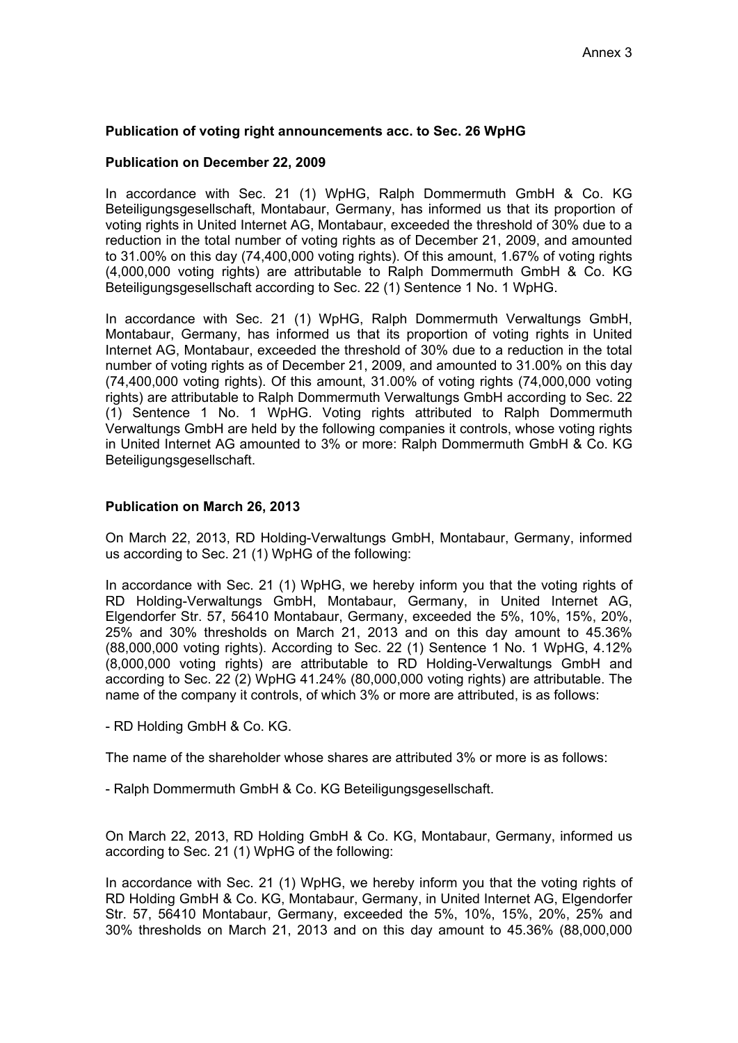Annex 3

**Publication of voting right announcements acc. to Sec. 26 WpHG**

**Publication on December 22, 2009**

In accordance with Sec. 21 (1) WpHG, Ralph Dommermuth GmbH & Co. KG Beteiligungsgesellschaft, Montabaur, Germany, has informed us that its proportion of voting rights in United Internet AG, Montabaur, exceeded the threshold of 30% due to a reduction in the total number of voting rights as of December 21, 2009, and amounted to 31.00% on this day (74,400,000 voting rights). Of this amount, 1.67% of voting rights (4,000,000 voting rights) are attributable to Ralph Dommermuth GmbH & Co. KG Beteiligungsgesellschaft according to Sec. 22 (1) Sentence 1 No. 1 WpHG.

In accordance with Sec. 21 (1) WpHG, Ralph Dommermuth Verwaltungs GmbH, Montabaur, Germany, has informed us that its proportion of voting rights in United Internet AG, Montabaur, exceeded the threshold of 30% due to a reduction in the total number of voting rights as of December 21, 2009, and amounted to 31.00% on this day (74,400,000 voting rights). Of this amount, 31.00% of voting rights (74,000,000 voting rights) are attributable to Ralph Dommermuth Verwaltungs GmbH according to Sec. 22 (1) Sentence 1 No. 1 WpHG. Voting rights attributed to Ralph Dommermuth Verwaltungs GmbH are held by the following companies it controls, whose voting rights in United Internet AG amounted to 3% or more: Ralph Dommermuth GmbH & Co. KG Beteiligungsgesellschaft.

**Publication on March 26, 2013**

On March 22, 2013, RD Holding-Verwaltungs GmbH, Montabaur, Germany, informed us according to Sec. 21 (1) WpHG of the following:

In accordance with Sec. 21 (1) WpHG, we hereby inform you that the voting rights of RD Holding-Verwaltungs GmbH, Montabaur, Germany, in United Internet AG, Elgendorfer Str. 57, 56410 Montabaur, Germany, exceeded the 5%, 10%, 15%, 20%, 25% and 30% thresholds on March 21, 2013 and on this day amount to 45.36% (88,000,000 voting rights). According to Sec. 22 (1) Sentence 1 No. 1 WpHG, 4.12% (8,000,000 voting rights) are attributable to RD Holding-Verwaltungs GmbH and according to Sec. 22 (2) WpHG 41.24% (80,000,000 voting rights) are attributable. The name of the company it controls, of which 3% or more are attributed, is as follows:

- RD Holding GmbH & Co. KG.

The name of the shareholder whose shares are attributed 3% or more is as follows:

- Ralph Dommermuth GmbH & Co. KG Beteiligungsgesellschaft.

On March 22, 2013, RD Holding GmbH & Co. KG, Montabaur, Germany, informed us according to Sec. 21 (1) WpHG of the following:

In accordance with Sec. 21 (1) WpHG, we hereby inform you that the voting rights of RD Holding GmbH & Co. KG, Montabaur, Germany, in United Internet AG, Elgendorfer Str. 57, 56410 Montabaur, Germany, exceeded the 5%, 10%, 15%, 20%, 25% and 30% thresholds on March 21, 2013 and on this day amount to 45.36% (88,000,000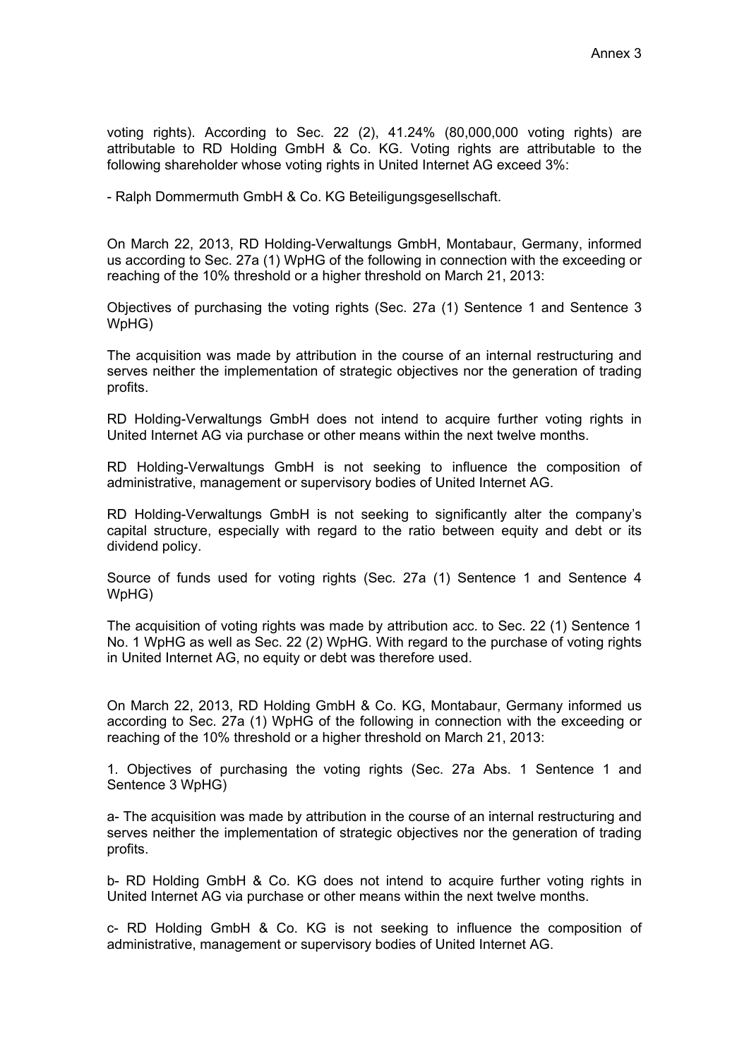voting rights). According to Sec. 22 (2), 41.24% (80,000,000 voting rights) are attributable to RD Holding GmbH & Co. KG. Voting rights are attributable to the following shareholder whose voting rights in United Internet AG exceed 3%:

- Ralph Dommermuth GmbH & Co. KG Beteiligungsgesellschaft.

On March 22, 2013, RD Holding-Verwaltungs GmbH, Montabaur, Germany, informed us according to Sec. 27a (1) WpHG of the following in connection with the exceeding or reaching of the 10% threshold or a higher threshold on March 21, 2013:

Objectives of purchasing the voting rights (Sec. 27a (1) Sentence 1 and Sentence 3 WpHG)

The acquisition was made by attribution in the course of an internal restructuring and serves neither the implementation of strategic objectives nor the generation of trading profits.

RD Holding-Verwaltungs GmbH does not intend to acquire further voting rights in United Internet AG via purchase or other means within the next twelve months.

RD Holding-Verwaltungs GmbH is not seeking to influence the composition of administrative, management or supervisory bodies of United Internet AG.

RD Holding-Verwaltungs GmbH is not seeking to significantly alter the company's capital structure, especially with regard to the ratio between equity and debt or its dividend policy.

Source of funds used for voting rights (Sec. 27a (1) Sentence 1 and Sentence 4 WpHG)

The acquisition of voting rights was made by attribution acc. to Sec. 22 (1) Sentence 1 No. 1 WpHG as well as Sec. 22 (2) WpHG. With regard to the purchase of voting rights in United Internet AG, no equity or debt was therefore used.

On March 22, 2013, RD Holding GmbH & Co. KG, Montabaur, Germany informed us according to Sec. 27a (1) WpHG of the following in connection with the exceeding or reaching of the 10% threshold or a higher threshold on March 21, 2013:

1. Objectives of purchasing the voting rights (Sec. 27a Abs. 1 Sentence 1 and Sentence 3 WpHG)

a- The acquisition was made by attribution in the course of an internal restructuring and serves neither the implementation of strategic objectives nor the generation of trading profits.

b- RD Holding GmbH & Co. KG does not intend to acquire further voting rights in United Internet AG via purchase or other means within the next twelve months.

c- RD Holding GmbH & Co. KG is not seeking to influence the composition of administrative, management or supervisory bodies of United Internet AG.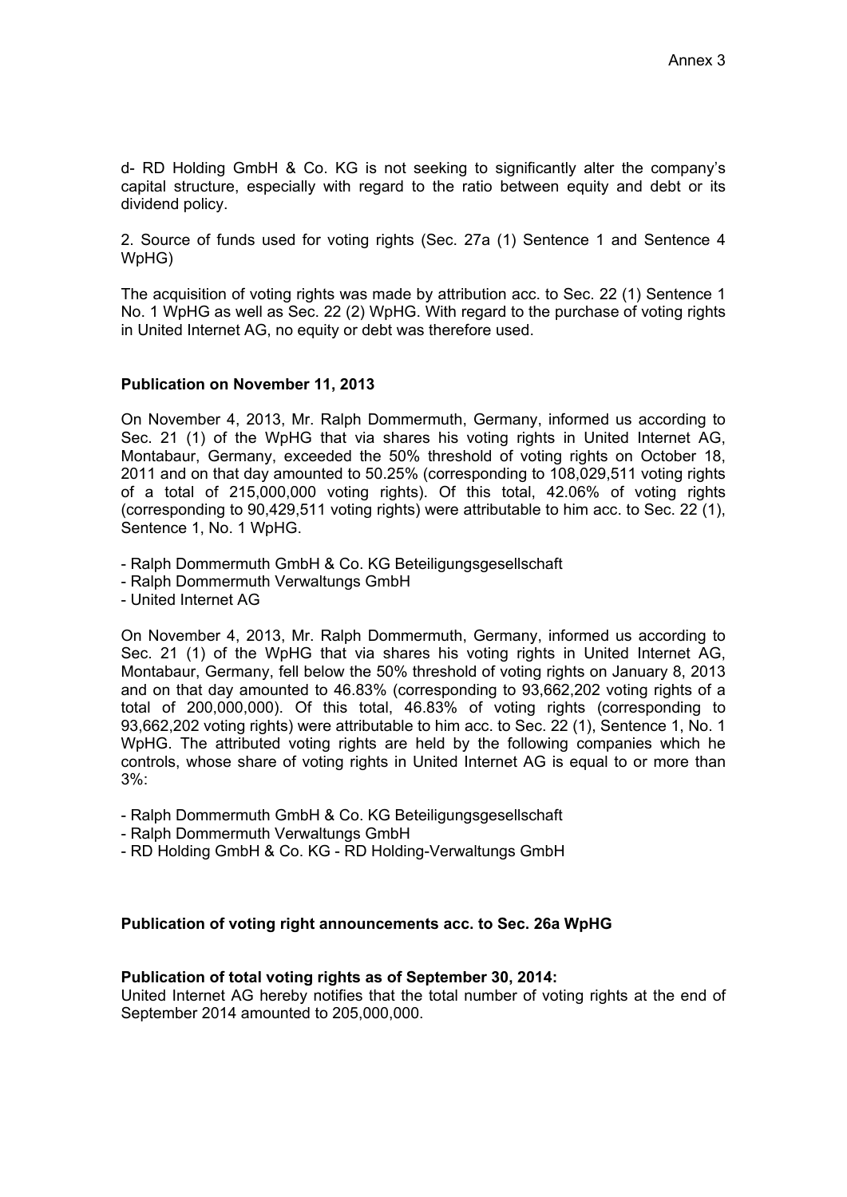d- RD Holding GmbH & Co. KG is not seeking to significantly alter the company's capital structure, especially with regard to the ratio between equity and debt or its dividend policy.

2. Source of funds used for voting rights (Sec. 27a (1) Sentence 1 and Sentence 4 WpHG)

The acquisition of voting rights was made by attribution acc. to Sec. 22 (1) Sentence 1 No. 1 WpHG as well as Sec. 22 (2) WpHG. With regard to the purchase of voting rights in United Internet AG, no equity or debt was therefore used.

**Publication on November 11, 2013**

On November 4, 2013, Mr. Ralph Dommermuth, Germany, informed us according to Sec. 21 (1) of the WpHG that via shares his voting rights in United Internet AG, Montabaur, Germany, exceeded the 50% threshold of voting rights on October 18, 2011 and on that day amounted to 50.25% (corresponding to 108,029,511 voting rights of a total of 215,000,000 voting rights). Of this total, 42.06% of voting rights (corresponding to 90,429,511 voting rights) were attributable to him acc. to Sec. 22 (1), Sentence 1, No. 1 WpHG.

- Ralph Dommermuth GmbH & Co. KG Beteiligungsgesellschaft
- Ralph Dommermuth Verwaltungs GmbH
- United Internet AG

On November 4, 2013, Mr. Ralph Dommermuth, Germany, informed us according to Sec. 21 (1) of the WpHG that via shares his voting rights in United Internet AG, Montabaur, Germany, fell below the 50% threshold of voting rights on January 8, 2013 and on that day amounted to 46.83% (corresponding to 93,662,202 voting rights of a total of 200,000,000). Of this total, 46.83% of voting rights (corresponding to 93,662,202 voting rights) were attributable to him acc. to Sec. 22 (1), Sentence 1, No. 1 WpHG. The attributed voting rights are held by the following companies which he controls, whose share of voting rights in United Internet AG is equal to or more than 3%:

- Ralph Dommermuth GmbH & Co. KG Beteiligungsgesellschaft
- Ralph Dommermuth Verwaltungs GmbH
- RD Holding GmbH & Co. KG - RD Holding-Verwaltungs GmbH

**Publication of voting right announcements acc. to Sec. 26a WpHG**

**Publication of total voting rights as of September 30, 2014:**
United Internet AG hereby notifies that the total number of voting rights at the end of September 2014 amounted to 205,000,000.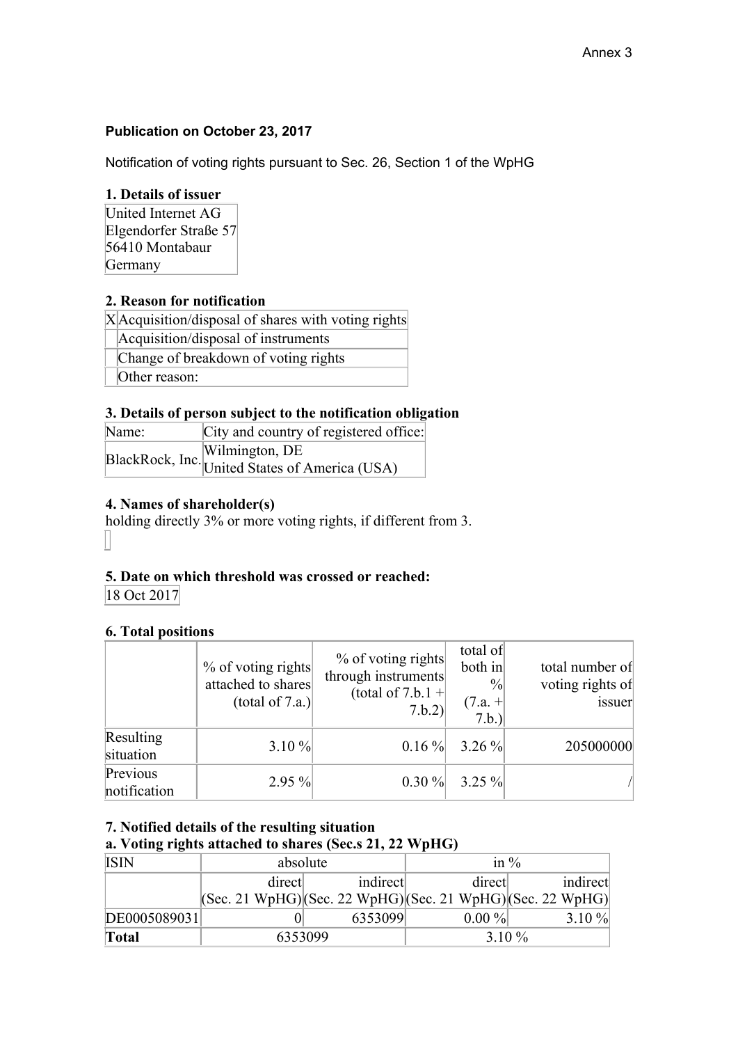Annex 3

**Publication on October 23, 2017**

Notification of voting rights pursuant to Sec. 26, Section 1 of the WpHG

### 1. Details of issuer

| United Internet AG<br>Elgendorfer Straße 57<br>56410 Montabaur<br>Germany |
|---|

### 2. Reason for notification

| | |
|---|---|
| X | Acquisition/disposal of shares with voting rights |
| | Acquisition/disposal of instruments |
| | Change of breakdown of voting rights |
| | Other reason: |

### 3. Details of person subject to the notification obligation

| Name: | City and country of registered office: |
|---|---|
| BlackRock, Inc. | Wilmington, DE<br>United States of America (USA) |

### 4. Names of shareholder(s)

holding directly 3% or more voting rights, if different from 3.

### 5. Date on which threshold was crossed or reached:

| 18 Oct 2017 |
|---|

### 6. Total positions

| | % of voting rights attached to shares (total of 7.a.) | % of voting rights through instruments (total of 7.b.1 + 7.b.2) | total of both in % (7.a. + 7.b.) | total number of voting rights of issuer |
|---|---|---|---|---|
| Resulting situation | 3.10 % | 0.16 % | 3.26 % | 205000000 |
| Previous notification | 2.95 % | 0.30 % | 3.25 % | / |

### 7. Notified details of the resulting situation

**a. Voting rights attached to shares (Sec.s 21, 22 WpHG)**

| ISIN | absolute | | in % | |
|---|---|---|---|---|
| | direct (Sec. 21 WpHG) | indirect (Sec. 22 WpHG) | direct (Sec. 21 WpHG) | indirect (Sec. 22 WpHG) |
| DE0005089031 | 0 | 6353099 | 0.00 % | 3.10 % |
| **Total** | 6353099 | | 3.10 % | |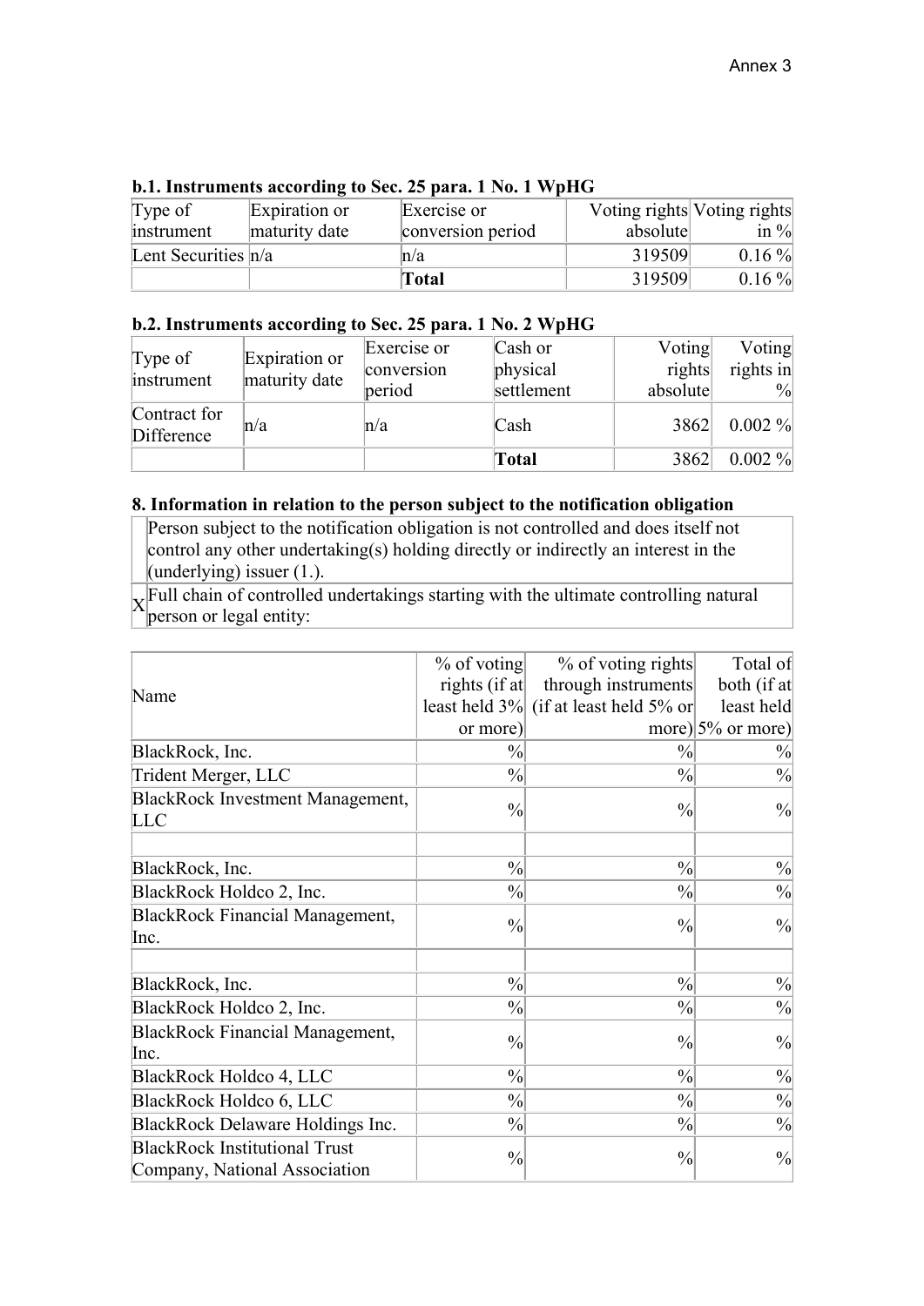Annex 3

### b.1. Instruments according to Sec. 25 para. 1 No. 1 WpHG

| Type of instrument | Expiration or maturity date | Exercise or conversion period | Voting rights absolute | Voting rights in % |
|---|---|---|---|---|
| Lent Securities | n/a | n/a | 319509 | 0.16 % |
| | | **Total** | 319509 | 0.16 % |

### b.2. Instruments according to Sec. 25 para. 1 No. 2 WpHG

| Type of instrument | Expiration or maturity date | Exercise or conversion period | Cash or physical settlement | Voting rights absolute | Voting rights in % |
|---|---|---|---|---|---|
| Contract for Difference | n/a | n/a | Cash | 3862 | 0.002 % |
| | | | **Total** | 3862 | 0.002 % |

### 8. Information in relation to the person subject to the notification obligation

| | |
|---|---|
| | Person subject to the notification obligation is not controlled and does itself not control any other undertaking(s) holding directly or indirectly an interest in the (underlying) issuer (1.). |
| X | Full chain of controlled undertakings starting with the ultimate controlling natural person or legal entity: |

| Name | % of voting rights (if at least held 3% or more) | % of voting rights through instruments (if at least held 5% or more) | Total of both (if at least held 5% or more) |
|---|---|---|---|
| BlackRock, Inc. | % | % | % |
| Trident Merger, LLC | % | % | % |
| BlackRock Investment Management, LLC | % | % | % |
| | | | |
| BlackRock, Inc. | % | % | % |
| BlackRock Holdco 2, Inc. | % | % | % |
| BlackRock Financial Management, Inc. | % | % | % |
| | | | |
| BlackRock, Inc. | % | % | % |
| BlackRock Holdco 2, Inc. | % | % | % |
| BlackRock Financial Management, Inc. | % | % | % |
| BlackRock Holdco 4, LLC | % | % | % |
| BlackRock Holdco 6, LLC | % | % | % |
| BlackRock Delaware Holdings Inc. | % | % | % |
| BlackRock Institutional Trust Company, National Association | % | % | % |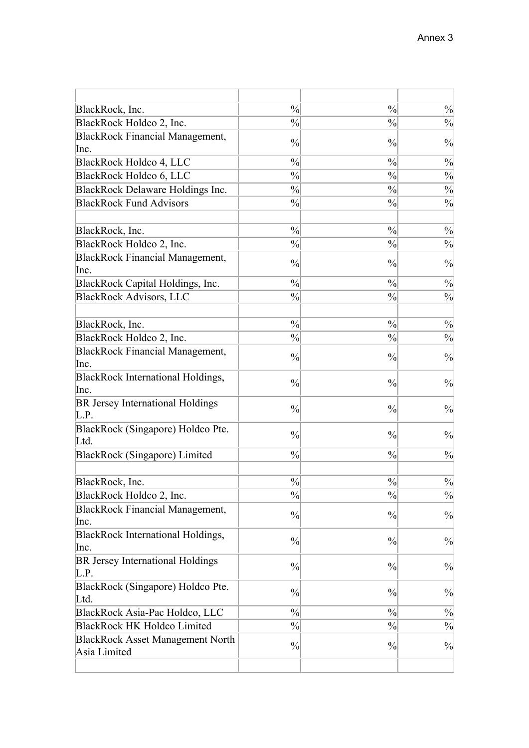Annex 3

| | | | |
|---|---|---|---|
| BlackRock, Inc. | % | % | % |
| BlackRock Holdco 2, Inc. | % | % | % |
| BlackRock Financial Management, Inc. | % | % | % |
| BlackRock Holdco 4, LLC | % | % | % |
| BlackRock Holdco 6, LLC | % | % | % |
| BlackRock Delaware Holdings Inc. | % | % | % |
| BlackRock Fund Advisors | % | % | % |
| | | | |
| BlackRock, Inc. | % | % | % |
| BlackRock Holdco 2, Inc. | % | % | % |
| BlackRock Financial Management, Inc. | % | % | % |
| BlackRock Capital Holdings, Inc. | % | % | % |
| BlackRock Advisors, LLC | % | % | % |
| | | | |
| BlackRock, Inc. | % | % | % |
| BlackRock Holdco 2, Inc. | % | % | % |
| BlackRock Financial Management, Inc. | % | % | % |
| BlackRock International Holdings, Inc. | % | % | % |
| BR Jersey International Holdings L.P. | % | % | % |
| BlackRock (Singapore) Holdco Pte. Ltd. | % | % | % |
| BlackRock (Singapore) Limited | % | % | % |
| | | | |
| BlackRock, Inc. | % | % | % |
| BlackRock Holdco 2, Inc. | % | % | % |
| BlackRock Financial Management, Inc. | % | % | % |
| BlackRock International Holdings, Inc. | % | % | % |
| BR Jersey International Holdings L.P. | % | % | % |
| BlackRock (Singapore) Holdco Pte. Ltd. | % | % | % |
| BlackRock Asia-Pac Holdco, LLC | % | % | % |
| BlackRock HK Holdco Limited | % | % | % |
| BlackRock Asset Management North Asia Limited | % | % | % |
| | | | |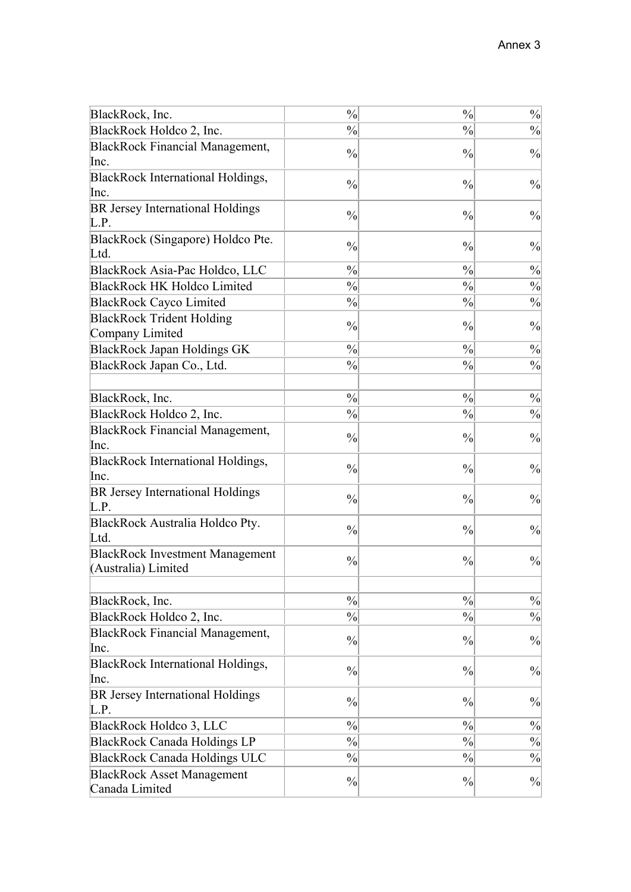Annex 3

| | | | |
|---|---|---|---|
| BlackRock, Inc. | % | % | % |
| BlackRock Holdco 2, Inc. | % | % | % |
| BlackRock Financial Management, Inc. | % | % | % |
| BlackRock International Holdings, Inc. | % | % | % |
| BR Jersey International Holdings L.P. | % | % | % |
| BlackRock (Singapore) Holdco Pte. Ltd. | % | % | % |
| BlackRock Asia-Pac Holdco, LLC | % | % | % |
| BlackRock HK Holdco Limited | % | % | % |
| BlackRock Cayco Limited | % | % | % |
| BlackRock Trident Holding Company Limited | % | % | % |
| BlackRock Japan Holdings GK | % | % | % |
| BlackRock Japan Co., Ltd. | % | % | % |
| | | | |
| BlackRock, Inc. | % | % | % |
| BlackRock Holdco 2, Inc. | % | % | % |
| BlackRock Financial Management, Inc. | % | % | % |
| BlackRock International Holdings, Inc. | % | % | % |
| BR Jersey International Holdings L.P. | % | % | % |
| BlackRock Australia Holdco Pty. Ltd. | % | % | % |
| BlackRock Investment Management (Australia) Limited | % | % | % |
| | | | |
| BlackRock, Inc. | % | % | % |
| BlackRock Holdco 2, Inc. | % | % | % |
| BlackRock Financial Management, Inc. | % | % | % |
| BlackRock International Holdings, Inc. | % | % | % |
| BR Jersey International Holdings L.P. | % | % | % |
| BlackRock Holdco 3, LLC | % | % | % |
| BlackRock Canada Holdings LP | % | % | % |
| BlackRock Canada Holdings ULC | % | % | % |
| BlackRock Asset Management Canada Limited | % | % | % |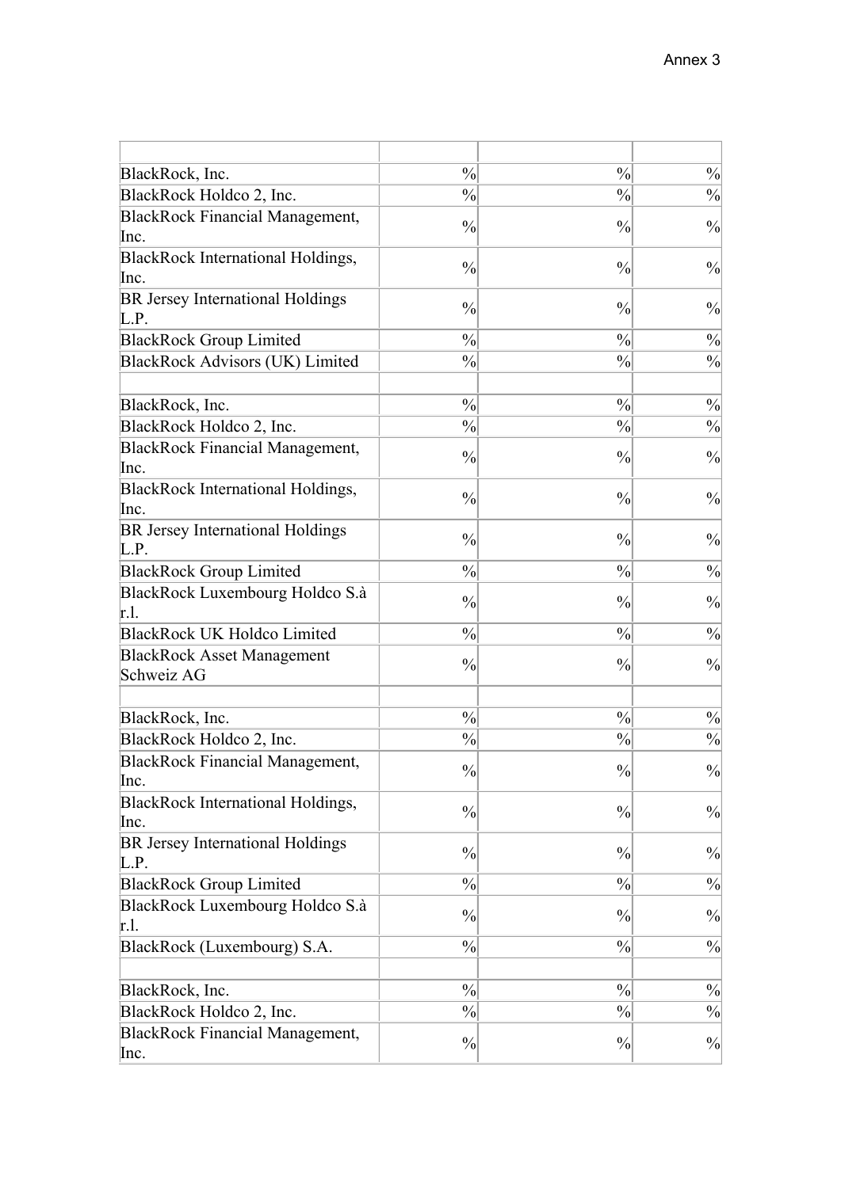Annex 3

| | | | |
|---|---|---|---|
| BlackRock, Inc. | % | % | % |
| BlackRock Holdco 2, Inc. | % | % | % |
| BlackRock Financial Management, Inc. | % | % | % |
| BlackRock International Holdings, Inc. | % | % | % |
| BR Jersey International Holdings L.P. | % | % | % |
| BlackRock Group Limited | % | % | % |
| BlackRock Advisors (UK) Limited | % | % | % |
| | | | |
| BlackRock, Inc. | % | % | % |
| BlackRock Holdco 2, Inc. | % | % | % |
| BlackRock Financial Management, Inc. | % | % | % |
| BlackRock International Holdings, Inc. | % | % | % |
| BR Jersey International Holdings L.P. | % | % | % |
| BlackRock Group Limited | % | % | % |
| BlackRock Luxembourg Holdco S.à r.l. | % | % | % |
| BlackRock UK Holdco Limited | % | % | % |
| BlackRock Asset Management Schweiz AG | % | % | % |
| | | | |
| BlackRock, Inc. | % | % | % |
| BlackRock Holdco 2, Inc. | % | % | % |
| BlackRock Financial Management, Inc. | % | % | % |
| BlackRock International Holdings, Inc. | % | % | % |
| BR Jersey International Holdings L.P. | % | % | % |
| BlackRock Group Limited | % | % | % |
| BlackRock Luxembourg Holdco S.à r.l. | % | % | % |
| BlackRock (Luxembourg) S.A. | % | % | % |
| | | | |
| BlackRock, Inc. | % | % | % |
| BlackRock Holdco 2, Inc. | % | % | % |
| BlackRock Financial Management, Inc. | % | % | % |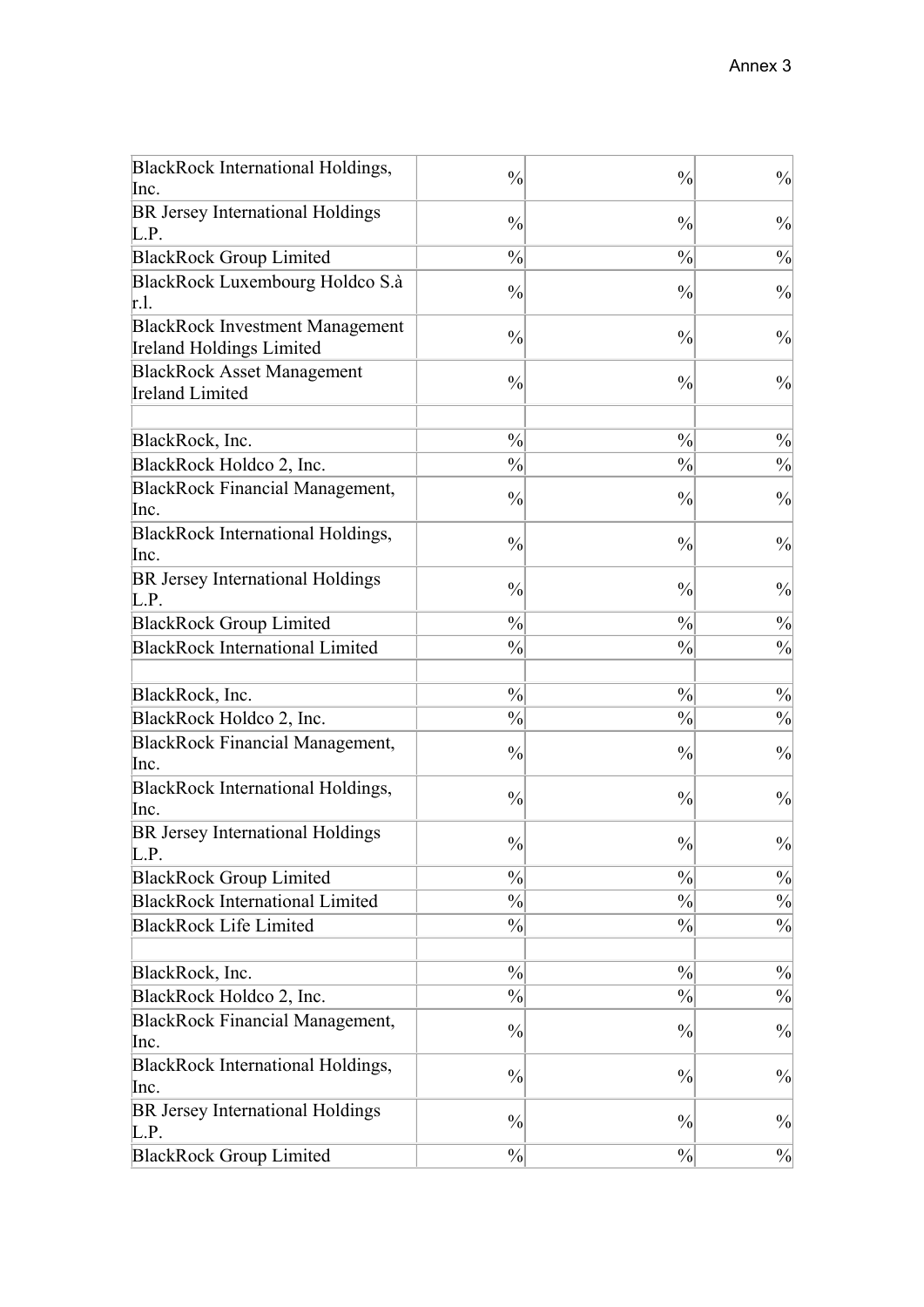| BlackRock International Holdings, Inc. | % | % | % |
|---|---|---|---|
| BR Jersey International Holdings L.P. | % | % | % |
| BlackRock Group Limited | % | % | % |
| BlackRock Luxembourg Holdco S.à r.l. | % | % | % |
| BlackRock Investment Management Ireland Holdings Limited | % | % | % |
| BlackRock Asset Management Ireland Limited | % | % | % |
| | | | |
| BlackRock, Inc. | % | % | % |
| BlackRock Holdco 2, Inc. | % | % | % |
| BlackRock Financial Management, Inc. | % | % | % |
| BlackRock International Holdings, Inc. | % | % | % |
| BR Jersey International Holdings L.P. | % | % | % |
| BlackRock Group Limited | % | % | % |
| BlackRock International Limited | % | % | % |
| | | | |
| BlackRock, Inc. | % | % | % |
| BlackRock Holdco 2, Inc. | % | % | % |
| BlackRock Financial Management, Inc. | % | % | % |
| BlackRock International Holdings, Inc. | % | % | % |
| BR Jersey International Holdings L.P. | % | % | % |
| BlackRock Group Limited | % | % | % |
| BlackRock International Limited | % | % | % |
| BlackRock Life Limited | % | % | % |
| | | | |
| BlackRock, Inc. | % | % | % |
| BlackRock Holdco 2, Inc. | % | % | % |
| BlackRock Financial Management, Inc. | % | % | % |
| BlackRock International Holdings, Inc. | % | % | % |
| BR Jersey International Holdings L.P. | % | % | % |
| BlackRock Group Limited | % | % | % |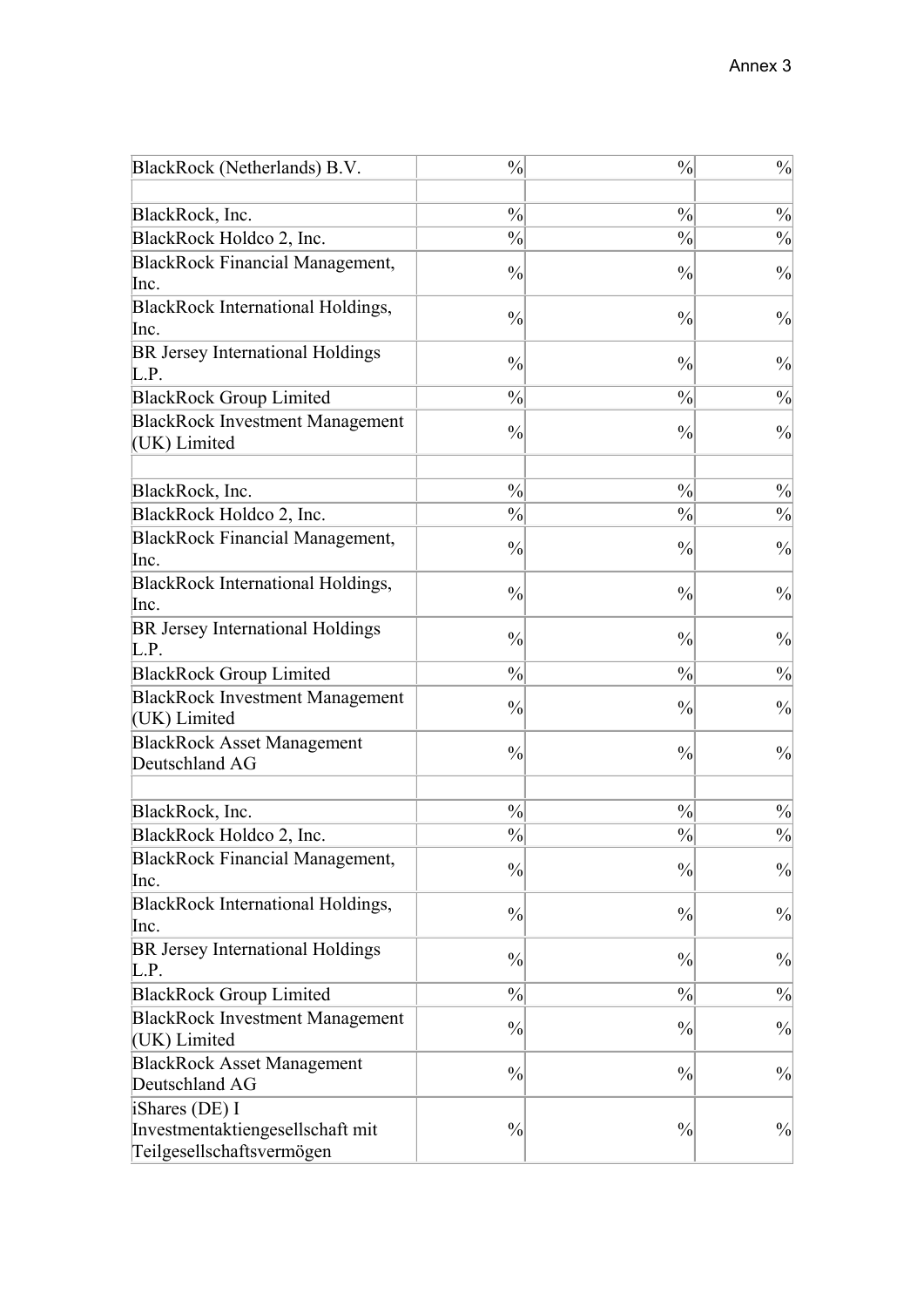| BlackRock (Netherlands) B.V. | % | % | % |
|---|---|---|---|
| | | | |
| BlackRock, Inc. | % | % | % |
| BlackRock Holdco 2, Inc. | % | % | % |
| BlackRock Financial Management, Inc. | % | % | % |
| BlackRock International Holdings, Inc. | % | % | % |
| BR Jersey International Holdings L.P. | % | % | % |
| BlackRock Group Limited | % | % | % |
| BlackRock Investment Management (UK) Limited | % | % | % |
| | | | |
| BlackRock, Inc. | % | % | % |
| BlackRock Holdco 2, Inc. | % | % | % |
| BlackRock Financial Management, Inc. | % | % | % |
| BlackRock International Holdings, Inc. | % | % | % |
| BR Jersey International Holdings L.P. | % | % | % |
| BlackRock Group Limited | % | % | % |
| BlackRock Investment Management (UK) Limited | % | % | % |
| BlackRock Asset Management Deutschland AG | % | % | % |
| | | | |
| BlackRock, Inc. | % | % | % |
| BlackRock Holdco 2, Inc. | % | % | % |
| BlackRock Financial Management, Inc. | % | % | % |
| BlackRock International Holdings, Inc. | % | % | % |
| BR Jersey International Holdings L.P. | % | % | % |
| BlackRock Group Limited | % | % | % |
| BlackRock Investment Management (UK) Limited | % | % | % |
| BlackRock Asset Management Deutschland AG | % | % | % |
| iShares (DE) I Investmentaktiengesellschaft mit Teilgesellschaftsvermögen | % | % | % |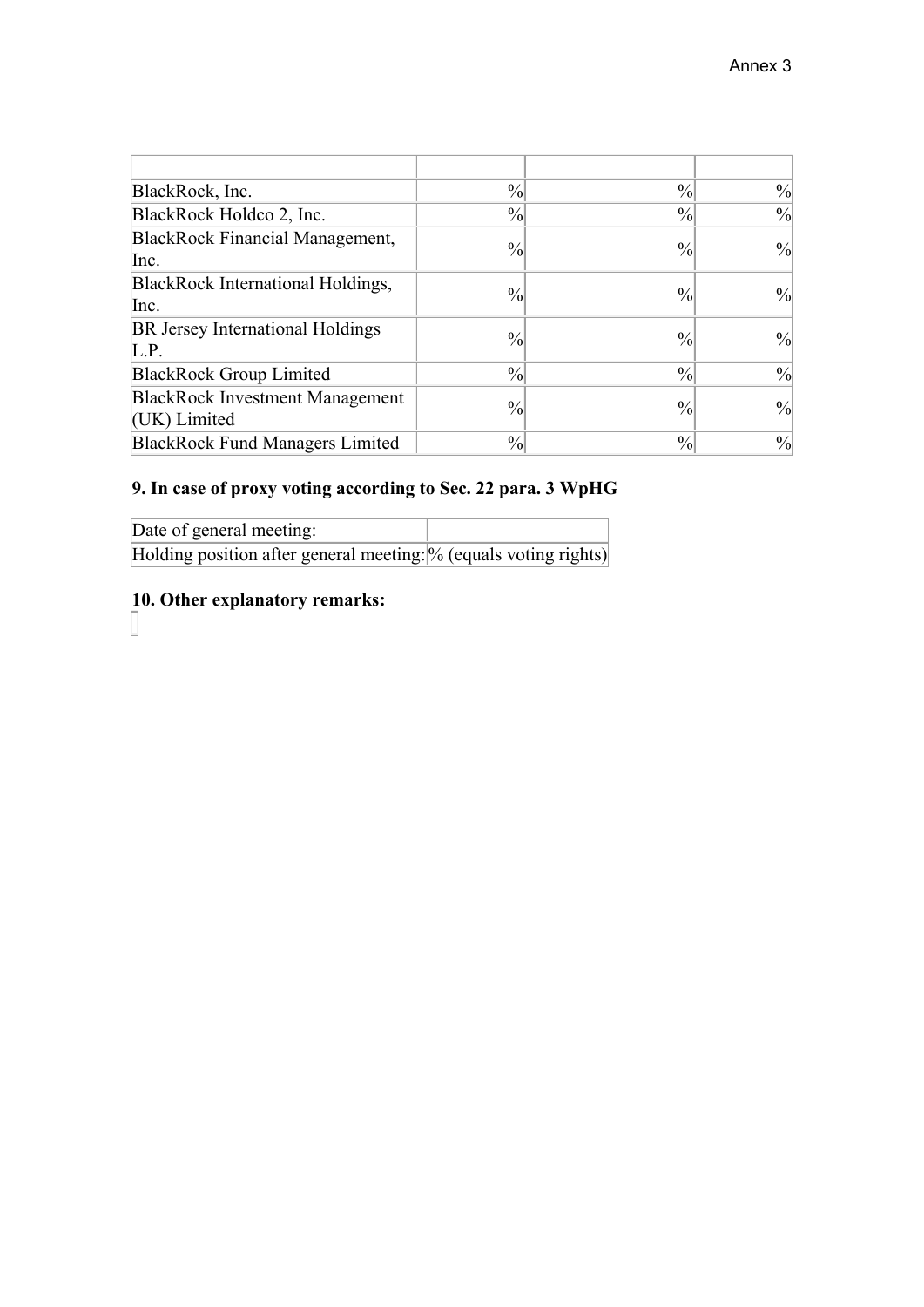Annex 3

| | | | |
|---|---|---|---|
| BlackRock, Inc. | % | % | % |
| BlackRock Holdco 2, Inc. | % | % | % |
| BlackRock Financial Management, Inc. | % | % | % |
| BlackRock International Holdings, Inc. | % | % | % |
| BR Jersey International Holdings L.P. | % | % | % |
| BlackRock Group Limited | % | % | % |
| BlackRock Investment Management (UK) Limited | % | % | % |
| BlackRock Fund Managers Limited | % | % | % |

## 9. In case of proxy voting according to Sec. 22 para. 3 WpHG

| | |
|---|---|
| Date of general meeting: | |
| Holding position after general meeting: | % (equals voting rights) |

## 10. Other explanatory remarks: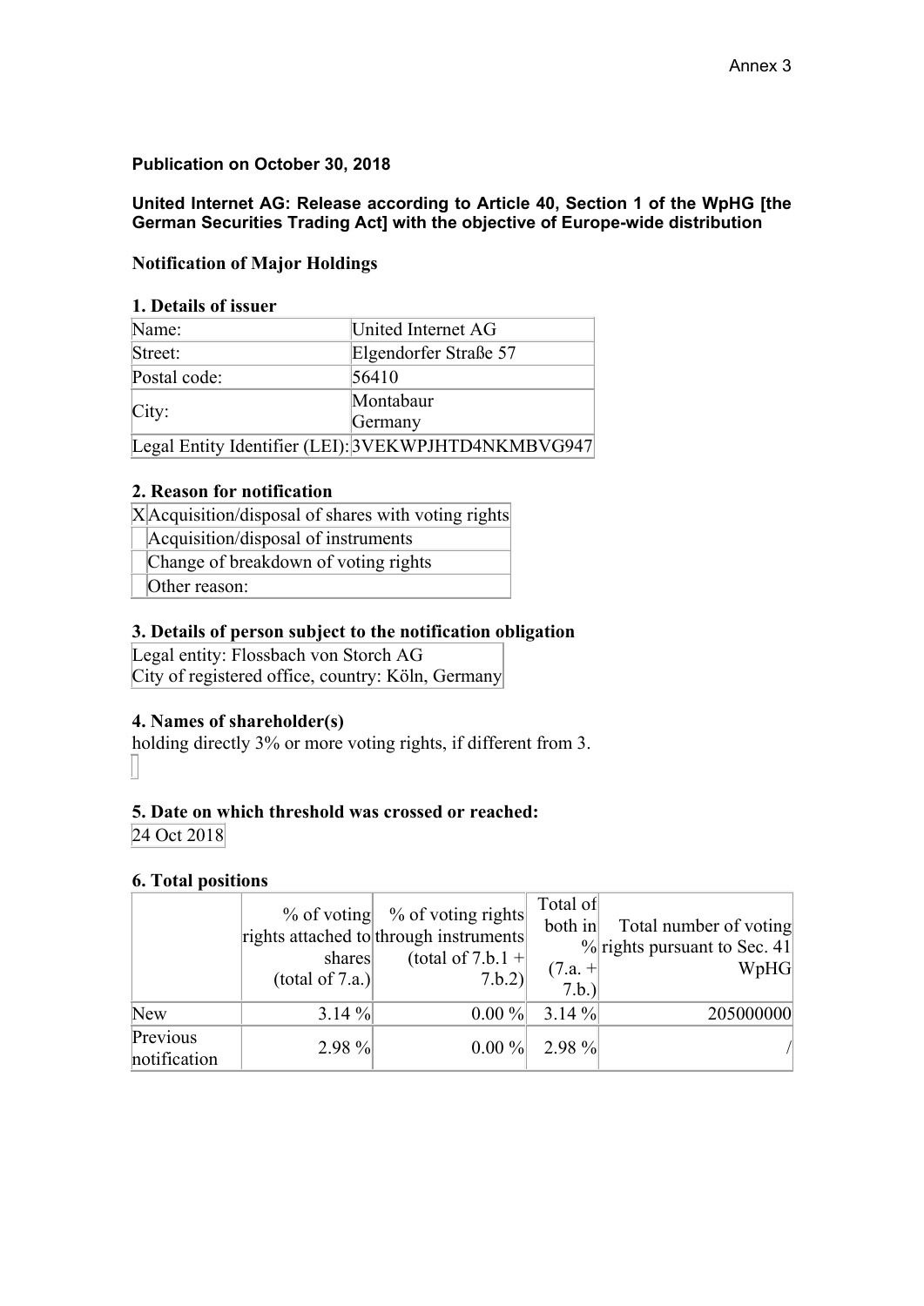Annex 3

**Publication on October 30, 2018**

**United Internet AG: Release according to Article 40, Section 1 of the WpHG [the German Securities Trading Act] with the objective of Europe-wide distribution**

**Notification of Major Holdings**

**1. Details of issuer**

| | |
|---|---|
| Name: | United Internet AG |
| Street: | Elgendorfer Straße 57 |
| Postal code: | 56410 |
| City: | Montabaur Germany |
| Legal Entity Identifier (LEI): | 3VEKWPJHTD4NKMBVG947 |

**2. Reason for notification**

| | |
|---|---|
| X | Acquisition/disposal of shares with voting rights |
| | Acquisition/disposal of instruments |
| | Change of breakdown of voting rights |
| | Other reason: |

**3. Details of person subject to the notification obligation**

Legal entity: Flossbach von Storch AG
City of registered office, country: Köln, Germany

**4. Names of shareholder(s)**

holding directly 3% or more voting rights, if different from 3.

**5. Date on which threshold was crossed or reached:**

24 Oct 2018

**6. Total positions**

| | % of voting rights attached to shares (total of 7.a.) | % of voting rights through instruments (total of 7.b.1 + 7.b.2) | Total of both in % (7.a. + 7.b.) | Total number of voting rights pursuant to Sec. 41 WpHG |
|---|---|---|---|---|
| New | 3.14 % | 0.00 % | 3.14 % | 205000000 |
| Previous notification | 2.98 % | 0.00 % | 2.98 % | / |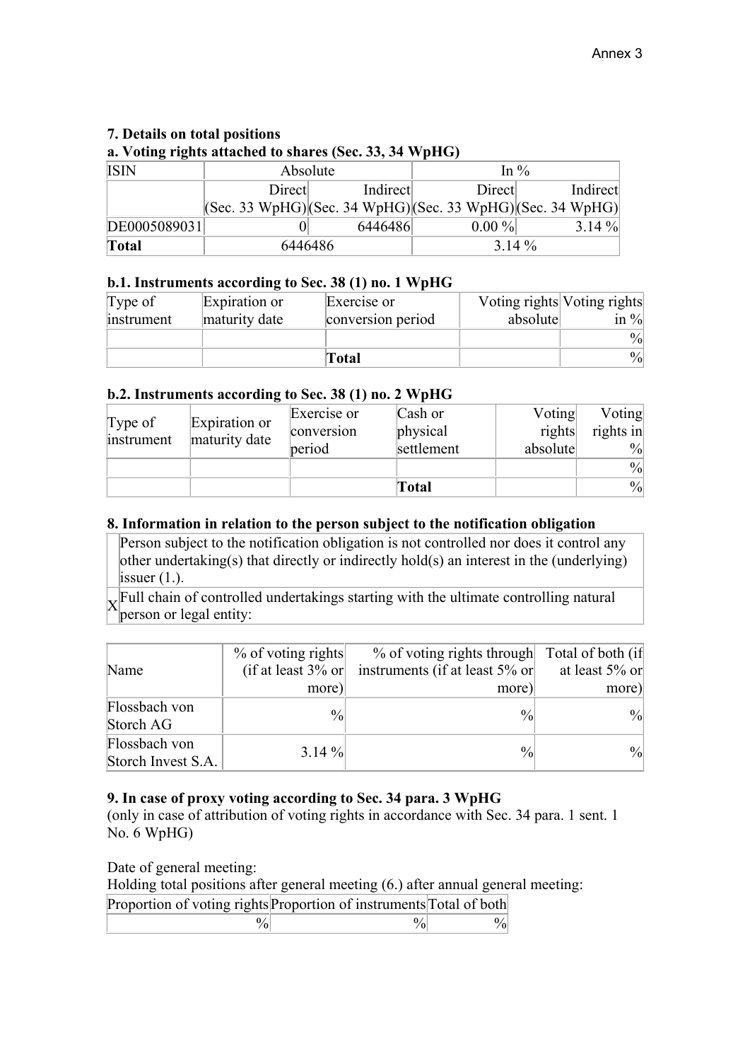Annex 3

### 7. Details on total positions

#### a. Voting rights attached to shares (Sec. 33, 34 WpHG)

| ISIN | Absolute | | In % | |
|---|---|---|---|---|
| | Direct (Sec. 33 WpHG) | Indirect (Sec. 34 WpHG) | Direct (Sec. 33 WpHG) | Indirect (Sec. 34 WpHG) |
| DE0005089031 | 0 | 6446486 | 0.00 % | 3.14 % |
| **Total** | 6446486 | | 3.14 % | |

#### b.1. Instruments according to Sec. 38 (1) no. 1 WpHG

| Type of instrument | Expiration or maturity date | Exercise or conversion period | Voting rights absolute | Voting rights in % |
|---|---|---|---|---|
| | | | | % |
| | | **Total** | | % |

#### b.2. Instruments according to Sec. 38 (1) no. 2 WpHG

| Type of instrument | Expiration or maturity date | Exercise or conversion period | Cash or physical settlement | Voting rights absolute | Voting rights in % |
|---|---|---|---|---|---|
| | | | | | % |
| | | | **Total** | | % |

### 8. Information in relation to the person subject to the notification obligation

| | |
|---|---|
| | Person subject to the notification obligation is not controlled nor does it control any other undertaking(s) that directly or indirectly hold(s) an interest in the (underlying) issuer (1.). |
| X | Full chain of controlled undertakings starting with the ultimate controlling natural person or legal entity: |

| Name | % of voting rights (if at least 3% or more) | % of voting rights through instruments (if at least 5% or more) | Total of both (if at least 5% or more) |
|---|---|---|---|
| Flossbach von Storch AG | % | % | % |
| Flossbach von Storch Invest S.A. | 3.14 % | % | % |

### 9. In case of proxy voting according to Sec. 34 para. 3 WpHG

(only in case of attribution of voting rights in accordance with Sec. 34 para. 1 sent. 1 No. 6 WpHG)

Date of general meeting:

Holding total positions after general meeting (6.) after annual general meeting:

| Proportion of voting rights | Proportion of instruments | Total of both |
|---|---|---|
| % | % | % |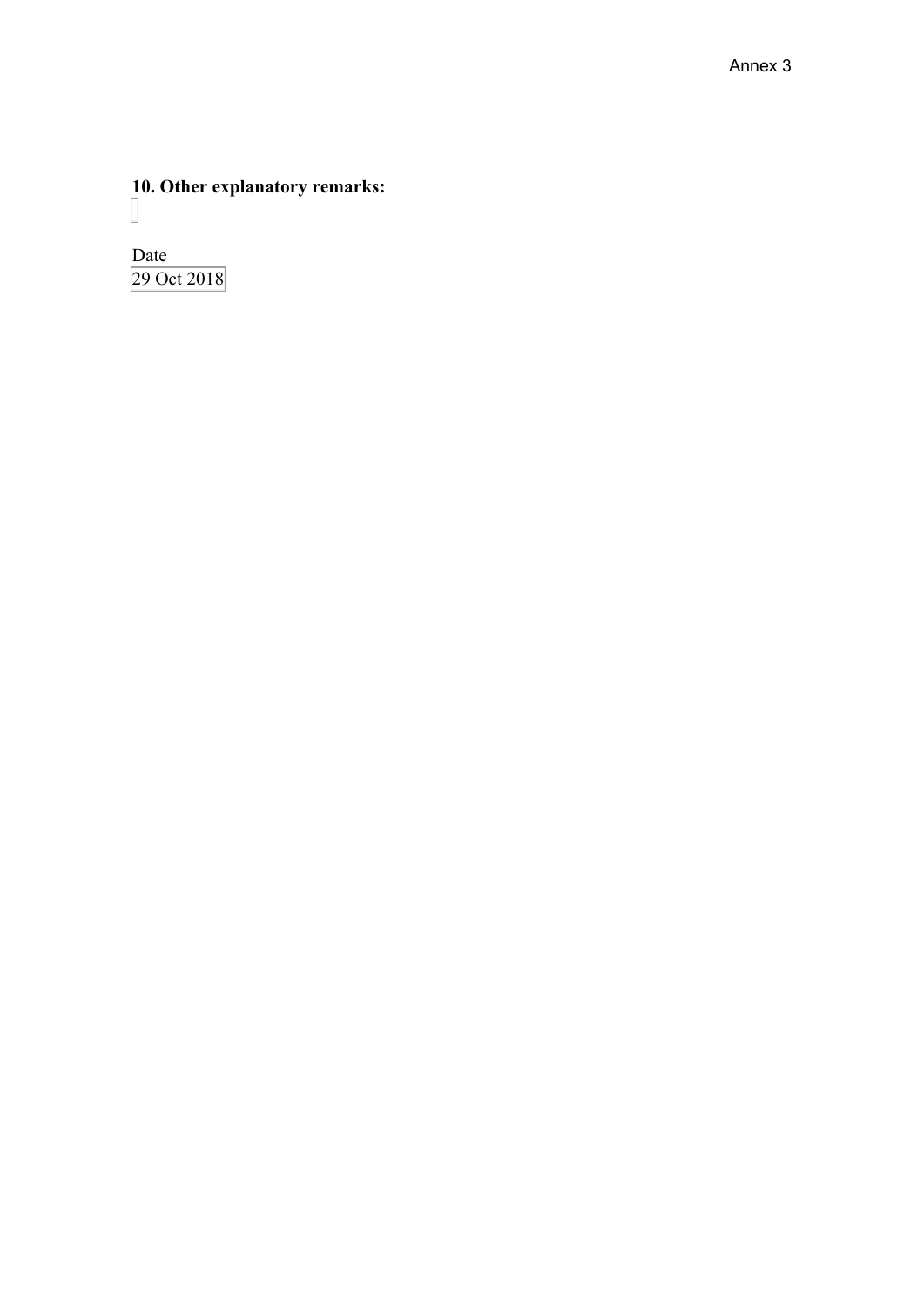**10. Other explanatory remarks:**

Date

29 Oct 2018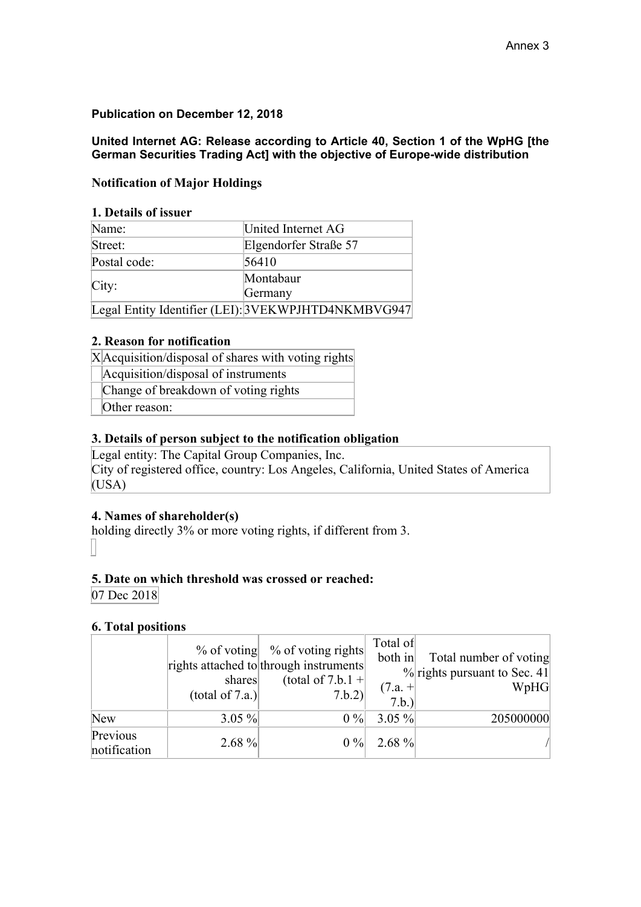Annex 3

**Publication on December 12, 2018**

**United Internet AG: Release according to Article 40, Section 1 of the WpHG [the German Securities Trading Act] with the objective of Europe-wide distribution**

**Notification of Major Holdings**

**1. Details of issuer**

| | |
|---|---|
| Name: | United Internet AG |
| Street: | Elgendorfer Straße 57 |
| Postal code: | 56410 |
| City: | Montabaur<br>Germany |
| Legal Entity Identifier (LEI): | 3VEKWPJHTD4NKMBVG947 |

**2. Reason for notification**

| | |
|---|---|
| X | Acquisition/disposal of shares with voting rights |
| | Acquisition/disposal of instruments |
| | Change of breakdown of voting rights |
| | Other reason: |

**3. Details of person subject to the notification obligation**

Legal entity: The Capital Group Companies, Inc.
City of registered office, country: Los Angeles, California, United States of America (USA)

**4. Names of shareholder(s)**

holding directly 3% or more voting rights, if different from 3.

**5. Date on which threshold was crossed or reached:**

07 Dec 2018

**6. Total positions**

| | % of voting rights attached to shares (total of 7.a.) | % of voting rights through instruments (total of 7.b.1 + 7.b.2) | Total of both in % (7.a. + 7.b.) | Total number of voting rights pursuant to Sec. 41 WpHG |
|---|---|---|---|---|
| New | 3.05 % | 0 % | 3.05 % | 205000000 |
| Previous notification | 2.68 % | 0 % | 2.68 % | / |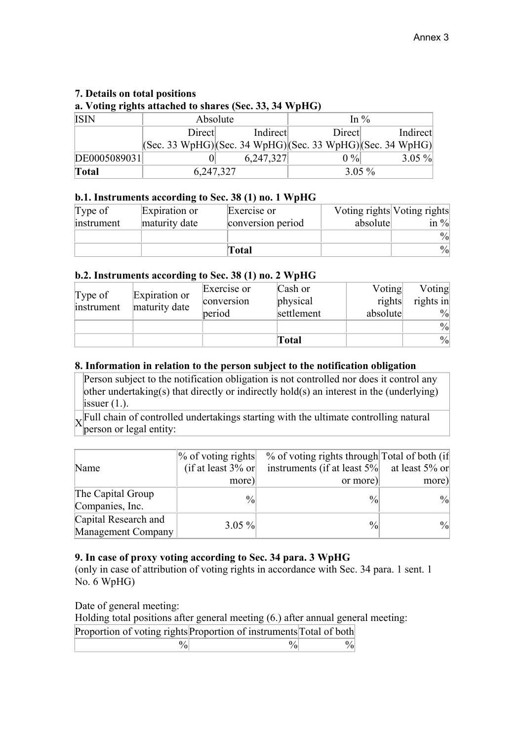Annex 3

**7. Details on total positions**

**a. Voting rights attached to shares (Sec. 33, 34 WpHG)**

| ISIN | Absolute | | In % | |
|---|---|---|---|---|
| | Direct (Sec. 33 WpHG) | Indirect (Sec. 34 WpHG) | Direct (Sec. 33 WpHG) | Indirect (Sec. 34 WpHG) |
| DE0005089031 | 0 | 6,247,327 | 0 % | 3.05 % |
| **Total** | 6,247,327 | | 3.05 % | |

**b.1. Instruments according to Sec. 38 (1) no. 1 WpHG**

| Type of instrument | Expiration or maturity date | Exercise or conversion period | Voting rights absolute | Voting rights in % |
|---|---|---|---|---|
| | | | | % |
| | | **Total** | | % |

**b.2. Instruments according to Sec. 38 (1) no. 2 WpHG**

| Type of instrument | Expiration or maturity date | Exercise or conversion period | Cash or physical settlement | Voting rights absolute | Voting rights in % |
|---|---|---|---|---|---|
| | | | | | % |
| | | | **Total** | | % |

**8. Information in relation to the person subject to the notification obligation**

| | |
|---|---|
| | Person subject to the notification obligation is not controlled nor does it control any other undertaking(s) that directly or indirectly hold(s) an interest in the (underlying) issuer (1.). |
| X | Full chain of controlled undertakings starting with the ultimate controlling natural person or legal entity: |

| Name | % of voting rights (if at least 3% or more) | % of voting rights through instruments (if at least 5% or more) | Total of both (if at least 5% or more) |
|---|---|---|---|
| The Capital Group Companies, Inc. | % | % | % |
| Capital Research and Management Company | 3.05 % | % | % |

**9. In case of proxy voting according to Sec. 34 para. 3 WpHG**
(only in case of attribution of voting rights in accordance with Sec. 34 para. 1 sent. 1 No. 6 WpHG)

Date of general meeting:
Holding total positions after general meeting (6.) after annual general meeting:

| Proportion of voting rights | Proportion of instruments | Total of both |
|---|---|---|
| % | % | % |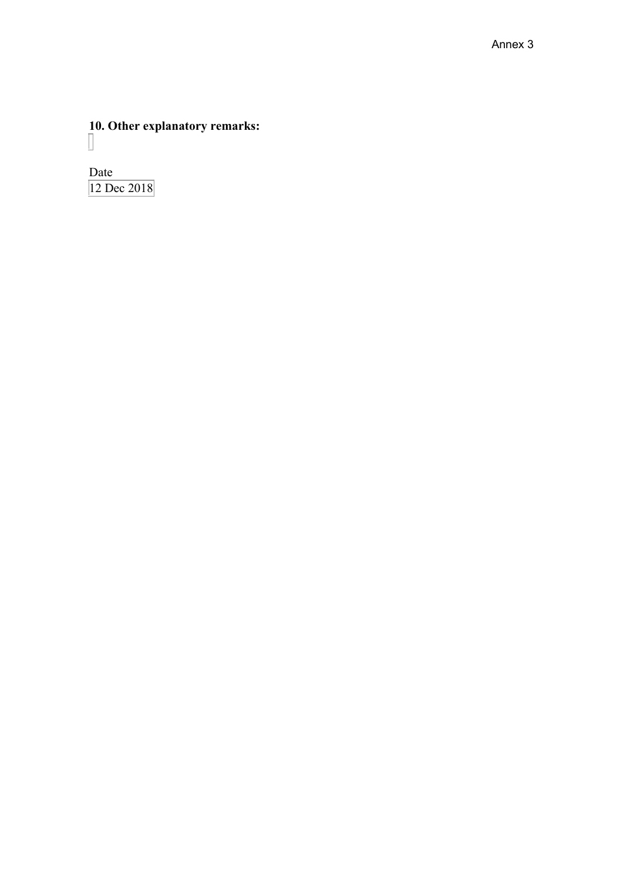Annex 3

**10. Other explanatory remarks:**

Date

12 Dec 2018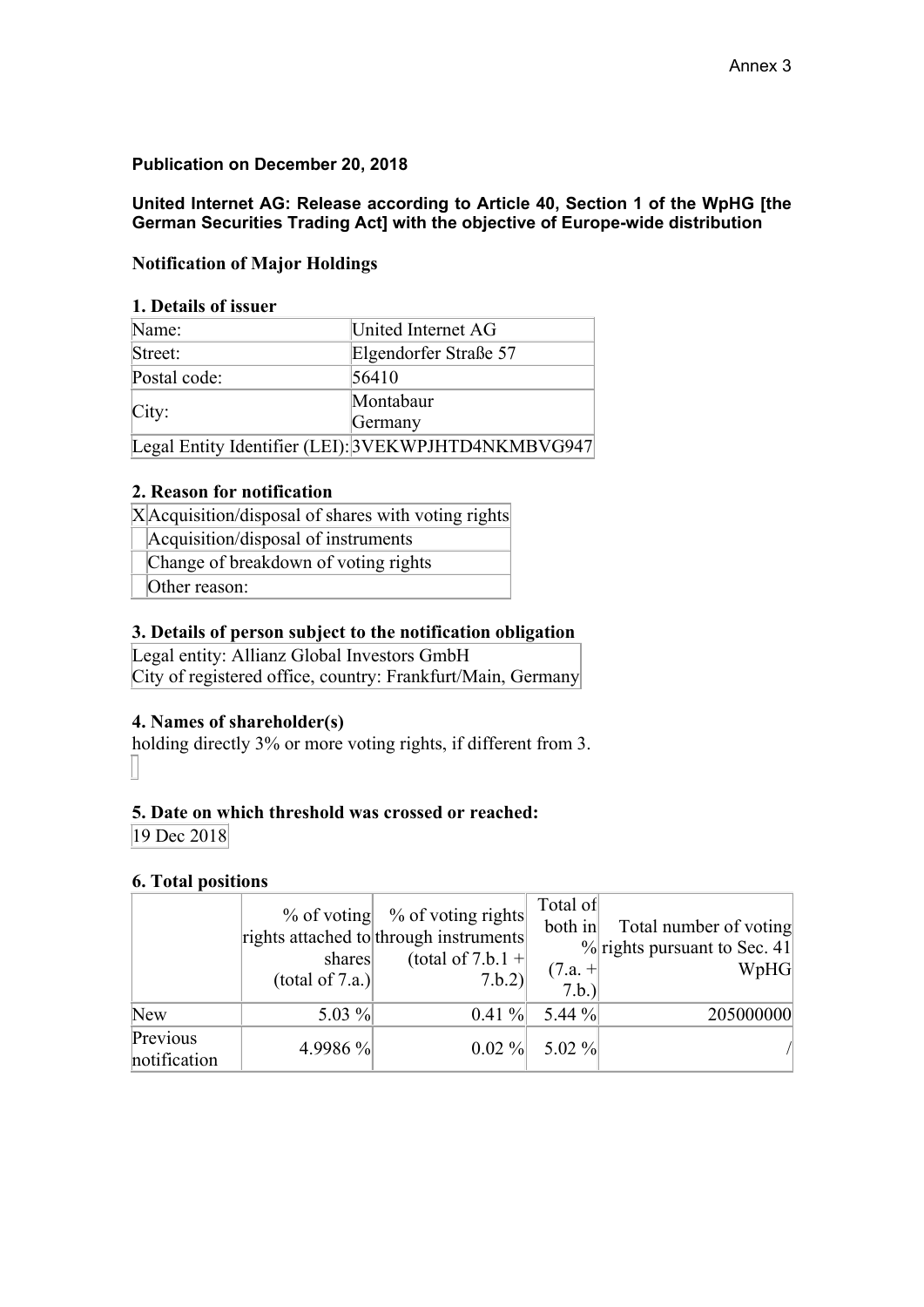Annex 3

**Publication on December 20, 2018**

**United Internet AG: Release according to Article 40, Section 1 of the WpHG [the German Securities Trading Act] with the objective of Europe-wide distribution**

**Notification of Major Holdings**

**1. Details of issuer**

| | |
|---|---|
| Name: | United Internet AG |
| Street: | Elgendorfer Straße 57 |
| Postal code: | 56410 |
| City: | Montabaur<br>Germany |
| Legal Entity Identifier (LEI): | 3VEKWPJHTD4NKMBVG947 |

**2. Reason for notification**

| | |
|---|---|
| X | Acquisition/disposal of shares with voting rights |
| | Acquisition/disposal of instruments |
| | Change of breakdown of voting rights |
| | Other reason: |

**3. Details of person subject to the notification obligation**

| |
|---|
| Legal entity: Allianz Global Investors GmbH<br>City of registered office, country: Frankfurt/Main, Germany |

**4. Names of shareholder(s)**
holding directly 3% or more voting rights, if different from 3.

**5. Date on which threshold was crossed or reached:**

| |
|---|
| 19 Dec 2018 |

**6. Total positions**

| | % of voting rights attached to shares (total of 7.a.) | % of voting rights through instruments (total of 7.b.1 + 7.b.2) | Total of both in % (7.a. + 7.b.) | Total number of voting rights pursuant to Sec. 41 WpHG |
|---|---|---|---|---|
| New | 5.03 % | 0.41 % | 5.44 % | 205000000 |
| Previous notification | 4.9986 % | 0.02 % | 5.02 % | / |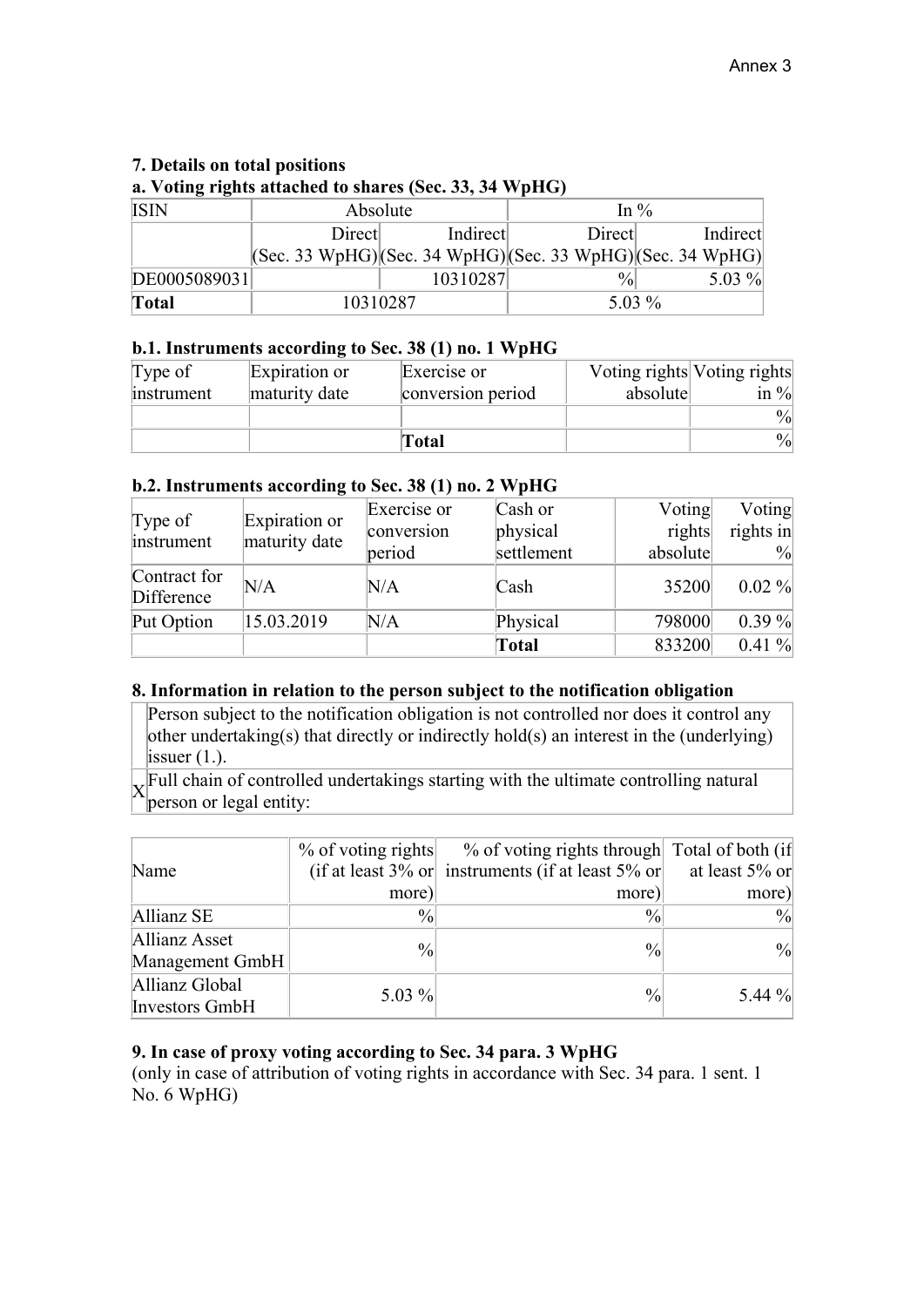Annex 3

### 7. Details on total positions

**a. Voting rights attached to shares (Sec. 33, 34 WpHG)**

| ISIN | Absolute | | In % | |
|---|---|---|---|---|
| | Direct (Sec. 33 WpHG) | Indirect (Sec. 34 WpHG) | Direct (Sec. 33 WpHG) | Indirect (Sec. 34 WpHG) |
| DE0005089031 | | 10310287 | % | 5.03 % |
| **Total** | 10310287 | | 5.03 % | |

**b.1. Instruments according to Sec. 38 (1) no. 1 WpHG**

| Type of instrument | Expiration or maturity date | Exercise or conversion period | Voting rights absolute | Voting rights in % |
|---|---|---|---|---|
| | | | | % |
| | | **Total** | | % |

**b.2. Instruments according to Sec. 38 (1) no. 2 WpHG**

| Type of instrument | Expiration or maturity date | Exercise or conversion period | Cash or physical settlement | Voting rights absolute | Voting rights in % |
|---|---|---|---|---|---|
| Contract for Difference | N/A | N/A | Cash | 35200 | 0.02 % |
| Put Option | 15.03.2019 | N/A | Physical | 798000 | 0.39 % |
| | | | **Total** | 833200 | 0.41 % |

### 8. Information in relation to the person subject to the notification obligation

| | |
|---|---|
| | Person subject to the notification obligation is not controlled nor does it control any other undertaking(s) that directly or indirectly hold(s) an interest in the (underlying) issuer (1.). |
| X | Full chain of controlled undertakings starting with the ultimate controlling natural person or legal entity: |

| Name | % of voting rights (if at least 3% or more) | % of voting rights through instruments (if at least 5% or more) | Total of both (if at least 5% or more) |
|---|---|---|---|
| Allianz SE | % | % | % |
| Allianz Asset Management GmbH | % | % | % |
| Allianz Global Investors GmbH | 5.03 % | % | 5.44 % |

### 9. In case of proxy voting according to Sec. 34 para. 3 WpHG

(only in case of attribution of voting rights in accordance with Sec. 34 para. 1 sent. 1 No. 6 WpHG)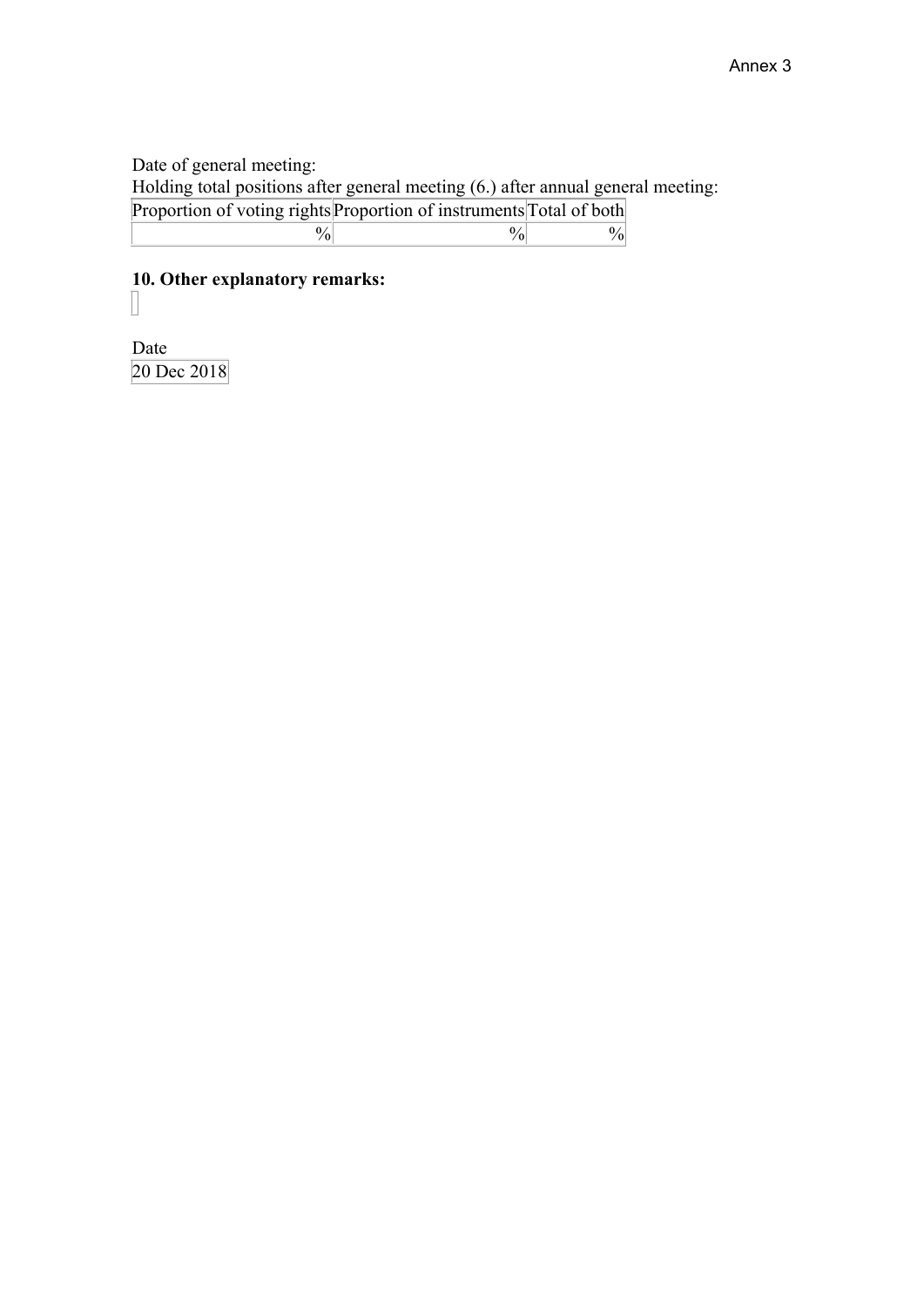Date of general meeting:

Holding total positions after general meeting (6.) after annual general meeting:

| Proportion of voting rights | Proportion of instruments | Total of both |
| --- | --- | --- |
| % | % | % |

**10. Other explanatory remarks:**

Date

20 Dec 2018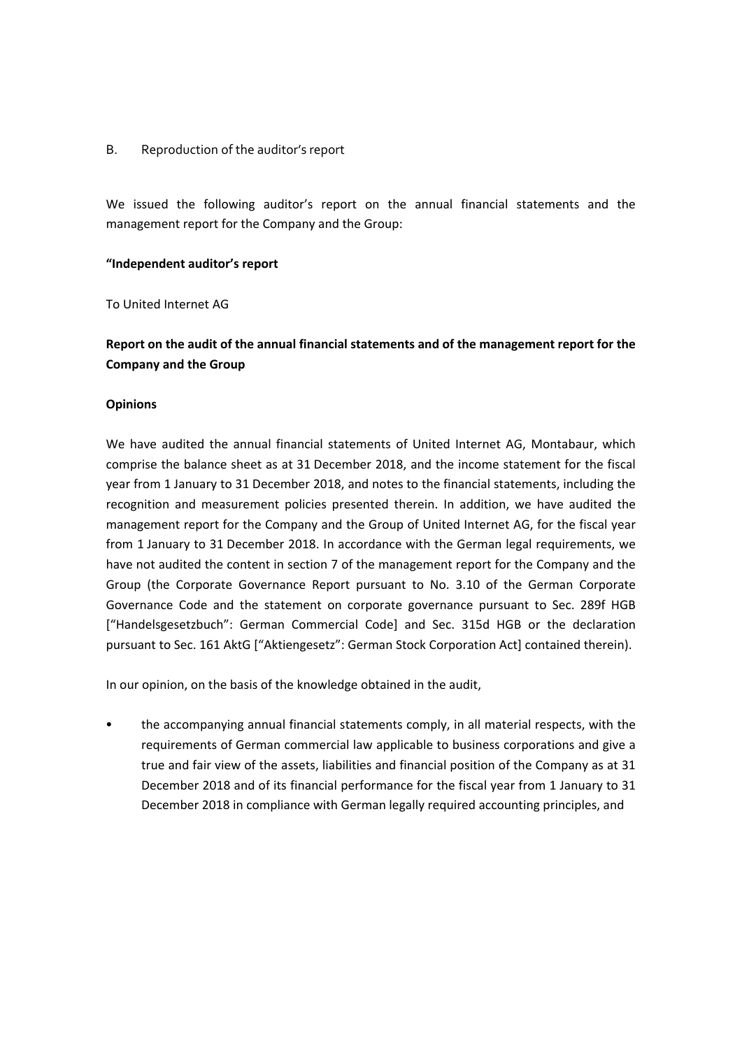B. Reproduction of the auditor's report

We issued the following auditor's report on the annual financial statements and the management report for the Company and the Group:

**"Independent auditor's report**

To United Internet AG

**Report on the audit of the annual financial statements and of the management report for the Company and the Group**

**Opinions**

We have audited the annual financial statements of United Internet AG, Montabaur, which comprise the balance sheet as at 31 December 2018, and the income statement for the fiscal year from 1 January to 31 December 2018, and notes to the financial statements, including the recognition and measurement policies presented therein. In addition, we have audited the management report for the Company and the Group of United Internet AG, for the fiscal year from 1 January to 31 December 2018. In accordance with the German legal requirements, we have not audited the content in section 7 of the management report for the Company and the Group (the Corporate Governance Report pursuant to No. 3.10 of the German Corporate Governance Code and the statement on corporate governance pursuant to Sec. 289f HGB ["Handelsgesetzbuch": German Commercial Code] and Sec. 315d HGB or the declaration pursuant to Sec. 161 AktG ["Aktiengesetz": German Stock Corporation Act] contained therein).

In our opinion, on the basis of the knowledge obtained in the audit,

- the accompanying annual financial statements comply, in all material respects, with the requirements of German commercial law applicable to business corporations and give a true and fair view of the assets, liabilities and financial position of the Company as at 31 December 2018 and of its financial performance for the fiscal year from 1 January to 31 December 2018 in compliance with German legally required accounting principles, and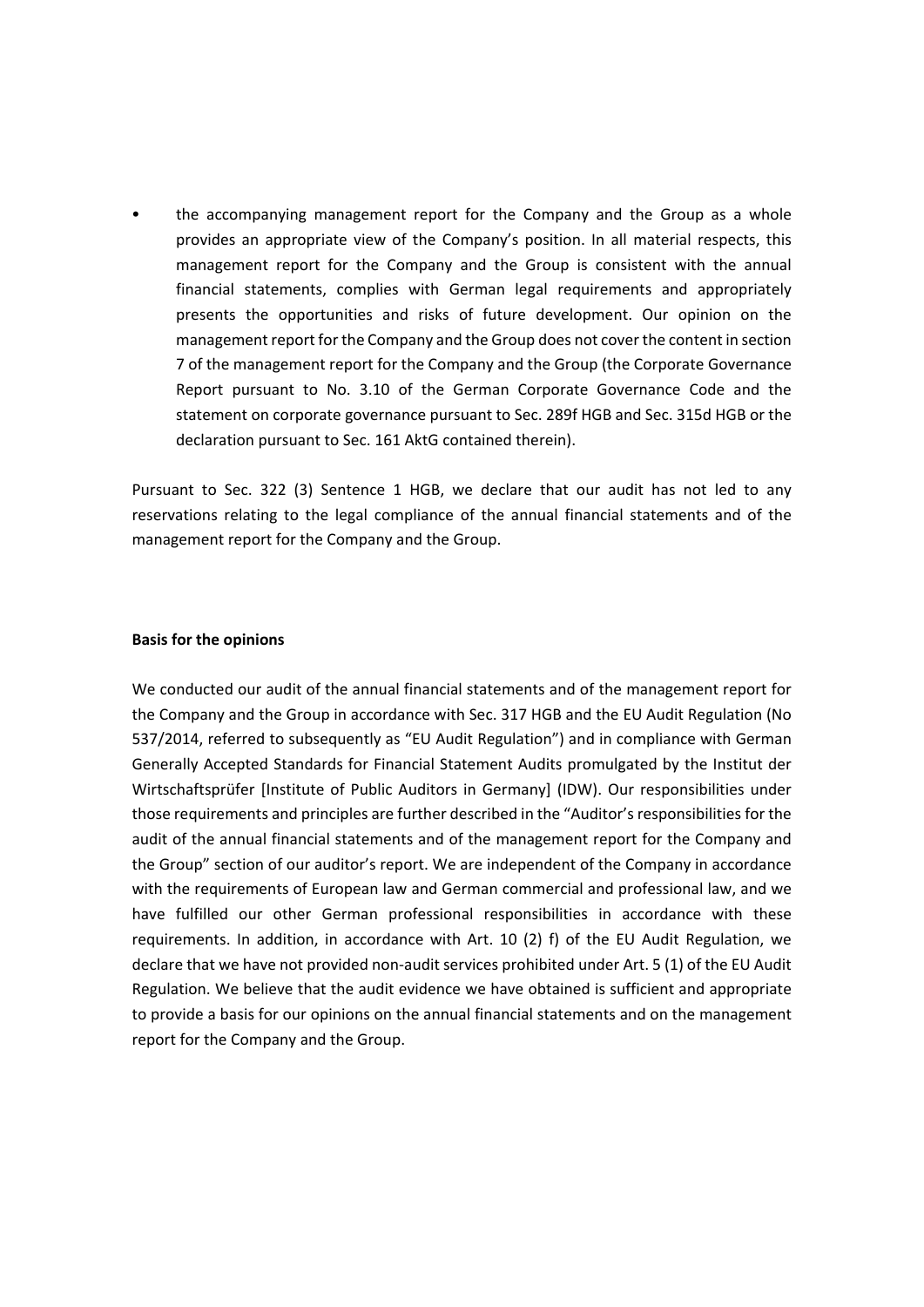- the accompanying management report for the Company and the Group as a whole provides an appropriate view of the Company's position. In all material respects, this management report for the Company and the Group is consistent with the annual financial statements, complies with German legal requirements and appropriately presents the opportunities and risks of future development. Our opinion on the management report for the Company and the Group does not cover the content in section 7 of the management report for the Company and the Group (the Corporate Governance Report pursuant to No. 3.10 of the German Corporate Governance Code and the statement on corporate governance pursuant to Sec. 289f HGB and Sec. 315d HGB or the declaration pursuant to Sec. 161 AktG contained therein).

Pursuant to Sec. 322 (3) Sentence 1 HGB, we declare that our audit has not led to any reservations relating to the legal compliance of the annual financial statements and of the management report for the Company and the Group.

**Basis for the opinions**

We conducted our audit of the annual financial statements and of the management report for the Company and the Group in accordance with Sec. 317 HGB and the EU Audit Regulation (No 537/2014, referred to subsequently as "EU Audit Regulation") and in compliance with German Generally Accepted Standards for Financial Statement Audits promulgated by the Institut der Wirtschaftsprüfer [Institute of Public Auditors in Germany] (IDW). Our responsibilities under those requirements and principles are further described in the "Auditor's responsibilities for the audit of the annual financial statements and of the management report for the Company and the Group" section of our auditor's report. We are independent of the Company in accordance with the requirements of European law and German commercial and professional law, and we have fulfilled our other German professional responsibilities in accordance with these requirements. In addition, in accordance with Art. 10 (2) f) of the EU Audit Regulation, we declare that we have not provided non-audit services prohibited under Art. 5 (1) of the EU Audit Regulation. We believe that the audit evidence we have obtained is sufficient and appropriate to provide a basis for our opinions on the annual financial statements and on the management report for the Company and the Group.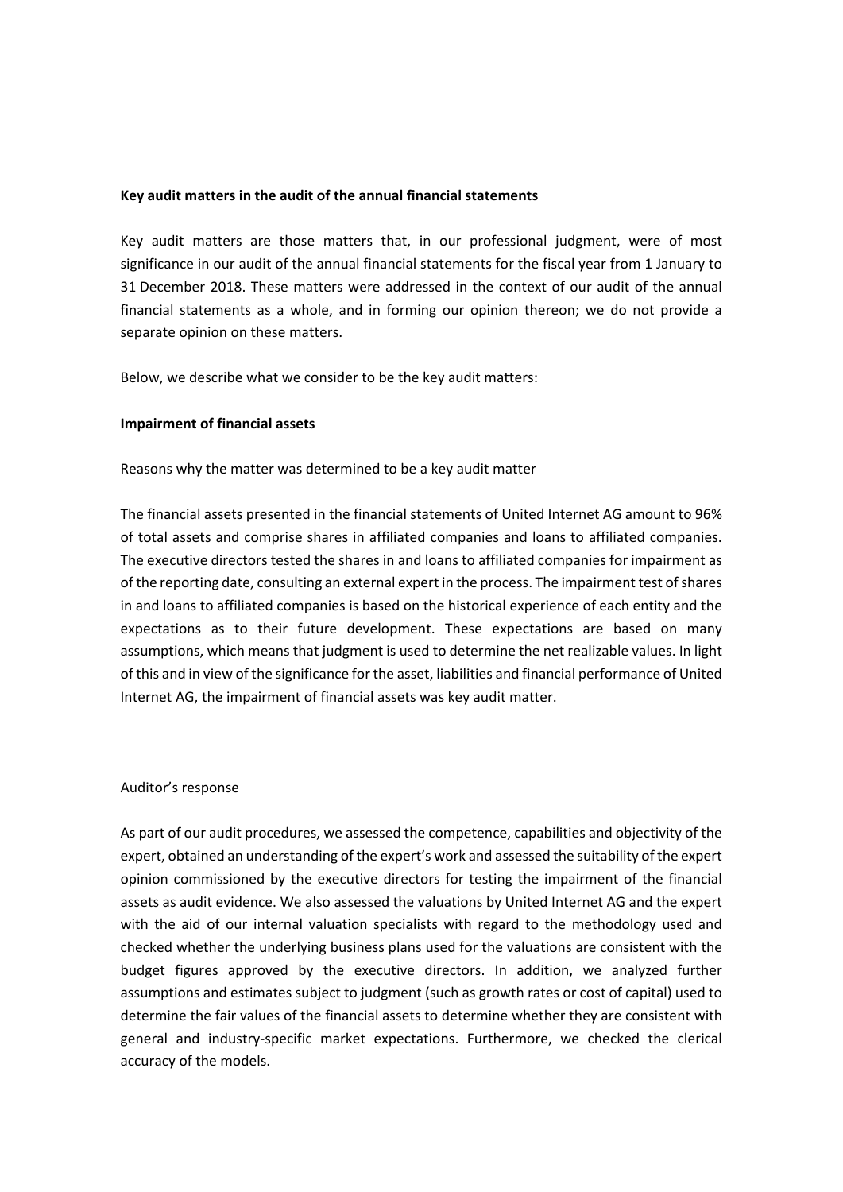**Key audit matters in the audit of the annual financial statements**

Key audit matters are those matters that, in our professional judgment, were of most significance in our audit of the annual financial statements for the fiscal year from 1 January to 31 December 2018. These matters were addressed in the context of our audit of the annual financial statements as a whole, and in forming our opinion thereon; we do not provide a separate opinion on these matters.

Below, we describe what we consider to be the key audit matters:

**Impairment of financial assets**

Reasons why the matter was determined to be a key audit matter

The financial assets presented in the financial statements of United Internet AG amount to 96% of total assets and comprise shares in affiliated companies and loans to affiliated companies. The executive directors tested the shares in and loans to affiliated companies for impairment as of the reporting date, consulting an external expert in the process. The impairment test of shares in and loans to affiliated companies is based on the historical experience of each entity and the expectations as to their future development. These expectations are based on many assumptions, which means that judgment is used to determine the net realizable values. In light of this and in view of the significance for the asset, liabilities and financial performance of United Internet AG, the impairment of financial assets was key audit matter.

Auditor's response

As part of our audit procedures, we assessed the competence, capabilities and objectivity of the expert, obtained an understanding of the expert's work and assessed the suitability of the expert opinion commissioned by the executive directors for testing the impairment of the financial assets as audit evidence. We also assessed the valuations by United Internet AG and the expert with the aid of our internal valuation specialists with regard to the methodology used and checked whether the underlying business plans used for the valuations are consistent with the budget figures approved by the executive directors. In addition, we analyzed further assumptions and estimates subject to judgment (such as growth rates or cost of capital) used to determine the fair values of the financial assets to determine whether they are consistent with general and industry-specific market expectations. Furthermore, we checked the clerical accuracy of the models.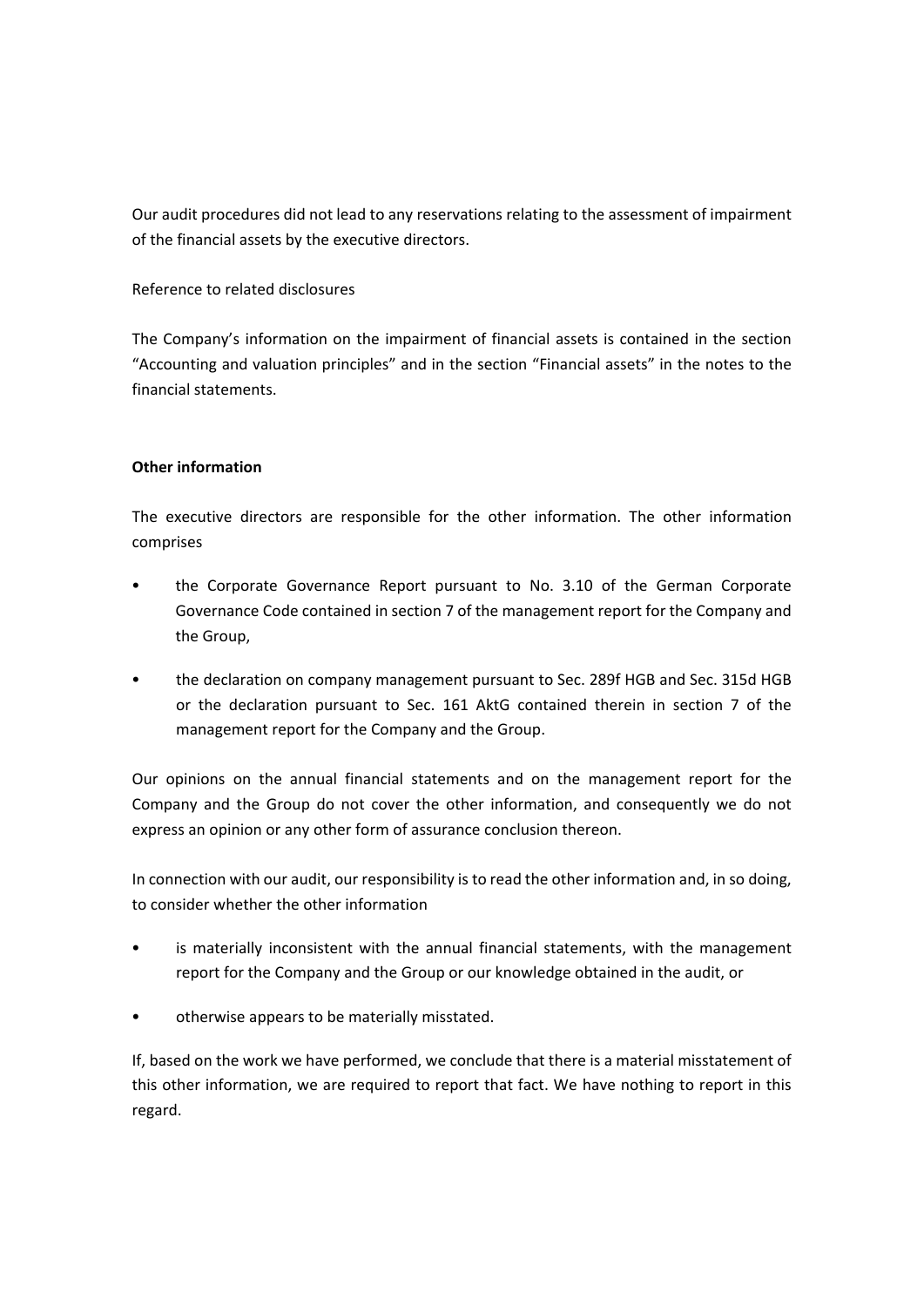Our audit procedures did not lead to any reservations relating to the assessment of impairment of the financial assets by the executive directors.

Reference to related disclosures

The Company's information on the impairment of financial assets is contained in the section "Accounting and valuation principles" and in the section "Financial assets" in the notes to the financial statements.

**Other information**

The executive directors are responsible for the other information. The other information comprises

- the Corporate Governance Report pursuant to No. 3.10 of the German Corporate Governance Code contained in section 7 of the management report for the Company and the Group,
- the declaration on company management pursuant to Sec. 289f HGB and Sec. 315d HGB or the declaration pursuant to Sec. 161 AktG contained therein in section 7 of the management report for the Company and the Group.

Our opinions on the annual financial statements and on the management report for the Company and the Group do not cover the other information, and consequently we do not express an opinion or any other form of assurance conclusion thereon.

In connection with our audit, our responsibility is to read the other information and, in so doing, to consider whether the other information

- is materially inconsistent with the annual financial statements, with the management report for the Company and the Group or our knowledge obtained in the audit, or
- otherwise appears to be materially misstated.

If, based on the work we have performed, we conclude that there is a material misstatement of this other information, we are required to report that fact. We have nothing to report in this regard.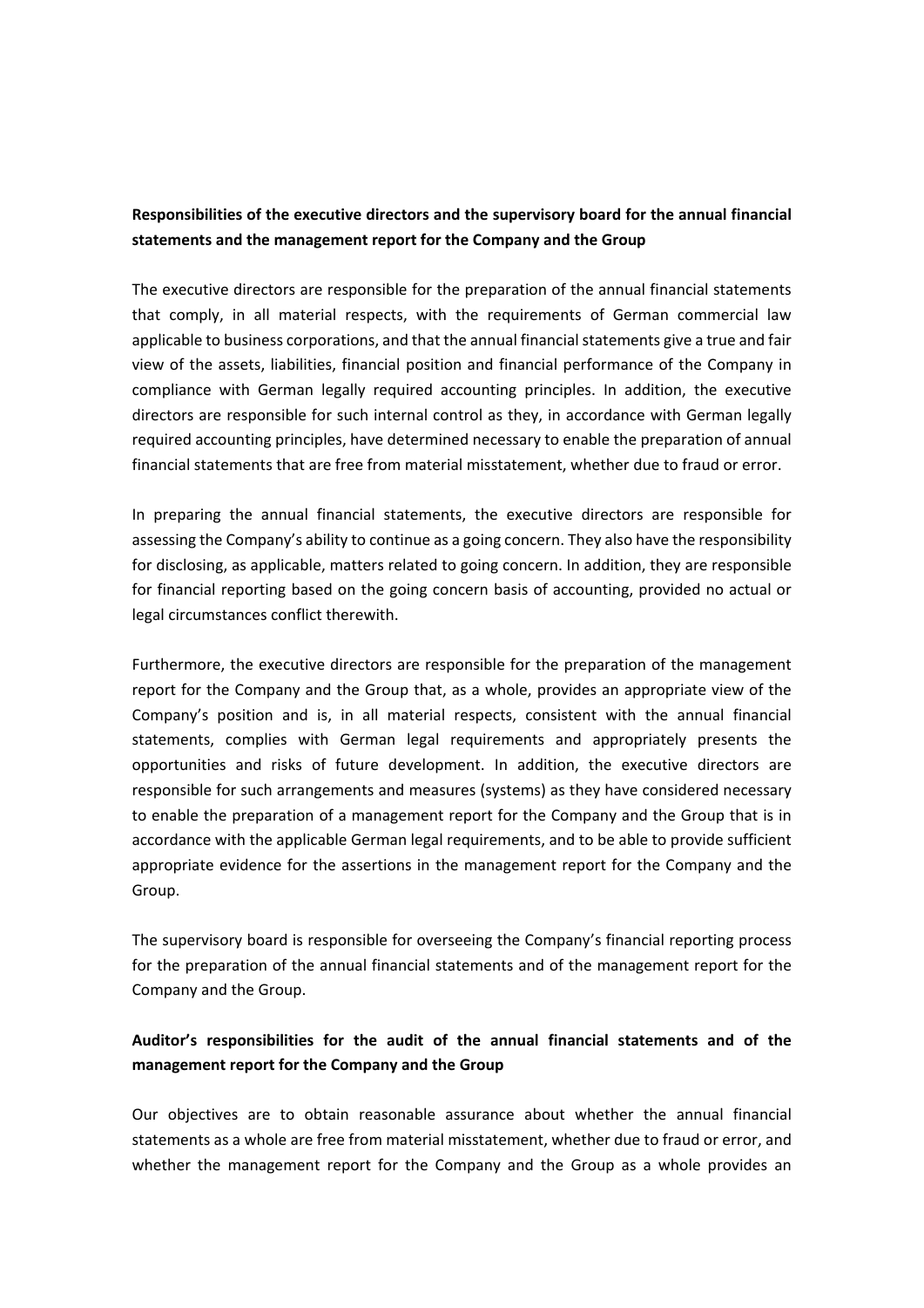**Responsibilities of the executive directors and the supervisory board for the annual financial statements and the management report for the Company and the Group**

The executive directors are responsible for the preparation of the annual financial statements that comply, in all material respects, with the requirements of German commercial law applicable to business corporations, and that the annual financial statements give a true and fair view of the assets, liabilities, financial position and financial performance of the Company in compliance with German legally required accounting principles. In addition, the executive directors are responsible for such internal control as they, in accordance with German legally required accounting principles, have determined necessary to enable the preparation of annual financial statements that are free from material misstatement, whether due to fraud or error.

In preparing the annual financial statements, the executive directors are responsible for assessing the Company's ability to continue as a going concern. They also have the responsibility for disclosing, as applicable, matters related to going concern. In addition, they are responsible for financial reporting based on the going concern basis of accounting, provided no actual or legal circumstances conflict therewith.

Furthermore, the executive directors are responsible for the preparation of the management report for the Company and the Group that, as a whole, provides an appropriate view of the Company's position and is, in all material respects, consistent with the annual financial statements, complies with German legal requirements and appropriately presents the opportunities and risks of future development. In addition, the executive directors are responsible for such arrangements and measures (systems) as they have considered necessary to enable the preparation of a management report for the Company and the Group that is in accordance with the applicable German legal requirements, and to be able to provide sufficient appropriate evidence for the assertions in the management report for the Company and the Group.

The supervisory board is responsible for overseeing the Company's financial reporting process for the preparation of the annual financial statements and of the management report for the Company and the Group.

**Auditor's responsibilities for the audit of the annual financial statements and of the management report for the Company and the Group**

Our objectives are to obtain reasonable assurance about whether the annual financial statements as a whole are free from material misstatement, whether due to fraud or error, and whether the management report for the Company and the Group as a whole provides an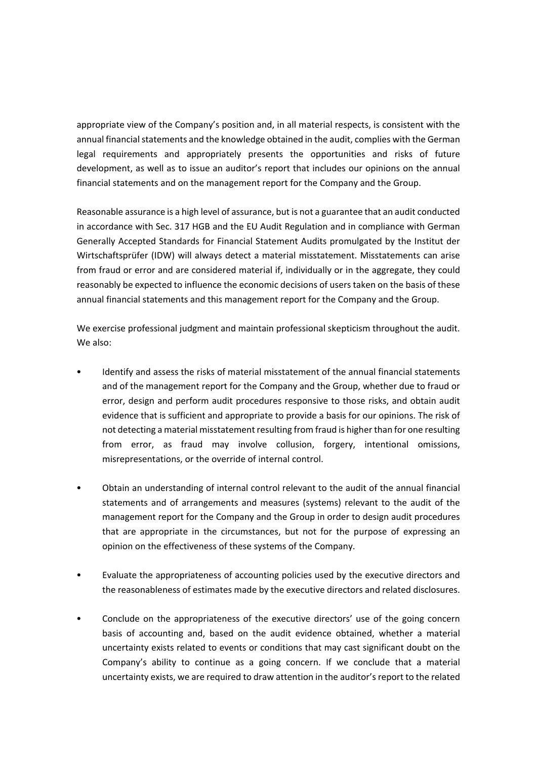appropriate view of the Company's position and, in all material respects, is consistent with the annual financial statements and the knowledge obtained in the audit, complies with the German legal requirements and appropriately presents the opportunities and risks of future development, as well as to issue an auditor's report that includes our opinions on the annual financial statements and on the management report for the Company and the Group.

Reasonable assurance is a high level of assurance, but is not a guarantee that an audit conducted in accordance with Sec. 317 HGB and the EU Audit Regulation and in compliance with German Generally Accepted Standards for Financial Statement Audits promulgated by the Institut der Wirtschaftsprüfer (IDW) will always detect a material misstatement. Misstatements can arise from fraud or error and are considered material if, individually or in the aggregate, they could reasonably be expected to influence the economic decisions of users taken on the basis of these annual financial statements and this management report for the Company and the Group.

We exercise professional judgment and maintain professional skepticism throughout the audit. We also:

- Identify and assess the risks of material misstatement of the annual financial statements and of the management report for the Company and the Group, whether due to fraud or error, design and perform audit procedures responsive to those risks, and obtain audit evidence that is sufficient and appropriate to provide a basis for our opinions. The risk of not detecting a material misstatement resulting from fraud is higher than for one resulting from error, as fraud may involve collusion, forgery, intentional omissions, misrepresentations, or the override of internal control.

- Obtain an understanding of internal control relevant to the audit of the annual financial statements and of arrangements and measures (systems) relevant to the audit of the management report for the Company and the Group in order to design audit procedures that are appropriate in the circumstances, but not for the purpose of expressing an opinion on the effectiveness of these systems of the Company.

- Evaluate the appropriateness of accounting policies used by the executive directors and the reasonableness of estimates made by the executive directors and related disclosures.

- Conclude on the appropriateness of the executive directors' use of the going concern basis of accounting and, based on the audit evidence obtained, whether a material uncertainty exists related to events or conditions that may cast significant doubt on the Company's ability to continue as a going concern. If we conclude that a material uncertainty exists, we are required to draw attention in the auditor's report to the related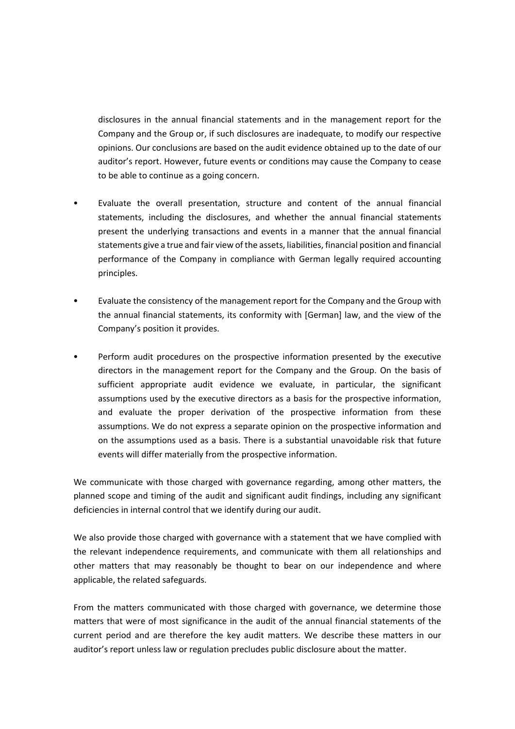disclosures in the annual financial statements and in the management report for the Company and the Group or, if such disclosures are inadequate, to modify our respective opinions. Our conclusions are based on the audit evidence obtained up to the date of our auditor's report. However, future events or conditions may cause the Company to cease to be able to continue as a going concern.

- Evaluate the overall presentation, structure and content of the annual financial statements, including the disclosures, and whether the annual financial statements present the underlying transactions and events in a manner that the annual financial statements give a true and fair view of the assets, liabilities, financial position and financial performance of the Company in compliance with German legally required accounting principles.

- Evaluate the consistency of the management report for the Company and the Group with the annual financial statements, its conformity with [German] law, and the view of the Company's position it provides.

- Perform audit procedures on the prospective information presented by the executive directors in the management report for the Company and the Group. On the basis of sufficient appropriate audit evidence we evaluate, in particular, the significant assumptions used by the executive directors as a basis for the prospective information, and evaluate the proper derivation of the prospective information from these assumptions. We do not express a separate opinion on the prospective information and on the assumptions used as a basis. There is a substantial unavoidable risk that future events will differ materially from the prospective information.

We communicate with those charged with governance regarding, among other matters, the planned scope and timing of the audit and significant audit findings, including any significant deficiencies in internal control that we identify during our audit.

We also provide those charged with governance with a statement that we have complied with the relevant independence requirements, and communicate with them all relationships and other matters that may reasonably be thought to bear on our independence and where applicable, the related safeguards.

From the matters communicated with those charged with governance, we determine those matters that were of most significance in the audit of the annual financial statements of the current period and are therefore the key audit matters. We describe these matters in our auditor's report unless law or regulation precludes public disclosure about the matter.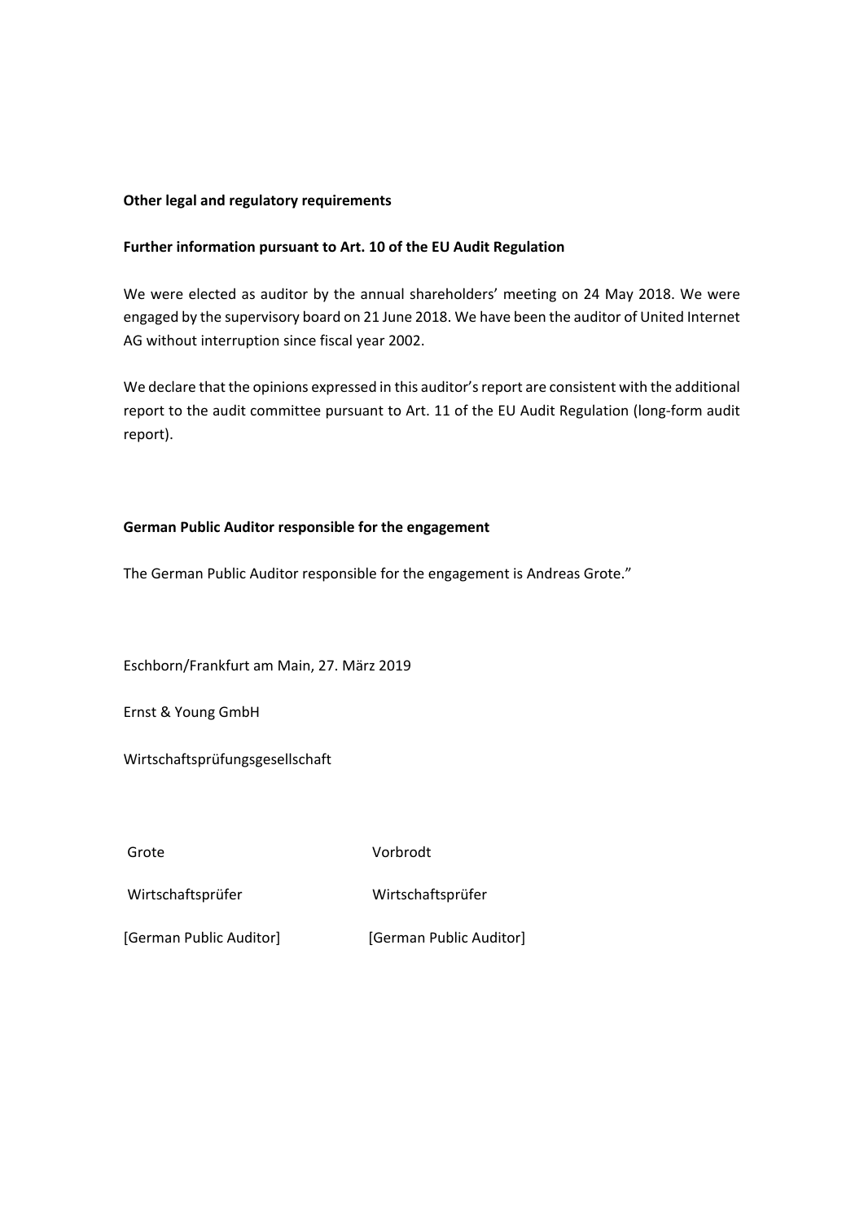**Other legal and regulatory requirements**

**Further information pursuant to Art. 10 of the EU Audit Regulation**

We were elected as auditor by the annual shareholders' meeting on 24 May 2018. We were engaged by the supervisory board on 21 June 2018. We have been the auditor of United Internet AG without interruption since fiscal year 2002.

We declare that the opinions expressed in this auditor's report are consistent with the additional report to the audit committee pursuant to Art. 11 of the EU Audit Regulation (long-form audit report).

**German Public Auditor responsible for the engagement**

The German Public Auditor responsible for the engagement is Andreas Grote."

Eschborn/Frankfurt am Main, 27. März 2019

Ernst & Young GmbH

Wirtschaftsprüfungsgesellschaft

| Grote | Vorbrodt |
|---|---|
| Wirtschaftsprüfer | Wirtschaftsprüfer |
| [German Public Auditor] | [German Public Auditor] |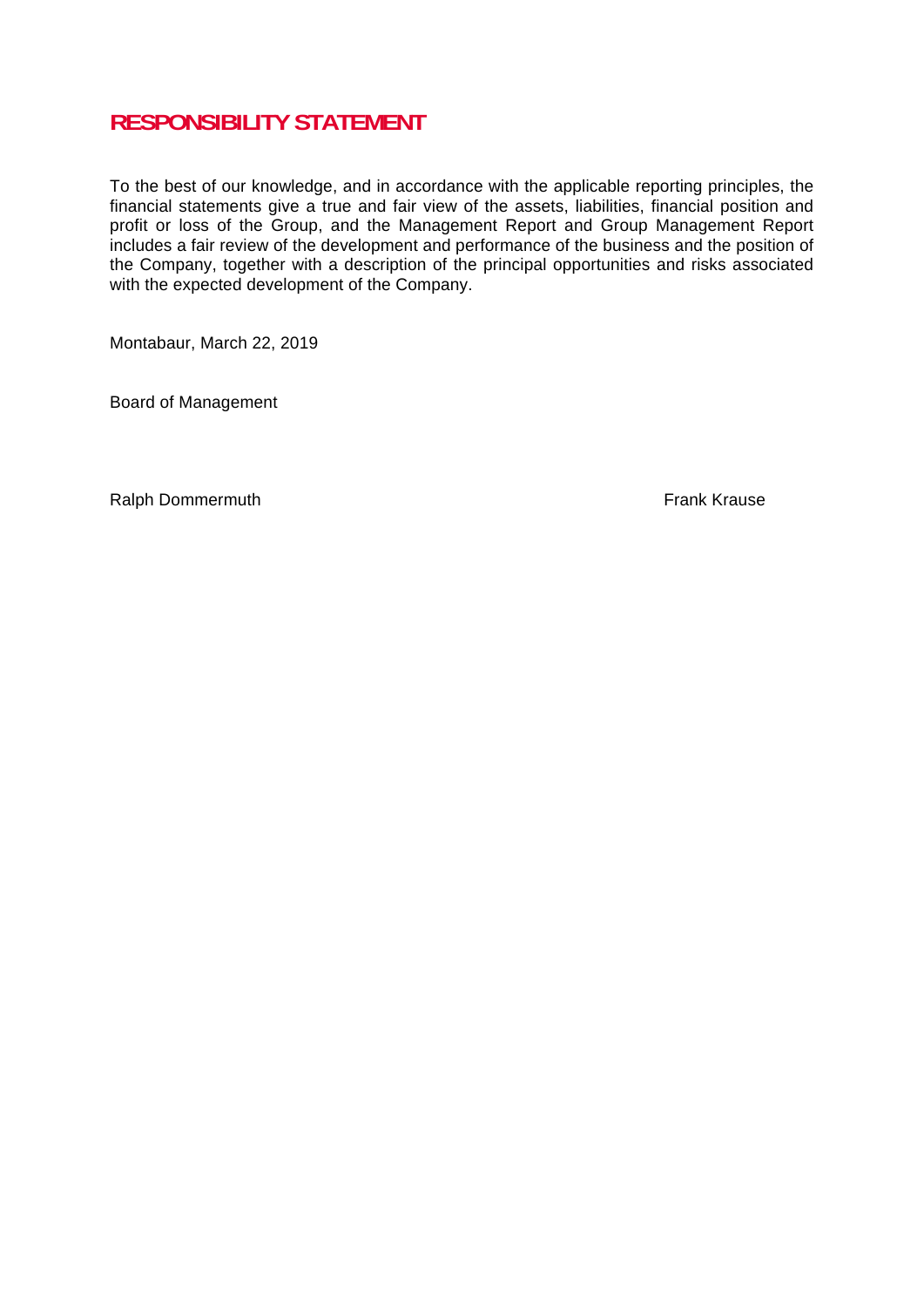# RESPONSIBILITY STATEMENT

To the best of our knowledge, and in accordance with the applicable reporting principles, the financial statements give a true and fair view of the assets, liabilities, financial position and profit or loss of the Group, and the Management Report and Group Management Report includes a fair review of the development and performance of the business and the position of the Company, together with a description of the principal opportunities and risks associated with the expected development of the Company.

Montabaur, March 22, 2019

Board of Management

Ralph Dommermuth

Frank Krause